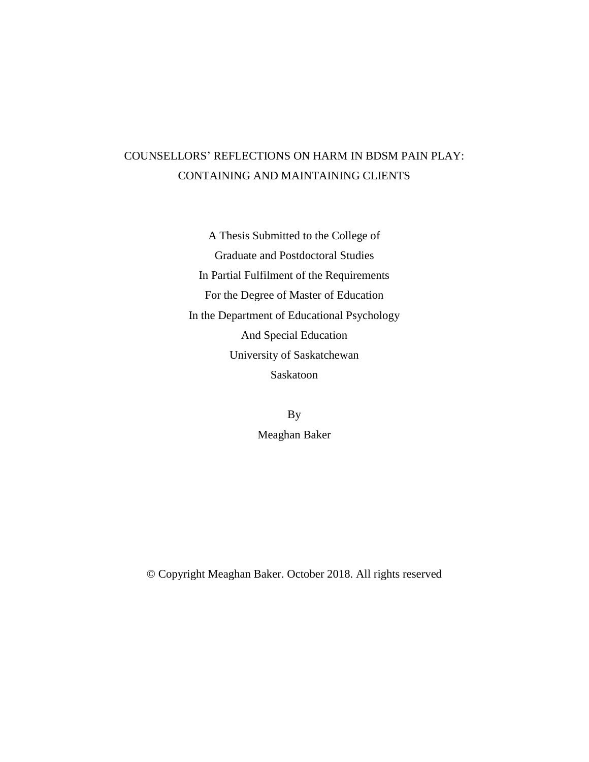# COUNSELLORS' REFLECTIONS ON HARM IN BDSM PAIN PLAY: CONTAINING AND MAINTAINING CLIENTS

A Thesis Submitted to the College of
Graduate and Postdoctoral Studies
In Partial Fulfilment of the Requirements
For the Degree of Master of Education
In the Department of Educational Psychology
And Special Education
University of Saskatchewan
Saskatoon

By
Meaghan Baker

© Copyright Meaghan Baker. October 2018. All rights reserved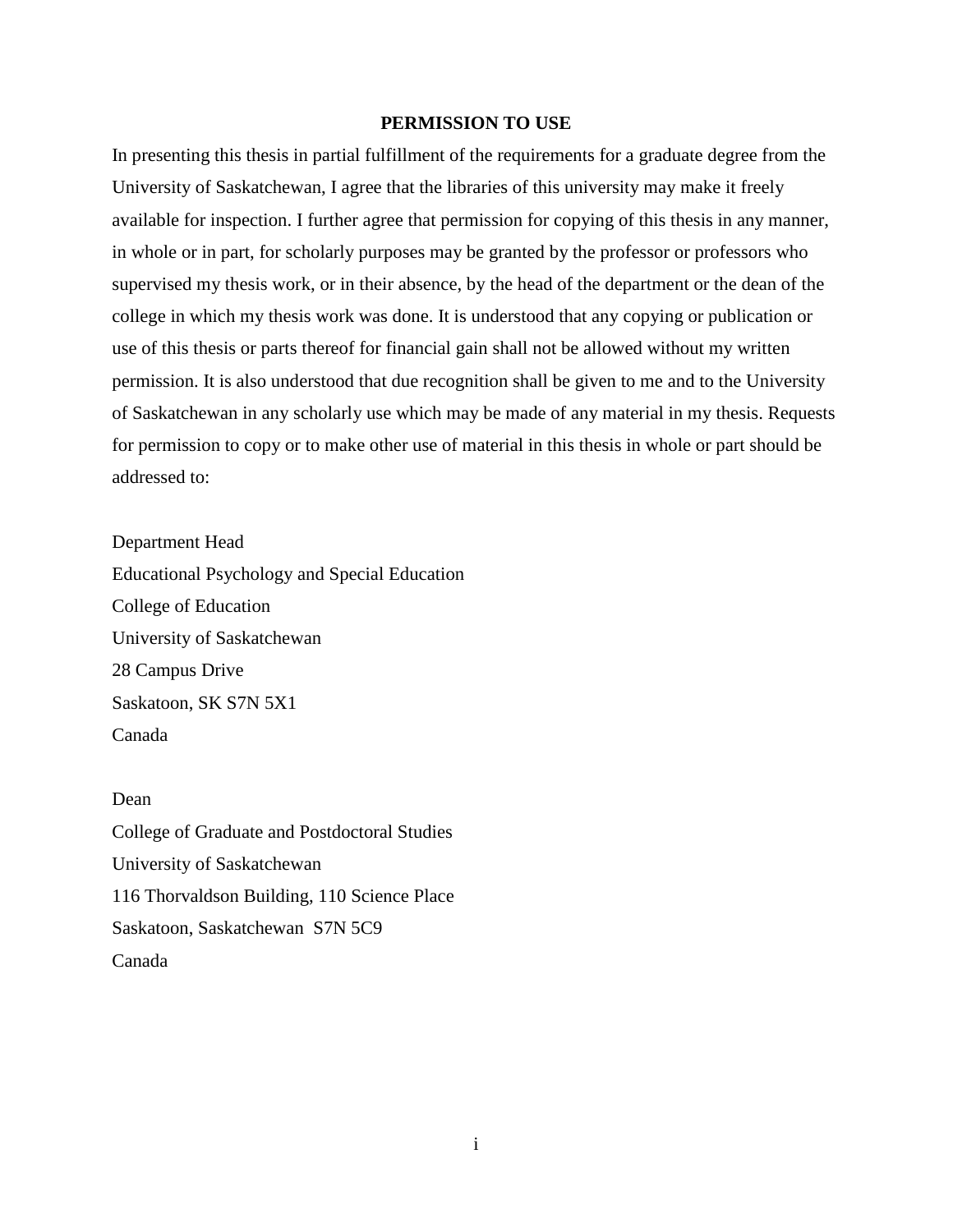# PERMISSION TO USE

In presenting this thesis in partial fulfillment of the requirements for a graduate degree from the University of Saskatchewan, I agree that the libraries of this university may make it freely available for inspection. I further agree that permission for copying of this thesis in any manner, in whole or in part, for scholarly purposes may be granted by the professor or professors who supervised my thesis work, or in their absence, by the head of the department or the dean of the college in which my thesis work was done. It is understood that any copying or publication or use of this thesis or parts thereof for financial gain shall not be allowed without my written permission. It is also understood that due recognition shall be given to me and to the University of Saskatchewan in any scholarly use which may be made of any material in my thesis. Requests for permission to copy or to make other use of material in this thesis in whole or part should be addressed to:

Department Head
Educational Psychology and Special Education
College of Education
University of Saskatchewan
28 Campus Drive
Saskatoon, SK S7N 5X1
Canada

Dean
College of Graduate and Postdoctoral Studies
University of Saskatchewan
116 Thorvaldson Building, 110 Science Place
Saskatoon, Saskatchewan S7N 5C9
Canada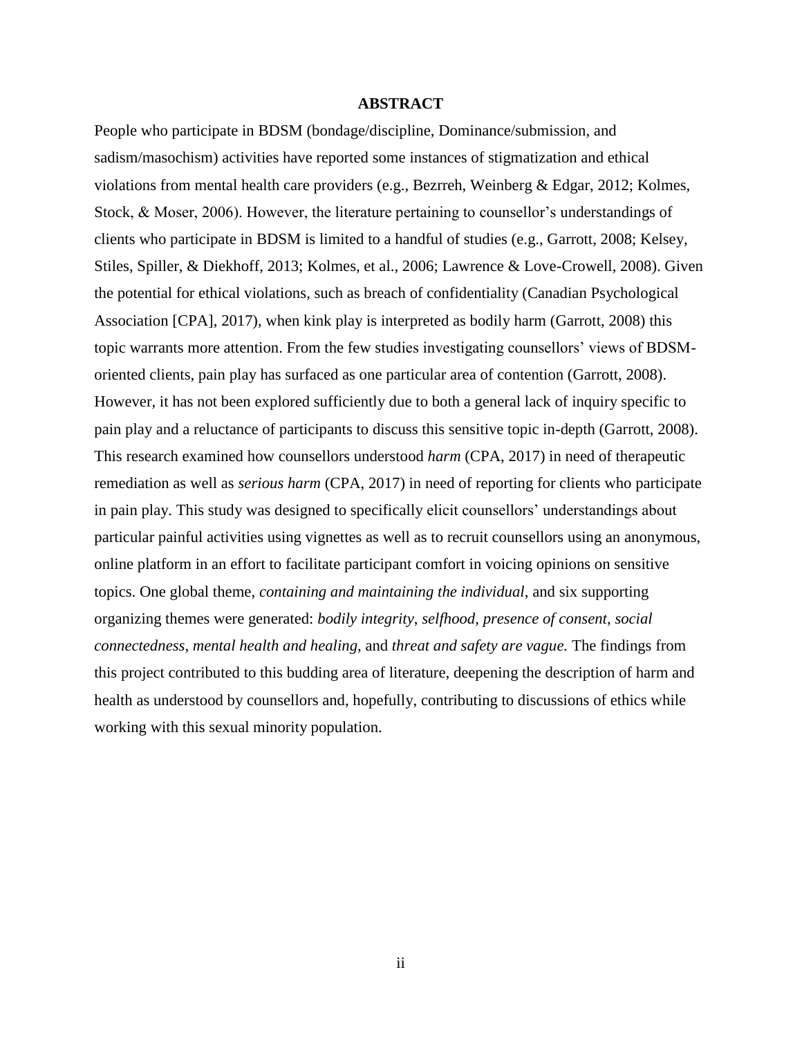# ABSTRACT

People who participate in BDSM (bondage/discipline, Dominance/submission, and sadism/masochism) activities have reported some instances of stigmatization and ethical violations from mental health care providers (e.g., Bezrreh, Weinberg & Edgar, 2012; Kolmes, Stock, & Moser, 2006). However, the literature pertaining to counsellor's understandings of clients who participate in BDSM is limited to a handful of studies (e.g., Garrott, 2008; Kelsey, Stiles, Spiller, & Diekhoff, 2013; Kolmes, et al., 2006; Lawrence & Love-Crowell, 2008). Given the potential for ethical violations, such as breach of confidentiality (Canadian Psychological Association [CPA], 2017), when kink play is interpreted as bodily harm (Garrott, 2008) this topic warrants more attention. From the few studies investigating counsellors' views of BDSM-oriented clients, pain play has surfaced as one particular area of contention (Garrott, 2008). However, it has not been explored sufficiently due to both a general lack of inquiry specific to pain play and a reluctance of participants to discuss this sensitive topic in-depth (Garrott, 2008). This research examined how counsellors understood *harm* (CPA, 2017) in need of therapeutic remediation as well as *serious harm* (CPA, 2017) in need of reporting for clients who participate in pain play. This study was designed to specifically elicit counsellors' understandings about particular painful activities using vignettes as well as to recruit counsellors using an anonymous, online platform in an effort to facilitate participant comfort in voicing opinions on sensitive topics. One global theme, *containing and maintaining the individual*, and six supporting organizing themes were generated: *bodily integrity*, *selfhood*, *presence of consent*, *social connectedness*, *mental health and healing*, and *threat and safety are vague.* The findings from this project contributed to this budding area of literature, deepening the description of harm and health as understood by counsellors and, hopefully, contributing to discussions of ethics while working with this sexual minority population.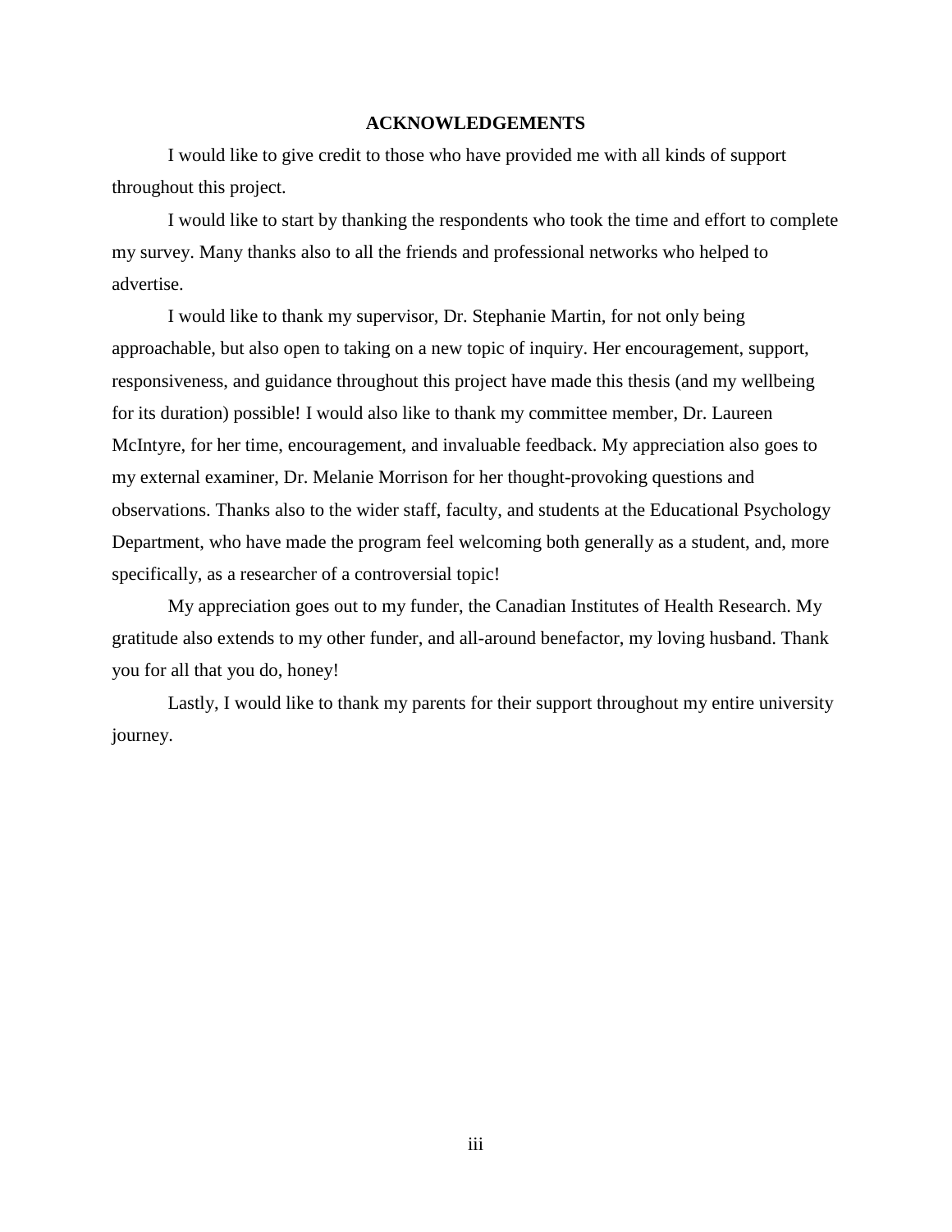## ACKNOWLEDGEMENTS

I would like to give credit to those who have provided me with all kinds of support throughout this project.

I would like to start by thanking the respondents who took the time and effort to complete my survey. Many thanks also to all the friends and professional networks who helped to advertise.

I would like to thank my supervisor, Dr. Stephanie Martin, for not only being approachable, but also open to taking on a new topic of inquiry. Her encouragement, support, responsiveness, and guidance throughout this project have made this thesis (and my wellbeing for its duration) possible! I would also like to thank my committee member, Dr. Laureen McIntyre, for her time, encouragement, and invaluable feedback. My appreciation also goes to my external examiner, Dr. Melanie Morrison for her thought-provoking questions and observations. Thanks also to the wider staff, faculty, and students at the Educational Psychology Department, who have made the program feel welcoming both generally as a student, and, more specifically, as a researcher of a controversial topic!

My appreciation goes out to my funder, the Canadian Institutes of Health Research. My gratitude also extends to my other funder, and all-around benefactor, my loving husband. Thank you for all that you do, honey!

Lastly, I would like to thank my parents for their support throughout my entire university journey.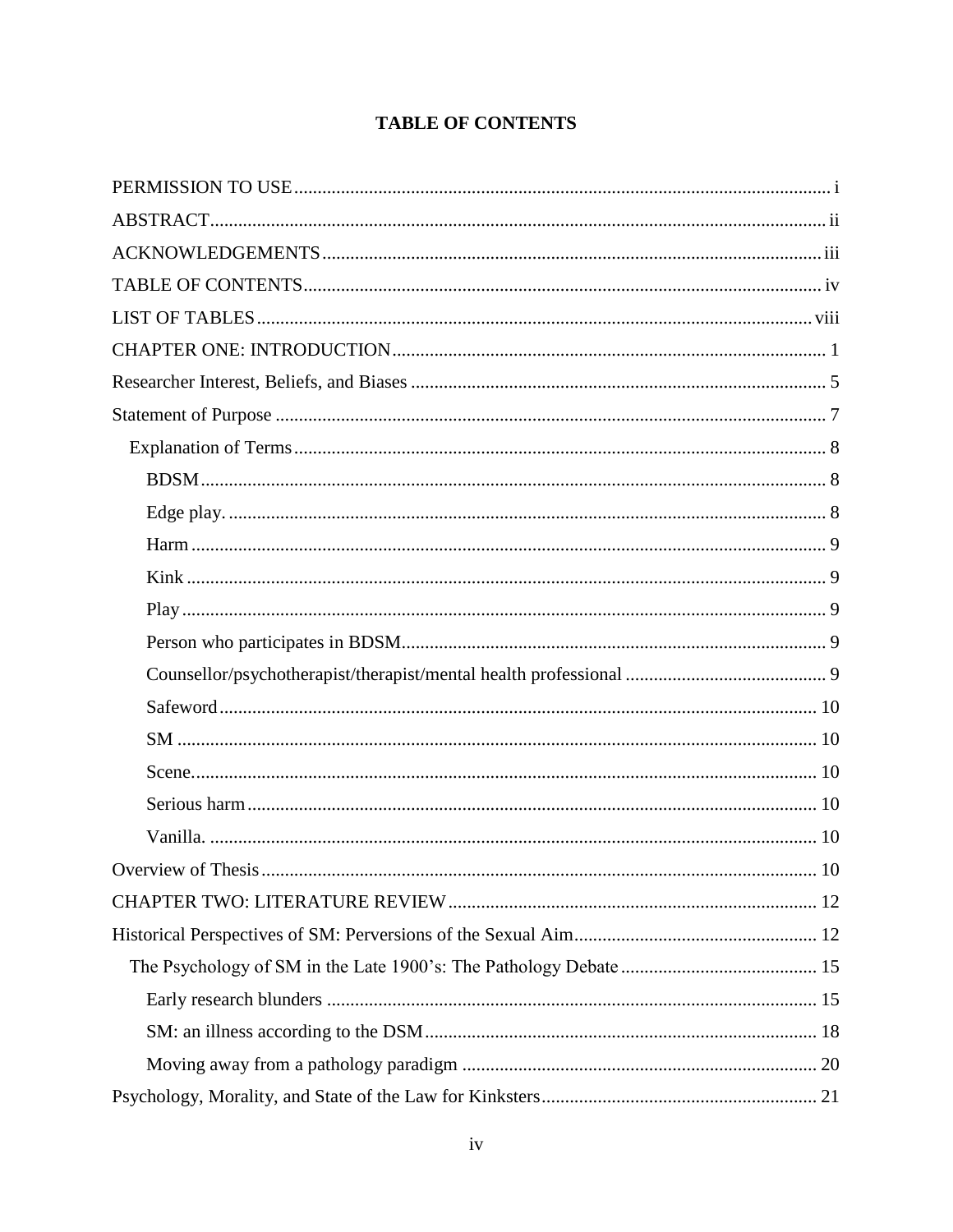# TABLE OF CONTENTS

PERMISSION TO USE ... i

ABSTRACT ... ii

ACKNOWLEDGEMENTS ... iii

TABLE OF CONTENTS ... iv

LIST OF TABLES ... viii

CHAPTER ONE: INTRODUCTION ... 1

Researcher Interest, Beliefs, and Biases ... 5

Statement of Purpose ... 7

- Explanation of Terms ... 8
  - BDSM ... 8
  - Edge play. ... 8
  - Harm ... 9
  - Kink ... 9
  - Play ... 9
  - Person who participates in BDSM ... 9
  - Counsellor/psychotherapist/therapist/mental health professional ... 9
  - Safeword ... 10
  - SM ... 10
  - Scene. ... 10
  - Serious harm ... 10
  - Vanilla. ... 10

Overview of Thesis ... 10

CHAPTER TWO: LITERATURE REVIEW ... 12

Historical Perspectives of SM: Perversions of the Sexual Aim ... 12

- The Psychology of SM in the Late 1900's: The Pathology Debate ... 15
  - Early research blunders ... 15
  - SM: an illness according to the DSM ... 18
  - Moving away from a pathology paradigm ... 20

Psychology, Morality, and State of the Law for Kinksters ... 21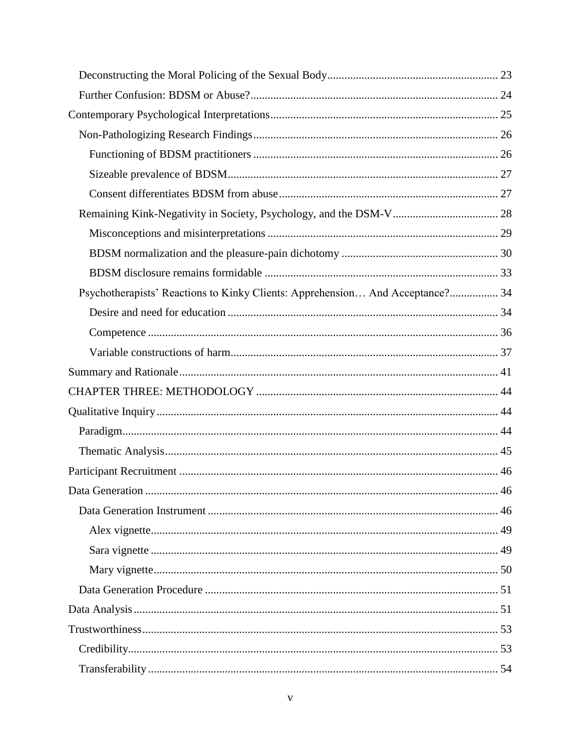Deconstructing the Moral Policing of the Sexual Body........................................................... 23

Further Confusion: BDSM or Abuse?........................................................................................ 24

Contemporary Psychological Interpretations................................................................................ 25

Non-Pathologizing Research Findings...................................................................................... 26

Functioning of BDSM practitioners ...................................................................................... 26

Sizeable prevalence of BDSM............................................................................................... 27

Consent differentiates BDSM from abuse............................................................................. 27

Remaining Kink-Negativity in Society, Psychology, and the DSM-V..................................... 28

Misconceptions and misinterpretations ................................................................................. 29

BDSM normalization and the pleasure-pain dichotomy ....................................................... 30

BDSM disclosure remains formidable .................................................................................. 33

Psychotherapists' Reactions to Kinky Clients: Apprehension… And Acceptance?................. 34

Desire and need for education ............................................................................................... 34

Competence ........................................................................................................................... 36

Variable constructions of harm.............................................................................................. 37

Summary and Rationale............................................................................................................... 41

CHAPTER THREE: METHODOLOGY ..................................................................................... 44

Qualitative Inquiry....................................................................................................................... 44

Paradigm................................................................................................................................... 44

Thematic Analysis..................................................................................................................... 45

Participant Recruitment ............................................................................................................... 46

Data Generation ........................................................................................................................... 46

Data Generation Instrument ..................................................................................................... 46

Alex vignette.......................................................................................................................... 49

Sara vignette .......................................................................................................................... 49

Mary vignette......................................................................................................................... 50

Data Generation Procedure ...................................................................................................... 51

Data Analysis ............................................................................................................................... 51

Trustworthiness............................................................................................................................ 53

Credibility................................................................................................................................. 53

Transferability .......................................................................................................................... 54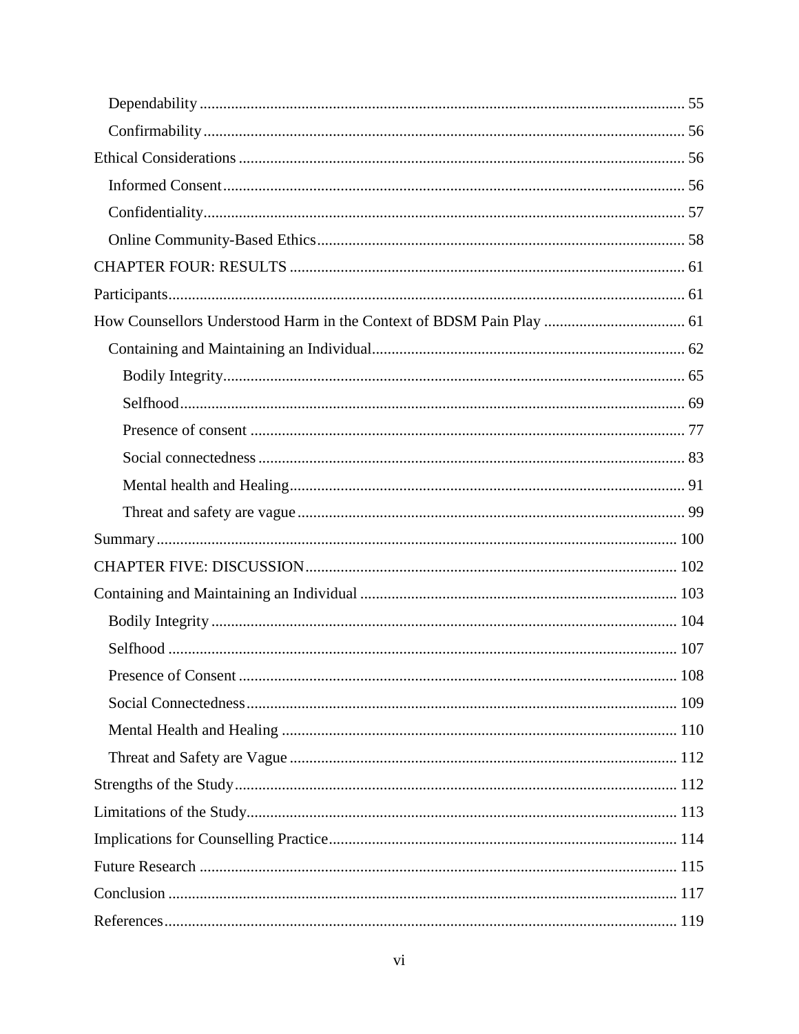Dependability ............................................................................................................. 55

Confirmability ............................................................................................................. 56

Ethical Considerations ................................................................................................... 56

Informed Consent ....................................................................................................... 56

Confidentiality ............................................................................................................ 57

Online Community-Based Ethics ............................................................................... 58

CHAPTER FOUR: RESULTS ......................................................................................... 61

Participants ..................................................................................................................... 61

How Counsellors Understood Harm in the Context of BDSM Pain Play ...................... 61

Containing and Maintaining an Individual .................................................................. 62

Bodily Integrity ....................................................................................................... 65

Selfhood .................................................................................................................. 69

Presence of consent ................................................................................................. 77

Social connectedness ............................................................................................... 83

Mental health and Healing ....................................................................................... 91

Threat and safety are vague .................................................................................... 99

Summary ........................................................................................................................ 100

CHAPTER FIVE: DISCUSSION .................................................................................... 102

Containing and Maintaining an Individual ..................................................................... 103

Bodily Integrity ........................................................................................................... 104

Selfhood ...................................................................................................................... 107

Presence of Consent .................................................................................................... 108

Social Connectedness .................................................................................................. 109

Mental Health and Healing ......................................................................................... 110

Threat and Safety are Vague ....................................................................................... 112

Strengths of the Study ..................................................................................................... 112

Limitations of the Study .................................................................................................. 113

Implications for Counselling Practice ............................................................................. 114

Future Research .............................................................................................................. 115

Conclusion ...................................................................................................................... 117

References ....................................................................................................................... 119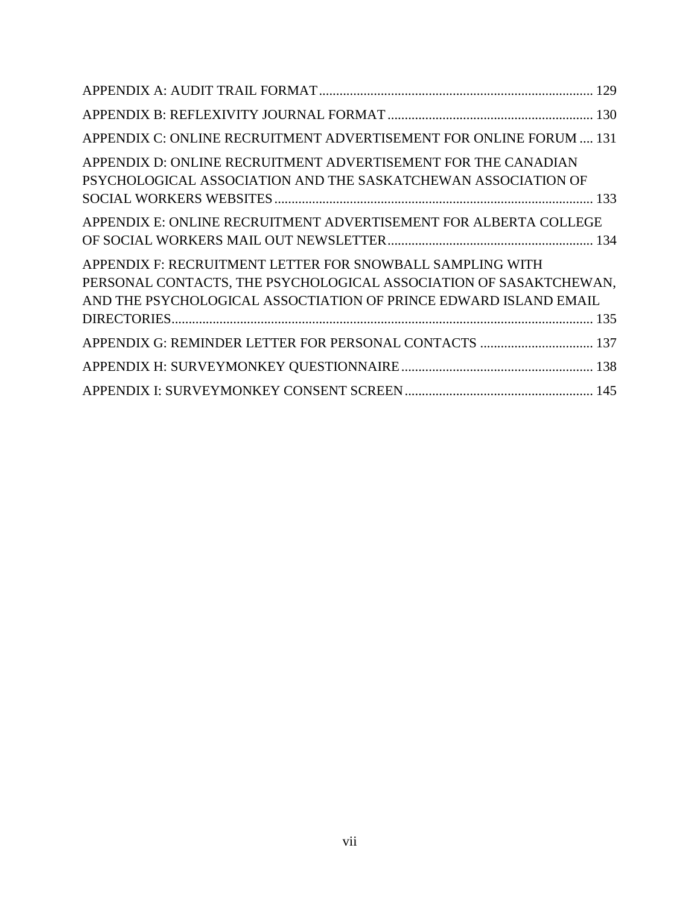APPENDIX A: AUDIT TRAIL FORMAT ... 129

APPENDIX B: REFLEXIVITY JOURNAL FORMAT ... 130

APPENDIX C: ONLINE RECRUITMENT ADVERTISEMENT FOR ONLINE FORUM ... 131

APPENDIX D: ONLINE RECRUITMENT ADVERTISEMENT FOR THE CANADIAN PSYCHOLOGICAL ASSOCIATION AND THE SASKATCHEWAN ASSOCIATION OF SOCIAL WORKERS WEBSITES ... 133

APPENDIX E: ONLINE RECRUITMENT ADVERTISEMENT FOR ALBERTA COLLEGE OF SOCIAL WORKERS MAIL OUT NEWSLETTER ... 134

APPENDIX F: RECRUITMENT LETTER FOR SNOWBALL SAMPLING WITH PERSONAL CONTACTS, THE PSYCHOLOGICAL ASSOCIATION OF SASAKTCHEWAN, AND THE PSYCHOLOGICAL ASSOCTIATION OF PRINCE EDWARD ISLAND EMAIL DIRECTORIES ... 135

APPENDIX G: REMINDER LETTER FOR PERSONAL CONTACTS ... 137

APPENDIX H: SURVEYMONKEY QUESTIONNAIRE ... 138

APPENDIX I: SURVEYMONKEY CONSENT SCREEN ... 145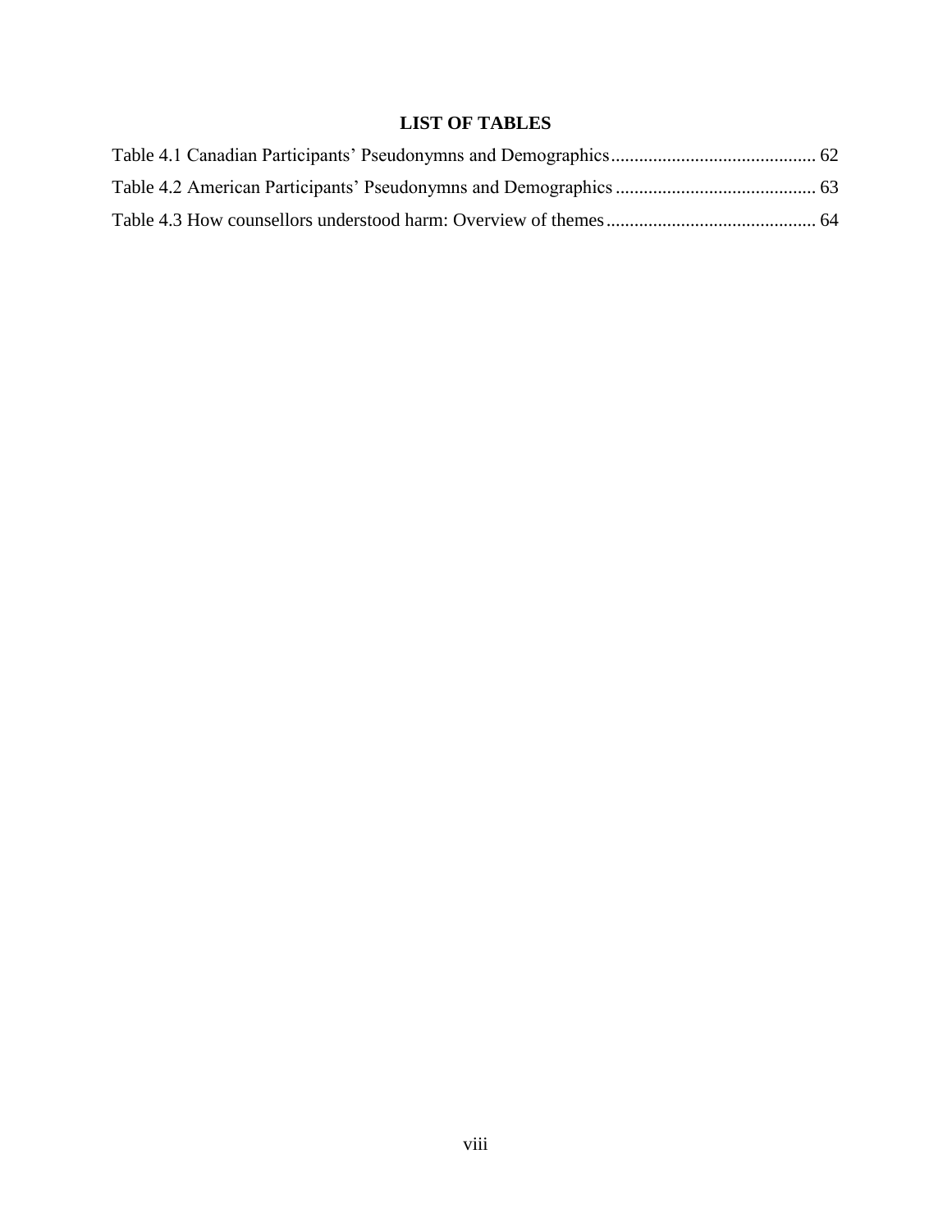# LIST OF TABLES

Table 4.1 Canadian Participants' Pseudonymns and Demographics ........................................... 62

Table 4.2 American Participants' Pseudonymns and Demographics .......................................... 63

Table 4.3 How counsellors understood harm: Overview of themes ............................................ 64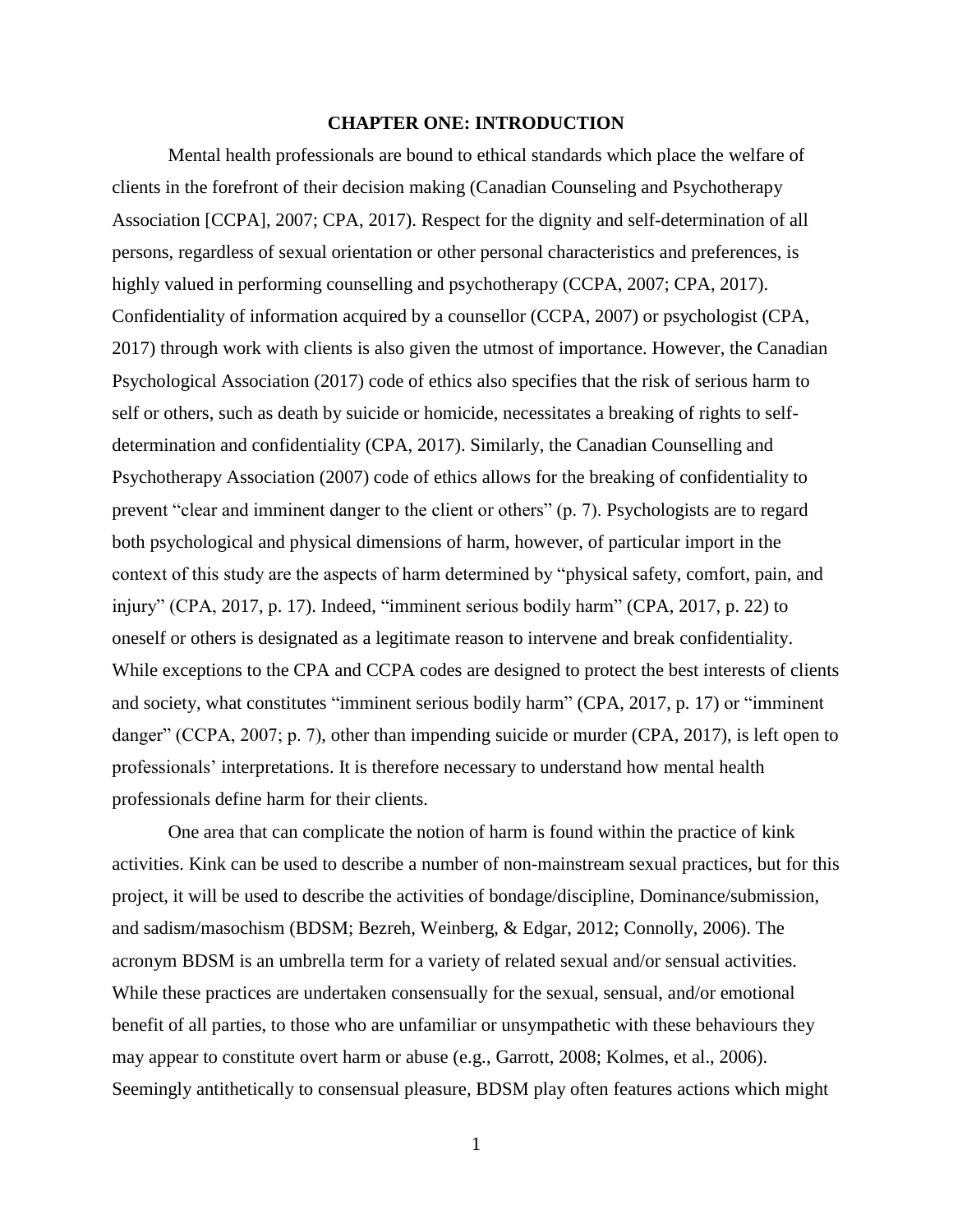# CHAPTER ONE: INTRODUCTION

Mental health professionals are bound to ethical standards which place the welfare of clients in the forefront of their decision making (Canadian Counseling and Psychotherapy Association [CCPA], 2007; CPA, 2017). Respect for the dignity and self-determination of all persons, regardless of sexual orientation or other personal characteristics and preferences, is highly valued in performing counselling and psychotherapy (CCPA, 2007; CPA, 2017). Confidentiality of information acquired by a counsellor (CCPA, 2007) or psychologist (CPA, 2017) through work with clients is also given the utmost of importance. However, the Canadian Psychological Association (2017) code of ethics also specifies that the risk of serious harm to self or others, such as death by suicide or homicide, necessitates a breaking of rights to self-determination and confidentiality (CPA, 2017). Similarly, the Canadian Counselling and Psychotherapy Association (2007) code of ethics allows for the breaking of confidentiality to prevent "clear and imminent danger to the client or others" (p. 7). Psychologists are to regard both psychological and physical dimensions of harm, however, of particular import in the context of this study are the aspects of harm determined by "physical safety, comfort, pain, and injury" (CPA, 2017, p. 17). Indeed, "imminent serious bodily harm" (CPA, 2017, p. 22) to oneself or others is designated as a legitimate reason to intervene and break confidentiality. While exceptions to the CPA and CCPA codes are designed to protect the best interests of clients and society, what constitutes "imminent serious bodily harm" (CPA, 2017, p. 17) or "imminent danger" (CCPA, 2007; p. 7), other than impending suicide or murder (CPA, 2017), is left open to professionals' interpretations. It is therefore necessary to understand how mental health professionals define harm for their clients.

One area that can complicate the notion of harm is found within the practice of kink activities. Kink can be used to describe a number of non-mainstream sexual practices, but for this project, it will be used to describe the activities of bondage/discipline, Dominance/submission, and sadism/masochism (BDSM; Bezreh, Weinberg, & Edgar, 2012; Connolly, 2006). The acronym BDSM is an umbrella term for a variety of related sexual and/or sensual activities. While these practices are undertaken consensually for the sexual, sensual, and/or emotional benefit of all parties, to those who are unfamiliar or unsympathetic with these behaviours they may appear to constitute overt harm or abuse (e.g., Garrott, 2008; Kolmes, et al., 2006). Seemingly antithetically to consensual pleasure, BDSM play often features actions which might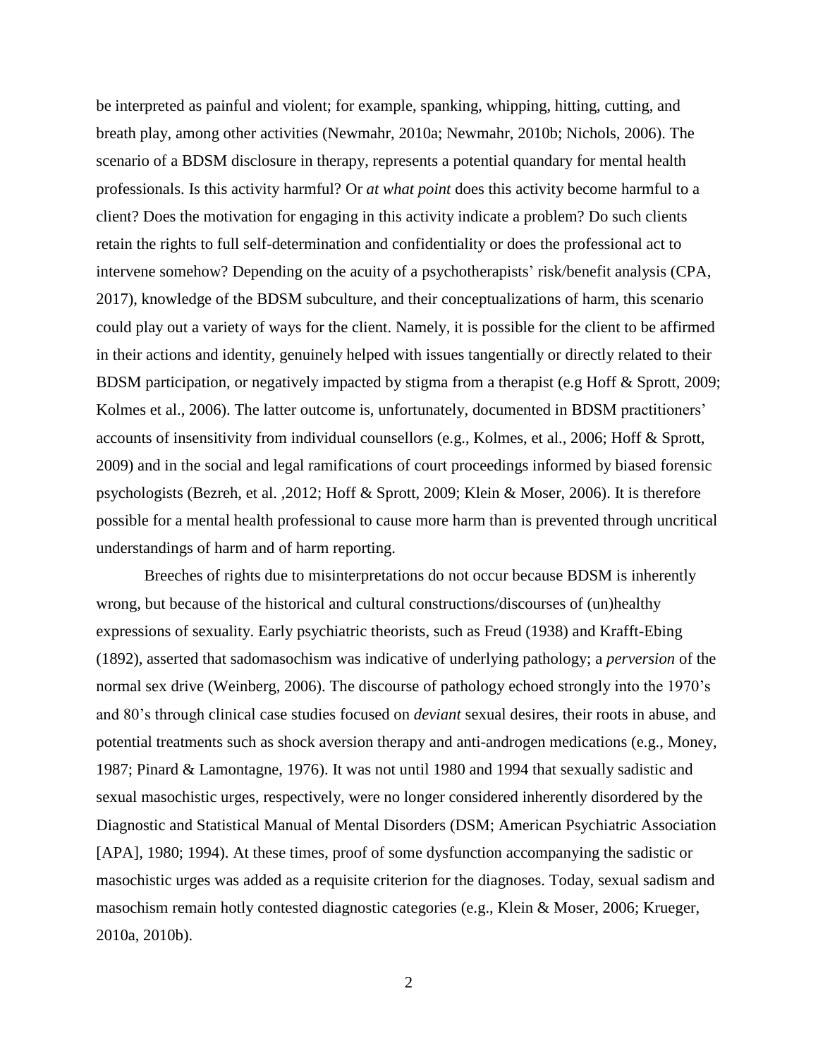be interpreted as painful and violent; for example, spanking, whipping, hitting, cutting, and breath play, among other activities (Newmahr, 2010a; Newmahr, 2010b; Nichols, 2006). The scenario of a BDSM disclosure in therapy, represents a potential quandary for mental health professionals. Is this activity harmful? Or *at what point* does this activity become harmful to a client? Does the motivation for engaging in this activity indicate a problem? Do such clients retain the rights to full self-determination and confidentiality or does the professional act to intervene somehow? Depending on the acuity of a psychotherapists' risk/benefit analysis (CPA, 2017), knowledge of the BDSM subculture, and their conceptualizations of harm, this scenario could play out a variety of ways for the client. Namely, it is possible for the client to be affirmed in their actions and identity, genuinely helped with issues tangentially or directly related to their BDSM participation, or negatively impacted by stigma from a therapist (e.g Hoff & Sprott, 2009; Kolmes et al., 2006). The latter outcome is, unfortunately, documented in BDSM practitioners' accounts of insensitivity from individual counsellors (e.g., Kolmes, et al., 2006; Hoff & Sprott, 2009) and in the social and legal ramifications of court proceedings informed by biased forensic psychologists (Bezreh, et al. ,2012; Hoff & Sprott, 2009; Klein & Moser, 2006). It is therefore possible for a mental health professional to cause more harm than is prevented through uncritical understandings of harm and of harm reporting.

Breeches of rights due to misinterpretations do not occur because BDSM is inherently wrong, but because of the historical and cultural constructions/discourses of (un)healthy expressions of sexuality. Early psychiatric theorists, such as Freud (1938) and Krafft-Ebing (1892), asserted that sadomasochism was indicative of underlying pathology; a *perversion* of the normal sex drive (Weinberg, 2006). The discourse of pathology echoed strongly into the 1970's and 80's through clinical case studies focused on *deviant* sexual desires, their roots in abuse, and potential treatments such as shock aversion therapy and anti-androgen medications (e.g., Money, 1987; Pinard & Lamontagne, 1976). It was not until 1980 and 1994 that sexually sadistic and sexual masochistic urges, respectively, were no longer considered inherently disordered by the Diagnostic and Statistical Manual of Mental Disorders (DSM; American Psychiatric Association [APA], 1980; 1994). At these times, proof of some dysfunction accompanying the sadistic or masochistic urges was added as a requisite criterion for the diagnoses. Today, sexual sadism and masochism remain hotly contested diagnostic categories (e.g., Klein & Moser, 2006; Krueger, 2010a, 2010b).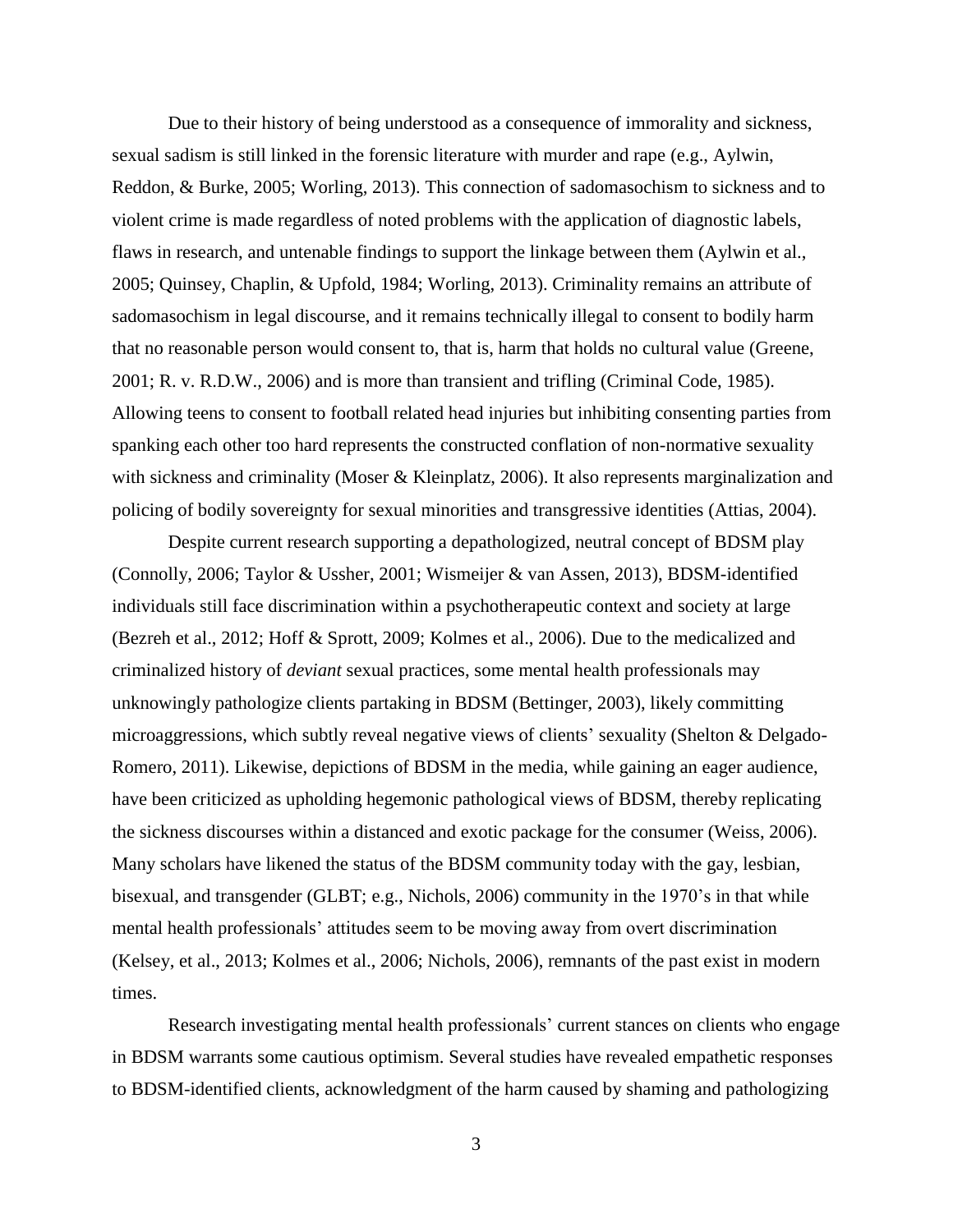Due to their history of being understood as a consequence of immorality and sickness, sexual sadism is still linked in the forensic literature with murder and rape (e.g., Aylwin, Reddon, & Burke, 2005; Worling, 2013). This connection of sadomasochism to sickness and to violent crime is made regardless of noted problems with the application of diagnostic labels, flaws in research, and untenable findings to support the linkage between them (Aylwin et al., 2005; Quinsey, Chaplin, & Upfold, 1984; Worling, 2013). Criminality remains an attribute of sadomasochism in legal discourse, and it remains technically illegal to consent to bodily harm that no reasonable person would consent to, that is, harm that holds no cultural value (Greene, 2001; R. v. R.D.W., 2006) and is more than transient and trifling (Criminal Code, 1985). Allowing teens to consent to football related head injuries but inhibiting consenting parties from spanking each other too hard represents the constructed conflation of non-normative sexuality with sickness and criminality (Moser & Kleinplatz, 2006). It also represents marginalization and policing of bodily sovereignty for sexual minorities and transgressive identities (Attias, 2004).

Despite current research supporting a depathologized, neutral concept of BDSM play (Connolly, 2006; Taylor & Ussher, 2001; Wismeijer & van Assen, 2013), BDSM-identified individuals still face discrimination within a psychotherapeutic context and society at large (Bezreh et al., 2012; Hoff & Sprott, 2009; Kolmes et al., 2006). Due to the medicalized and criminalized history of *deviant* sexual practices, some mental health professionals may unknowingly pathologize clients partaking in BDSM (Bettinger, 2003), likely committing microaggressions, which subtly reveal negative views of clients' sexuality (Shelton & Delgado-Romero, 2011). Likewise, depictions of BDSM in the media, while gaining an eager audience, have been criticized as upholding hegemonic pathological views of BDSM, thereby replicating the sickness discourses within a distanced and exotic package for the consumer (Weiss, 2006). Many scholars have likened the status of the BDSM community today with the gay, lesbian, bisexual, and transgender (GLBT; e.g., Nichols, 2006) community in the 1970's in that while mental health professionals' attitudes seem to be moving away from overt discrimination (Kelsey, et al., 2013; Kolmes et al., 2006; Nichols, 2006), remnants of the past exist in modern times.

Research investigating mental health professionals' current stances on clients who engage in BDSM warrants some cautious optimism. Several studies have revealed empathetic responses to BDSM-identified clients, acknowledgment of the harm caused by shaming and pathologizing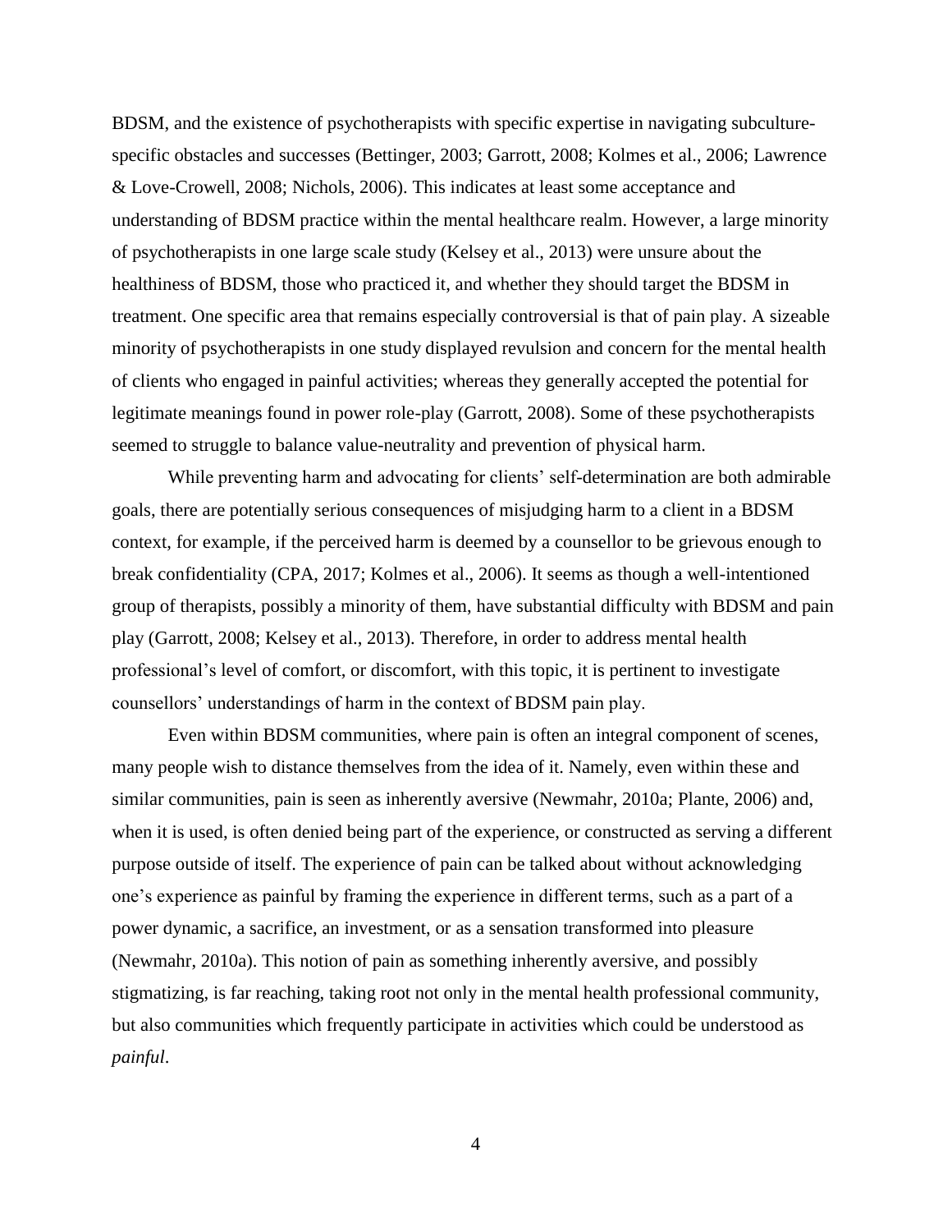BDSM, and the existence of psychotherapists with specific expertise in navigating subculture-specific obstacles and successes (Bettinger, 2003; Garrott, 2008; Kolmes et al., 2006; Lawrence & Love-Crowell, 2008; Nichols, 2006). This indicates at least some acceptance and understanding of BDSM practice within the mental healthcare realm. However, a large minority of psychotherapists in one large scale study (Kelsey et al., 2013) were unsure about the healthiness of BDSM, those who practiced it, and whether they should target the BDSM in treatment. One specific area that remains especially controversial is that of pain play. A sizeable minority of psychotherapists in one study displayed revulsion and concern for the mental health of clients who engaged in painful activities; whereas they generally accepted the potential for legitimate meanings found in power role-play (Garrott, 2008). Some of these psychotherapists seemed to struggle to balance value-neutrality and prevention of physical harm.

While preventing harm and advocating for clients' self-determination are both admirable goals, there are potentially serious consequences of misjudging harm to a client in a BDSM context, for example, if the perceived harm is deemed by a counsellor to be grievous enough to break confidentiality (CPA, 2017; Kolmes et al., 2006). It seems as though a well-intentioned group of therapists, possibly a minority of them, have substantial difficulty with BDSM and pain play (Garrott, 2008; Kelsey et al., 2013). Therefore, in order to address mental health professional's level of comfort, or discomfort, with this topic, it is pertinent to investigate counsellors' understandings of harm in the context of BDSM pain play.

Even within BDSM communities, where pain is often an integral component of scenes, many people wish to distance themselves from the idea of it. Namely, even within these and similar communities, pain is seen as inherently aversive (Newmahr, 2010a; Plante, 2006) and, when it is used, is often denied being part of the experience, or constructed as serving a different purpose outside of itself. The experience of pain can be talked about without acknowledging one's experience as painful by framing the experience in different terms, such as a part of a power dynamic, a sacrifice, an investment, or as a sensation transformed into pleasure (Newmahr, 2010a). This notion of pain as something inherently aversive, and possibly stigmatizing, is far reaching, taking root not only in the mental health professional community, but also communities which frequently participate in activities which could be understood as *painful*.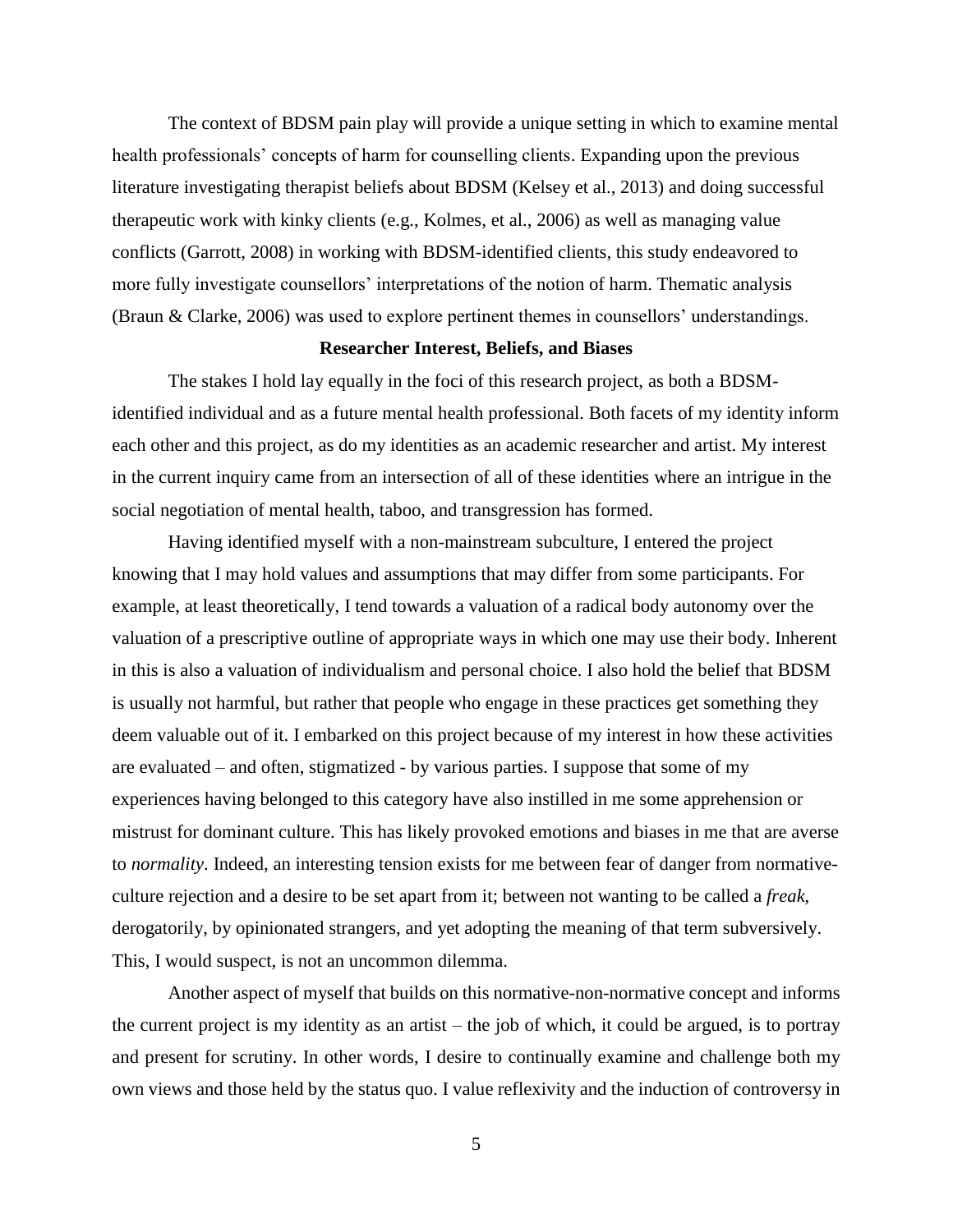The context of BDSM pain play will provide a unique setting in which to examine mental health professionals' concepts of harm for counselling clients. Expanding upon the previous literature investigating therapist beliefs about BDSM (Kelsey et al., 2013) and doing successful therapeutic work with kinky clients (e.g., Kolmes, et al., 2006) as well as managing value conflicts (Garrott, 2008) in working with BDSM-identified clients, this study endeavored to more fully investigate counsellors' interpretations of the notion of harm. Thematic analysis (Braun & Clarke, 2006) was used to explore pertinent themes in counsellors' understandings.

## Researcher Interest, Beliefs, and Biases

The stakes I hold lay equally in the foci of this research project, as both a BDSM-identified individual and as a future mental health professional. Both facets of my identity inform each other and this project, as do my identities as an academic researcher and artist. My interest in the current inquiry came from an intersection of all of these identities where an intrigue in the social negotiation of mental health, taboo, and transgression has formed.

Having identified myself with a non-mainstream subculture, I entered the project knowing that I may hold values and assumptions that may differ from some participants. For example, at least theoretically, I tend towards a valuation of a radical body autonomy over the valuation of a prescriptive outline of appropriate ways in which one may use their body. Inherent in this is also a valuation of individualism and personal choice. I also hold the belief that BDSM is usually not harmful, but rather that people who engage in these practices get something they deem valuable out of it. I embarked on this project because of my interest in how these activities are evaluated – and often, stigmatized - by various parties. I suppose that some of my experiences having belonged to this category have also instilled in me some apprehension or mistrust for dominant culture. This has likely provoked emotions and biases in me that are averse to *normality*. Indeed, an interesting tension exists for me between fear of danger from normative-culture rejection and a desire to be set apart from it; between not wanting to be called a *freak*, derogatorily, by opinionated strangers, and yet adopting the meaning of that term subversively. This, I would suspect, is not an uncommon dilemma.

Another aspect of myself that builds on this normative-non-normative concept and informs the current project is my identity as an artist – the job of which, it could be argued, is to portray and present for scrutiny. In other words, I desire to continually examine and challenge both my own views and those held by the status quo. I value reflexivity and the induction of controversy in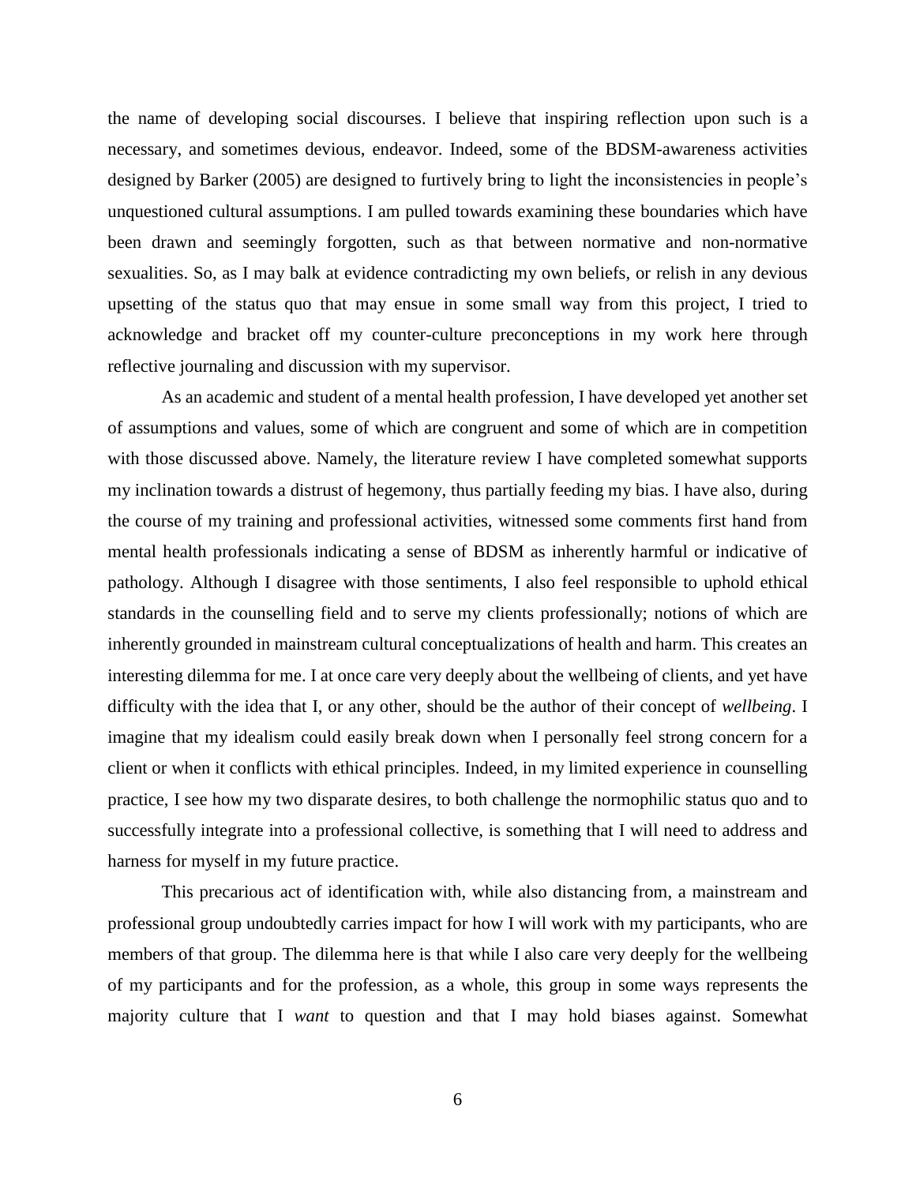the name of developing social discourses. I believe that inspiring reflection upon such is a necessary, and sometimes devious, endeavor. Indeed, some of the BDSM-awareness activities designed by Barker (2005) are designed to furtively bring to light the inconsistencies in people's unquestioned cultural assumptions. I am pulled towards examining these boundaries which have been drawn and seemingly forgotten, such as that between normative and non-normative sexualities. So, as I may balk at evidence contradicting my own beliefs, or relish in any devious upsetting of the status quo that may ensue in some small way from this project, I tried to acknowledge and bracket off my counter-culture preconceptions in my work here through reflective journaling and discussion with my supervisor.

As an academic and student of a mental health profession, I have developed yet another set of assumptions and values, some of which are congruent and some of which are in competition with those discussed above. Namely, the literature review I have completed somewhat supports my inclination towards a distrust of hegemony, thus partially feeding my bias. I have also, during the course of my training and professional activities, witnessed some comments first hand from mental health professionals indicating a sense of BDSM as inherently harmful or indicative of pathology. Although I disagree with those sentiments, I also feel responsible to uphold ethical standards in the counselling field and to serve my clients professionally; notions of which are inherently grounded in mainstream cultural conceptualizations of health and harm. This creates an interesting dilemma for me. I at once care very deeply about the wellbeing of clients, and yet have difficulty with the idea that I, or any other, should be the author of their concept of *wellbeing*. I imagine that my idealism could easily break down when I personally feel strong concern for a client or when it conflicts with ethical principles. Indeed, in my limited experience in counselling practice, I see how my two disparate desires, to both challenge the normophilic status quo and to successfully integrate into a professional collective, is something that I will need to address and harness for myself in my future practice.

This precarious act of identification with, while also distancing from, a mainstream and professional group undoubtedly carries impact for how I will work with my participants, who are members of that group. The dilemma here is that while I also care very deeply for the wellbeing of my participants and for the profession, as a whole, this group in some ways represents the majority culture that I *want* to question and that I may hold biases against. Somewhat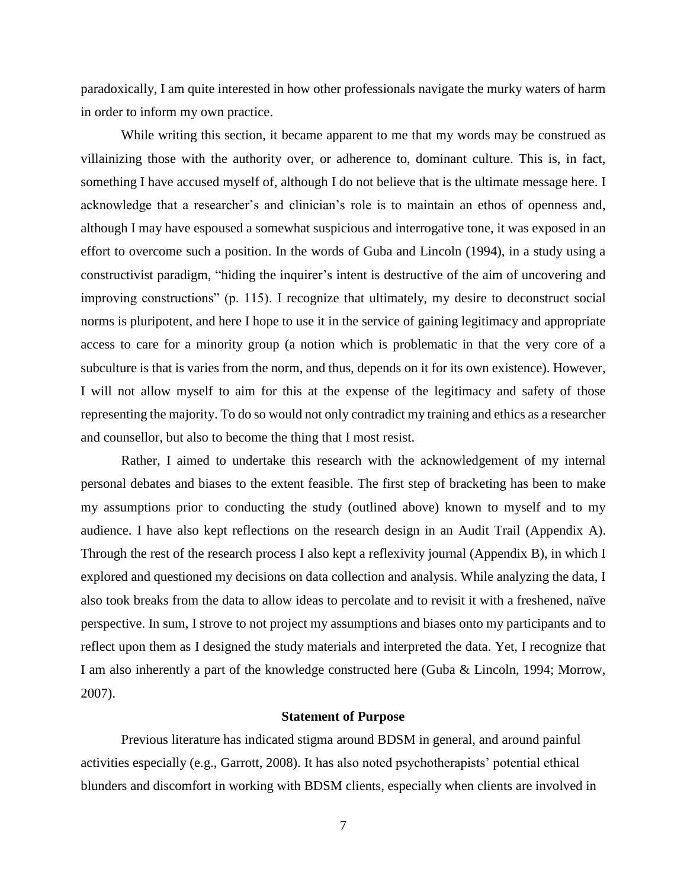paradoxically, I am quite interested in how other professionals navigate the murky waters of harm in order to inform my own practice.

While writing this section, it became apparent to me that my words may be construed as villainizing those with the authority over, or adherence to, dominant culture. This is, in fact, something I have accused myself of, although I do not believe that is the ultimate message here. I acknowledge that a researcher's and clinician's role is to maintain an ethos of openness and, although I may have espoused a somewhat suspicious and interrogative tone, it was exposed in an effort to overcome such a position. In the words of Guba and Lincoln (1994), in a study using a constructivist paradigm, "hiding the inquirer's intent is destructive of the aim of uncovering and improving constructions" (p. 115). I recognize that ultimately, my desire to deconstruct social norms is pluripotent, and here I hope to use it in the service of gaining legitimacy and appropriate access to care for a minority group (a notion which is problematic in that the very core of a subculture is that is varies from the norm, and thus, depends on it for its own existence). However, I will not allow myself to aim for this at the expense of the legitimacy and safety of those representing the majority. To do so would not only contradict my training and ethics as a researcher and counsellor, but also to become the thing that I most resist.

Rather, I aimed to undertake this research with the acknowledgement of my internal personal debates and biases to the extent feasible. The first step of bracketing has been to make my assumptions prior to conducting the study (outlined above) known to myself and to my audience. I have also kept reflections on the research design in an Audit Trail (Appendix A). Through the rest of the research process I also kept a reflexivity journal (Appendix B), in which I explored and questioned my decisions on data collection and analysis. While analyzing the data, I also took breaks from the data to allow ideas to percolate and to revisit it with a freshened, naïve perspective. In sum, I strove to not project my assumptions and biases onto my participants and to reflect upon them as I designed the study materials and interpreted the data. Yet, I recognize that I am also inherently a part of the knowledge constructed here (Guba & Lincoln, 1994; Morrow, 2007).

## Statement of Purpose

Previous literature has indicated stigma around BDSM in general, and around painful activities especially (e.g., Garrott, 2008). It has also noted psychotherapists' potential ethical blunders and discomfort in working with BDSM clients, especially when clients are involved in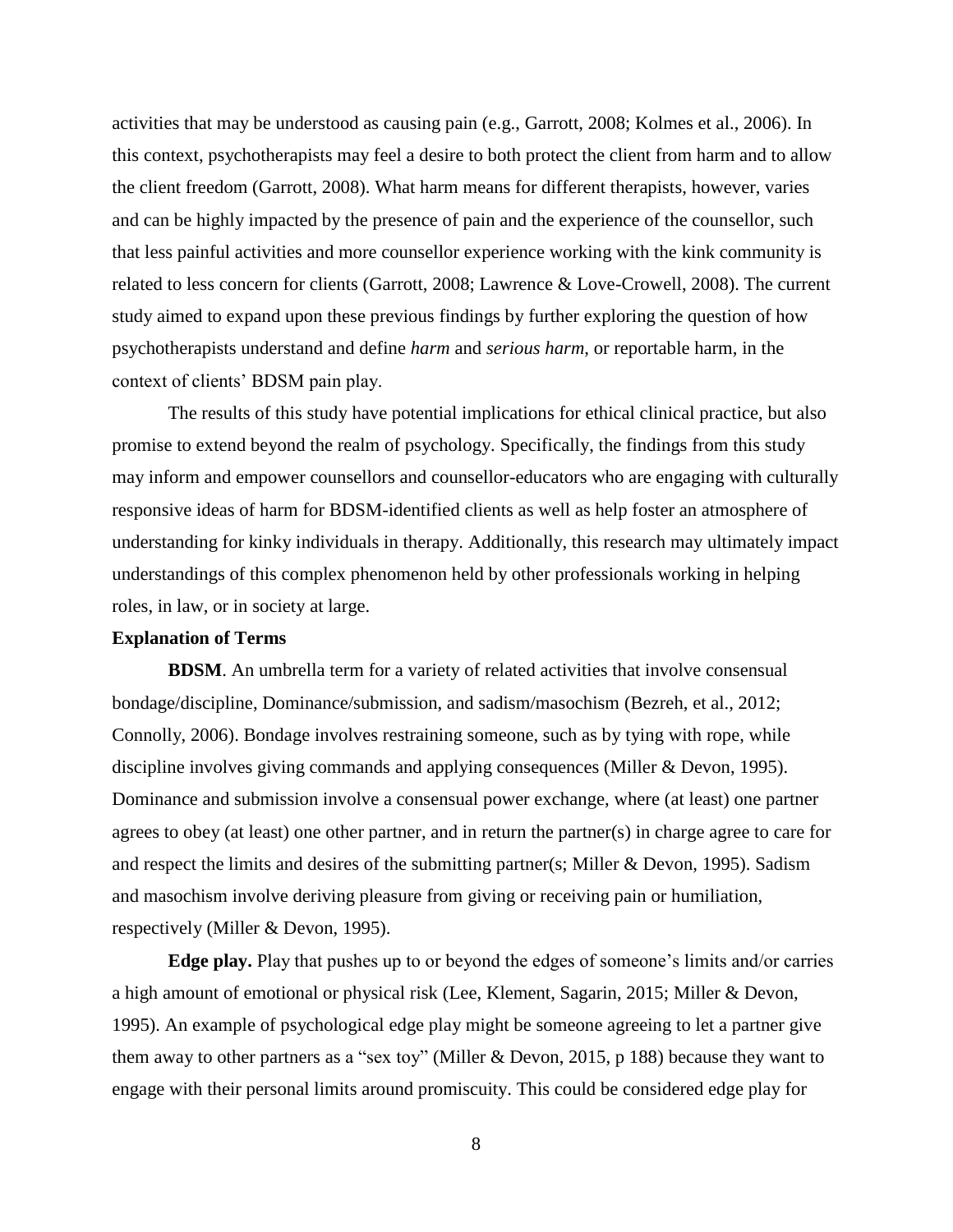activities that may be understood as causing pain (e.g., Garrott, 2008; Kolmes et al., 2006). In this context, psychotherapists may feel a desire to both protect the client from harm and to allow the client freedom (Garrott, 2008). What harm means for different therapists, however, varies and can be highly impacted by the presence of pain and the experience of the counsellor, such that less painful activities and more counsellor experience working with the kink community is related to less concern for clients (Garrott, 2008; Lawrence & Love-Crowell, 2008). The current study aimed to expand upon these previous findings by further exploring the question of how psychotherapists understand and define *harm* and *serious harm*, or reportable harm, in the context of clients' BDSM pain play.

The results of this study have potential implications for ethical clinical practice, but also promise to extend beyond the realm of psychology. Specifically, the findings from this study may inform and empower counsellors and counsellor-educators who are engaging with culturally responsive ideas of harm for BDSM-identified clients as well as help foster an atmosphere of understanding for kinky individuals in therapy. Additionally, this research may ultimately impact understandings of this complex phenomenon held by other professionals working in helping roles, in law, or in society at large.

**Explanation of Terms**

**BDSM**. An umbrella term for a variety of related activities that involve consensual bondage/discipline, Dominance/submission, and sadism/masochism (Bezreh, et al., 2012; Connolly, 2006). Bondage involves restraining someone, such as by tying with rope, while discipline involves giving commands and applying consequences (Miller & Devon, 1995). Dominance and submission involve a consensual power exchange, where (at least) one partner agrees to obey (at least) one other partner, and in return the partner(s) in charge agree to care for and respect the limits and desires of the submitting partner(s; Miller & Devon, 1995). Sadism and masochism involve deriving pleasure from giving or receiving pain or humiliation, respectively (Miller & Devon, 1995).

**Edge play.** Play that pushes up to or beyond the edges of someone's limits and/or carries a high amount of emotional or physical risk (Lee, Klement, Sagarin, 2015; Miller & Devon, 1995). An example of psychological edge play might be someone agreeing to let a partner give them away to other partners as a "sex toy" (Miller & Devon, 2015, p 188) because they want to engage with their personal limits around promiscuity. This could be considered edge play for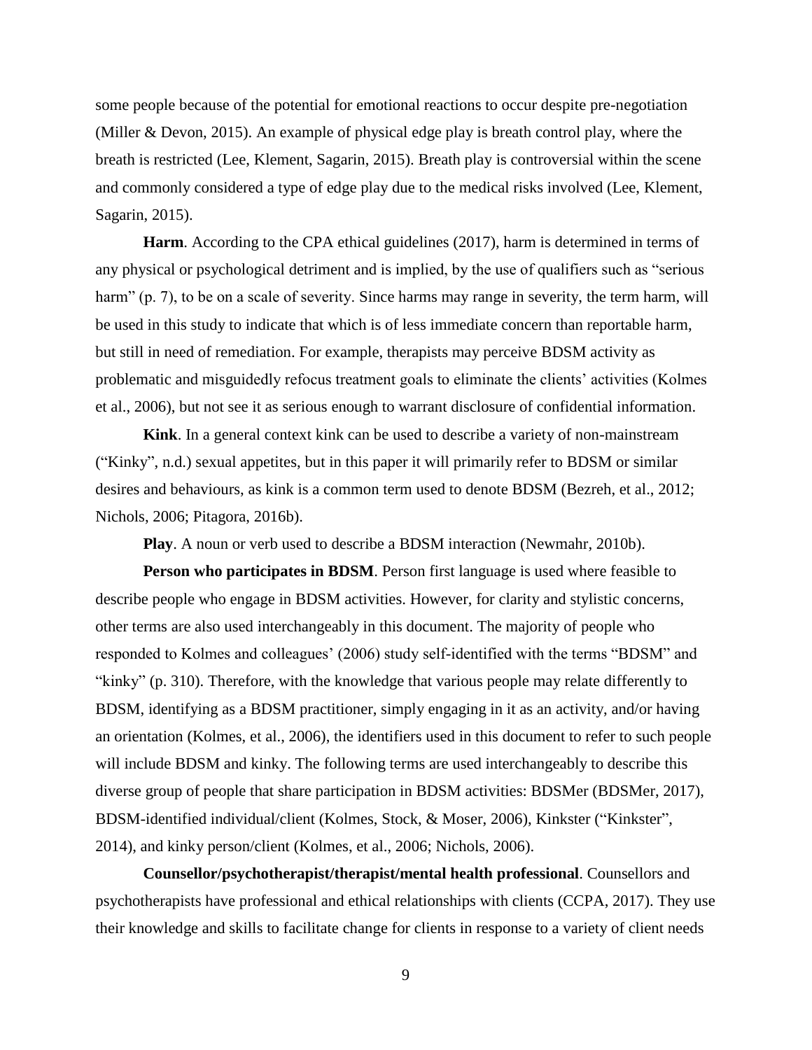some people because of the potential for emotional reactions to occur despite pre-negotiation (Miller & Devon, 2015). An example of physical edge play is breath control play, where the breath is restricted (Lee, Klement, Sagarin, 2015). Breath play is controversial within the scene and commonly considered a type of edge play due to the medical risks involved (Lee, Klement, Sagarin, 2015).

**Harm**. According to the CPA ethical guidelines (2017), harm is determined in terms of any physical or psychological detriment and is implied, by the use of qualifiers such as "serious harm" (p. 7), to be on a scale of severity. Since harms may range in severity, the term harm, will be used in this study to indicate that which is of less immediate concern than reportable harm, but still in need of remediation. For example, therapists may perceive BDSM activity as problematic and misguidedly refocus treatment goals to eliminate the clients' activities (Kolmes et al., 2006), but not see it as serious enough to warrant disclosure of confidential information.

**Kink**. In a general context kink can be used to describe a variety of non-mainstream ("Kinky", n.d.) sexual appetites, but in this paper it will primarily refer to BDSM or similar desires and behaviours, as kink is a common term used to denote BDSM (Bezreh, et al., 2012; Nichols, 2006; Pitagora, 2016b).

**Play**. A noun or verb used to describe a BDSM interaction (Newmahr, 2010b).

**Person who participates in BDSM**. Person first language is used where feasible to describe people who engage in BDSM activities. However, for clarity and stylistic concerns, other terms are also used interchangeably in this document. The majority of people who responded to Kolmes and colleagues' (2006) study self-identified with the terms "BDSM" and "kinky" (p. 310). Therefore, with the knowledge that various people may relate differently to BDSM, identifying as a BDSM practitioner, simply engaging in it as an activity, and/or having an orientation (Kolmes, et al., 2006), the identifiers used in this document to refer to such people will include BDSM and kinky. The following terms are used interchangeably to describe this diverse group of people that share participation in BDSM activities: BDSMer (BDSMer, 2017), BDSM-identified individual/client (Kolmes, Stock, & Moser, 2006), Kinkster ("Kinkster", 2014), and kinky person/client (Kolmes, et al., 2006; Nichols, 2006).

**Counsellor/psychotherapist/therapist/mental health professional**. Counsellors and psychotherapists have professional and ethical relationships with clients (CCPA, 2017). They use their knowledge and skills to facilitate change for clients in response to a variety of client needs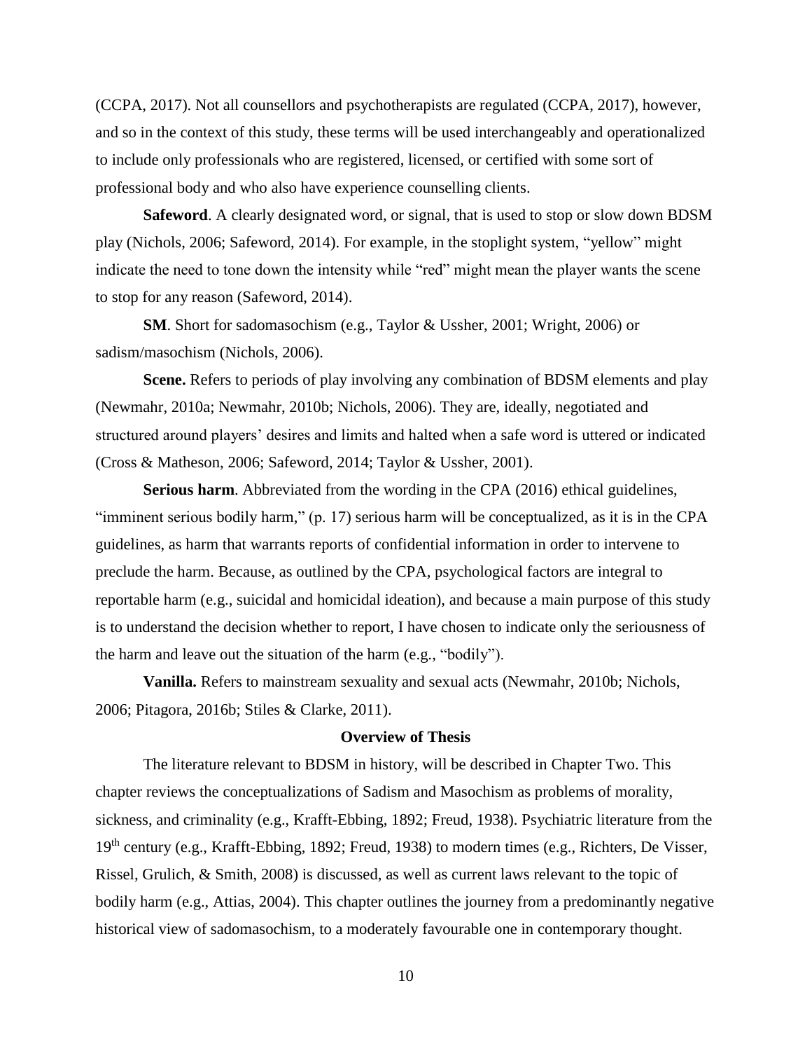(CCPA, 2017). Not all counsellors and psychotherapists are regulated (CCPA, 2017), however, and so in the context of this study, these terms will be used interchangeably and operationalized to include only professionals who are registered, licensed, or certified with some sort of professional body and who also have experience counselling clients.

**Safeword**. A clearly designated word, or signal, that is used to stop or slow down BDSM play (Nichols, 2006; Safeword, 2014). For example, in the stoplight system, "yellow" might indicate the need to tone down the intensity while "red" might mean the player wants the scene to stop for any reason (Safeword, 2014).

**SM**. Short for sadomasochism (e.g., Taylor & Ussher, 2001; Wright, 2006) or sadism/masochism (Nichols, 2006).

**Scene.** Refers to periods of play involving any combination of BDSM elements and play (Newmahr, 2010a; Newmahr, 2010b; Nichols, 2006). They are, ideally, negotiated and structured around players' desires and limits and halted when a safe word is uttered or indicated (Cross & Matheson, 2006; Safeword, 2014; Taylor & Ussher, 2001).

**Serious harm**. Abbreviated from the wording in the CPA (2016) ethical guidelines, "imminent serious bodily harm," (p. 17) serious harm will be conceptualized, as it is in the CPA guidelines, as harm that warrants reports of confidential information in order to intervene to preclude the harm. Because, as outlined by the CPA, psychological factors are integral to reportable harm (e.g., suicidal and homicidal ideation), and because a main purpose of this study is to understand the decision whether to report, I have chosen to indicate only the seriousness of the harm and leave out the situation of the harm (e.g., "bodily").

**Vanilla.** Refers to mainstream sexuality and sexual acts (Newmahr, 2010b; Nichols, 2006; Pitagora, 2016b; Stiles & Clarke, 2011).

## Overview of Thesis

The literature relevant to BDSM in history, will be described in Chapter Two. This chapter reviews the conceptualizations of Sadism and Masochism as problems of morality, sickness, and criminality (e.g., Krafft-Ebbing, 1892; Freud, 1938). Psychiatric literature from the 19th century (e.g., Krafft-Ebbing, 1892; Freud, 1938) to modern times (e.g., Richters, De Visser, Rissel, Grulich, & Smith, 2008) is discussed, as well as current laws relevant to the topic of bodily harm (e.g., Attias, 2004). This chapter outlines the journey from a predominantly negative historical view of sadomasochism, to a moderately favourable one in contemporary thought.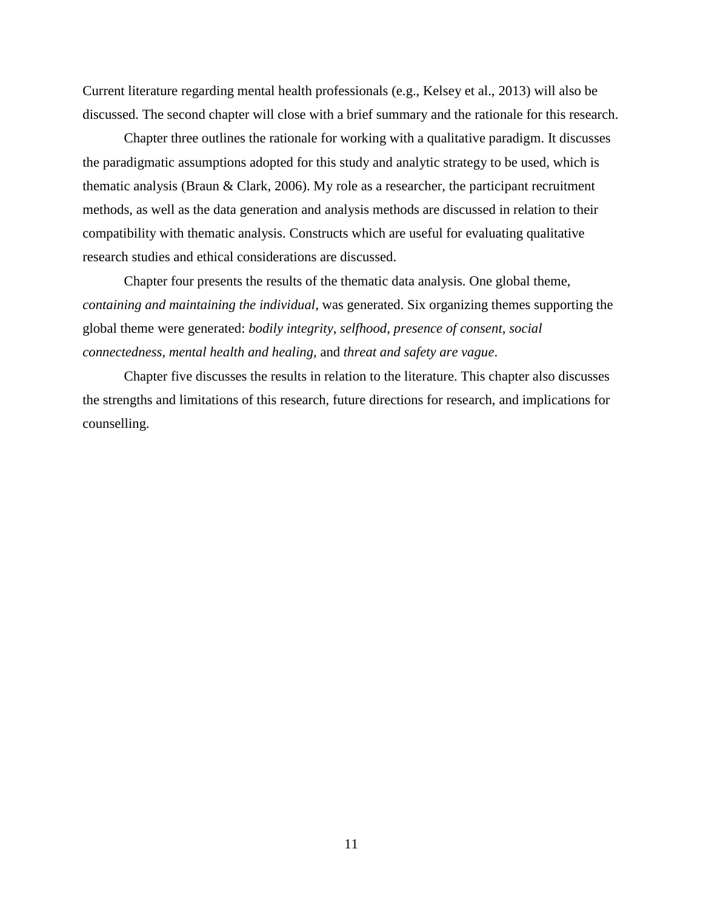Current literature regarding mental health professionals (e.g., Kelsey et al., 2013) will also be discussed. The second chapter will close with a brief summary and the rationale for this research.

Chapter three outlines the rationale for working with a qualitative paradigm. It discusses the paradigmatic assumptions adopted for this study and analytic strategy to be used, which is thematic analysis (Braun & Clark, 2006). My role as a researcher, the participant recruitment methods, as well as the data generation and analysis methods are discussed in relation to their compatibility with thematic analysis. Constructs which are useful for evaluating qualitative research studies and ethical considerations are discussed.

Chapter four presents the results of the thematic data analysis. One global theme, *containing and maintaining the individual*, was generated. Six organizing themes supporting the global theme were generated: *bodily integrity*, *selfhood*, *presence of consent*, *social connectedness*, *mental health and healing*, and *threat and safety are vague*.

Chapter five discusses the results in relation to the literature. This chapter also discusses the strengths and limitations of this research, future directions for research, and implications for counselling.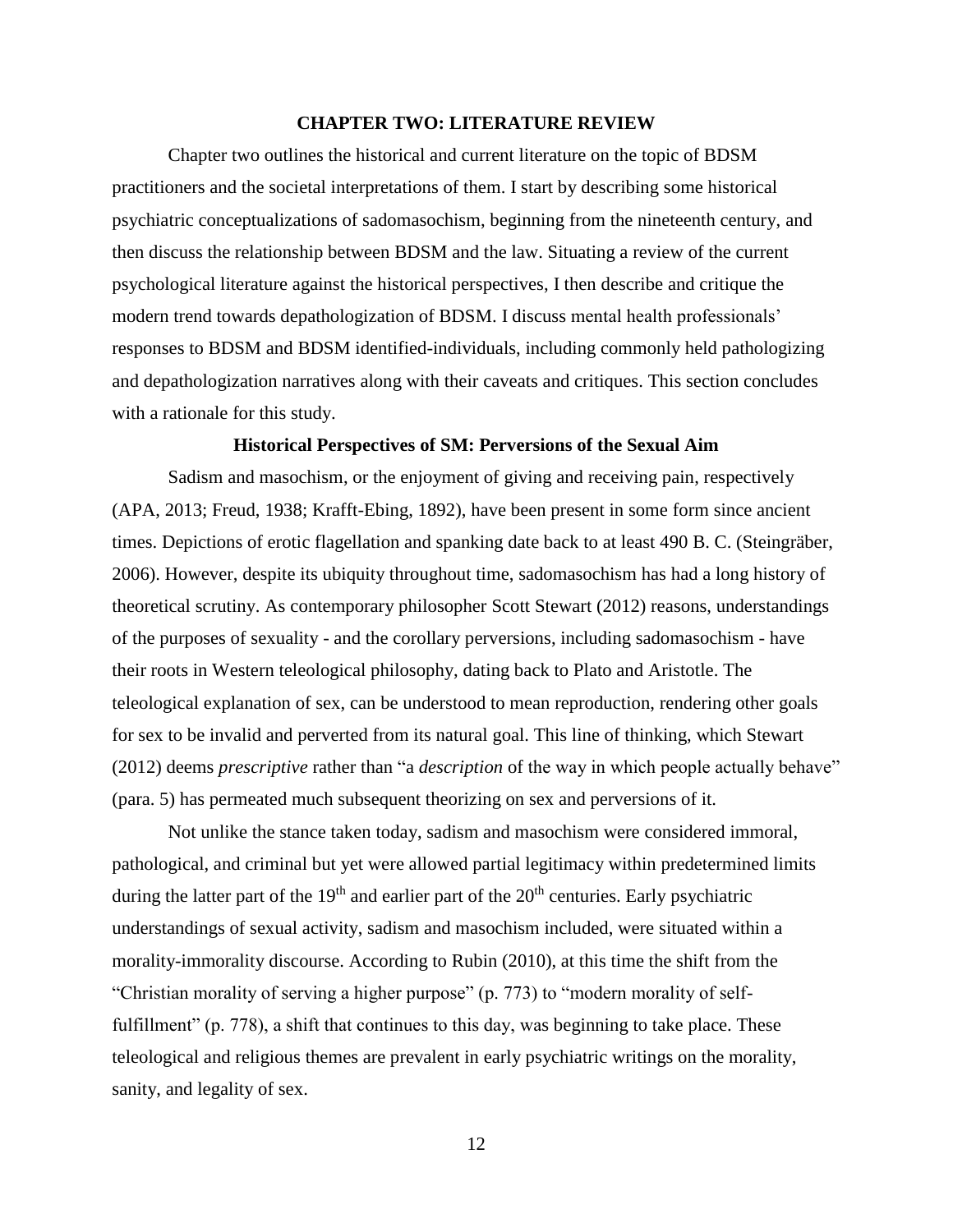# CHAPTER TWO: LITERATURE REVIEW

Chapter two outlines the historical and current literature on the topic of BDSM practitioners and the societal interpretations of them. I start by describing some historical psychiatric conceptualizations of sadomasochism, beginning from the nineteenth century, and then discuss the relationship between BDSM and the law. Situating a review of the current psychological literature against the historical perspectives, I then describe and critique the modern trend towards depathologization of BDSM. I discuss mental health professionals' responses to BDSM and BDSM identified-individuals, including commonly held pathologizing and depathologization narratives along with their caveats and critiques. This section concludes with a rationale for this study.

## Historical Perspectives of SM: Perversions of the Sexual Aim

Sadism and masochism, or the enjoyment of giving and receiving pain, respectively (APA, 2013; Freud, 1938; Krafft-Ebing, 1892), have been present in some form since ancient times. Depictions of erotic flagellation and spanking date back to at least 490 B. C. (Steingräber, 2006). However, despite its ubiquity throughout time, sadomasochism has had a long history of theoretical scrutiny. As contemporary philosopher Scott Stewart (2012) reasons, understandings of the purposes of sexuality - and the corollary perversions, including sadomasochism - have their roots in Western teleological philosophy, dating back to Plato and Aristotle. The teleological explanation of sex, can be understood to mean reproduction, rendering other goals for sex to be invalid and perverted from its natural goal. This line of thinking, which Stewart (2012) deems *prescriptive* rather than "a *description* of the way in which people actually behave" (para. 5) has permeated much subsequent theorizing on sex and perversions of it.

Not unlike the stance taken today, sadism and masochism were considered immoral, pathological, and criminal but yet were allowed partial legitimacy within predetermined limits during the latter part of the 19th and earlier part of the 20th centuries. Early psychiatric understandings of sexual activity, sadism and masochism included, were situated within a morality-immorality discourse. According to Rubin (2010), at this time the shift from the "Christian morality of serving a higher purpose" (p. 773) to "modern morality of self-fulfillment" (p. 778), a shift that continues to this day, was beginning to take place. These teleological and religious themes are prevalent in early psychiatric writings on the morality, sanity, and legality of sex.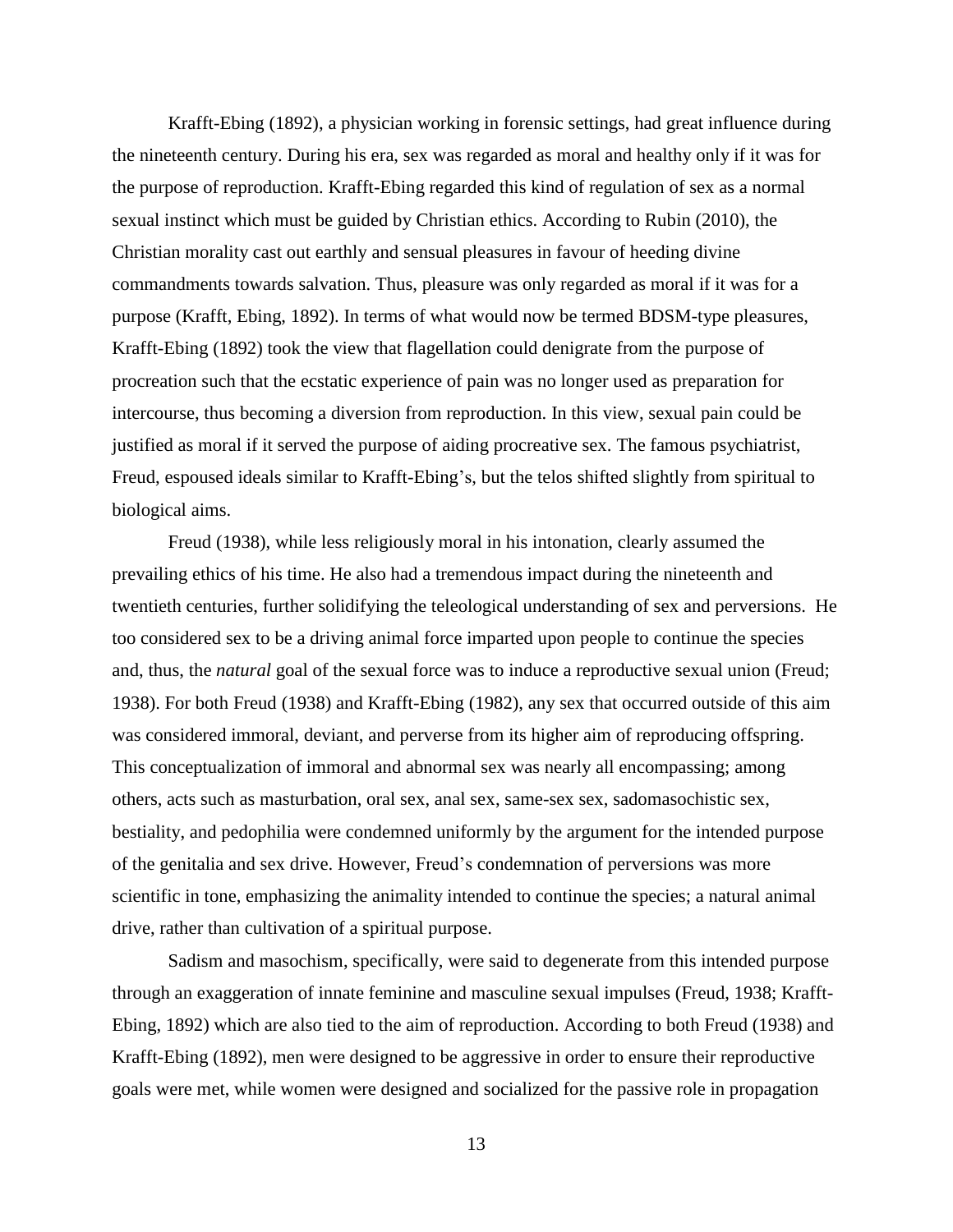Krafft-Ebing (1892), a physician working in forensic settings, had great influence during the nineteenth century. During his era, sex was regarded as moral and healthy only if it was for the purpose of reproduction. Krafft-Ebing regarded this kind of regulation of sex as a normal sexual instinct which must be guided by Christian ethics. According to Rubin (2010), the Christian morality cast out earthly and sensual pleasures in favour of heeding divine commandments towards salvation. Thus, pleasure was only regarded as moral if it was for a purpose (Krafft, Ebing, 1892). In terms of what would now be termed BDSM-type pleasures, Krafft-Ebing (1892) took the view that flagellation could denigrate from the purpose of procreation such that the ecstatic experience of pain was no longer used as preparation for intercourse, thus becoming a diversion from reproduction. In this view, sexual pain could be justified as moral if it served the purpose of aiding procreative sex. The famous psychiatrist, Freud, espoused ideals similar to Krafft-Ebing's, but the telos shifted slightly from spiritual to biological aims.

Freud (1938), while less religiously moral in his intonation, clearly assumed the prevailing ethics of his time. He also had a tremendous impact during the nineteenth and twentieth centuries, further solidifying the teleological understanding of sex and perversions. He too considered sex to be a driving animal force imparted upon people to continue the species and, thus, the *natural* goal of the sexual force was to induce a reproductive sexual union (Freud; 1938). For both Freud (1938) and Krafft-Ebing (1982), any sex that occurred outside of this aim was considered immoral, deviant, and perverse from its higher aim of reproducing offspring. This conceptualization of immoral and abnormal sex was nearly all encompassing; among others, acts such as masturbation, oral sex, anal sex, same-sex sex, sadomasochistic sex, bestiality, and pedophilia were condemned uniformly by the argument for the intended purpose of the genitalia and sex drive. However, Freud's condemnation of perversions was more scientific in tone, emphasizing the animality intended to continue the species; a natural animal drive, rather than cultivation of a spiritual purpose.

Sadism and masochism, specifically, were said to degenerate from this intended purpose through an exaggeration of innate feminine and masculine sexual impulses (Freud, 1938; Krafft-Ebing, 1892) which are also tied to the aim of reproduction. According to both Freud (1938) and Krafft-Ebing (1892), men were designed to be aggressive in order to ensure their reproductive goals were met, while women were designed and socialized for the passive role in propagation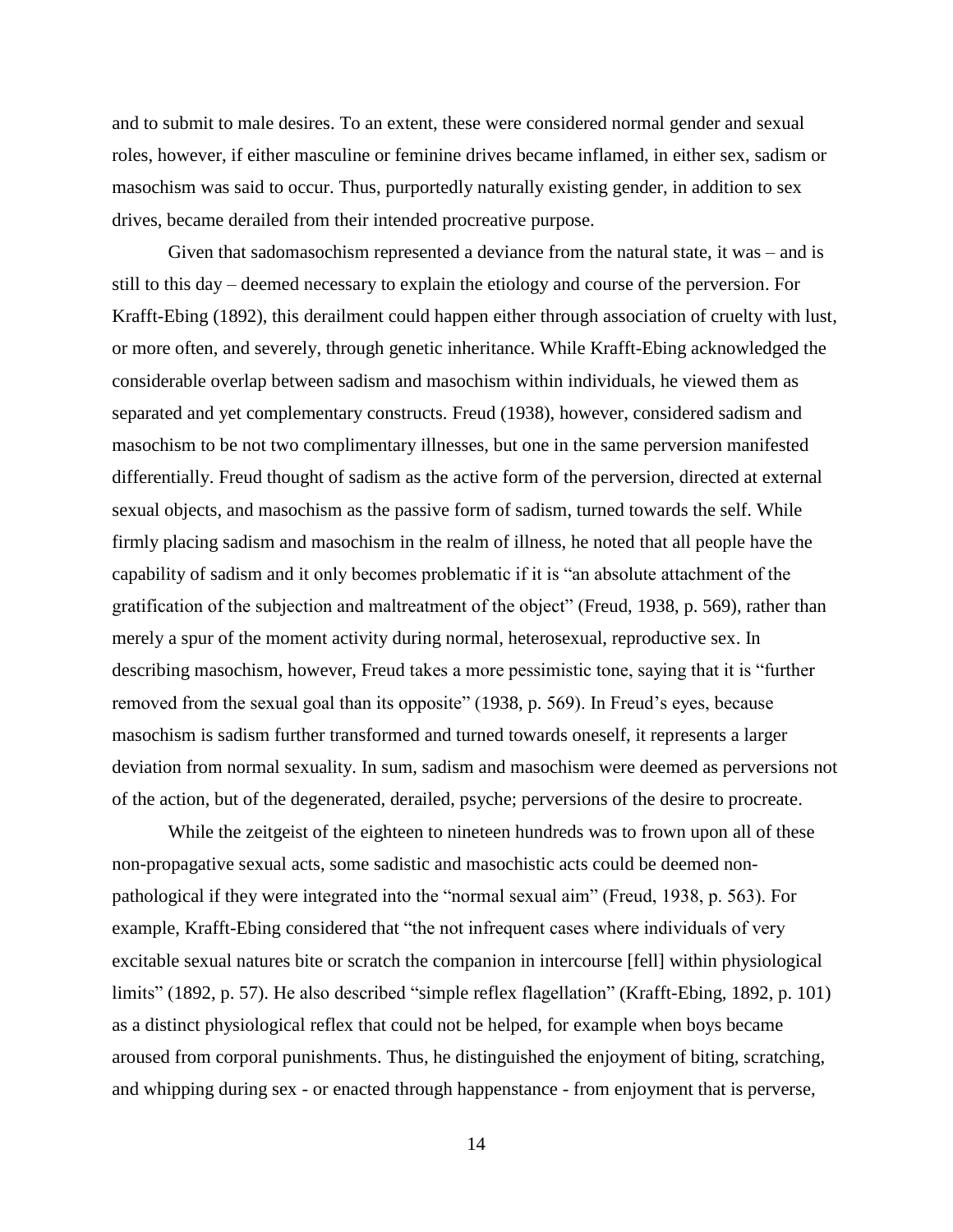and to submit to male desires. To an extent, these were considered normal gender and sexual roles, however, if either masculine or feminine drives became inflamed, in either sex, sadism or masochism was said to occur. Thus, purportedly naturally existing gender, in addition to sex drives, became derailed from their intended procreative purpose.

Given that sadomasochism represented a deviance from the natural state, it was – and is still to this day – deemed necessary to explain the etiology and course of the perversion. For Krafft-Ebing (1892), this derailment could happen either through association of cruelty with lust, or more often, and severely, through genetic inheritance. While Krafft-Ebing acknowledged the considerable overlap between sadism and masochism within individuals, he viewed them as separated and yet complementary constructs. Freud (1938), however, considered sadism and masochism to be not two complimentary illnesses, but one in the same perversion manifested differentially. Freud thought of sadism as the active form of the perversion, directed at external sexual objects, and masochism as the passive form of sadism, turned towards the self. While firmly placing sadism and masochism in the realm of illness, he noted that all people have the capability of sadism and it only becomes problematic if it is "an absolute attachment of the gratification of the subjection and maltreatment of the object" (Freud, 1938, p. 569), rather than merely a spur of the moment activity during normal, heterosexual, reproductive sex. In describing masochism, however, Freud takes a more pessimistic tone, saying that it is "further removed from the sexual goal than its opposite" (1938, p. 569). In Freud's eyes, because masochism is sadism further transformed and turned towards oneself, it represents a larger deviation from normal sexuality. In sum, sadism and masochism were deemed as perversions not of the action, but of the degenerated, derailed, psyche; perversions of the desire to procreate.

While the zeitgeist of the eighteen to nineteen hundreds was to frown upon all of these non-propagative sexual acts, some sadistic and masochistic acts could be deemed non-pathological if they were integrated into the "normal sexual aim" (Freud, 1938, p. 563). For example, Krafft-Ebing considered that "the not infrequent cases where individuals of very excitable sexual natures bite or scratch the companion in intercourse [fell] within physiological limits" (1892, p. 57). He also described "simple reflex flagellation" (Krafft-Ebing, 1892, p. 101) as a distinct physiological reflex that could not be helped, for example when boys became aroused from corporal punishments. Thus, he distinguished the enjoyment of biting, scratching, and whipping during sex - or enacted through happenstance - from enjoyment that is perverse,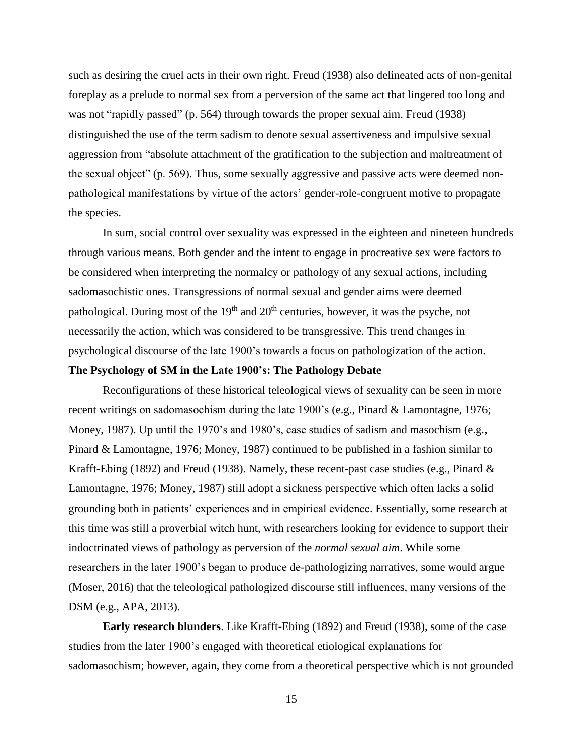such as desiring the cruel acts in their own right. Freud (1938) also delineated acts of non-genital foreplay as a prelude to normal sex from a perversion of the same act that lingered too long and was not "rapidly passed" (p. 564) through towards the proper sexual aim. Freud (1938) distinguished the use of the term sadism to denote sexual assertiveness and impulsive sexual aggression from "absolute attachment of the gratification to the subjection and maltreatment of the sexual object" (p. 569). Thus, some sexually aggressive and passive acts were deemed non-pathological manifestations by virtue of the actors' gender-role-congruent motive to propagate the species.

In sum, social control over sexuality was expressed in the eighteen and nineteen hundreds through various means. Both gender and the intent to engage in procreative sex were factors to be considered when interpreting the normalcy or pathology of any sexual actions, including sadomasochistic ones. Transgressions of normal sexual and gender aims were deemed pathological. During most of the 19th and 20th centuries, however, it was the psyche, not necessarily the action, which was considered to be transgressive. This trend changes in psychological discourse of the late 1900's towards a focus on pathologization of the action.

**The Psychology of SM in the Late 1900's: The Pathology Debate**

Reconfigurations of these historical teleological views of sexuality can be seen in more recent writings on sadomasochism during the late 1900's (e.g., Pinard & Lamontagne, 1976; Money, 1987). Up until the 1970's and 1980's, case studies of sadism and masochism (e.g., Pinard & Lamontagne, 1976; Money, 1987) continued to be published in a fashion similar to Krafft-Ebing (1892) and Freud (1938). Namely, these recent-past case studies (e.g., Pinard & Lamontagne, 1976; Money, 1987) still adopt a sickness perspective which often lacks a solid grounding both in patients' experiences and in empirical evidence. Essentially, some research at this time was still a proverbial witch hunt, with researchers looking for evidence to support their indoctrinated views of pathology as perversion of the *normal sexual aim*. While some researchers in the later 1900's began to produce de-pathologizing narratives, some would argue (Moser, 2016) that the teleological pathologized discourse still influences, many versions of the DSM (e.g., APA, 2013).

**Early research blunders**. Like Krafft-Ebing (1892) and Freud (1938), some of the case studies from the later 1900's engaged with theoretical etiological explanations for sadomasochism; however, again, they come from a theoretical perspective which is not grounded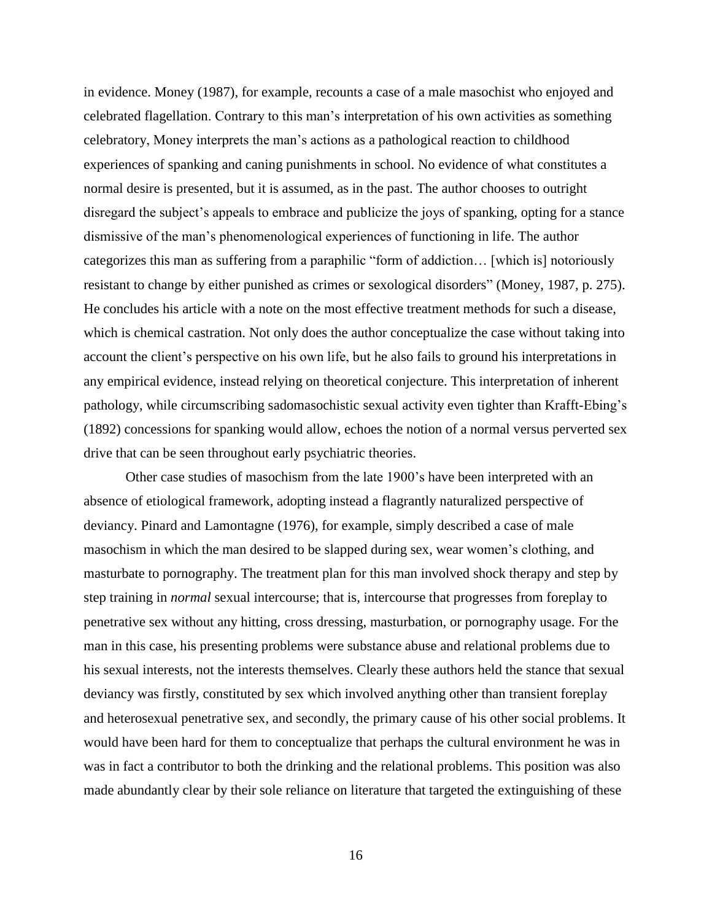in evidence. Money (1987), for example, recounts a case of a male masochist who enjoyed and celebrated flagellation. Contrary to this man's interpretation of his own activities as something celebratory, Money interprets the man's actions as a pathological reaction to childhood experiences of spanking and caning punishments in school. No evidence of what constitutes a normal desire is presented, but it is assumed, as in the past. The author chooses to outright disregard the subject's appeals to embrace and publicize the joys of spanking, opting for a stance dismissive of the man's phenomenological experiences of functioning in life. The author categorizes this man as suffering from a paraphilic "form of addiction… [which is] notoriously resistant to change by either punished as crimes or sexological disorders" (Money, 1987, p. 275). He concludes his article with a note on the most effective treatment methods for such a disease, which is chemical castration. Not only does the author conceptualize the case without taking into account the client's perspective on his own life, but he also fails to ground his interpretations in any empirical evidence, instead relying on theoretical conjecture. This interpretation of inherent pathology, while circumscribing sadomasochistic sexual activity even tighter than Krafft-Ebing's (1892) concessions for spanking would allow, echoes the notion of a normal versus perverted sex drive that can be seen throughout early psychiatric theories.

Other case studies of masochism from the late 1900's have been interpreted with an absence of etiological framework, adopting instead a flagrantly naturalized perspective of deviancy. Pinard and Lamontagne (1976), for example, simply described a case of male masochism in which the man desired to be slapped during sex, wear women's clothing, and masturbate to pornography. The treatment plan for this man involved shock therapy and step by step training in *normal* sexual intercourse; that is, intercourse that progresses from foreplay to penetrative sex without any hitting, cross dressing, masturbation, or pornography usage. For the man in this case, his presenting problems were substance abuse and relational problems due to his sexual interests, not the interests themselves. Clearly these authors held the stance that sexual deviancy was firstly, constituted by sex which involved anything other than transient foreplay and heterosexual penetrative sex, and secondly, the primary cause of his other social problems. It would have been hard for them to conceptualize that perhaps the cultural environment he was in was in fact a contributor to both the drinking and the relational problems. This position was also made abundantly clear by their sole reliance on literature that targeted the extinguishing of these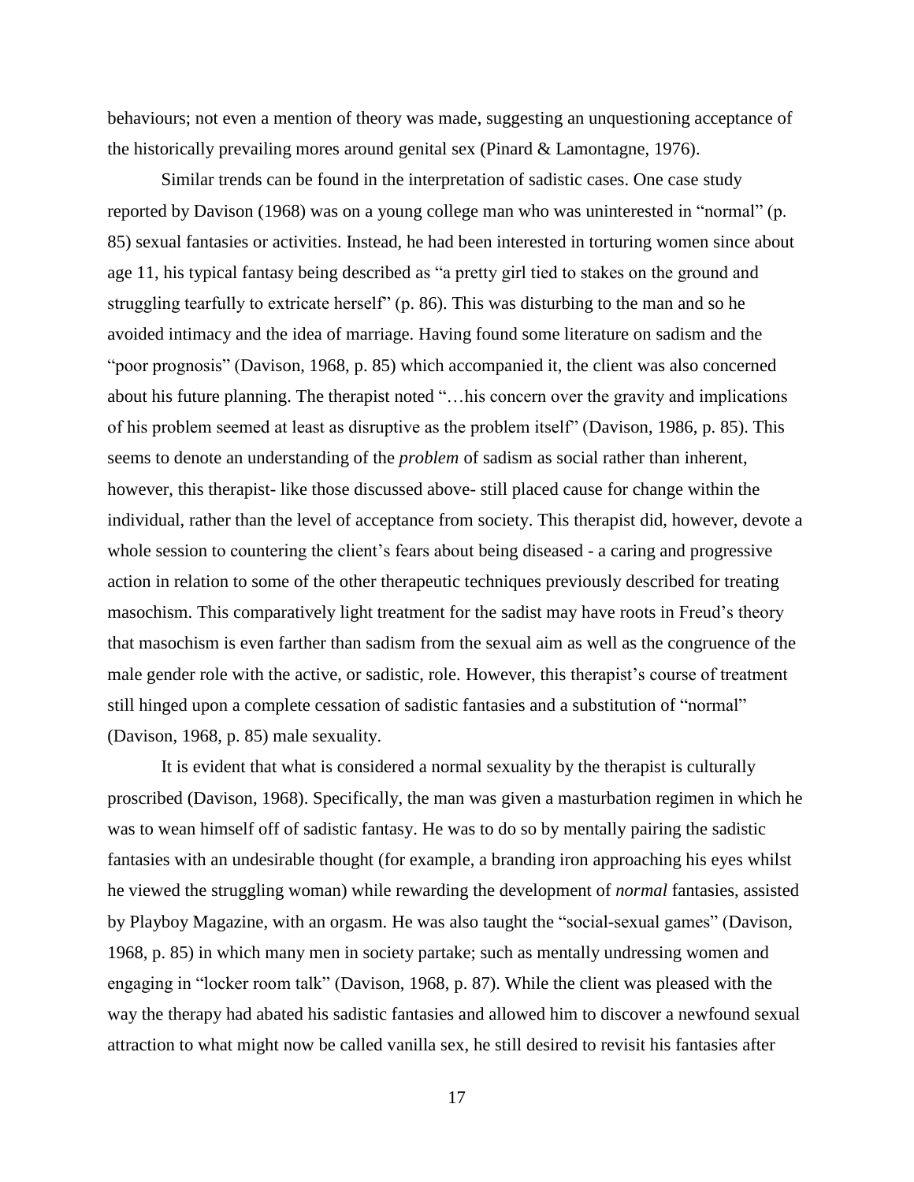behaviours; not even a mention of theory was made, suggesting an unquestioning acceptance of the historically prevailing mores around genital sex (Pinard & Lamontagne, 1976).

Similar trends can be found in the interpretation of sadistic cases. One case study reported by Davison (1968) was on a young college man who was uninterested in "normal" (p. 85) sexual fantasies or activities. Instead, he had been interested in torturing women since about age 11, his typical fantasy being described as "a pretty girl tied to stakes on the ground and struggling tearfully to extricate herself" (p. 86). This was disturbing to the man and so he avoided intimacy and the idea of marriage. Having found some literature on sadism and the "poor prognosis" (Davison, 1968, p. 85) which accompanied it, the client was also concerned about his future planning. The therapist noted "…his concern over the gravity and implications of his problem seemed at least as disruptive as the problem itself" (Davison, 1986, p. 85). This seems to denote an understanding of the *problem* of sadism as social rather than inherent, however, this therapist- like those discussed above- still placed cause for change within the individual, rather than the level of acceptance from society. This therapist did, however, devote a whole session to countering the client's fears about being diseased - a caring and progressive action in relation to some of the other therapeutic techniques previously described for treating masochism. This comparatively light treatment for the sadist may have roots in Freud's theory that masochism is even farther than sadism from the sexual aim as well as the congruence of the male gender role with the active, or sadistic, role. However, this therapist's course of treatment still hinged upon a complete cessation of sadistic fantasies and a substitution of "normal" (Davison, 1968, p. 85) male sexuality.

It is evident that what is considered a normal sexuality by the therapist is culturally proscribed (Davison, 1968). Specifically, the man was given a masturbation regimen in which he was to wean himself off of sadistic fantasy. He was to do so by mentally pairing the sadistic fantasies with an undesirable thought (for example, a branding iron approaching his eyes whilst he viewed the struggling woman) while rewarding the development of *normal* fantasies, assisted by Playboy Magazine, with an orgasm. He was also taught the "social-sexual games" (Davison, 1968, p. 85) in which many men in society partake; such as mentally undressing women and engaging in "locker room talk" (Davison, 1968, p. 87). While the client was pleased with the way the therapy had abated his sadistic fantasies and allowed him to discover a newfound sexual attraction to what might now be called vanilla sex, he still desired to revisit his fantasies after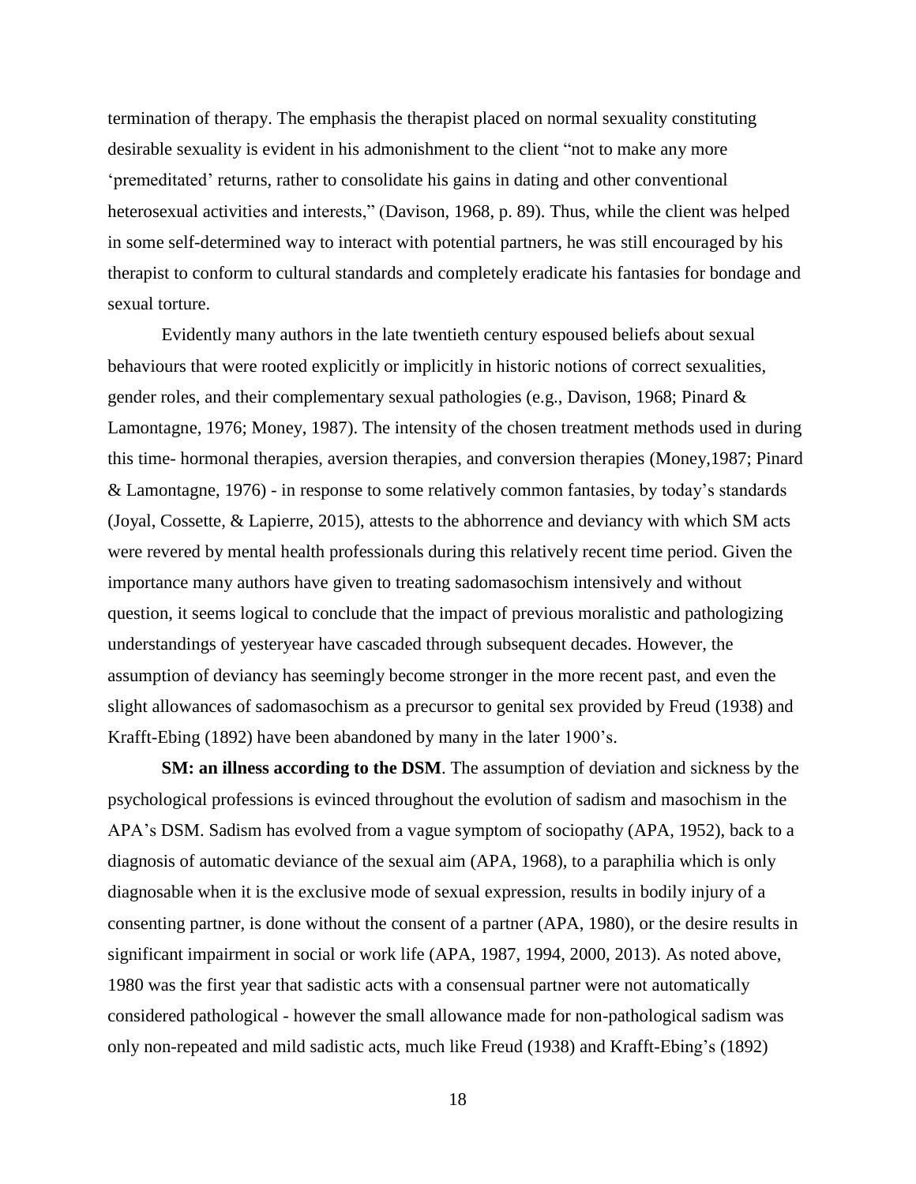termination of therapy. The emphasis the therapist placed on normal sexuality constituting desirable sexuality is evident in his admonishment to the client "not to make any more 'premeditated' returns, rather to consolidate his gains in dating and other conventional heterosexual activities and interests," (Davison, 1968, p. 89). Thus, while the client was helped in some self-determined way to interact with potential partners, he was still encouraged by his therapist to conform to cultural standards and completely eradicate his fantasies for bondage and sexual torture.

Evidently many authors in the late twentieth century espoused beliefs about sexual behaviours that were rooted explicitly or implicitly in historic notions of correct sexualities, gender roles, and their complementary sexual pathologies (e.g., Davison, 1968; Pinard & Lamontagne, 1976; Money, 1987). The intensity of the chosen treatment methods used in during this time- hormonal therapies, aversion therapies, and conversion therapies (Money,1987; Pinard & Lamontagne, 1976) - in response to some relatively common fantasies, by today's standards (Joyal, Cossette, & Lapierre, 2015), attests to the abhorrence and deviancy with which SM acts were revered by mental health professionals during this relatively recent time period. Given the importance many authors have given to treating sadomasochism intensively and without question, it seems logical to conclude that the impact of previous moralistic and pathologizing understandings of yesteryear have cascaded through subsequent decades. However, the assumption of deviancy has seemingly become stronger in the more recent past, and even the slight allowances of sadomasochism as a precursor to genital sex provided by Freud (1938) and Krafft-Ebing (1892) have been abandoned by many in the later 1900's.

**SM: an illness according to the DSM**. The assumption of deviation and sickness by the psychological professions is evinced throughout the evolution of sadism and masochism in the APA's DSM. Sadism has evolved from a vague symptom of sociopathy (APA, 1952), back to a diagnosis of automatic deviance of the sexual aim (APA, 1968), to a paraphilia which is only diagnosable when it is the exclusive mode of sexual expression, results in bodily injury of a consenting partner, is done without the consent of a partner (APA, 1980), or the desire results in significant impairment in social or work life (APA, 1987, 1994, 2000, 2013). As noted above, 1980 was the first year that sadistic acts with a consensual partner were not automatically considered pathological - however the small allowance made for non-pathological sadism was only non-repeated and mild sadistic acts, much like Freud (1938) and Krafft-Ebing's (1892)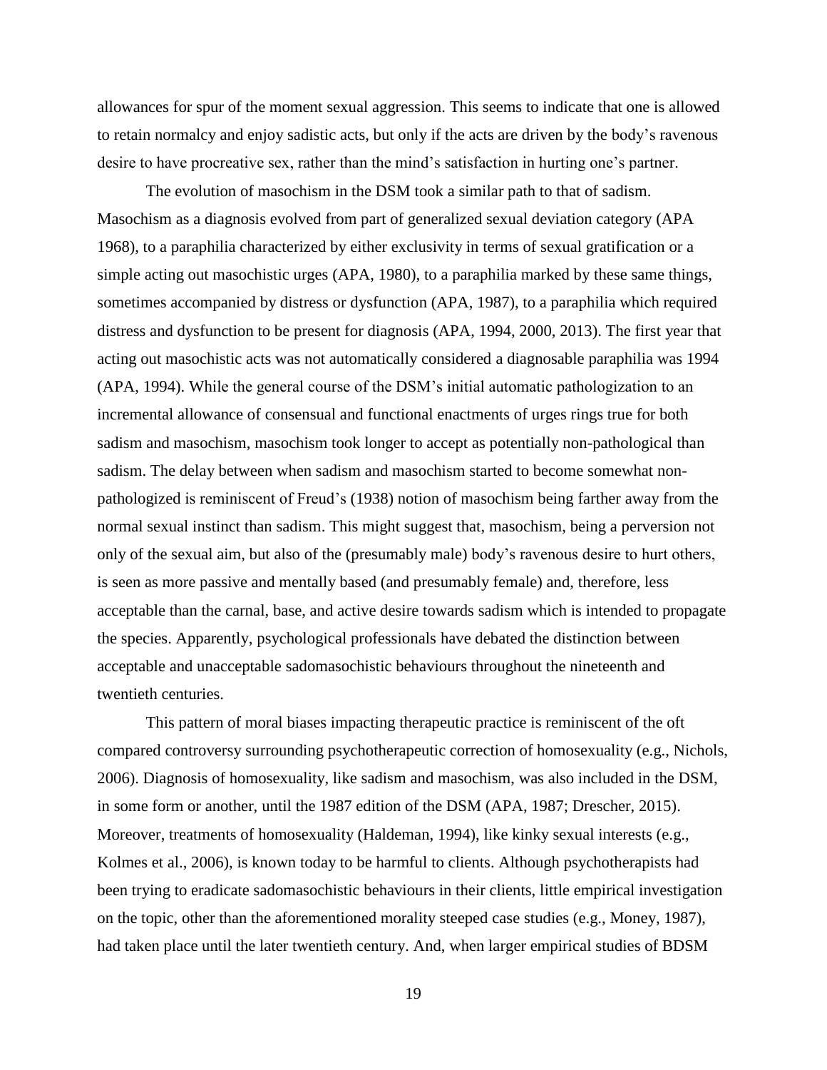allowances for spur of the moment sexual aggression. This seems to indicate that one is allowed to retain normalcy and enjoy sadistic acts, but only if the acts are driven by the body's ravenous desire to have procreative sex, rather than the mind's satisfaction in hurting one's partner.

The evolution of masochism in the DSM took a similar path to that of sadism. Masochism as a diagnosis evolved from part of generalized sexual deviation category (APA 1968), to a paraphilia characterized by either exclusivity in terms of sexual gratification or a simple acting out masochistic urges (APA, 1980), to a paraphilia marked by these same things, sometimes accompanied by distress or dysfunction (APA, 1987), to a paraphilia which required distress and dysfunction to be present for diagnosis (APA, 1994, 2000, 2013). The first year that acting out masochistic acts was not automatically considered a diagnosable paraphilia was 1994 (APA, 1994). While the general course of the DSM's initial automatic pathologization to an incremental allowance of consensual and functional enactments of urges rings true for both sadism and masochism, masochism took longer to accept as potentially non-pathological than sadism. The delay between when sadism and masochism started to become somewhat non-pathologized is reminiscent of Freud's (1938) notion of masochism being farther away from the normal sexual instinct than sadism. This might suggest that, masochism, being a perversion not only of the sexual aim, but also of the (presumably male) body's ravenous desire to hurt others, is seen as more passive and mentally based (and presumably female) and, therefore, less acceptable than the carnal, base, and active desire towards sadism which is intended to propagate the species. Apparently, psychological professionals have debated the distinction between acceptable and unacceptable sadomasochistic behaviours throughout the nineteenth and twentieth centuries.

This pattern of moral biases impacting therapeutic practice is reminiscent of the oft compared controversy surrounding psychotherapeutic correction of homosexuality (e.g., Nichols, 2006). Diagnosis of homosexuality, like sadism and masochism, was also included in the DSM, in some form or another, until the 1987 edition of the DSM (APA, 1987; Drescher, 2015). Moreover, treatments of homosexuality (Haldeman, 1994), like kinky sexual interests (e.g., Kolmes et al., 2006), is known today to be harmful to clients. Although psychotherapists had been trying to eradicate sadomasochistic behaviours in their clients, little empirical investigation on the topic, other than the aforementioned morality steeped case studies (e.g., Money, 1987), had taken place until the later twentieth century. And, when larger empirical studies of BDSM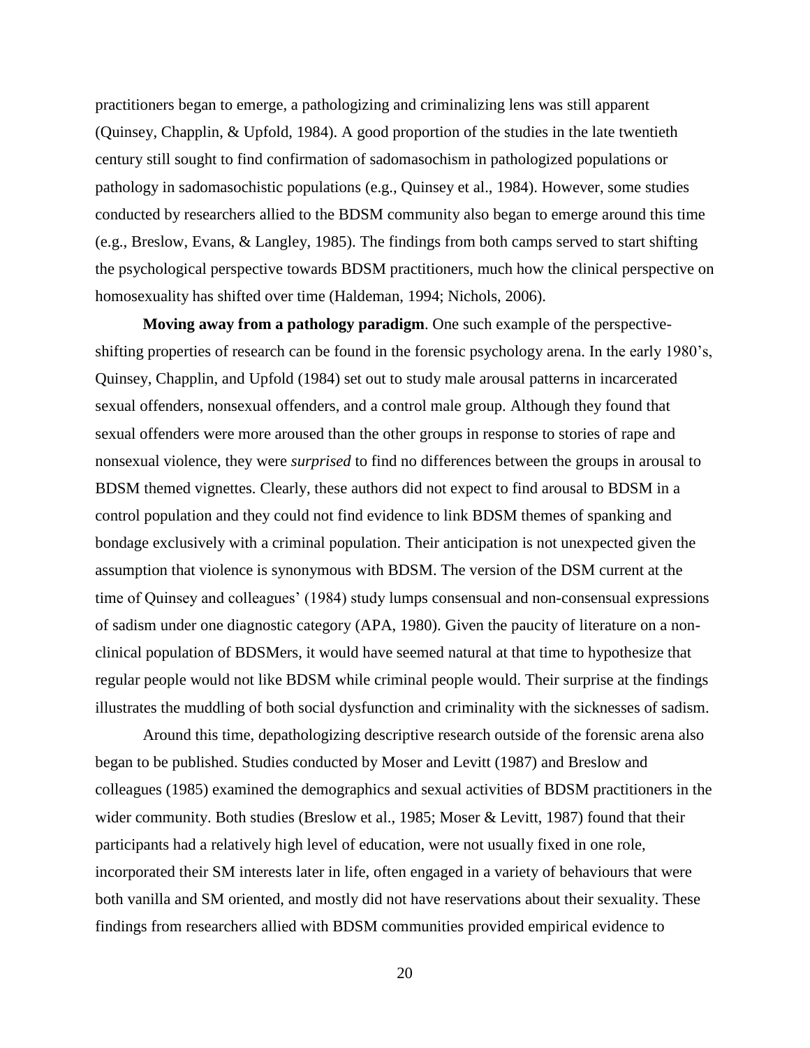practitioners began to emerge, a pathologizing and criminalizing lens was still apparent (Quinsey, Chapplin, & Upfold, 1984). A good proportion of the studies in the late twentieth century still sought to find confirmation of sadomasochism in pathologized populations or pathology in sadomasochistic populations (e.g., Quinsey et al., 1984). However, some studies conducted by researchers allied to the BDSM community also began to emerge around this time (e.g., Breslow, Evans, & Langley, 1985). The findings from both camps served to start shifting the psychological perspective towards BDSM practitioners, much how the clinical perspective on homosexuality has shifted over time (Haldeman, 1994; Nichols, 2006).

**Moving away from a pathology paradigm**. One such example of the perspective-shifting properties of research can be found in the forensic psychology arena. In the early 1980's, Quinsey, Chapplin, and Upfold (1984) set out to study male arousal patterns in incarcerated sexual offenders, nonsexual offenders, and a control male group. Although they found that sexual offenders were more aroused than the other groups in response to stories of rape and nonsexual violence, they were *surprised* to find no differences between the groups in arousal to BDSM themed vignettes. Clearly, these authors did not expect to find arousal to BDSM in a control population and they could not find evidence to link BDSM themes of spanking and bondage exclusively with a criminal population. Their anticipation is not unexpected given the assumption that violence is synonymous with BDSM. The version of the DSM current at the time of Quinsey and colleagues' (1984) study lumps consensual and non-consensual expressions of sadism under one diagnostic category (APA, 1980). Given the paucity of literature on a non-clinical population of BDSMers, it would have seemed natural at that time to hypothesize that regular people would not like BDSM while criminal people would. Their surprise at the findings illustrates the muddling of both social dysfunction and criminality with the sicknesses of sadism.

Around this time, depathologizing descriptive research outside of the forensic arena also began to be published. Studies conducted by Moser and Levitt (1987) and Breslow and colleagues (1985) examined the demographics and sexual activities of BDSM practitioners in the wider community. Both studies (Breslow et al., 1985; Moser & Levitt, 1987) found that their participants had a relatively high level of education, were not usually fixed in one role, incorporated their SM interests later in life, often engaged in a variety of behaviours that were both vanilla and SM oriented, and mostly did not have reservations about their sexuality. These findings from researchers allied with BDSM communities provided empirical evidence to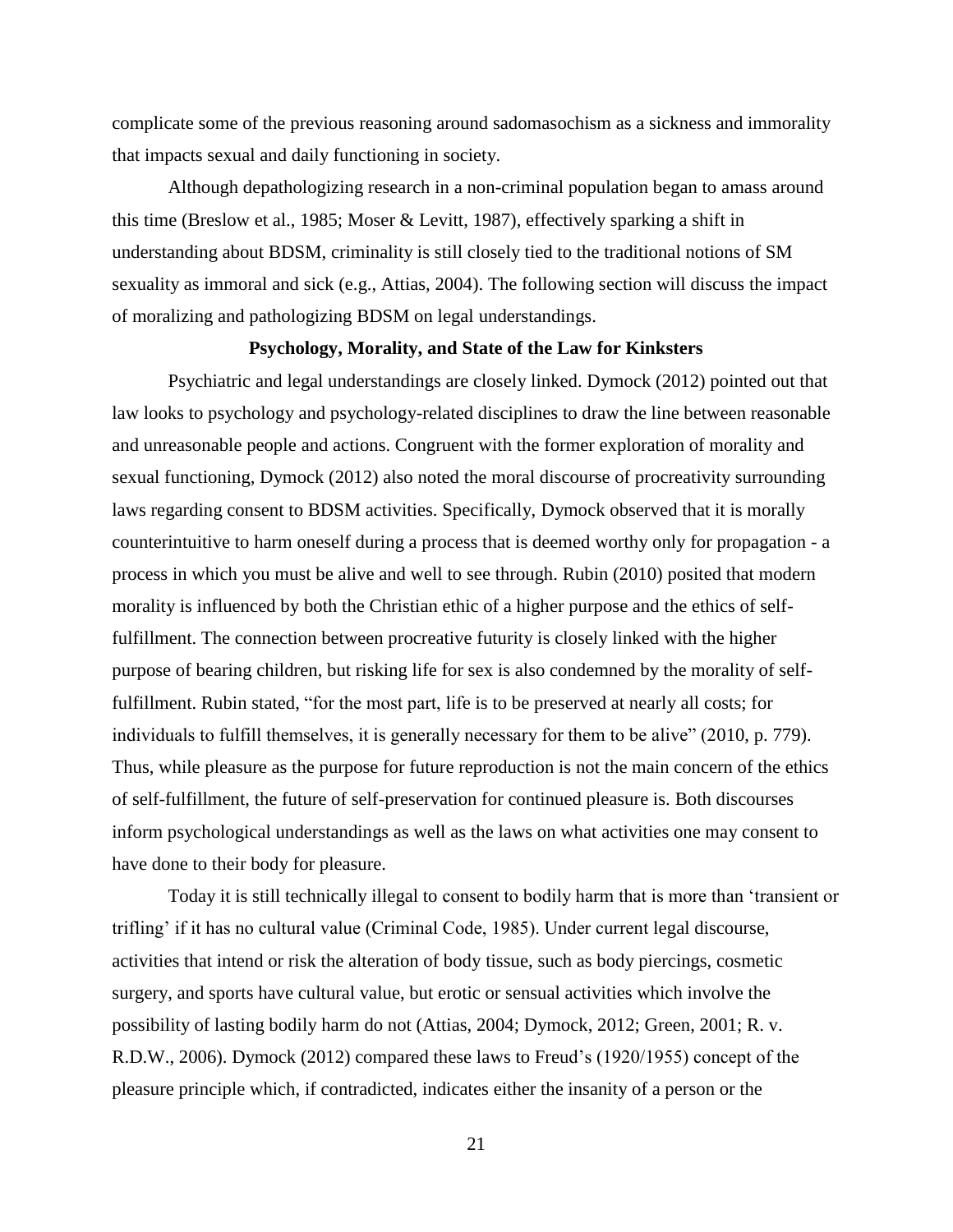complicate some of the previous reasoning around sadomasochism as a sickness and immorality that impacts sexual and daily functioning in society.

Although depathologizing research in a non-criminal population began to amass around this time (Breslow et al., 1985; Moser & Levitt, 1987), effectively sparking a shift in understanding about BDSM, criminality is still closely tied to the traditional notions of SM sexuality as immoral and sick (e.g., Attias, 2004). The following section will discuss the impact of moralizing and pathologizing BDSM on legal understandings.

## Psychology, Morality, and State of the Law for Kinksters

Psychiatric and legal understandings are closely linked. Dymock (2012) pointed out that law looks to psychology and psychology-related disciplines to draw the line between reasonable and unreasonable people and actions. Congruent with the former exploration of morality and sexual functioning, Dymock (2012) also noted the moral discourse of procreativity surrounding laws regarding consent to BDSM activities. Specifically, Dymock observed that it is morally counterintuitive to harm oneself during a process that is deemed worthy only for propagation - a process in which you must be alive and well to see through. Rubin (2010) posited that modern morality is influenced by both the Christian ethic of a higher purpose and the ethics of self-fulfillment. The connection between procreative futurity is closely linked with the higher purpose of bearing children, but risking life for sex is also condemned by the morality of self-fulfillment. Rubin stated, "for the most part, life is to be preserved at nearly all costs; for individuals to fulfill themselves, it is generally necessary for them to be alive" (2010, p. 779). Thus, while pleasure as the purpose for future reproduction is not the main concern of the ethics of self-fulfillment, the future of self-preservation for continued pleasure is. Both discourses inform psychological understandings as well as the laws on what activities one may consent to have done to their body for pleasure.

Today it is still technically illegal to consent to bodily harm that is more than 'transient or trifling' if it has no cultural value (Criminal Code, 1985). Under current legal discourse, activities that intend or risk the alteration of body tissue, such as body piercings, cosmetic surgery, and sports have cultural value, but erotic or sensual activities which involve the possibility of lasting bodily harm do not (Attias, 2004; Dymock, 2012; Green, 2001; R. v. R.D.W., 2006). Dymock (2012) compared these laws to Freud's (1920/1955) concept of the pleasure principle which, if contradicted, indicates either the insanity of a person or the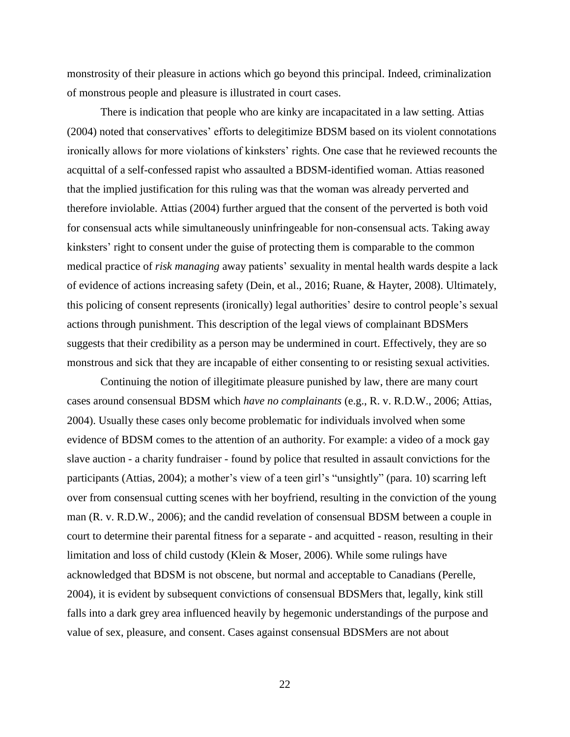monstrosity of their pleasure in actions which go beyond this principal. Indeed, criminalization of monstrous people and pleasure is illustrated in court cases.

There is indication that people who are kinky are incapacitated in a law setting. Attias (2004) noted that conservatives' efforts to delegitimize BDSM based on its violent connotations ironically allows for more violations of kinksters' rights. One case that he reviewed recounts the acquittal of a self-confessed rapist who assaulted a BDSM-identified woman. Attias reasoned that the implied justification for this ruling was that the woman was already perverted and therefore inviolable. Attias (2004) further argued that the consent of the perverted is both void for consensual acts while simultaneously uninfringeable for non-consensual acts. Taking away kinksters' right to consent under the guise of protecting them is comparable to the common medical practice of *risk managing* away patients' sexuality in mental health wards despite a lack of evidence of actions increasing safety (Dein, et al., 2016; Ruane, & Hayter, 2008). Ultimately, this policing of consent represents (ironically) legal authorities' desire to control people's sexual actions through punishment. This description of the legal views of complainant BDSMers suggests that their credibility as a person may be undermined in court. Effectively, they are so monstrous and sick that they are incapable of either consenting to or resisting sexual activities.

Continuing the notion of illegitimate pleasure punished by law, there are many court cases around consensual BDSM which *have no complainants* (e.g., R. v. R.D.W., 2006; Attias, 2004). Usually these cases only become problematic for individuals involved when some evidence of BDSM comes to the attention of an authority. For example: a video of a mock gay slave auction - a charity fundraiser - found by police that resulted in assault convictions for the participants (Attias, 2004); a mother's view of a teen girl's "unsightly" (para. 10) scarring left over from consensual cutting scenes with her boyfriend, resulting in the conviction of the young man (R. v. R.D.W., 2006); and the candid revelation of consensual BDSM between a couple in court to determine their parental fitness for a separate - and acquitted - reason, resulting in their limitation and loss of child custody (Klein & Moser, 2006). While some rulings have acknowledged that BDSM is not obscene, but normal and acceptable to Canadians (Perelle, 2004), it is evident by subsequent convictions of consensual BDSMers that, legally, kink still falls into a dark grey area influenced heavily by hegemonic understandings of the purpose and value of sex, pleasure, and consent. Cases against consensual BDSMers are not about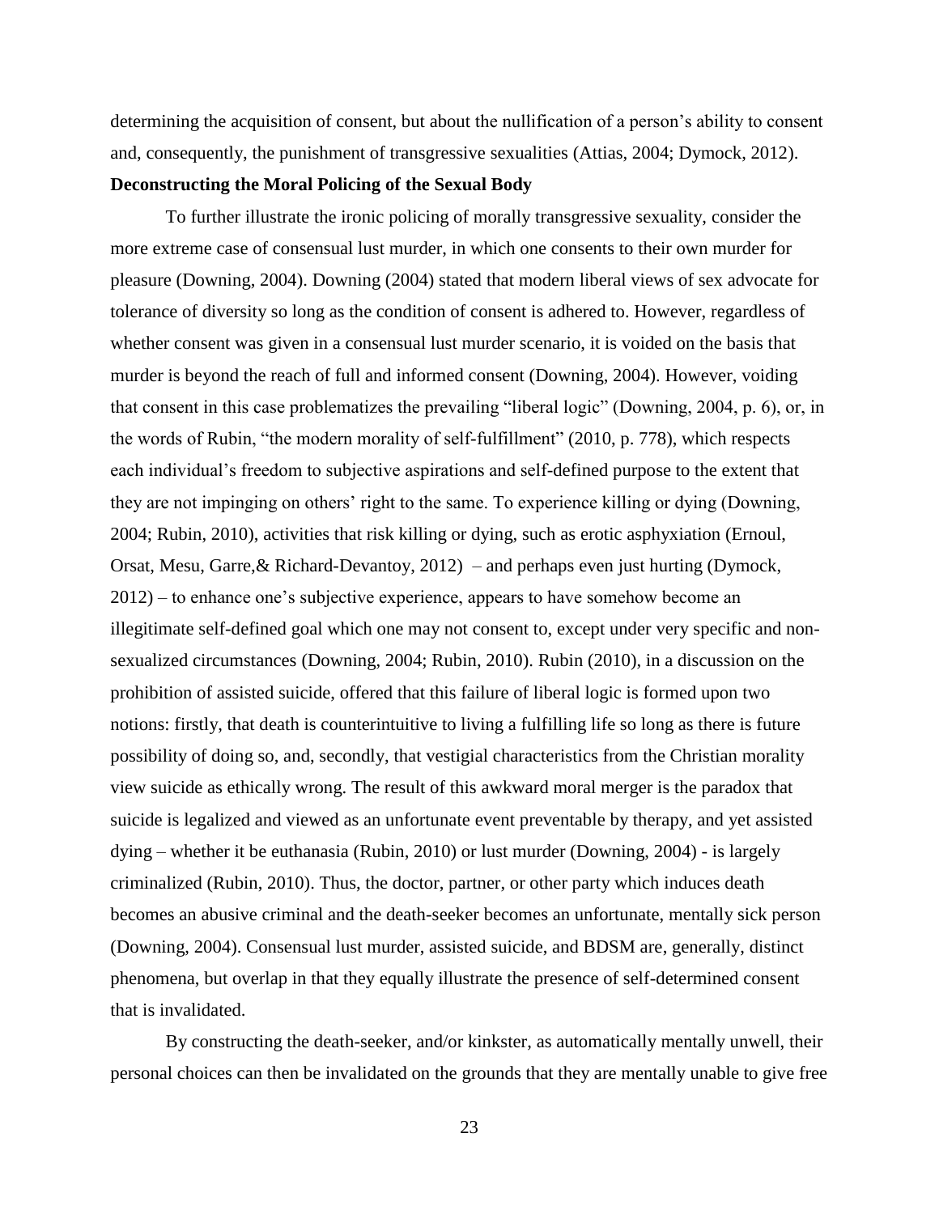determining the acquisition of consent, but about the nullification of a person's ability to consent and, consequently, the punishment of transgressive sexualities (Attias, 2004; Dymock, 2012).

**Deconstructing the Moral Policing of the Sexual Body**

To further illustrate the ironic policing of morally transgressive sexuality, consider the more extreme case of consensual lust murder, in which one consents to their own murder for pleasure (Downing, 2004). Downing (2004) stated that modern liberal views of sex advocate for tolerance of diversity so long as the condition of consent is adhered to. However, regardless of whether consent was given in a consensual lust murder scenario, it is voided on the basis that murder is beyond the reach of full and informed consent (Downing, 2004). However, voiding that consent in this case problematizes the prevailing "liberal logic" (Downing, 2004, p. 6), or, in the words of Rubin, "the modern morality of self-fulfillment" (2010, p. 778), which respects each individual's freedom to subjective aspirations and self-defined purpose to the extent that they are not impinging on others' right to the same. To experience killing or dying (Downing, 2004; Rubin, 2010), activities that risk killing or dying, such as erotic asphyxiation (Ernoul, Orsat, Mesu, Garre,& Richard-Devantoy, 2012) – and perhaps even just hurting (Dymock, 2012) – to enhance one's subjective experience, appears to have somehow become an illegitimate self-defined goal which one may not consent to, except under very specific and non-sexualized circumstances (Downing, 2004; Rubin, 2010). Rubin (2010), in a discussion on the prohibition of assisted suicide, offered that this failure of liberal logic is formed upon two notions: firstly, that death is counterintuitive to living a fulfilling life so long as there is future possibility of doing so, and, secondly, that vestigial characteristics from the Christian morality view suicide as ethically wrong. The result of this awkward moral merger is the paradox that suicide is legalized and viewed as an unfortunate event preventable by therapy, and yet assisted dying – whether it be euthanasia (Rubin, 2010) or lust murder (Downing, 2004) - is largely criminalized (Rubin, 2010). Thus, the doctor, partner, or other party which induces death becomes an abusive criminal and the death-seeker becomes an unfortunate, mentally sick person (Downing, 2004). Consensual lust murder, assisted suicide, and BDSM are, generally, distinct phenomena, but overlap in that they equally illustrate the presence of self-determined consent that is invalidated.

By constructing the death-seeker, and/or kinkster, as automatically mentally unwell, their personal choices can then be invalidated on the grounds that they are mentally unable to give free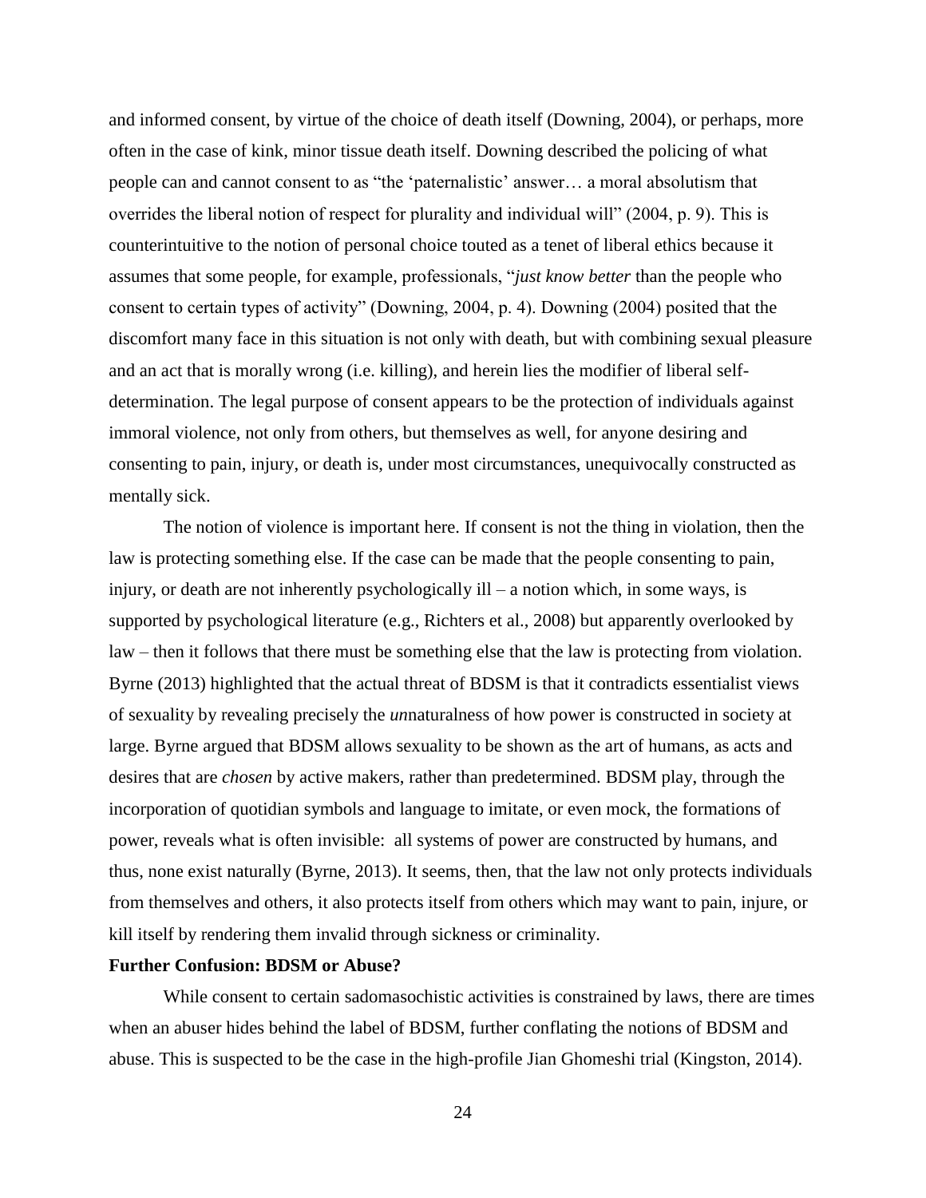and informed consent, by virtue of the choice of death itself (Downing, 2004), or perhaps, more often in the case of kink, minor tissue death itself. Downing described the policing of what people can and cannot consent to as "the 'paternalistic' answer… a moral absolutism that overrides the liberal notion of respect for plurality and individual will" (2004, p. 9). This is counterintuitive to the notion of personal choice touted as a tenet of liberal ethics because it assumes that some people, for example, professionals, "*just know better* than the people who consent to certain types of activity" (Downing, 2004, p. 4). Downing (2004) posited that the discomfort many face in this situation is not only with death, but with combining sexual pleasure and an act that is morally wrong (i.e. killing), and herein lies the modifier of liberal self-determination. The legal purpose of consent appears to be the protection of individuals against immoral violence, not only from others, but themselves as well, for anyone desiring and consenting to pain, injury, or death is, under most circumstances, unequivocally constructed as mentally sick.

The notion of violence is important here. If consent is not the thing in violation, then the law is protecting something else. If the case can be made that the people consenting to pain, injury, or death are not inherently psychologically ill – a notion which, in some ways, is supported by psychological literature (e.g., Richters et al., 2008) but apparently overlooked by law – then it follows that there must be something else that the law is protecting from violation. Byrne (2013) highlighted that the actual threat of BDSM is that it contradicts essentialist views of sexuality by revealing precisely the *un*naturalness of how power is constructed in society at large. Byrne argued that BDSM allows sexuality to be shown as the art of humans, as acts and desires that are *chosen* by active makers, rather than predetermined. BDSM play, through the incorporation of quotidian symbols and language to imitate, or even mock, the formations of power, reveals what is often invisible: all systems of power are constructed by humans, and thus, none exist naturally (Byrne, 2013). It seems, then, that the law not only protects individuals from themselves and others, it also protects itself from others which may want to pain, injure, or kill itself by rendering them invalid through sickness or criminality.

**Further Confusion: BDSM or Abuse?**

While consent to certain sadomasochistic activities is constrained by laws, there are times when an abuser hides behind the label of BDSM, further conflating the notions of BDSM and abuse. This is suspected to be the case in the high-profile Jian Ghomeshi trial (Kingston, 2014).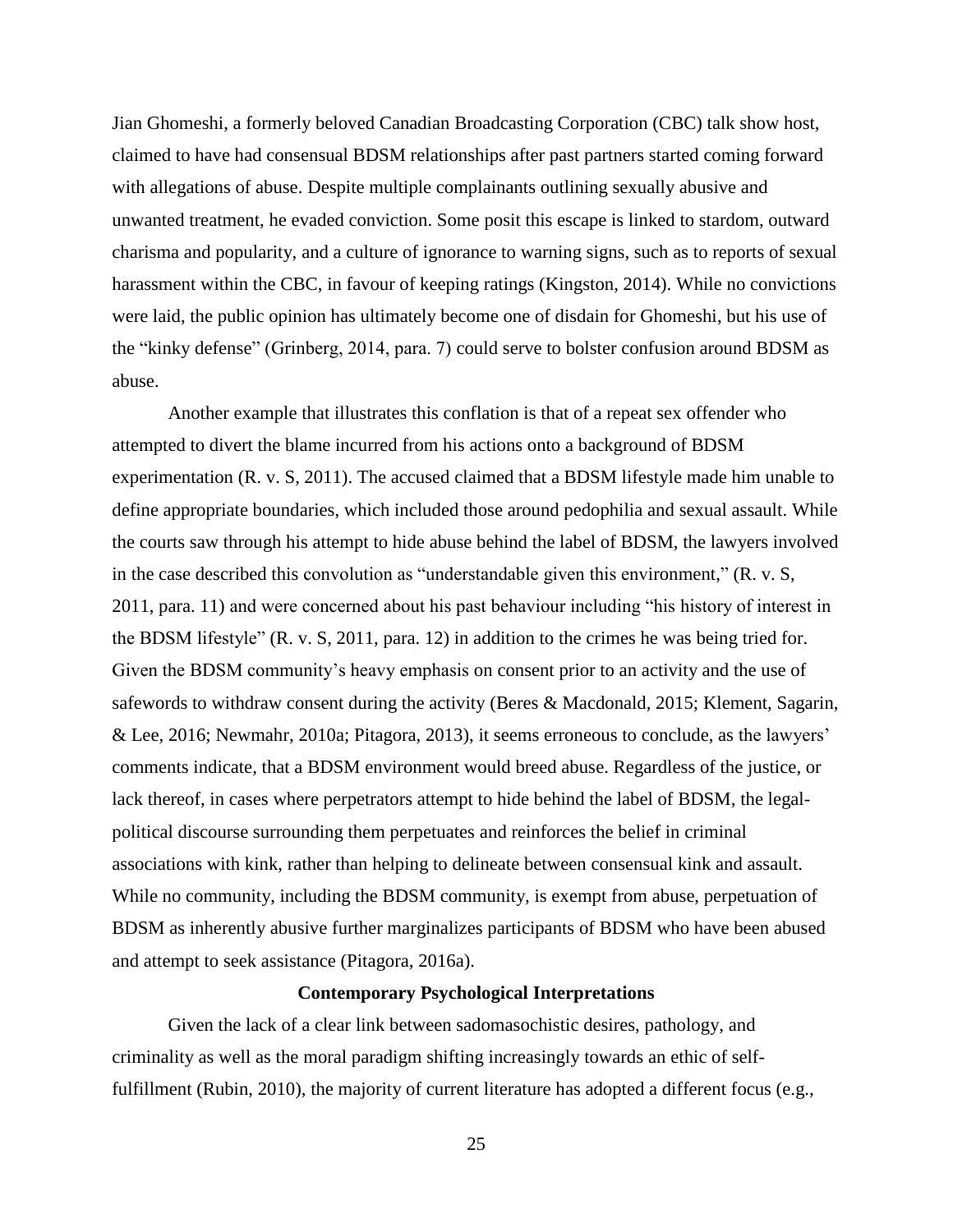Jian Ghomeshi, a formerly beloved Canadian Broadcasting Corporation (CBC) talk show host, claimed to have had consensual BDSM relationships after past partners started coming forward with allegations of abuse. Despite multiple complainants outlining sexually abusive and unwanted treatment, he evaded conviction. Some posit this escape is linked to stardom, outward charisma and popularity, and a culture of ignorance to warning signs, such as to reports of sexual harassment within the CBC, in favour of keeping ratings (Kingston, 2014). While no convictions were laid, the public opinion has ultimately become one of disdain for Ghomeshi, but his use of the "kinky defense" (Grinberg, 2014, para. 7) could serve to bolster confusion around BDSM as abuse.

Another example that illustrates this conflation is that of a repeat sex offender who attempted to divert the blame incurred from his actions onto a background of BDSM experimentation (R. v. S, 2011). The accused claimed that a BDSM lifestyle made him unable to define appropriate boundaries, which included those around pedophilia and sexual assault. While the courts saw through his attempt to hide abuse behind the label of BDSM, the lawyers involved in the case described this convolution as "understandable given this environment," (R. v. S, 2011, para. 11) and were concerned about his past behaviour including "his history of interest in the BDSM lifestyle" (R. v. S, 2011, para. 12) in addition to the crimes he was being tried for. Given the BDSM community's heavy emphasis on consent prior to an activity and the use of safewords to withdraw consent during the activity (Beres & Macdonald, 2015; Klement, Sagarin, & Lee, 2016; Newmahr, 2010a; Pitagora, 2013), it seems erroneous to conclude, as the lawyers' comments indicate, that a BDSM environment would breed abuse. Regardless of the justice, or lack thereof, in cases where perpetrators attempt to hide behind the label of BDSM, the legal-political discourse surrounding them perpetuates and reinforces the belief in criminal associations with kink, rather than helping to delineate between consensual kink and assault. While no community, including the BDSM community, is exempt from abuse, perpetuation of BDSM as inherently abusive further marginalizes participants of BDSM who have been abused and attempt to seek assistance (Pitagora, 2016a).

## Contemporary Psychological Interpretations

Given the lack of a clear link between sadomasochistic desires, pathology, and criminality as well as the moral paradigm shifting increasingly towards an ethic of self-fulfillment (Rubin, 2010), the majority of current literature has adopted a different focus (e.g.,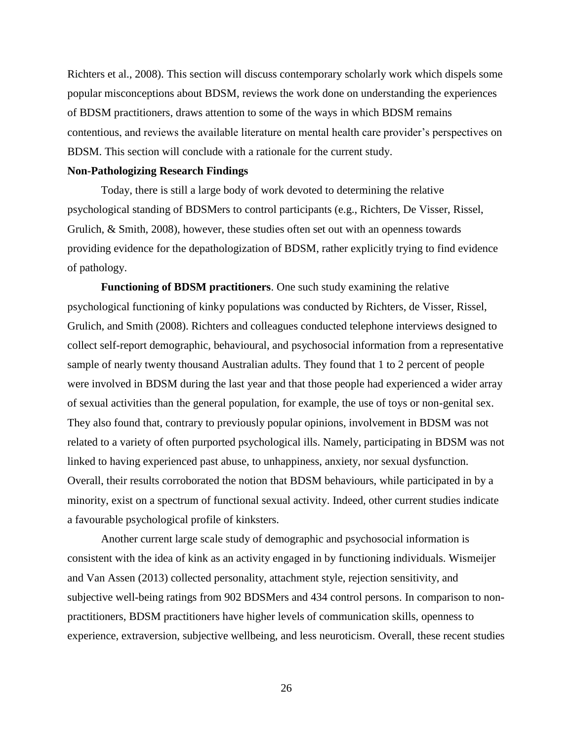Richters et al., 2008). This section will discuss contemporary scholarly work which dispels some popular misconceptions about BDSM, reviews the work done on understanding the experiences of BDSM practitioners, draws attention to some of the ways in which BDSM remains contentious, and reviews the available literature on mental health care provider's perspectives on BDSM. This section will conclude with a rationale for the current study.

## Non-Pathologizing Research Findings

Today, there is still a large body of work devoted to determining the relative psychological standing of BDSMers to control participants (e.g., Richters, De Visser, Rissel, Grulich, & Smith, 2008), however, these studies often set out with an openness towards providing evidence for the depathologization of BDSM, rather explicitly trying to find evidence of pathology.

**Functioning of BDSM practitioners**. One such study examining the relative psychological functioning of kinky populations was conducted by Richters, de Visser, Rissel, Grulich, and Smith (2008). Richters and colleagues conducted telephone interviews designed to collect self-report demographic, behavioural, and psychosocial information from a representative sample of nearly twenty thousand Australian adults. They found that 1 to 2 percent of people were involved in BDSM during the last year and that those people had experienced a wider array of sexual activities than the general population, for example, the use of toys or non-genital sex. They also found that, contrary to previously popular opinions, involvement in BDSM was not related to a variety of often purported psychological ills. Namely, participating in BDSM was not linked to having experienced past abuse, to unhappiness, anxiety, nor sexual dysfunction. Overall, their results corroborated the notion that BDSM behaviours, while participated in by a minority, exist on a spectrum of functional sexual activity. Indeed, other current studies indicate a favourable psychological profile of kinksters.

Another current large scale study of demographic and psychosocial information is consistent with the idea of kink as an activity engaged in by functioning individuals. Wismeijer and Van Assen (2013) collected personality, attachment style, rejection sensitivity, and subjective well-being ratings from 902 BDSMers and 434 control persons. In comparison to non-practitioners, BDSM practitioners have higher levels of communication skills, openness to experience, extraversion, subjective wellbeing, and less neuroticism. Overall, these recent studies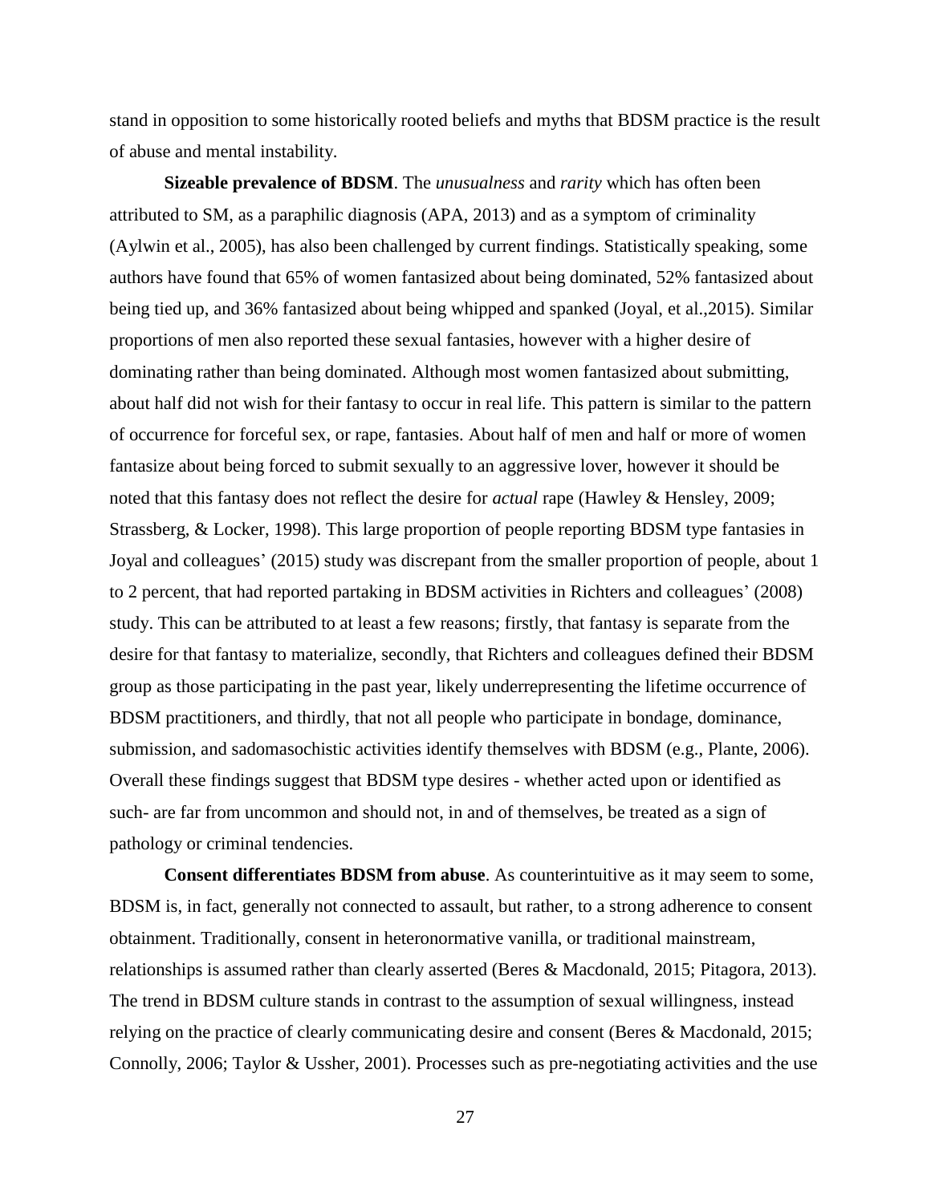stand in opposition to some historically rooted beliefs and myths that BDSM practice is the result of abuse and mental instability.

**Sizeable prevalence of BDSM**. The *unusualness* and *rarity* which has often been attributed to SM, as a paraphilic diagnosis (APA, 2013) and as a symptom of criminality (Aylwin et al., 2005), has also been challenged by current findings. Statistically speaking, some authors have found that 65% of women fantasized about being dominated, 52% fantasized about being tied up, and 36% fantasized about being whipped and spanked (Joyal, et al.,2015). Similar proportions of men also reported these sexual fantasies, however with a higher desire of dominating rather than being dominated. Although most women fantasized about submitting, about half did not wish for their fantasy to occur in real life. This pattern is similar to the pattern of occurrence for forceful sex, or rape, fantasies. About half of men and half or more of women fantasize about being forced to submit sexually to an aggressive lover, however it should be noted that this fantasy does not reflect the desire for *actual* rape (Hawley & Hensley, 2009; Strassberg, & Locker, 1998). This large proportion of people reporting BDSM type fantasies in Joyal and colleagues' (2015) study was discrepant from the smaller proportion of people, about 1 to 2 percent, that had reported partaking in BDSM activities in Richters and colleagues' (2008) study. This can be attributed to at least a few reasons; firstly, that fantasy is separate from the desire for that fantasy to materialize, secondly, that Richters and colleagues defined their BDSM group as those participating in the past year, likely underrepresenting the lifetime occurrence of BDSM practitioners, and thirdly, that not all people who participate in bondage, dominance, submission, and sadomasochistic activities identify themselves with BDSM (e.g., Plante, 2006). Overall these findings suggest that BDSM type desires - whether acted upon or identified as such- are far from uncommon and should not, in and of themselves, be treated as a sign of pathology or criminal tendencies.

**Consent differentiates BDSM from abuse**. As counterintuitive as it may seem to some, BDSM is, in fact, generally not connected to assault, but rather, to a strong adherence to consent obtainment. Traditionally, consent in heteronormative vanilla, or traditional mainstream, relationships is assumed rather than clearly asserted (Beres & Macdonald, 2015; Pitagora, 2013). The trend in BDSM culture stands in contrast to the assumption of sexual willingness, instead relying on the practice of clearly communicating desire and consent (Beres & Macdonald, 2015; Connolly, 2006; Taylor & Ussher, 2001). Processes such as pre-negotiating activities and the use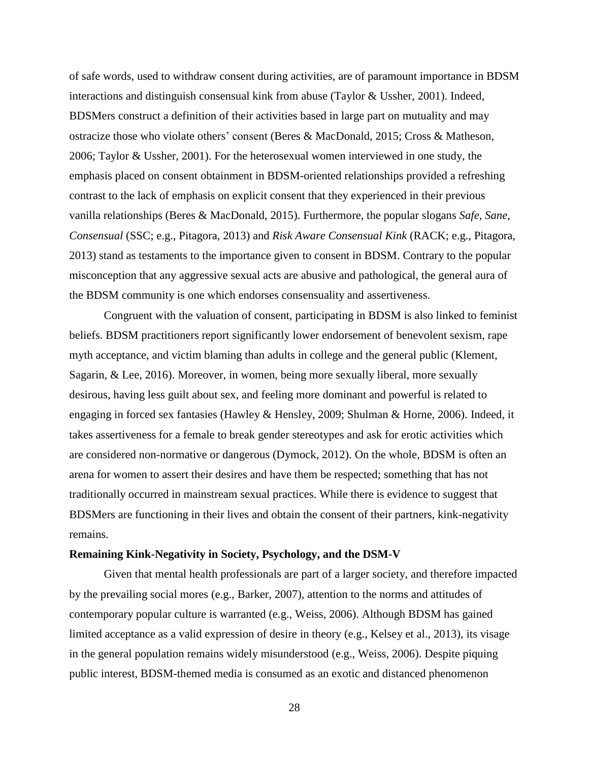of safe words, used to withdraw consent during activities, are of paramount importance in BDSM interactions and distinguish consensual kink from abuse (Taylor & Ussher, 2001). Indeed, BDSMers construct a definition of their activities based in large part on mutuality and may ostracize those who violate others' consent (Beres & MacDonald, 2015; Cross & Matheson, 2006; Taylor & Ussher, 2001). For the heterosexual women interviewed in one study, the emphasis placed on consent obtainment in BDSM-oriented relationships provided a refreshing contrast to the lack of emphasis on explicit consent that they experienced in their previous vanilla relationships (Beres & MacDonald, 2015). Furthermore, the popular slogans *Safe, Sane, Consensual* (SSC; e.g., Pitagora, 2013) and *Risk Aware Consensual Kink* (RACK; e.g., Pitagora, 2013) stand as testaments to the importance given to consent in BDSM. Contrary to the popular misconception that any aggressive sexual acts are abusive and pathological, the general aura of the BDSM community is one which endorses consensuality and assertiveness.

Congruent with the valuation of consent, participating in BDSM is also linked to feminist beliefs. BDSM practitioners report significantly lower endorsement of benevolent sexism, rape myth acceptance, and victim blaming than adults in college and the general public (Klement, Sagarin, & Lee, 2016). Moreover, in women, being more sexually liberal, more sexually desirous, having less guilt about sex, and feeling more dominant and powerful is related to engaging in forced sex fantasies (Hawley & Hensley, 2009; Shulman & Horne, 2006). Indeed, it takes assertiveness for a female to break gender stereotypes and ask for erotic activities which are considered non-normative or dangerous (Dymock, 2012). On the whole, BDSM is often an arena for women to assert their desires and have them be respected; something that has not traditionally occurred in mainstream sexual practices. While there is evidence to suggest that BDSMers are functioning in their lives and obtain the consent of their partners, kink-negativity remains.

**Remaining Kink-Negativity in Society, Psychology, and the DSM-V**

Given that mental health professionals are part of a larger society, and therefore impacted by the prevailing social mores (e.g., Barker, 2007), attention to the norms and attitudes of contemporary popular culture is warranted (e.g., Weiss, 2006). Although BDSM has gained limited acceptance as a valid expression of desire in theory (e.g., Kelsey et al., 2013), its visage in the general population remains widely misunderstood (e.g., Weiss, 2006). Despite piquing public interest, BDSM-themed media is consumed as an exotic and distanced phenomenon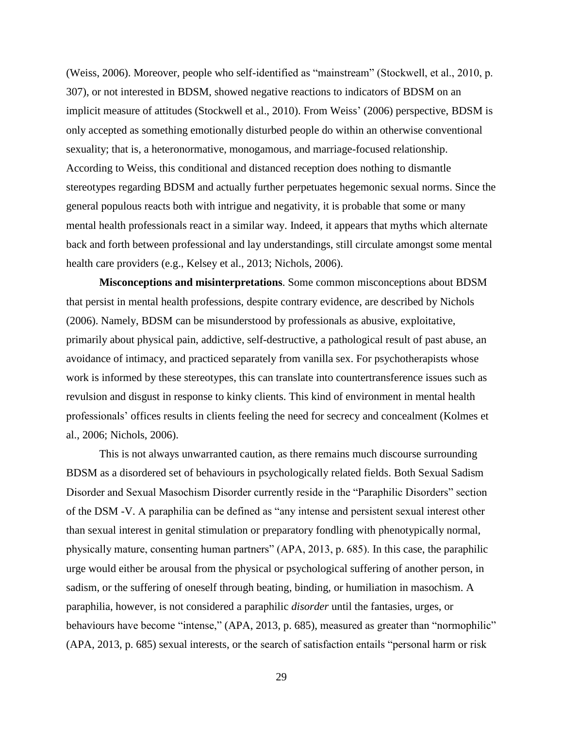(Weiss, 2006). Moreover, people who self-identified as "mainstream" (Stockwell, et al., 2010, p. 307), or not interested in BDSM, showed negative reactions to indicators of BDSM on an implicit measure of attitudes (Stockwell et al., 2010). From Weiss' (2006) perspective, BDSM is only accepted as something emotionally disturbed people do within an otherwise conventional sexuality; that is, a heteronormative, monogamous, and marriage-focused relationship. According to Weiss, this conditional and distanced reception does nothing to dismantle stereotypes regarding BDSM and actually further perpetuates hegemonic sexual norms. Since the general populous reacts both with intrigue and negativity, it is probable that some or many mental health professionals react in a similar way. Indeed, it appears that myths which alternate back and forth between professional and lay understandings, still circulate amongst some mental health care providers (e.g., Kelsey et al., 2013; Nichols, 2006).

**Misconceptions and misinterpretations**. Some common misconceptions about BDSM that persist in mental health professions, despite contrary evidence, are described by Nichols (2006). Namely, BDSM can be misunderstood by professionals as abusive, exploitative, primarily about physical pain, addictive, self-destructive, a pathological result of past abuse, an avoidance of intimacy, and practiced separately from vanilla sex. For psychotherapists whose work is informed by these stereotypes, this can translate into countertransference issues such as revulsion and disgust in response to kinky clients. This kind of environment in mental health professionals' offices results in clients feeling the need for secrecy and concealment (Kolmes et al., 2006; Nichols, 2006).

This is not always unwarranted caution, as there remains much discourse surrounding BDSM as a disordered set of behaviours in psychologically related fields. Both Sexual Sadism Disorder and Sexual Masochism Disorder currently reside in the "Paraphilic Disorders" section of the DSM -V. A paraphilia can be defined as "any intense and persistent sexual interest other than sexual interest in genital stimulation or preparatory fondling with phenotypically normal, physically mature, consenting human partners" (APA, 2013, p. 685). In this case, the paraphilic urge would either be arousal from the physical or psychological suffering of another person, in sadism, or the suffering of oneself through beating, binding, or humiliation in masochism. A paraphilia, however, is not considered a paraphilic *disorder* until the fantasies, urges, or behaviours have become "intense," (APA, 2013, p. 685), measured as greater than "normophilic" (APA, 2013, p. 685) sexual interests, or the search of satisfaction entails "personal harm or risk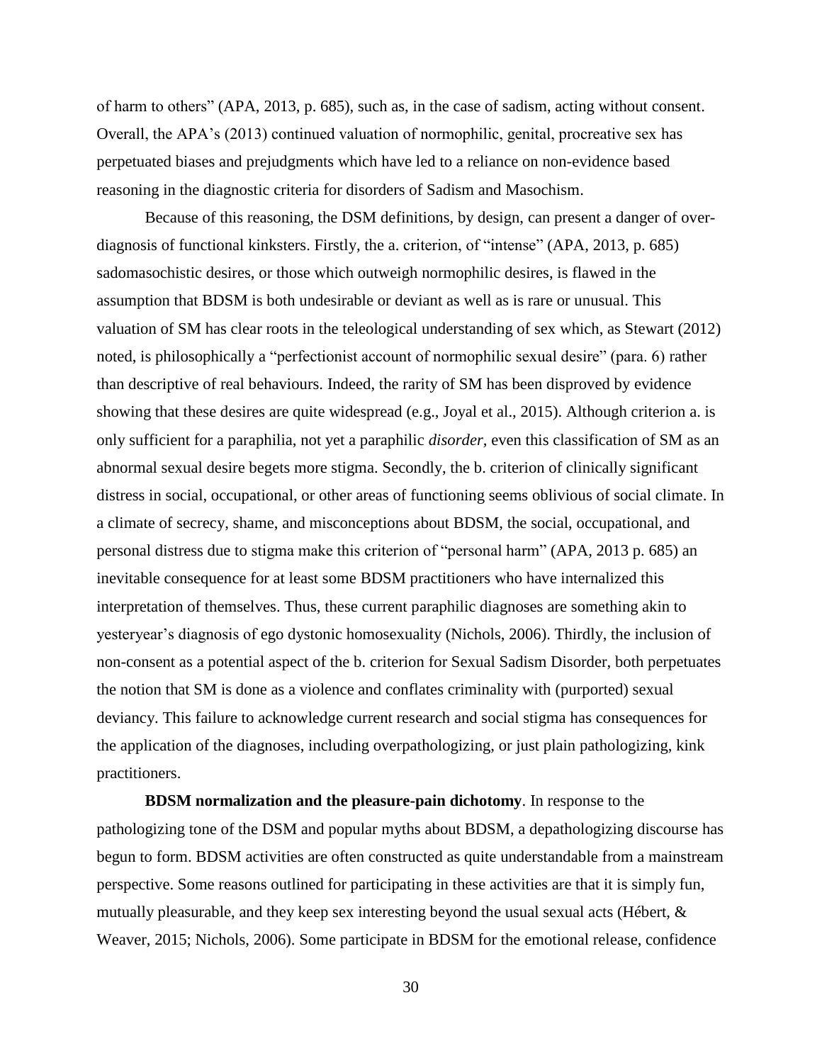of harm to others" (APA, 2013, p. 685), such as, in the case of sadism, acting without consent. Overall, the APA's (2013) continued valuation of normophilic, genital, procreative sex has perpetuated biases and prejudgments which have led to a reliance on non-evidence based reasoning in the diagnostic criteria for disorders of Sadism and Masochism.

Because of this reasoning, the DSM definitions, by design, can present a danger of over-diagnosis of functional kinksters. Firstly, the a. criterion, of "intense" (APA, 2013, p. 685) sadomasochistic desires, or those which outweigh normophilic desires, is flawed in the assumption that BDSM is both undesirable or deviant as well as is rare or unusual. This valuation of SM has clear roots in the teleological understanding of sex which, as Stewart (2012) noted, is philosophically a "perfectionist account of normophilic sexual desire" (para. 6) rather than descriptive of real behaviours. Indeed, the rarity of SM has been disproved by evidence showing that these desires are quite widespread (e.g., Joyal et al., 2015). Although criterion a. is only sufficient for a paraphilia, not yet a paraphilic *disorder*, even this classification of SM as an abnormal sexual desire begets more stigma. Secondly, the b. criterion of clinically significant distress in social, occupational, or other areas of functioning seems oblivious of social climate. In a climate of secrecy, shame, and misconceptions about BDSM, the social, occupational, and personal distress due to stigma make this criterion of "personal harm" (APA, 2013 p. 685) an inevitable consequence for at least some BDSM practitioners who have internalized this interpretation of themselves. Thus, these current paraphilic diagnoses are something akin to yesteryear's diagnosis of ego dystonic homosexuality (Nichols, 2006). Thirdly, the inclusion of non-consent as a potential aspect of the b. criterion for Sexual Sadism Disorder, both perpetuates the notion that SM is done as a violence and conflates criminality with (purported) sexual deviancy. This failure to acknowledge current research and social stigma has consequences for the application of the diagnoses, including overpathologizing, or just plain pathologizing, kink practitioners.

**BDSM normalization and the pleasure-pain dichotomy**. In response to the pathologizing tone of the DSM and popular myths about BDSM, a depathologizing discourse has begun to form. BDSM activities are often constructed as quite understandable from a mainstream perspective. Some reasons outlined for participating in these activities are that it is simply fun, mutually pleasurable, and they keep sex interesting beyond the usual sexual acts (Hébert, & Weaver, 2015; Nichols, 2006). Some participate in BDSM for the emotional release, confidence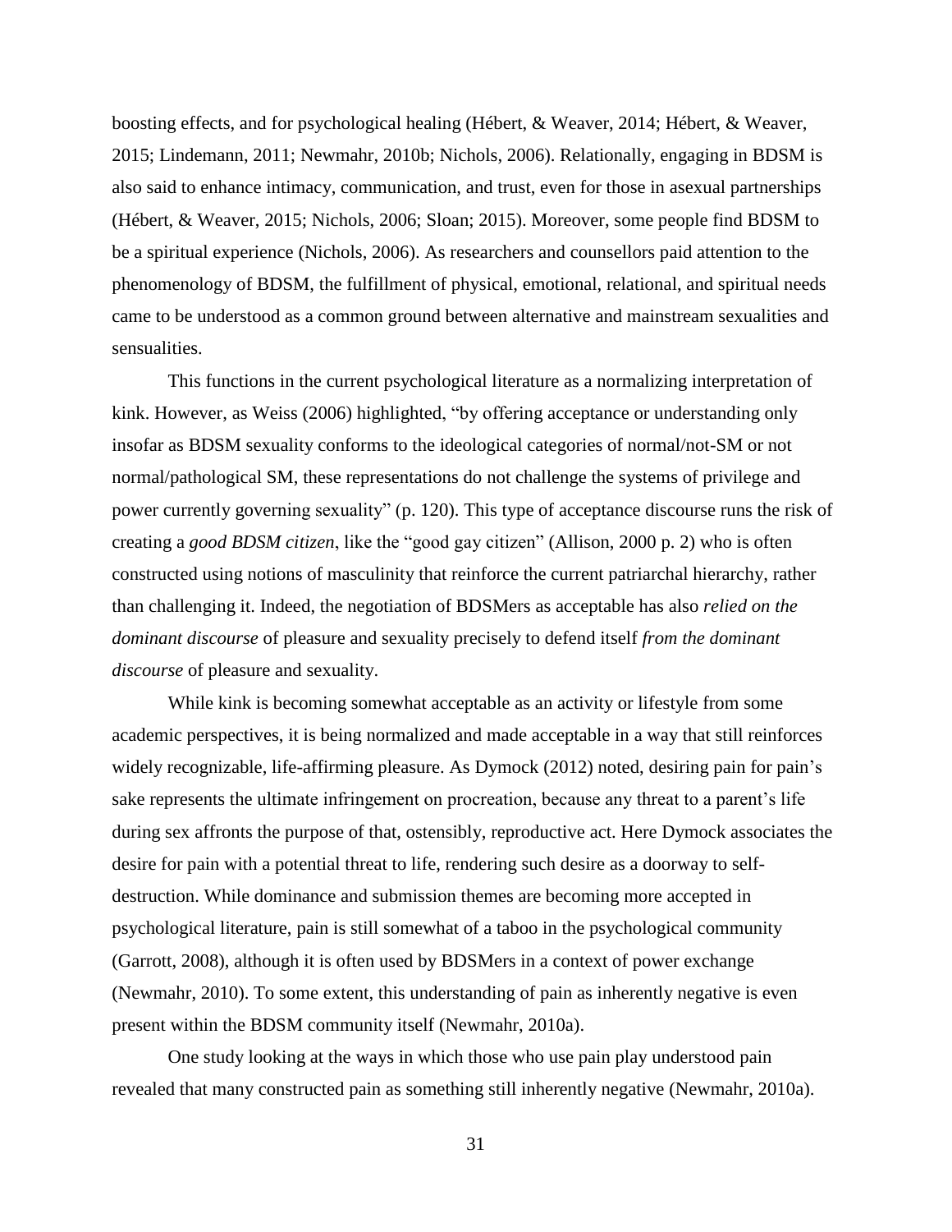boosting effects, and for psychological healing (Hébert, & Weaver, 2014; Hébert, & Weaver, 2015; Lindemann, 2011; Newmahr, 2010b; Nichols, 2006). Relationally, engaging in BDSM is also said to enhance intimacy, communication, and trust, even for those in asexual partnerships (Hébert, & Weaver, 2015; Nichols, 2006; Sloan; 2015). Moreover, some people find BDSM to be a spiritual experience (Nichols, 2006). As researchers and counsellors paid attention to the phenomenology of BDSM, the fulfillment of physical, emotional, relational, and spiritual needs came to be understood as a common ground between alternative and mainstream sexualities and sensualities.

This functions in the current psychological literature as a normalizing interpretation of kink. However, as Weiss (2006) highlighted, "by offering acceptance or understanding only insofar as BDSM sexuality conforms to the ideological categories of normal/not-SM or not normal/pathological SM, these representations do not challenge the systems of privilege and power currently governing sexuality" (p. 120). This type of acceptance discourse runs the risk of creating a *good BDSM citizen*, like the "good gay citizen" (Allison, 2000 p. 2) who is often constructed using notions of masculinity that reinforce the current patriarchal hierarchy, rather than challenging it. Indeed, the negotiation of BDSMers as acceptable has also *relied on the dominant discourse* of pleasure and sexuality precisely to defend itself *from the dominant discourse* of pleasure and sexuality.

While kink is becoming somewhat acceptable as an activity or lifestyle from some academic perspectives, it is being normalized and made acceptable in a way that still reinforces widely recognizable, life-affirming pleasure. As Dymock (2012) noted, desiring pain for pain's sake represents the ultimate infringement on procreation, because any threat to a parent's life during sex affronts the purpose of that, ostensibly, reproductive act. Here Dymock associates the desire for pain with a potential threat to life, rendering such desire as a doorway to self-destruction. While dominance and submission themes are becoming more accepted in psychological literature, pain is still somewhat of a taboo in the psychological community (Garrott, 2008), although it is often used by BDSMers in a context of power exchange (Newmahr, 2010). To some extent, this understanding of pain as inherently negative is even present within the BDSM community itself (Newmahr, 2010a).

One study looking at the ways in which those who use pain play understood pain revealed that many constructed pain as something still inherently negative (Newmahr, 2010a).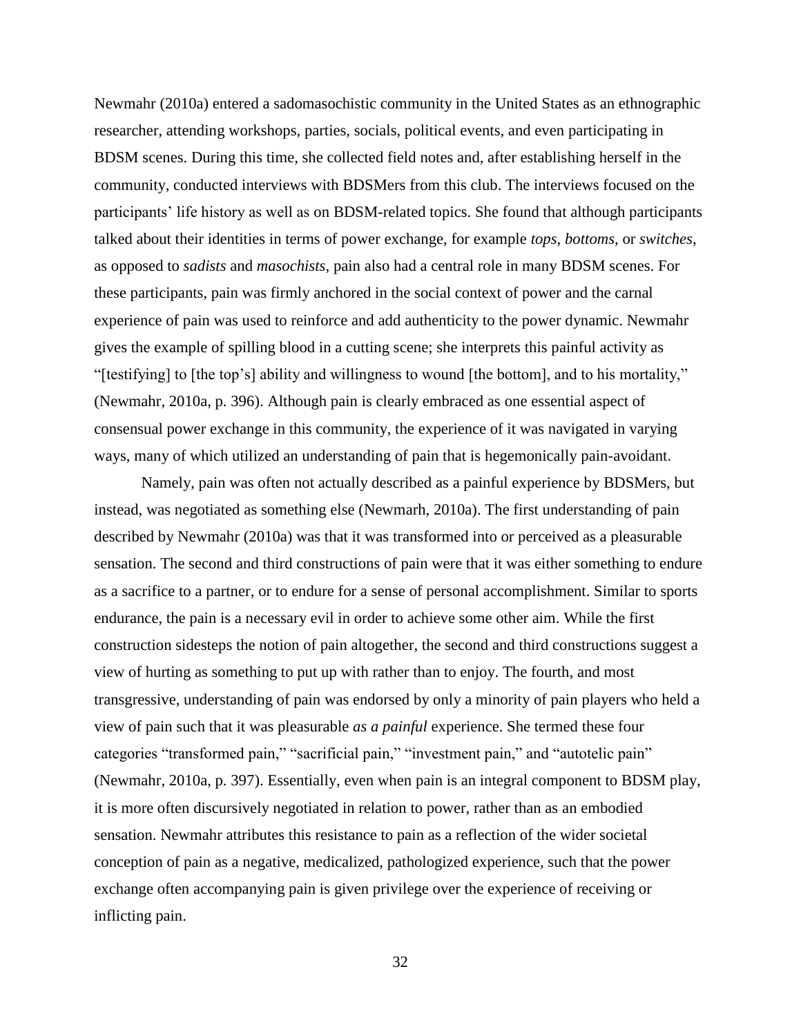Newmahr (2010a) entered a sadomasochistic community in the United States as an ethnographic researcher, attending workshops, parties, socials, political events, and even participating in BDSM scenes. During this time, she collected field notes and, after establishing herself in the community, conducted interviews with BDSMers from this club. The interviews focused on the participants' life history as well as on BDSM-related topics. She found that although participants talked about their identities in terms of power exchange, for example *tops*, *bottoms*, or *switches*, as opposed to *sadists* and *masochists*, pain also had a central role in many BDSM scenes. For these participants, pain was firmly anchored in the social context of power and the carnal experience of pain was used to reinforce and add authenticity to the power dynamic. Newmahr gives the example of spilling blood in a cutting scene; she interprets this painful activity as "[testifying] to [the top's] ability and willingness to wound [the bottom], and to his mortality," (Newmahr, 2010a, p. 396). Although pain is clearly embraced as one essential aspect of consensual power exchange in this community, the experience of it was navigated in varying ways, many of which utilized an understanding of pain that is hegemonically pain-avoidant.

Namely, pain was often not actually described as a painful experience by BDSMers, but instead, was negotiated as something else (Newmarh, 2010a). The first understanding of pain described by Newmahr (2010a) was that it was transformed into or perceived as a pleasurable sensation. The second and third constructions of pain were that it was either something to endure as a sacrifice to a partner, or to endure for a sense of personal accomplishment. Similar to sports endurance, the pain is a necessary evil in order to achieve some other aim. While the first construction sidesteps the notion of pain altogether, the second and third constructions suggest a view of hurting as something to put up with rather than to enjoy. The fourth, and most transgressive, understanding of pain was endorsed by only a minority of pain players who held a view of pain such that it was pleasurable *as a painful* experience. She termed these four categories "transformed pain," "sacrificial pain," "investment pain," and "autotelic pain" (Newmahr, 2010a, p. 397). Essentially, even when pain is an integral component to BDSM play, it is more often discursively negotiated in relation to power, rather than as an embodied sensation. Newmahr attributes this resistance to pain as a reflection of the wider societal conception of pain as a negative, medicalized, pathologized experience, such that the power exchange often accompanying pain is given privilege over the experience of receiving or inflicting pain.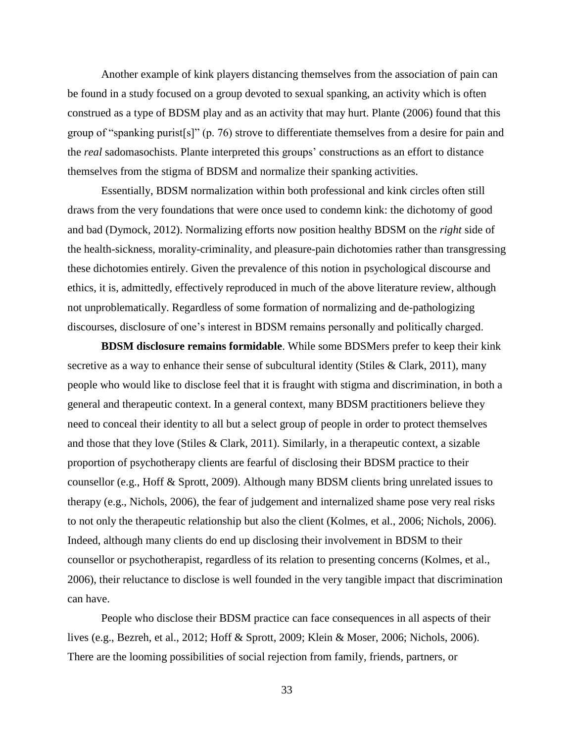Another example of kink players distancing themselves from the association of pain can be found in a study focused on a group devoted to sexual spanking, an activity which is often construed as a type of BDSM play and as an activity that may hurt. Plante (2006) found that this group of "spanking purist[s]" (p. 76) strove to differentiate themselves from a desire for pain and the *real* sadomasochists. Plante interpreted this groups' constructions as an effort to distance themselves from the stigma of BDSM and normalize their spanking activities.

Essentially, BDSM normalization within both professional and kink circles often still draws from the very foundations that were once used to condemn kink: the dichotomy of good and bad (Dymock, 2012). Normalizing efforts now position healthy BDSM on the *right* side of the health-sickness, morality-criminality, and pleasure-pain dichotomies rather than transgressing these dichotomies entirely. Given the prevalence of this notion in psychological discourse and ethics, it is, admittedly, effectively reproduced in much of the above literature review, although not unproblematically. Regardless of some formation of normalizing and de-pathologizing discourses, disclosure of one's interest in BDSM remains personally and politically charged.

**BDSM disclosure remains formidable**. While some BDSMers prefer to keep their kink secretive as a way to enhance their sense of subcultural identity (Stiles & Clark, 2011), many people who would like to disclose feel that it is fraught with stigma and discrimination, in both a general and therapeutic context. In a general context, many BDSM practitioners believe they need to conceal their identity to all but a select group of people in order to protect themselves and those that they love (Stiles & Clark, 2011). Similarly, in a therapeutic context, a sizable proportion of psychotherapy clients are fearful of disclosing their BDSM practice to their counsellor (e.g., Hoff & Sprott, 2009). Although many BDSM clients bring unrelated issues to therapy (e.g., Nichols, 2006), the fear of judgement and internalized shame pose very real risks to not only the therapeutic relationship but also the client (Kolmes, et al., 2006; Nichols, 2006). Indeed, although many clients do end up disclosing their involvement in BDSM to their counsellor or psychotherapist, regardless of its relation to presenting concerns (Kolmes, et al., 2006), their reluctance to disclose is well founded in the very tangible impact that discrimination can have.

People who disclose their BDSM practice can face consequences in all aspects of their lives (e.g., Bezreh, et al., 2012; Hoff & Sprott, 2009; Klein & Moser, 2006; Nichols, 2006). There are the looming possibilities of social rejection from family, friends, partners, or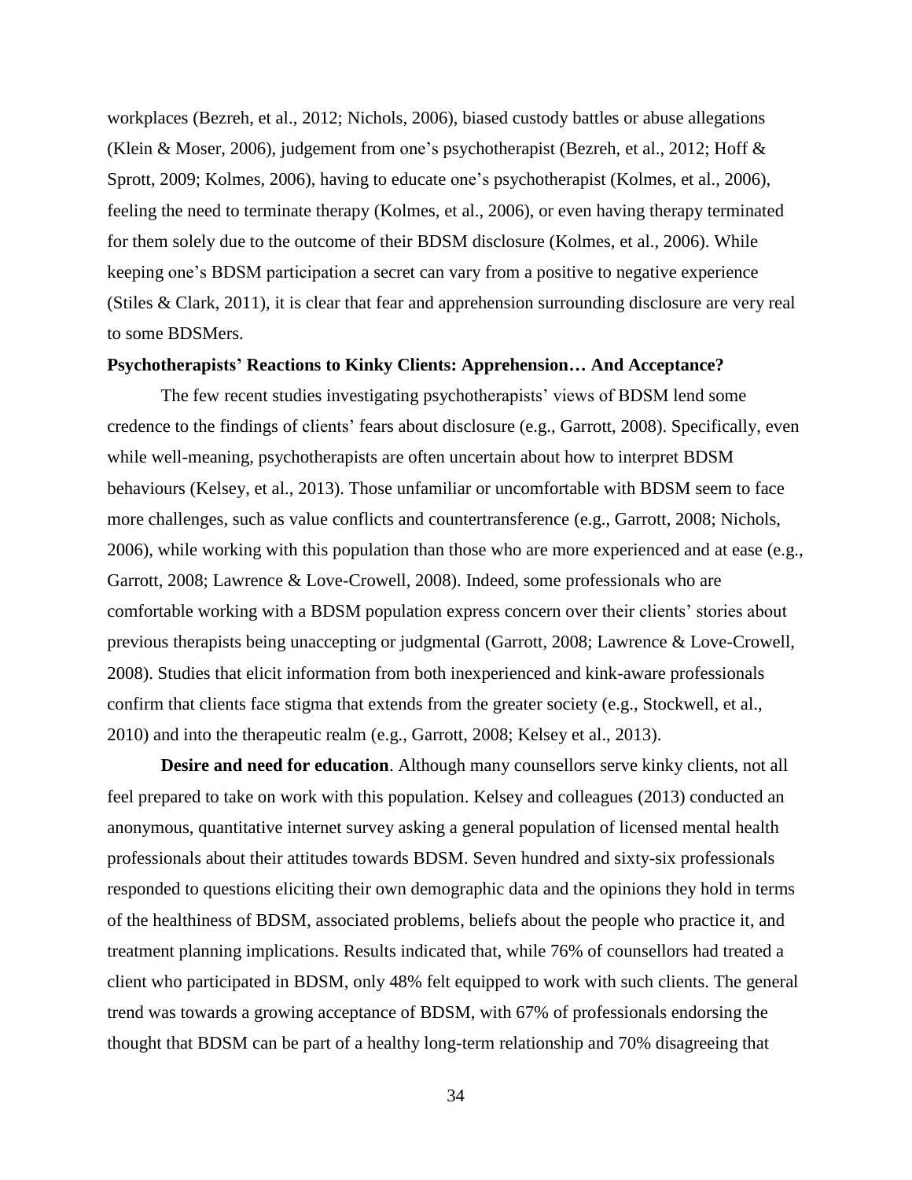workplaces (Bezreh, et al., 2012; Nichols, 2006), biased custody battles or abuse allegations (Klein & Moser, 2006), judgement from one's psychotherapist (Bezreh, et al., 2012; Hoff & Sprott, 2009; Kolmes, 2006), having to educate one's psychotherapist (Kolmes, et al., 2006), feeling the need to terminate therapy (Kolmes, et al., 2006), or even having therapy terminated for them solely due to the outcome of their BDSM disclosure (Kolmes, et al., 2006). While keeping one's BDSM participation a secret can vary from a positive to negative experience (Stiles & Clark, 2011), it is clear that fear and apprehension surrounding disclosure are very real to some BDSMers.

**Psychotherapists' Reactions to Kinky Clients: Apprehension… And Acceptance?**

The few recent studies investigating psychotherapists' views of BDSM lend some credence to the findings of clients' fears about disclosure (e.g., Garrott, 2008). Specifically, even while well-meaning, psychotherapists are often uncertain about how to interpret BDSM behaviours (Kelsey, et al., 2013). Those unfamiliar or uncomfortable with BDSM seem to face more challenges, such as value conflicts and countertransference (e.g., Garrott, 2008; Nichols, 2006), while working with this population than those who are more experienced and at ease (e.g., Garrott, 2008; Lawrence & Love-Crowell, 2008). Indeed, some professionals who are comfortable working with a BDSM population express concern over their clients' stories about previous therapists being unaccepting or judgmental (Garrott, 2008; Lawrence & Love-Crowell, 2008). Studies that elicit information from both inexperienced and kink-aware professionals confirm that clients face stigma that extends from the greater society (e.g., Stockwell, et al., 2010) and into the therapeutic realm (e.g., Garrott, 2008; Kelsey et al., 2013).

**Desire and need for education**. Although many counsellors serve kinky clients, not all feel prepared to take on work with this population. Kelsey and colleagues (2013) conducted an anonymous, quantitative internet survey asking a general population of licensed mental health professionals about their attitudes towards BDSM. Seven hundred and sixty-six professionals responded to questions eliciting their own demographic data and the opinions they hold in terms of the healthiness of BDSM, associated problems, beliefs about the people who practice it, and treatment planning implications. Results indicated that, while 76% of counsellors had treated a client who participated in BDSM, only 48% felt equipped to work with such clients. The general trend was towards a growing acceptance of BDSM, with 67% of professionals endorsing the thought that BDSM can be part of a healthy long-term relationship and 70% disagreeing that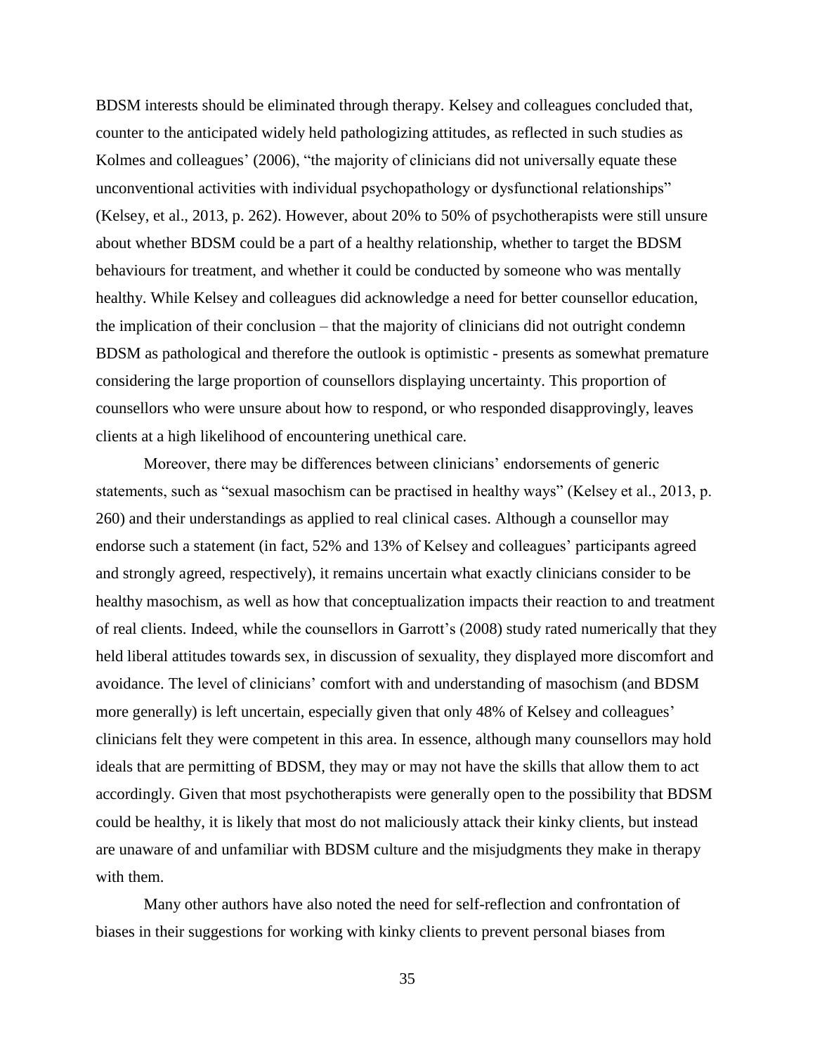BDSM interests should be eliminated through therapy. Kelsey and colleagues concluded that, counter to the anticipated widely held pathologizing attitudes, as reflected in such studies as Kolmes and colleagues' (2006), "the majority of clinicians did not universally equate these unconventional activities with individual psychopathology or dysfunctional relationships" (Kelsey, et al., 2013, p. 262). However, about 20% to 50% of psychotherapists were still unsure about whether BDSM could be a part of a healthy relationship, whether to target the BDSM behaviours for treatment, and whether it could be conducted by someone who was mentally healthy. While Kelsey and colleagues did acknowledge a need for better counsellor education, the implication of their conclusion – that the majority of clinicians did not outright condemn BDSM as pathological and therefore the outlook is optimistic - presents as somewhat premature considering the large proportion of counsellors displaying uncertainty. This proportion of counsellors who were unsure about how to respond, or who responded disapprovingly, leaves clients at a high likelihood of encountering unethical care.

Moreover, there may be differences between clinicians' endorsements of generic statements, such as "sexual masochism can be practised in healthy ways" (Kelsey et al., 2013, p. 260) and their understandings as applied to real clinical cases. Although a counsellor may endorse such a statement (in fact, 52% and 13% of Kelsey and colleagues' participants agreed and strongly agreed, respectively), it remains uncertain what exactly clinicians consider to be healthy masochism, as well as how that conceptualization impacts their reaction to and treatment of real clients. Indeed, while the counsellors in Garrott's (2008) study rated numerically that they held liberal attitudes towards sex, in discussion of sexuality, they displayed more discomfort and avoidance. The level of clinicians' comfort with and understanding of masochism (and BDSM more generally) is left uncertain, especially given that only 48% of Kelsey and colleagues' clinicians felt they were competent in this area. In essence, although many counsellors may hold ideals that are permitting of BDSM, they may or may not have the skills that allow them to act accordingly. Given that most psychotherapists were generally open to the possibility that BDSM could be healthy, it is likely that most do not maliciously attack their kinky clients, but instead are unaware of and unfamiliar with BDSM culture and the misjudgments they make in therapy with them.

Many other authors have also noted the need for self-reflection and confrontation of biases in their suggestions for working with kinky clients to prevent personal biases from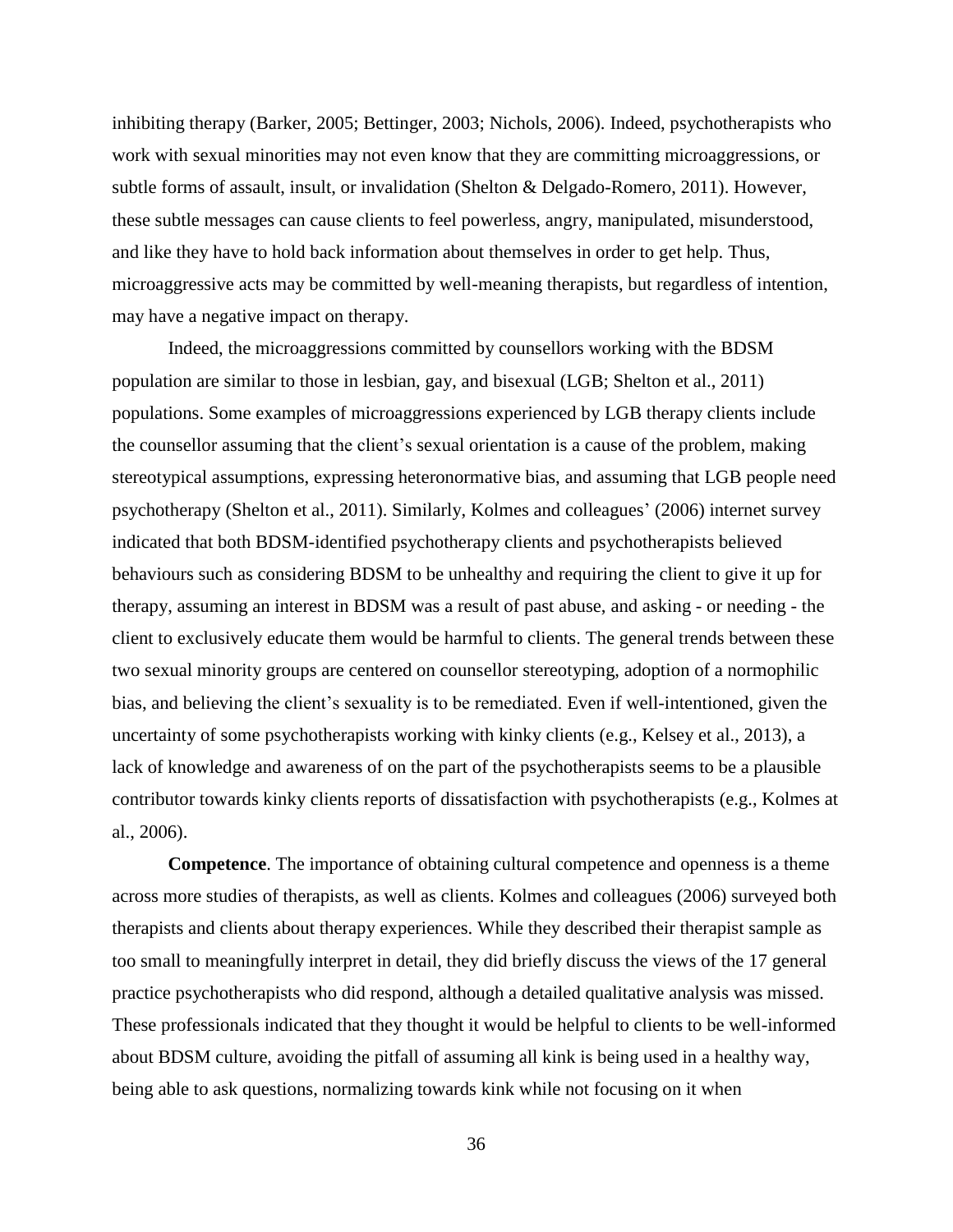inhibiting therapy (Barker, 2005; Bettinger, 2003; Nichols, 2006). Indeed, psychotherapists who work with sexual minorities may not even know that they are committing microaggressions, or subtle forms of assault, insult, or invalidation (Shelton & Delgado-Romero, 2011). However, these subtle messages can cause clients to feel powerless, angry, manipulated, misunderstood, and like they have to hold back information about themselves in order to get help. Thus, microaggressive acts may be committed by well-meaning therapists, but regardless of intention, may have a negative impact on therapy.

Indeed, the microaggressions committed by counsellors working with the BDSM population are similar to those in lesbian, gay, and bisexual (LGB; Shelton et al., 2011) populations. Some examples of microaggressions experienced by LGB therapy clients include the counsellor assuming that the client's sexual orientation is a cause of the problem, making stereotypical assumptions, expressing heteronormative bias, and assuming that LGB people need psychotherapy (Shelton et al., 2011). Similarly, Kolmes and colleagues' (2006) internet survey indicated that both BDSM-identified psychotherapy clients and psychotherapists believed behaviours such as considering BDSM to be unhealthy and requiring the client to give it up for therapy, assuming an interest in BDSM was a result of past abuse, and asking - or needing - the client to exclusively educate them would be harmful to clients. The general trends between these two sexual minority groups are centered on counsellor stereotyping, adoption of a normophilic bias, and believing the client's sexuality is to be remediated. Even if well-intentioned, given the uncertainty of some psychotherapists working with kinky clients (e.g., Kelsey et al., 2013), a lack of knowledge and awareness of on the part of the psychotherapists seems to be a plausible contributor towards kinky clients reports of dissatisfaction with psychotherapists (e.g., Kolmes at al., 2006).

**Competence**. The importance of obtaining cultural competence and openness is a theme across more studies of therapists, as well as clients. Kolmes and colleagues (2006) surveyed both therapists and clients about therapy experiences. While they described their therapist sample as too small to meaningfully interpret in detail, they did briefly discuss the views of the 17 general practice psychotherapists who did respond, although a detailed qualitative analysis was missed. These professionals indicated that they thought it would be helpful to clients to be well-informed about BDSM culture, avoiding the pitfall of assuming all kink is being used in a healthy way, being able to ask questions, normalizing towards kink while not focusing on it when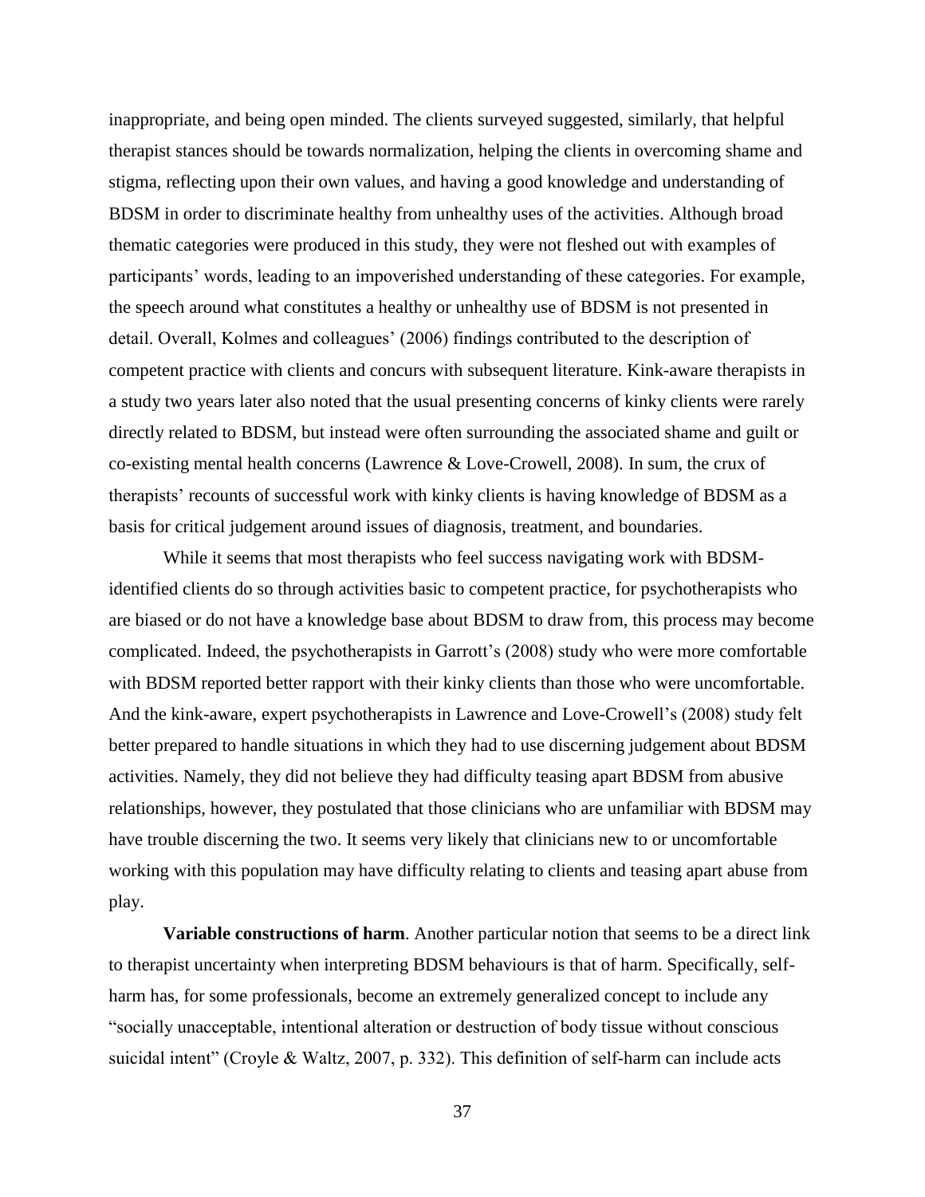inappropriate, and being open minded. The clients surveyed suggested, similarly, that helpful therapist stances should be towards normalization, helping the clients in overcoming shame and stigma, reflecting upon their own values, and having a good knowledge and understanding of BDSM in order to discriminate healthy from unhealthy uses of the activities. Although broad thematic categories were produced in this study, they were not fleshed out with examples of participants' words, leading to an impoverished understanding of these categories. For example, the speech around what constitutes a healthy or unhealthy use of BDSM is not presented in detail. Overall, Kolmes and colleagues' (2006) findings contributed to the description of competent practice with clients and concurs with subsequent literature. Kink-aware therapists in a study two years later also noted that the usual presenting concerns of kinky clients were rarely directly related to BDSM, but instead were often surrounding the associated shame and guilt or co-existing mental health concerns (Lawrence & Love-Crowell, 2008). In sum, the crux of therapists' recounts of successful work with kinky clients is having knowledge of BDSM as a basis for critical judgement around issues of diagnosis, treatment, and boundaries.

While it seems that most therapists who feel success navigating work with BDSM-identified clients do so through activities basic to competent practice, for psychotherapists who are biased or do not have a knowledge base about BDSM to draw from, this process may become complicated. Indeed, the psychotherapists in Garrott's (2008) study who were more comfortable with BDSM reported better rapport with their kinky clients than those who were uncomfortable. And the kink-aware, expert psychotherapists in Lawrence and Love-Crowell's (2008) study felt better prepared to handle situations in which they had to use discerning judgement about BDSM activities. Namely, they did not believe they had difficulty teasing apart BDSM from abusive relationships, however, they postulated that those clinicians who are unfamiliar with BDSM may have trouble discerning the two. It seems very likely that clinicians new to or uncomfortable working with this population may have difficulty relating to clients and teasing apart abuse from play.

**Variable constructions of harm**. Another particular notion that seems to be a direct link to therapist uncertainty when interpreting BDSM behaviours is that of harm. Specifically, self-harm has, for some professionals, become an extremely generalized concept to include any "socially unacceptable, intentional alteration or destruction of body tissue without conscious suicidal intent" (Croyle & Waltz, 2007, p. 332). This definition of self-harm can include acts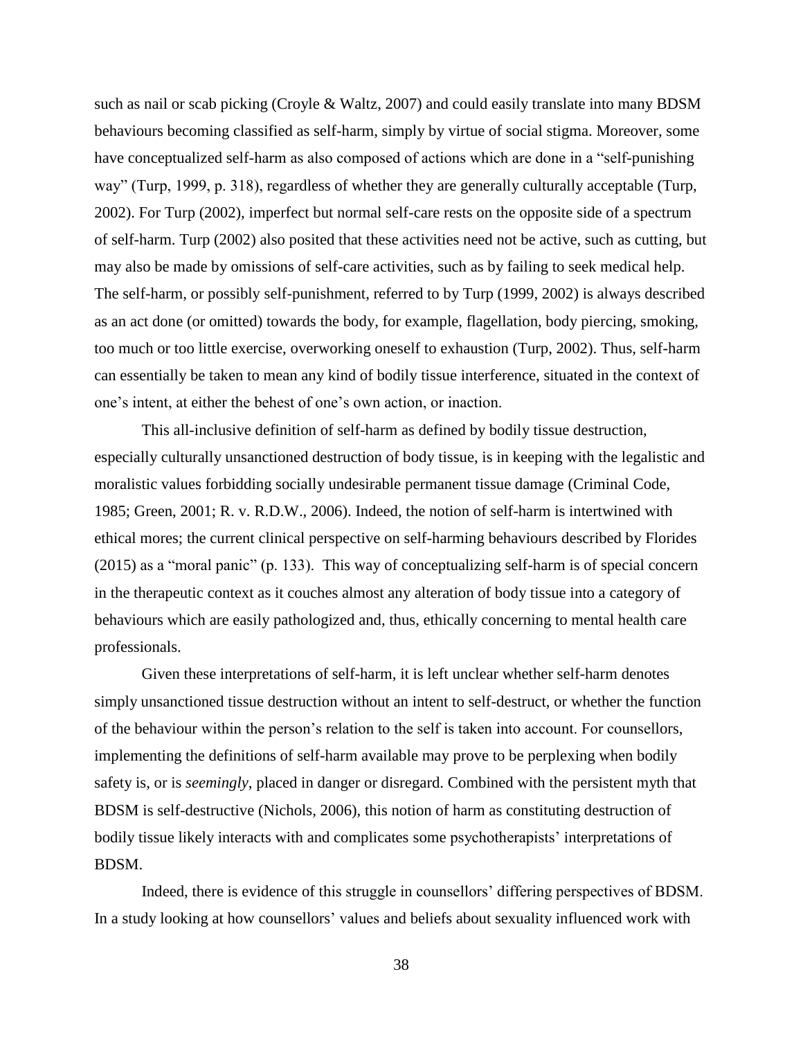such as nail or scab picking (Croyle & Waltz, 2007) and could easily translate into many BDSM behaviours becoming classified as self-harm, simply by virtue of social stigma. Moreover, some have conceptualized self-harm as also composed of actions which are done in a "self-punishing way" (Turp, 1999, p. 318), regardless of whether they are generally culturally acceptable (Turp, 2002). For Turp (2002), imperfect but normal self-care rests on the opposite side of a spectrum of self-harm. Turp (2002) also posited that these activities need not be active, such as cutting, but may also be made by omissions of self-care activities, such as by failing to seek medical help. The self-harm, or possibly self-punishment, referred to by Turp (1999, 2002) is always described as an act done (or omitted) towards the body, for example, flagellation, body piercing, smoking, too much or too little exercise, overworking oneself to exhaustion (Turp, 2002). Thus, self-harm can essentially be taken to mean any kind of bodily tissue interference, situated in the context of one's intent, at either the behest of one's own action, or inaction.

This all-inclusive definition of self-harm as defined by bodily tissue destruction, especially culturally unsanctioned destruction of body tissue, is in keeping with the legalistic and moralistic values forbidding socially undesirable permanent tissue damage (Criminal Code, 1985; Green, 2001; R. v. R.D.W., 2006). Indeed, the notion of self-harm is intertwined with ethical mores; the current clinical perspective on self-harming behaviours described by Florides (2015) as a "moral panic" (p. 133). This way of conceptualizing self-harm is of special concern in the therapeutic context as it couches almost any alteration of body tissue into a category of behaviours which are easily pathologized and, thus, ethically concerning to mental health care professionals.

Given these interpretations of self-harm, it is left unclear whether self-harm denotes simply unsanctioned tissue destruction without an intent to self-destruct, or whether the function of the behaviour within the person's relation to the self is taken into account. For counsellors, implementing the definitions of self-harm available may prove to be perplexing when bodily safety is, or is *seemingly*, placed in danger or disregard. Combined with the persistent myth that BDSM is self-destructive (Nichols, 2006), this notion of harm as constituting destruction of bodily tissue likely interacts with and complicates some psychotherapists' interpretations of BDSM.

Indeed, there is evidence of this struggle in counsellors' differing perspectives of BDSM. In a study looking at how counsellors' values and beliefs about sexuality influenced work with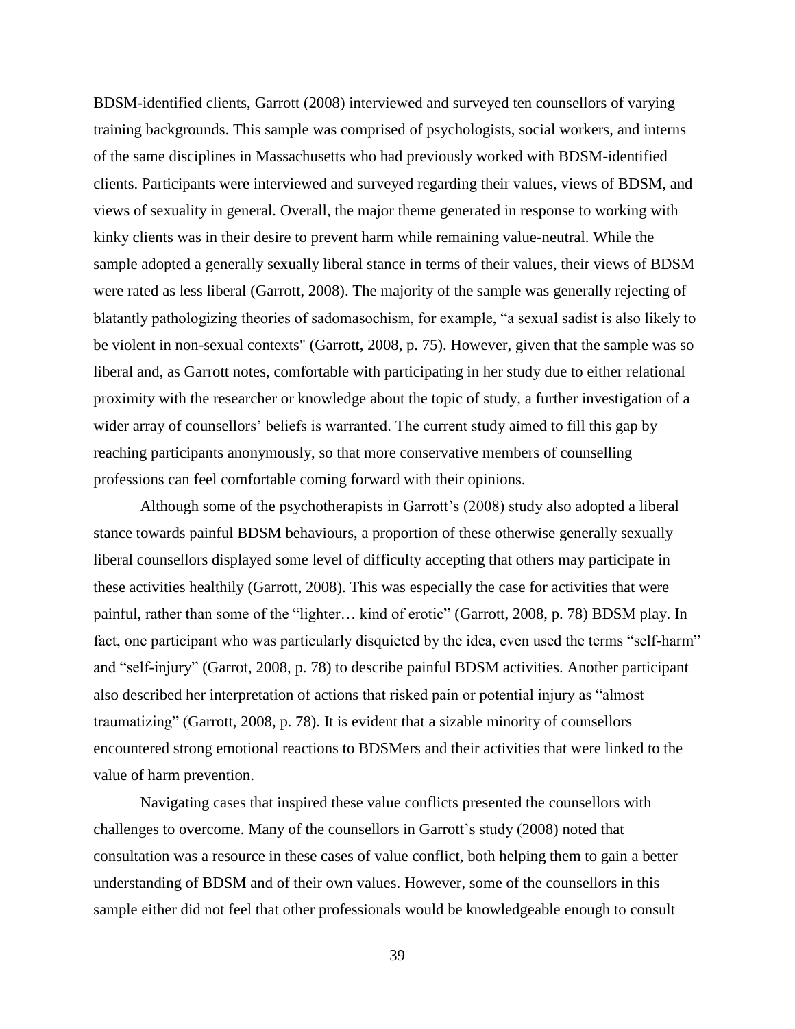BDSM-identified clients, Garrott (2008) interviewed and surveyed ten counsellors of varying training backgrounds. This sample was comprised of psychologists, social workers, and interns of the same disciplines in Massachusetts who had previously worked with BDSM-identified clients. Participants were interviewed and surveyed regarding their values, views of BDSM, and views of sexuality in general. Overall, the major theme generated in response to working with kinky clients was in their desire to prevent harm while remaining value-neutral. While the sample adopted a generally sexually liberal stance in terms of their values, their views of BDSM were rated as less liberal (Garrott, 2008). The majority of the sample was generally rejecting of blatantly pathologizing theories of sadomasochism, for example, "a sexual sadist is also likely to be violent in non-sexual contexts" (Garrott, 2008, p. 75). However, given that the sample was so liberal and, as Garrott notes, comfortable with participating in her study due to either relational proximity with the researcher or knowledge about the topic of study, a further investigation of a wider array of counsellors' beliefs is warranted. The current study aimed to fill this gap by reaching participants anonymously, so that more conservative members of counselling professions can feel comfortable coming forward with their opinions.

Although some of the psychotherapists in Garrott's (2008) study also adopted a liberal stance towards painful BDSM behaviours, a proportion of these otherwise generally sexually liberal counsellors displayed some level of difficulty accepting that others may participate in these activities healthily (Garrott, 2008). This was especially the case for activities that were painful, rather than some of the "lighter… kind of erotic" (Garrott, 2008, p. 78) BDSM play. In fact, one participant who was particularly disquieted by the idea, even used the terms "self-harm" and "self-injury" (Garrot, 2008, p. 78) to describe painful BDSM activities. Another participant also described her interpretation of actions that risked pain or potential injury as "almost traumatizing" (Garrott, 2008, p. 78). It is evident that a sizable minority of counsellors encountered strong emotional reactions to BDSMers and their activities that were linked to the value of harm prevention.

Navigating cases that inspired these value conflicts presented the counsellors with challenges to overcome. Many of the counsellors in Garrott's study (2008) noted that consultation was a resource in these cases of value conflict, both helping them to gain a better understanding of BDSM and of their own values. However, some of the counsellors in this sample either did not feel that other professionals would be knowledgeable enough to consult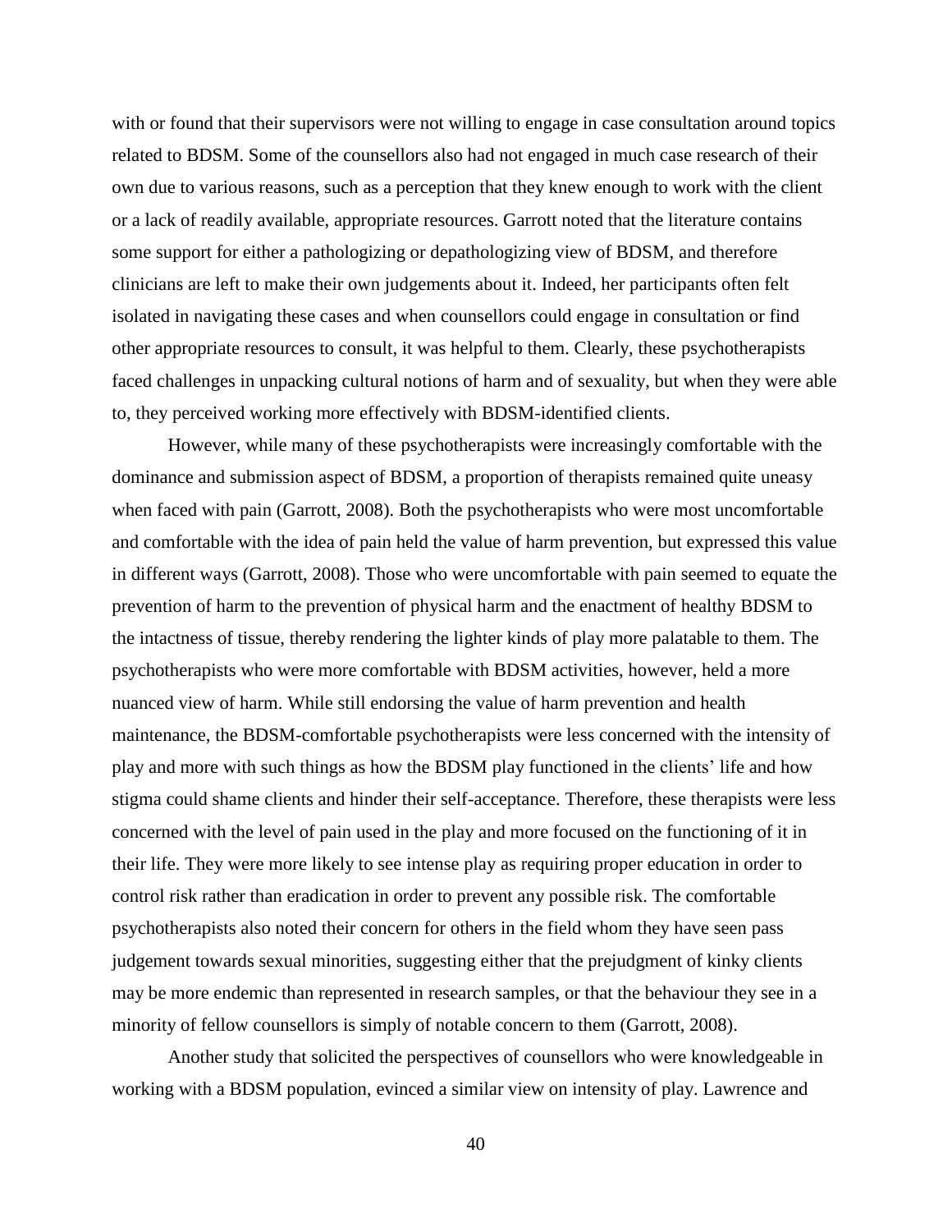with or found that their supervisors were not willing to engage in case consultation around topics related to BDSM. Some of the counsellors also had not engaged in much case research of their own due to various reasons, such as a perception that they knew enough to work with the client or a lack of readily available, appropriate resources. Garrott noted that the literature contains some support for either a pathologizing or depathologizing view of BDSM, and therefore clinicians are left to make their own judgements about it. Indeed, her participants often felt isolated in navigating these cases and when counsellors could engage in consultation or find other appropriate resources to consult, it was helpful to them. Clearly, these psychotherapists faced challenges in unpacking cultural notions of harm and of sexuality, but when they were able to, they perceived working more effectively with BDSM-identified clients.

However, while many of these psychotherapists were increasingly comfortable with the dominance and submission aspect of BDSM, a proportion of therapists remained quite uneasy when faced with pain (Garrott, 2008). Both the psychotherapists who were most uncomfortable and comfortable with the idea of pain held the value of harm prevention, but expressed this value in different ways (Garrott, 2008). Those who were uncomfortable with pain seemed to equate the prevention of harm to the prevention of physical harm and the enactment of healthy BDSM to the intactness of tissue, thereby rendering the lighter kinds of play more palatable to them. The psychotherapists who were more comfortable with BDSM activities, however, held a more nuanced view of harm. While still endorsing the value of harm prevention and health maintenance, the BDSM-comfortable psychotherapists were less concerned with the intensity of play and more with such things as how the BDSM play functioned in the clients' life and how stigma could shame clients and hinder their self-acceptance. Therefore, these therapists were less concerned with the level of pain used in the play and more focused on the functioning of it in their life. They were more likely to see intense play as requiring proper education in order to control risk rather than eradication in order to prevent any possible risk. The comfortable psychotherapists also noted their concern for others in the field whom they have seen pass judgement towards sexual minorities, suggesting either that the prejudgment of kinky clients may be more endemic than represented in research samples, or that the behaviour they see in a minority of fellow counsellors is simply of notable concern to them (Garrott, 2008).

Another study that solicited the perspectives of counsellors who were knowledgeable in working with a BDSM population, evinced a similar view on intensity of play. Lawrence and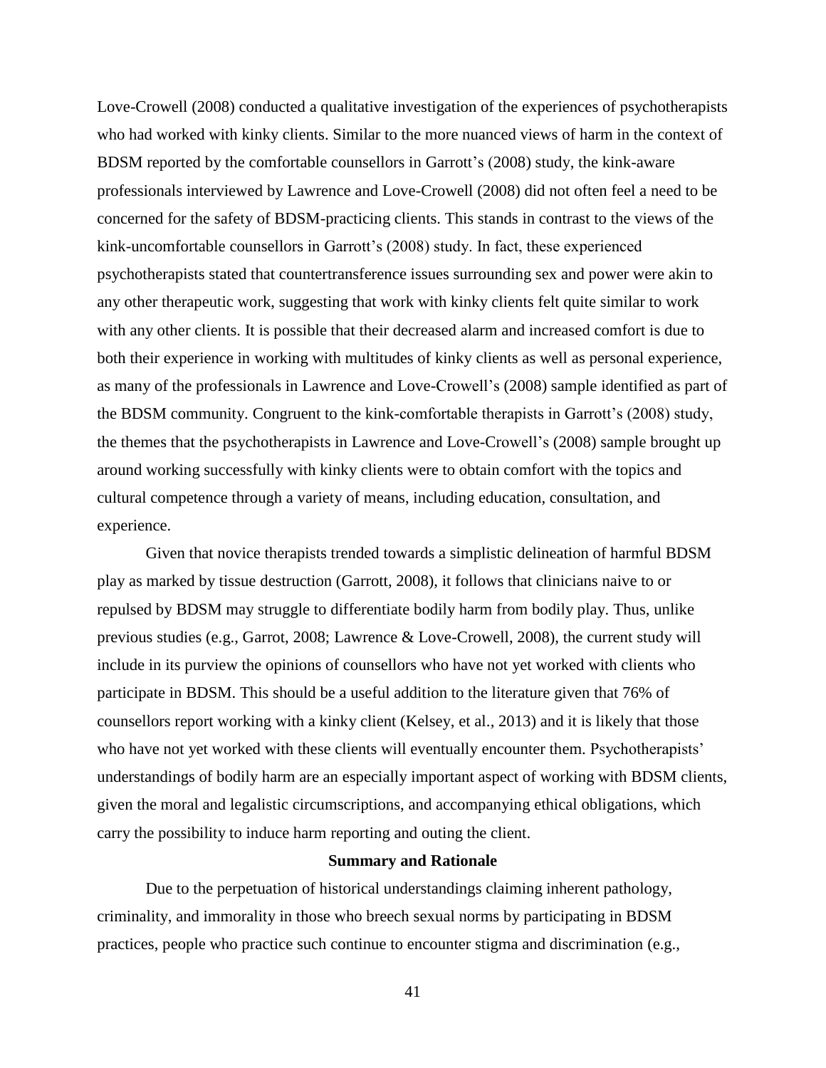Love-Crowell (2008) conducted a qualitative investigation of the experiences of psychotherapists who had worked with kinky clients. Similar to the more nuanced views of harm in the context of BDSM reported by the comfortable counsellors in Garrott's (2008) study, the kink-aware professionals interviewed by Lawrence and Love-Crowell (2008) did not often feel a need to be concerned for the safety of BDSM-practicing clients. This stands in contrast to the views of the kink-uncomfortable counsellors in Garrott's (2008) study. In fact, these experienced psychotherapists stated that countertransference issues surrounding sex and power were akin to any other therapeutic work, suggesting that work with kinky clients felt quite similar to work with any other clients. It is possible that their decreased alarm and increased comfort is due to both their experience in working with multitudes of kinky clients as well as personal experience, as many of the professionals in Lawrence and Love-Crowell's (2008) sample identified as part of the BDSM community. Congruent to the kink-comfortable therapists in Garrott's (2008) study, the themes that the psychotherapists in Lawrence and Love-Crowell's (2008) sample brought up around working successfully with kinky clients were to obtain comfort with the topics and cultural competence through a variety of means, including education, consultation, and experience.

Given that novice therapists trended towards a simplistic delineation of harmful BDSM play as marked by tissue destruction (Garrott, 2008), it follows that clinicians naive to or repulsed by BDSM may struggle to differentiate bodily harm from bodily play. Thus, unlike previous studies (e.g., Garrot, 2008; Lawrence & Love-Crowell, 2008), the current study will include in its purview the opinions of counsellors who have not yet worked with clients who participate in BDSM. This should be a useful addition to the literature given that 76% of counsellors report working with a kinky client (Kelsey, et al., 2013) and it is likely that those who have not yet worked with these clients will eventually encounter them. Psychotherapists' understandings of bodily harm are an especially important aspect of working with BDSM clients, given the moral and legalistic circumscriptions, and accompanying ethical obligations, which carry the possibility to induce harm reporting and outing the client.

## Summary and Rationale

Due to the perpetuation of historical understandings claiming inherent pathology, criminality, and immorality in those who breech sexual norms by participating in BDSM practices, people who practice such continue to encounter stigma and discrimination (e.g.,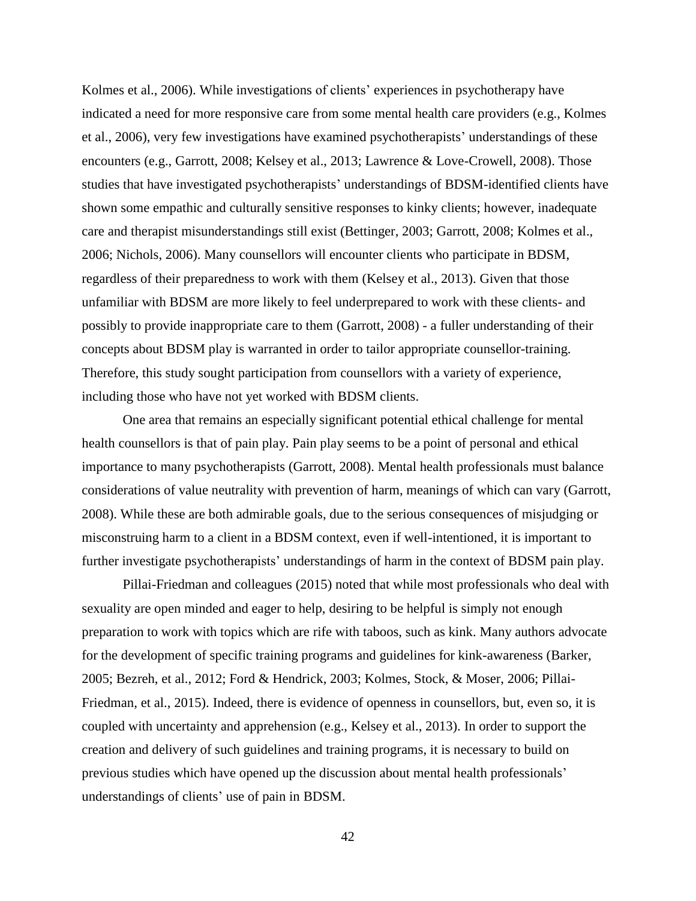Kolmes et al., 2006). While investigations of clients' experiences in psychotherapy have indicated a need for more responsive care from some mental health care providers (e.g., Kolmes et al., 2006), very few investigations have examined psychotherapists' understandings of these encounters (e.g., Garrott, 2008; Kelsey et al., 2013; Lawrence & Love-Crowell, 2008). Those studies that have investigated psychotherapists' understandings of BDSM-identified clients have shown some empathic and culturally sensitive responses to kinky clients; however, inadequate care and therapist misunderstandings still exist (Bettinger, 2003; Garrott, 2008; Kolmes et al., 2006; Nichols, 2006). Many counsellors will encounter clients who participate in BDSM, regardless of their preparedness to work with them (Kelsey et al., 2013). Given that those unfamiliar with BDSM are more likely to feel underprepared to work with these clients- and possibly to provide inappropriate care to them (Garrott, 2008) - a fuller understanding of their concepts about BDSM play is warranted in order to tailor appropriate counsellor-training. Therefore, this study sought participation from counsellors with a variety of experience, including those who have not yet worked with BDSM clients.

One area that remains an especially significant potential ethical challenge for mental health counsellors is that of pain play. Pain play seems to be a point of personal and ethical importance to many psychotherapists (Garrott, 2008). Mental health professionals must balance considerations of value neutrality with prevention of harm, meanings of which can vary (Garrott, 2008). While these are both admirable goals, due to the serious consequences of misjudging or misconstruing harm to a client in a BDSM context, even if well-intentioned, it is important to further investigate psychotherapists' understandings of harm in the context of BDSM pain play.

Pillai-Friedman and colleagues (2015) noted that while most professionals who deal with sexuality are open minded and eager to help, desiring to be helpful is simply not enough preparation to work with topics which are rife with taboos, such as kink. Many authors advocate for the development of specific training programs and guidelines for kink-awareness (Barker, 2005; Bezreh, et al., 2012; Ford & Hendrick, 2003; Kolmes, Stock, & Moser, 2006; Pillai-Friedman, et al., 2015). Indeed, there is evidence of openness in counsellors, but, even so, it is coupled with uncertainty and apprehension (e.g., Kelsey et al., 2013). In order to support the creation and delivery of such guidelines and training programs, it is necessary to build on previous studies which have opened up the discussion about mental health professionals' understandings of clients' use of pain in BDSM.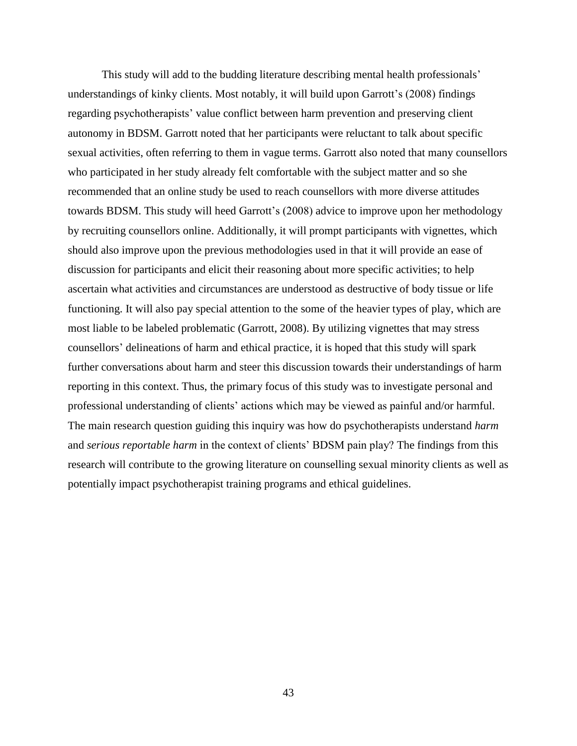This study will add to the budding literature describing mental health professionals' understandings of kinky clients. Most notably, it will build upon Garrott's (2008) findings regarding psychotherapists' value conflict between harm prevention and preserving client autonomy in BDSM. Garrott noted that her participants were reluctant to talk about specific sexual activities, often referring to them in vague terms. Garrott also noted that many counsellors who participated in her study already felt comfortable with the subject matter and so she recommended that an online study be used to reach counsellors with more diverse attitudes towards BDSM. This study will heed Garrott's (2008) advice to improve upon her methodology by recruiting counsellors online. Additionally, it will prompt participants with vignettes, which should also improve upon the previous methodologies used in that it will provide an ease of discussion for participants and elicit their reasoning about more specific activities; to help ascertain what activities and circumstances are understood as destructive of body tissue or life functioning. It will also pay special attention to the some of the heavier types of play, which are most liable to be labeled problematic (Garrott, 2008). By utilizing vignettes that may stress counsellors' delineations of harm and ethical practice, it is hoped that this study will spark further conversations about harm and steer this discussion towards their understandings of harm reporting in this context. Thus, the primary focus of this study was to investigate personal and professional understanding of clients' actions which may be viewed as painful and/or harmful. The main research question guiding this inquiry was how do psychotherapists understand *harm* and *serious reportable harm* in the context of clients' BDSM pain play? The findings from this research will contribute to the growing literature on counselling sexual minority clients as well as potentially impact psychotherapist training programs and ethical guidelines.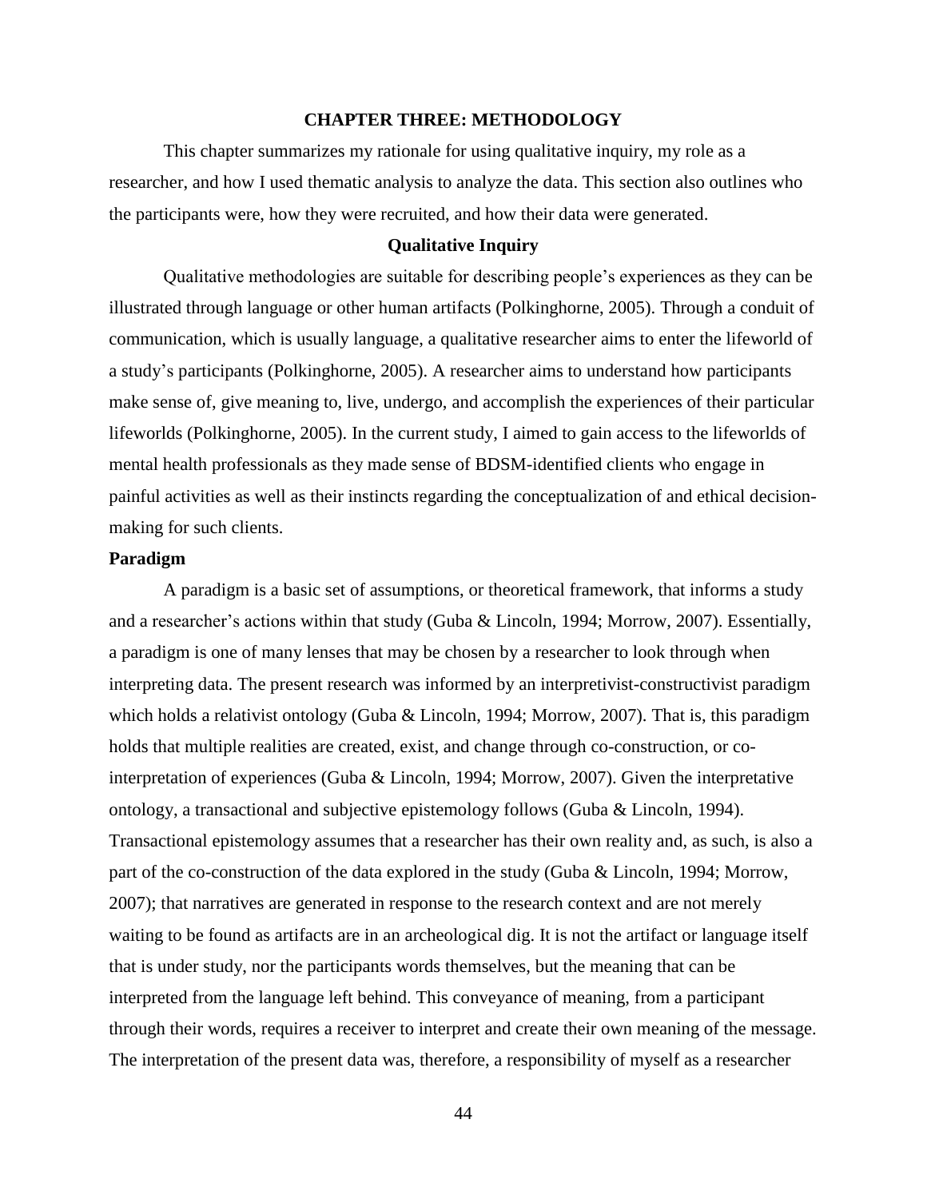# CHAPTER THREE: METHODOLOGY

This chapter summarizes my rationale for using qualitative inquiry, my role as a researcher, and how I used thematic analysis to analyze the data. This section also outlines who the participants were, how they were recruited, and how their data were generated.

## Qualitative Inquiry

Qualitative methodologies are suitable for describing people's experiences as they can be illustrated through language or other human artifacts (Polkinghorne, 2005). Through a conduit of communication, which is usually language, a qualitative researcher aims to enter the lifeworld of a study's participants (Polkinghorne, 2005). A researcher aims to understand how participants make sense of, give meaning to, live, undergo, and accomplish the experiences of their particular lifeworlds (Polkinghorne, 2005). In the current study, I aimed to gain access to the lifeworlds of mental health professionals as they made sense of BDSM-identified clients who engage in painful activities as well as their instincts regarding the conceptualization of and ethical decision-making for such clients.

### Paradigm

A paradigm is a basic set of assumptions, or theoretical framework, that informs a study and a researcher's actions within that study (Guba & Lincoln, 1994; Morrow, 2007). Essentially, a paradigm is one of many lenses that may be chosen by a researcher to look through when interpreting data. The present research was informed by an interpretivist-constructivist paradigm which holds a relativist ontology (Guba & Lincoln, 1994; Morrow, 2007). That is, this paradigm holds that multiple realities are created, exist, and change through co-construction, or co-interpretation of experiences (Guba & Lincoln, 1994; Morrow, 2007). Given the interpretative ontology, a transactional and subjective epistemology follows (Guba & Lincoln, 1994). Transactional epistemology assumes that a researcher has their own reality and, as such, is also a part of the co-construction of the data explored in the study (Guba & Lincoln, 1994; Morrow, 2007); that narratives are generated in response to the research context and are not merely waiting to be found as artifacts are in an archeological dig. It is not the artifact or language itself that is under study, nor the participants words themselves, but the meaning that can be interpreted from the language left behind. This conveyance of meaning, from a participant through their words, requires a receiver to interpret and create their own meaning of the message. The interpretation of the present data was, therefore, a responsibility of myself as a researcher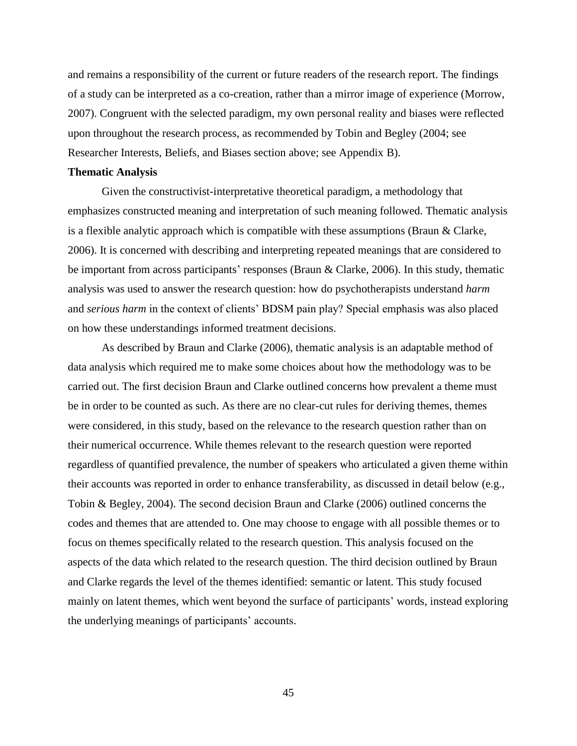and remains a responsibility of the current or future readers of the research report. The findings of a study can be interpreted as a co-creation, rather than a mirror image of experience (Morrow, 2007). Congruent with the selected paradigm, my own personal reality and biases were reflected upon throughout the research process, as recommended by Tobin and Begley (2004; see Researcher Interests, Beliefs, and Biases section above; see Appendix B).

**Thematic Analysis**

Given the constructivist-interpretative theoretical paradigm, a methodology that emphasizes constructed meaning and interpretation of such meaning followed. Thematic analysis is a flexible analytic approach which is compatible with these assumptions (Braun & Clarke, 2006). It is concerned with describing and interpreting repeated meanings that are considered to be important from across participants' responses (Braun & Clarke, 2006). In this study, thematic analysis was used to answer the research question: how do psychotherapists understand *harm* and *serious harm* in the context of clients' BDSM pain play? Special emphasis was also placed on how these understandings informed treatment decisions.

As described by Braun and Clarke (2006), thematic analysis is an adaptable method of data analysis which required me to make some choices about how the methodology was to be carried out. The first decision Braun and Clarke outlined concerns how prevalent a theme must be in order to be counted as such. As there are no clear-cut rules for deriving themes, themes were considered, in this study, based on the relevance to the research question rather than on their numerical occurrence. While themes relevant to the research question were reported regardless of quantified prevalence, the number of speakers who articulated a given theme within their accounts was reported in order to enhance transferability, as discussed in detail below (e.g., Tobin & Begley, 2004). The second decision Braun and Clarke (2006) outlined concerns the codes and themes that are attended to. One may choose to engage with all possible themes or to focus on themes specifically related to the research question. This analysis focused on the aspects of the data which related to the research question. The third decision outlined by Braun and Clarke regards the level of the themes identified: semantic or latent. This study focused mainly on latent themes, which went beyond the surface of participants' words, instead exploring the underlying meanings of participants' accounts.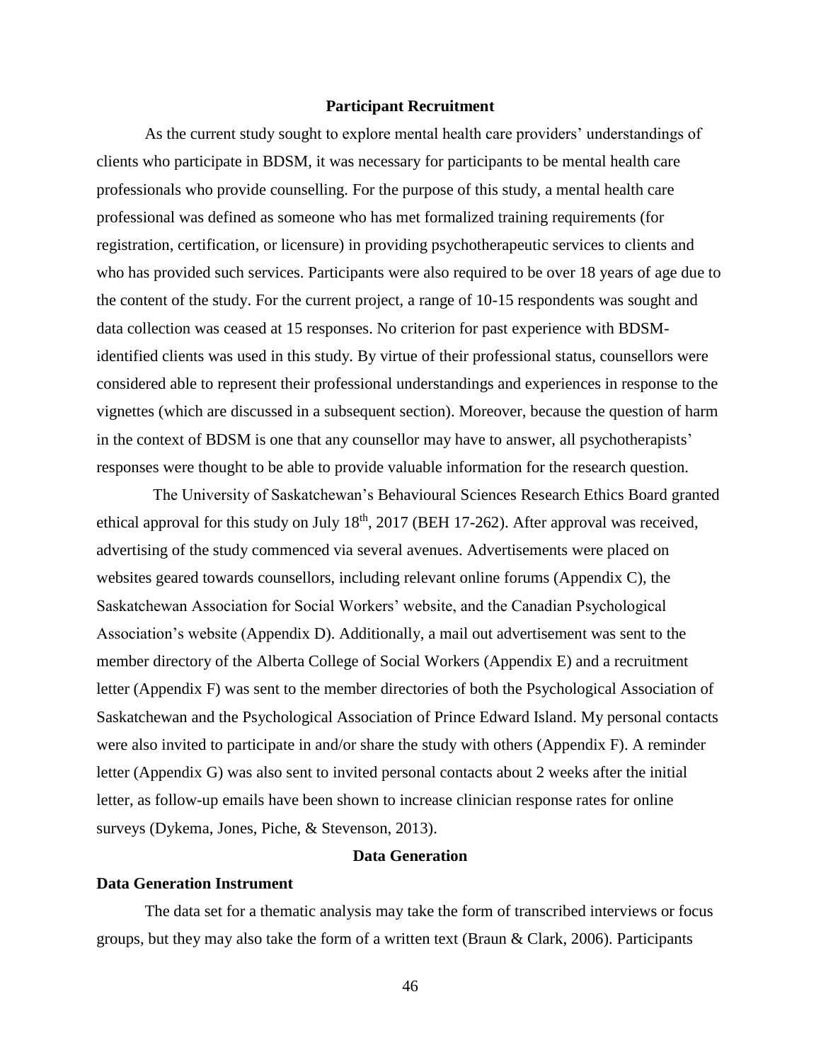## Participant Recruitment

As the current study sought to explore mental health care providers' understandings of clients who participate in BDSM, it was necessary for participants to be mental health care professionals who provide counselling. For the purpose of this study, a mental health care professional was defined as someone who has met formalized training requirements (for registration, certification, or licensure) in providing psychotherapeutic services to clients and who has provided such services. Participants were also required to be over 18 years of age due to the content of the study. For the current project, a range of 10-15 respondents was sought and data collection was ceased at 15 responses. No criterion for past experience with BDSM-identified clients was used in this study. By virtue of their professional status, counsellors were considered able to represent their professional understandings and experiences in response to the vignettes (which are discussed in a subsequent section). Moreover, because the question of harm in the context of BDSM is one that any counsellor may have to answer, all psychotherapists' responses were thought to be able to provide valuable information for the research question.

The University of Saskatchewan's Behavioural Sciences Research Ethics Board granted ethical approval for this study on July 18th, 2017 (BEH 17-262). After approval was received, advertising of the study commenced via several avenues. Advertisements were placed on websites geared towards counsellors, including relevant online forums (Appendix C), the Saskatchewan Association for Social Workers' website, and the Canadian Psychological Association's website (Appendix D). Additionally, a mail out advertisement was sent to the member directory of the Alberta College of Social Workers (Appendix E) and a recruitment letter (Appendix F) was sent to the member directories of both the Psychological Association of Saskatchewan and the Psychological Association of Prince Edward Island. My personal contacts were also invited to participate in and/or share the study with others (Appendix F). A reminder letter (Appendix G) was also sent to invited personal contacts about 2 weeks after the initial letter, as follow-up emails have been shown to increase clinician response rates for online surveys (Dykema, Jones, Piche, & Stevenson, 2013).

## Data Generation

### Data Generation Instrument

The data set for a thematic analysis may take the form of transcribed interviews or focus groups, but they may also take the form of a written text (Braun & Clark, 2006). Participants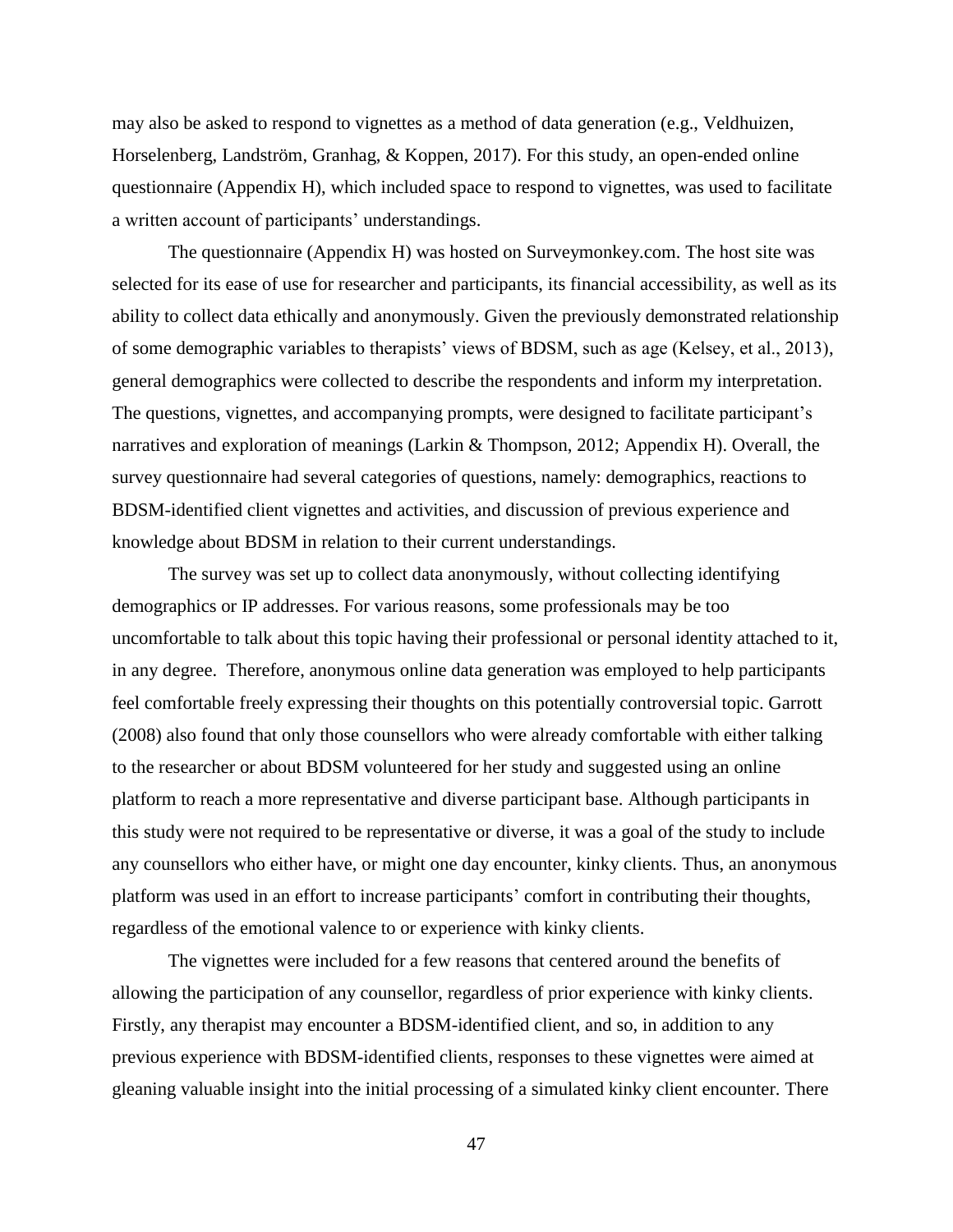may also be asked to respond to vignettes as a method of data generation (e.g., Veldhuizen, Horselenberg, Landström, Granhag, & Koppen, 2017). For this study, an open-ended online questionnaire (Appendix H), which included space to respond to vignettes, was used to facilitate a written account of participants' understandings.

The questionnaire (Appendix H) was hosted on Surveymonkey.com. The host site was selected for its ease of use for researcher and participants, its financial accessibility, as well as its ability to collect data ethically and anonymously. Given the previously demonstrated relationship of some demographic variables to therapists' views of BDSM, such as age (Kelsey, et al., 2013), general demographics were collected to describe the respondents and inform my interpretation. The questions, vignettes, and accompanying prompts, were designed to facilitate participant's narratives and exploration of meanings (Larkin & Thompson, 2012; Appendix H). Overall, the survey questionnaire had several categories of questions, namely: demographics, reactions to BDSM-identified client vignettes and activities, and discussion of previous experience and knowledge about BDSM in relation to their current understandings.

The survey was set up to collect data anonymously, without collecting identifying demographics or IP addresses. For various reasons, some professionals may be too uncomfortable to talk about this topic having their professional or personal identity attached to it, in any degree. Therefore, anonymous online data generation was employed to help participants feel comfortable freely expressing their thoughts on this potentially controversial topic. Garrott (2008) also found that only those counsellors who were already comfortable with either talking to the researcher or about BDSM volunteered for her study and suggested using an online platform to reach a more representative and diverse participant base. Although participants in this study were not required to be representative or diverse, it was a goal of the study to include any counsellors who either have, or might one day encounter, kinky clients. Thus, an anonymous platform was used in an effort to increase participants' comfort in contributing their thoughts, regardless of the emotional valence to or experience with kinky clients.

The vignettes were included for a few reasons that centered around the benefits of allowing the participation of any counsellor, regardless of prior experience with kinky clients. Firstly, any therapist may encounter a BDSM-identified client, and so, in addition to any previous experience with BDSM-identified clients, responses to these vignettes were aimed at gleaning valuable insight into the initial processing of a simulated kinky client encounter. There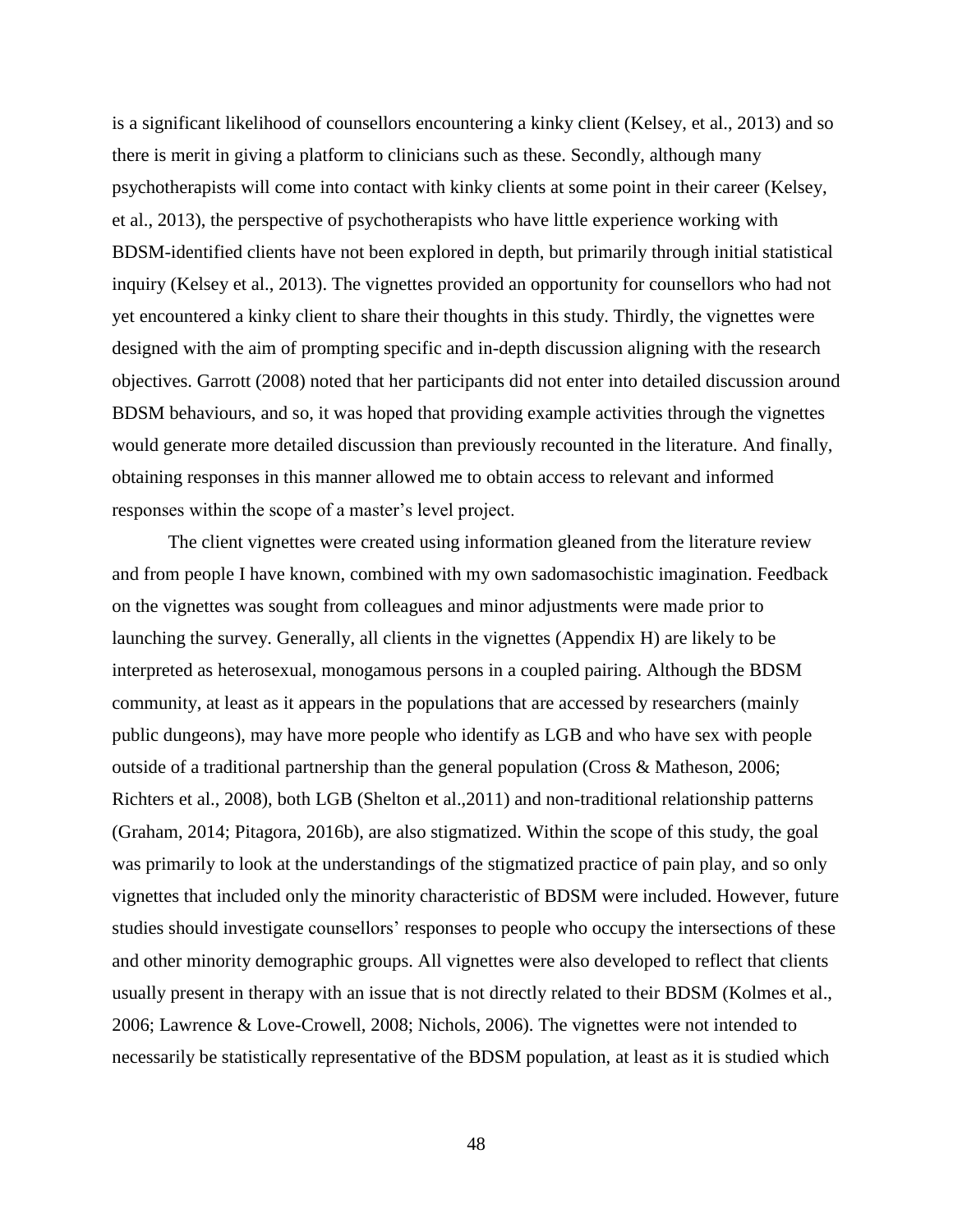is a significant likelihood of counsellors encountering a kinky client (Kelsey, et al., 2013) and so there is merit in giving a platform to clinicians such as these. Secondly, although many psychotherapists will come into contact with kinky clients at some point in their career (Kelsey, et al., 2013), the perspective of psychotherapists who have little experience working with BDSM-identified clients have not been explored in depth, but primarily through initial statistical inquiry (Kelsey et al., 2013). The vignettes provided an opportunity for counsellors who had not yet encountered a kinky client to share their thoughts in this study. Thirdly, the vignettes were designed with the aim of prompting specific and in-depth discussion aligning with the research objectives. Garrott (2008) noted that her participants did not enter into detailed discussion around BDSM behaviours, and so, it was hoped that providing example activities through the vignettes would generate more detailed discussion than previously recounted in the literature. And finally, obtaining responses in this manner allowed me to obtain access to relevant and informed responses within the scope of a master's level project.

The client vignettes were created using information gleaned from the literature review and from people I have known, combined with my own sadomasochistic imagination. Feedback on the vignettes was sought from colleagues and minor adjustments were made prior to launching the survey. Generally, all clients in the vignettes (Appendix H) are likely to be interpreted as heterosexual, monogamous persons in a coupled pairing. Although the BDSM community, at least as it appears in the populations that are accessed by researchers (mainly public dungeons), may have more people who identify as LGB and who have sex with people outside of a traditional partnership than the general population (Cross & Matheson, 2006; Richters et al., 2008), both LGB (Shelton et al.,2011) and non-traditional relationship patterns (Graham, 2014; Pitagora, 2016b), are also stigmatized. Within the scope of this study, the goal was primarily to look at the understandings of the stigmatized practice of pain play, and so only vignettes that included only the minority characteristic of BDSM were included. However, future studies should investigate counsellors' responses to people who occupy the intersections of these and other minority demographic groups. All vignettes were also developed to reflect that clients usually present in therapy with an issue that is not directly related to their BDSM (Kolmes et al., 2006; Lawrence & Love-Crowell, 2008; Nichols, 2006). The vignettes were not intended to necessarily be statistically representative of the BDSM population, at least as it is studied which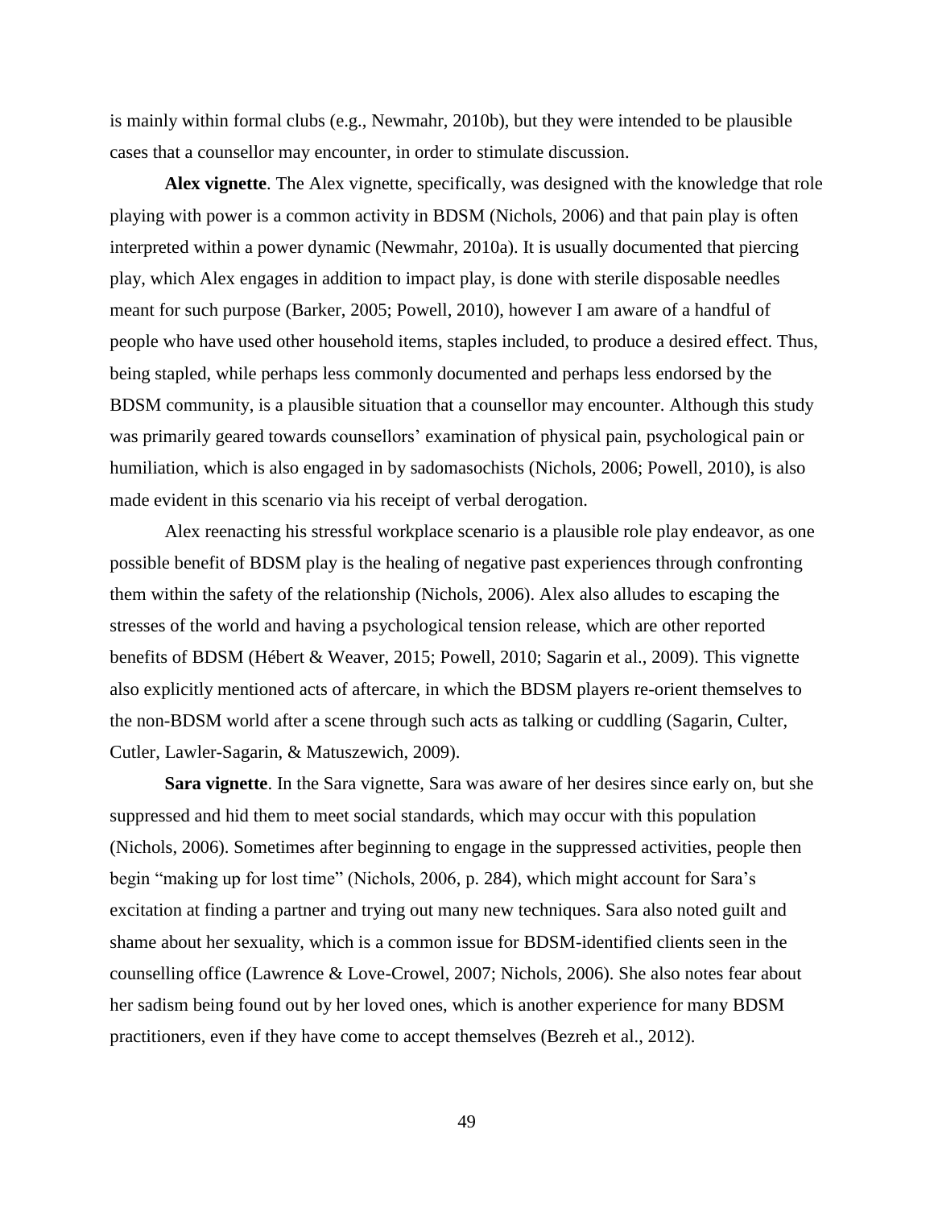is mainly within formal clubs (e.g., Newmahr, 2010b), but they were intended to be plausible cases that a counsellor may encounter, in order to stimulate discussion.

**Alex vignette**. The Alex vignette, specifically, was designed with the knowledge that role playing with power is a common activity in BDSM (Nichols, 2006) and that pain play is often interpreted within a power dynamic (Newmahr, 2010a). It is usually documented that piercing play, which Alex engages in addition to impact play, is done with sterile disposable needles meant for such purpose (Barker, 2005; Powell, 2010), however I am aware of a handful of people who have used other household items, staples included, to produce a desired effect. Thus, being stapled, while perhaps less commonly documented and perhaps less endorsed by the BDSM community, is a plausible situation that a counsellor may encounter. Although this study was primarily geared towards counsellors' examination of physical pain, psychological pain or humiliation, which is also engaged in by sadomasochists (Nichols, 2006; Powell, 2010), is also made evident in this scenario via his receipt of verbal derogation.

Alex reenacting his stressful workplace scenario is a plausible role play endeavor, as one possible benefit of BDSM play is the healing of negative past experiences through confronting them within the safety of the relationship (Nichols, 2006). Alex also alludes to escaping the stresses of the world and having a psychological tension release, which are other reported benefits of BDSM (Hébert & Weaver, 2015; Powell, 2010; Sagarin et al., 2009). This vignette also explicitly mentioned acts of aftercare, in which the BDSM players re-orient themselves to the non-BDSM world after a scene through such acts as talking or cuddling (Sagarin, Culter, Cutler, Lawler-Sagarin, & Matuszewich, 2009).

**Sara vignette**. In the Sara vignette, Sara was aware of her desires since early on, but she suppressed and hid them to meet social standards, which may occur with this population (Nichols, 2006). Sometimes after beginning to engage in the suppressed activities, people then begin "making up for lost time" (Nichols, 2006, p. 284), which might account for Sara's excitation at finding a partner and trying out many new techniques. Sara also noted guilt and shame about her sexuality, which is a common issue for BDSM-identified clients seen in the counselling office (Lawrence & Love-Crowel, 2007; Nichols, 2006). She also notes fear about her sadism being found out by her loved ones, which is another experience for many BDSM practitioners, even if they have come to accept themselves (Bezreh et al., 2012).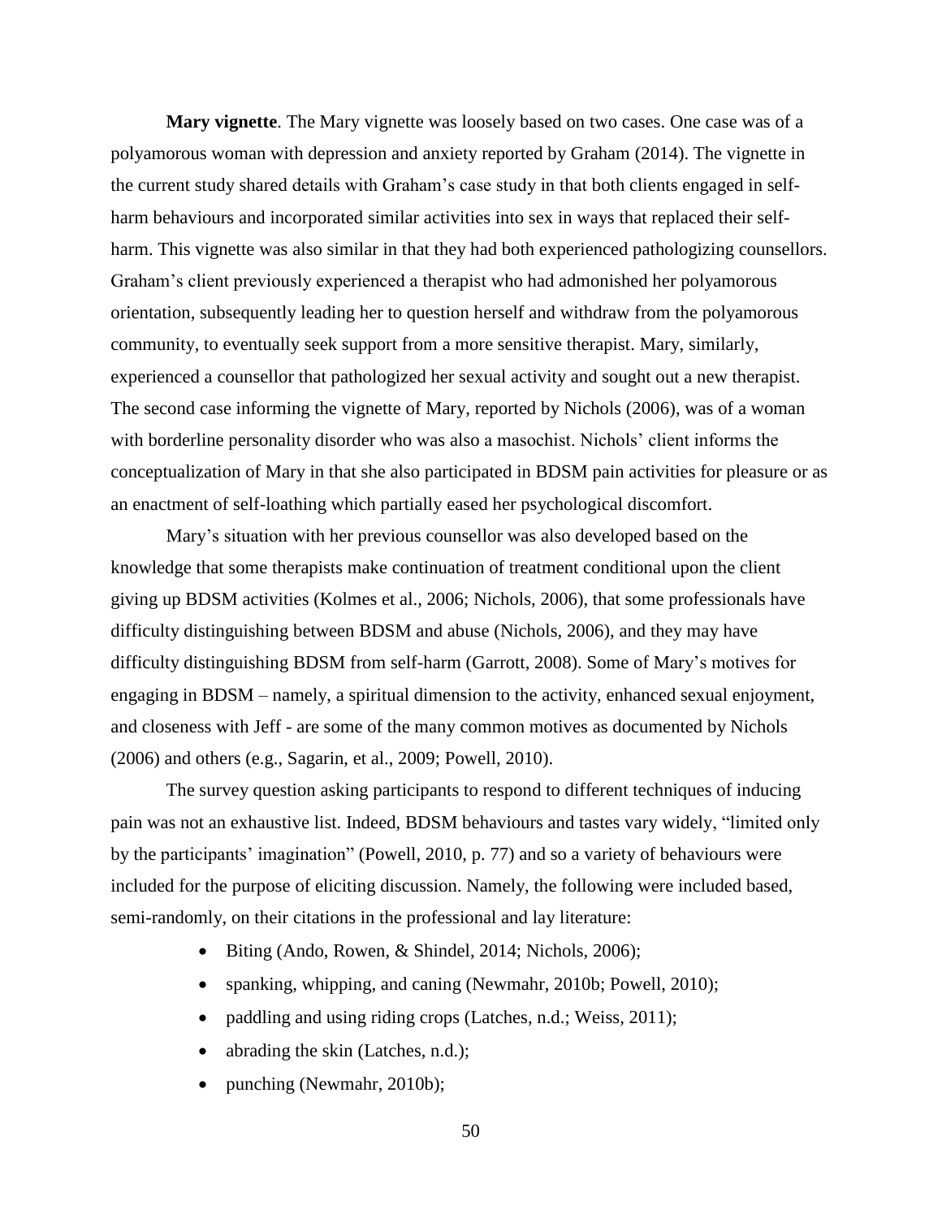**Mary vignette**. The Mary vignette was loosely based on two cases. One case was of a polyamorous woman with depression and anxiety reported by Graham (2014). The vignette in the current study shared details with Graham's case study in that both clients engaged in self-harm behaviours and incorporated similar activities into sex in ways that replaced their self-harm. This vignette was also similar in that they had both experienced pathologizing counsellors. Graham's client previously experienced a therapist who had admonished her polyamorous orientation, subsequently leading her to question herself and withdraw from the polyamorous community, to eventually seek support from a more sensitive therapist. Mary, similarly, experienced a counsellor that pathologized her sexual activity and sought out a new therapist. The second case informing the vignette of Mary, reported by Nichols (2006), was of a woman with borderline personality disorder who was also a masochist. Nichols' client informs the conceptualization of Mary in that she also participated in BDSM pain activities for pleasure or as an enactment of self-loathing which partially eased her psychological discomfort.

Mary's situation with her previous counsellor was also developed based on the knowledge that some therapists make continuation of treatment conditional upon the client giving up BDSM activities (Kolmes et al., 2006; Nichols, 2006), that some professionals have difficulty distinguishing between BDSM and abuse (Nichols, 2006), and they may have difficulty distinguishing BDSM from self-harm (Garrott, 2008). Some of Mary's motives for engaging in BDSM – namely, a spiritual dimension to the activity, enhanced sexual enjoyment, and closeness with Jeff - are some of the many common motives as documented by Nichols (2006) and others (e.g., Sagarin, et al., 2009; Powell, 2010).

The survey question asking participants to respond to different techniques of inducing pain was not an exhaustive list. Indeed, BDSM behaviours and tastes vary widely, "limited only by the participants' imagination" (Powell, 2010, p. 77) and so a variety of behaviours were included for the purpose of eliciting discussion. Namely, the following were included based, semi-randomly, on their citations in the professional and lay literature:

- Biting (Ando, Rowen, & Shindel, 2014; Nichols, 2006);
- spanking, whipping, and caning (Newmahr, 2010b; Powell, 2010);
- paddling and using riding crops (Latches, n.d.; Weiss, 2011);
- abrading the skin (Latches, n.d.);
- punching (Newmahr, 2010b);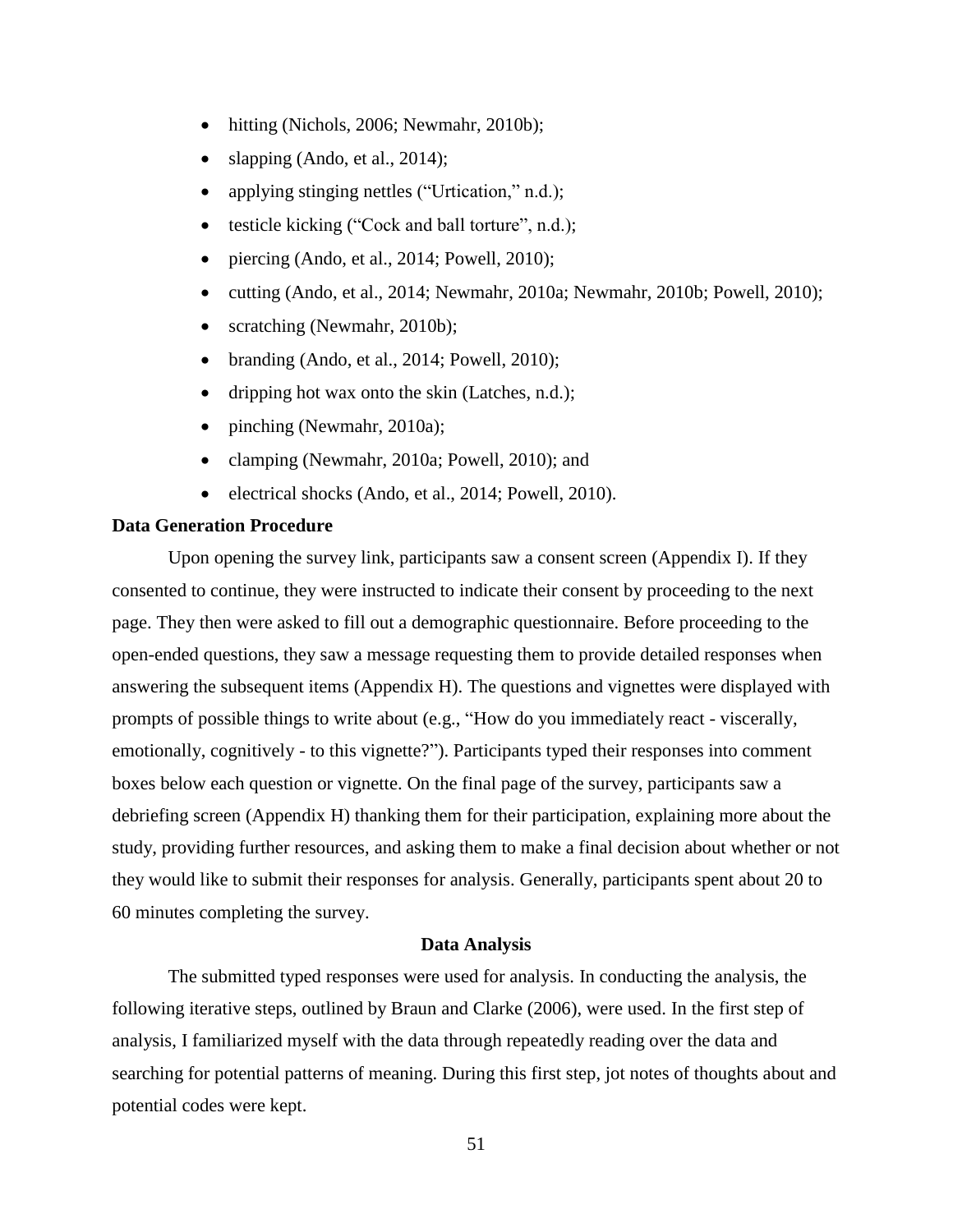- hitting (Nichols, 2006; Newmahr, 2010b);
- slapping (Ando, et al., 2014);
- applying stinging nettles ("Urtication," n.d.);
- testicle kicking ("Cock and ball torture", n.d.);
- piercing (Ando, et al., 2014; Powell, 2010);
- cutting (Ando, et al., 2014; Newmahr, 2010a; Newmahr, 2010b; Powell, 2010);
- scratching (Newmahr, 2010b);
- branding (Ando, et al., 2014; Powell, 2010);
- dripping hot wax onto the skin (Latches, n.d.);
- pinching (Newmahr, 2010a);
- clamping (Newmahr, 2010a; Powell, 2010); and
- electrical shocks (Ando, et al., 2014; Powell, 2010).

**Data Generation Procedure**

Upon opening the survey link, participants saw a consent screen (Appendix I). If they consented to continue, they were instructed to indicate their consent by proceeding to the next page. They then were asked to fill out a demographic questionnaire. Before proceeding to the open-ended questions, they saw a message requesting them to provide detailed responses when answering the subsequent items (Appendix H). The questions and vignettes were displayed with prompts of possible things to write about (e.g., "How do you immediately react - viscerally, emotionally, cognitively - to this vignette?"). Participants typed their responses into comment boxes below each question or vignette. On the final page of the survey, participants saw a debriefing screen (Appendix H) thanking them for their participation, explaining more about the study, providing further resources, and asking them to make a final decision about whether or not they would like to submit their responses for analysis. Generally, participants spent about 20 to 60 minutes completing the survey.

## Data Analysis

The submitted typed responses were used for analysis. In conducting the analysis, the following iterative steps, outlined by Braun and Clarke (2006), were used. In the first step of analysis, I familiarized myself with the data through repeatedly reading over the data and searching for potential patterns of meaning. During this first step, jot notes of thoughts about and potential codes were kept.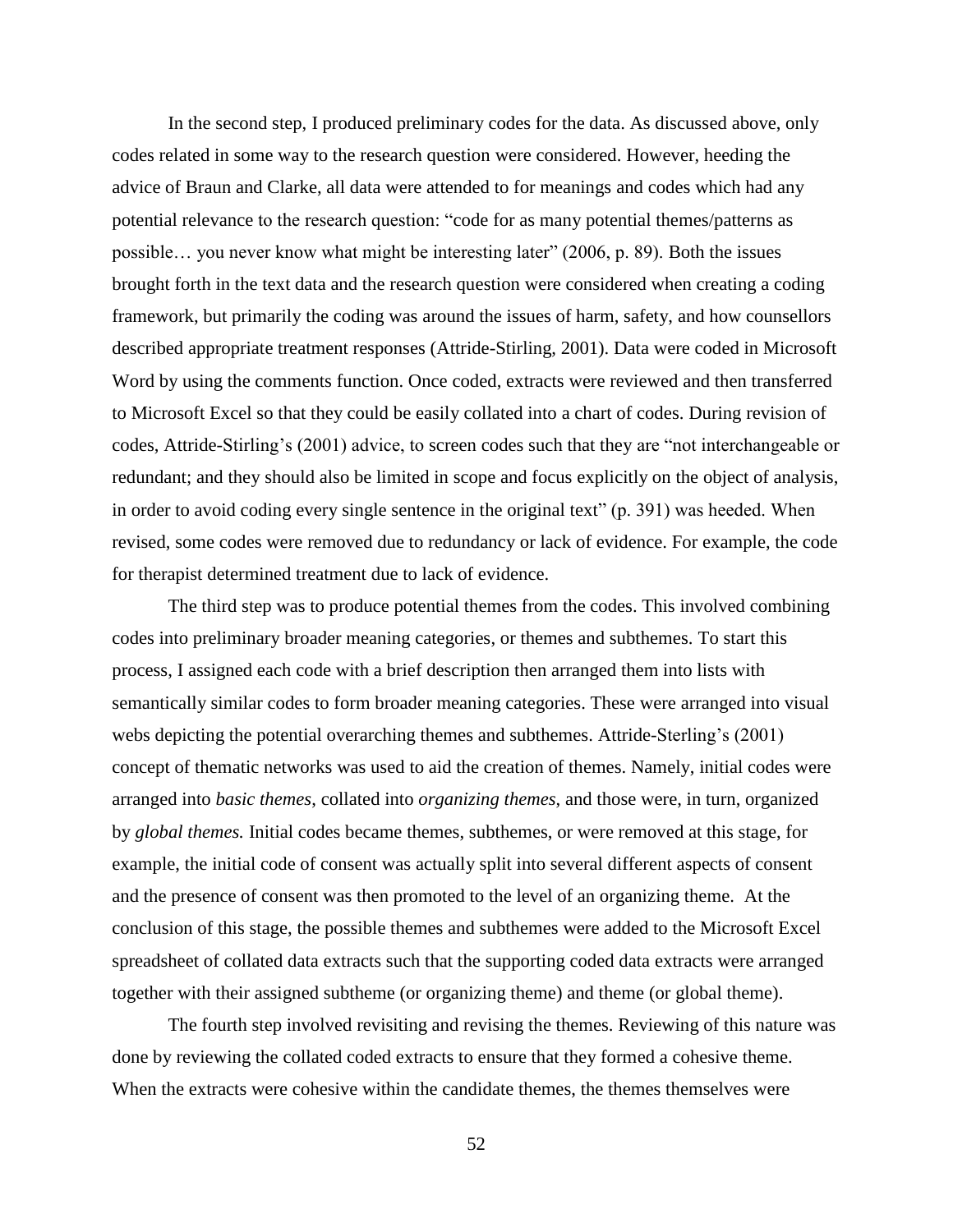In the second step, I produced preliminary codes for the data. As discussed above, only codes related in some way to the research question were considered. However, heeding the advice of Braun and Clarke, all data were attended to for meanings and codes which had any potential relevance to the research question: "code for as many potential themes/patterns as possible… you never know what might be interesting later" (2006, p. 89). Both the issues brought forth in the text data and the research question were considered when creating a coding framework, but primarily the coding was around the issues of harm, safety, and how counsellors described appropriate treatment responses (Attride-Stirling, 2001). Data were coded in Microsoft Word by using the comments function. Once coded, extracts were reviewed and then transferred to Microsoft Excel so that they could be easily collated into a chart of codes. During revision of codes, Attride-Stirling's (2001) advice, to screen codes such that they are "not interchangeable or redundant; and they should also be limited in scope and focus explicitly on the object of analysis, in order to avoid coding every single sentence in the original text" (p. 391) was heeded. When revised, some codes were removed due to redundancy or lack of evidence. For example, the code for therapist determined treatment due to lack of evidence.

The third step was to produce potential themes from the codes. This involved combining codes into preliminary broader meaning categories, or themes and subthemes. To start this process, I assigned each code with a brief description then arranged them into lists with semantically similar codes to form broader meaning categories. These were arranged into visual webs depicting the potential overarching themes and subthemes. Attride-Sterling's (2001) concept of thematic networks was used to aid the creation of themes. Namely, initial codes were arranged into *basic themes*, collated into *organizing themes*, and those were, in turn, organized by *global themes.* Initial codes became themes, subthemes, or were removed at this stage, for example, the initial code of consent was actually split into several different aspects of consent and the presence of consent was then promoted to the level of an organizing theme. At the conclusion of this stage, the possible themes and subthemes were added to the Microsoft Excel spreadsheet of collated data extracts such that the supporting coded data extracts were arranged together with their assigned subtheme (or organizing theme) and theme (or global theme).

The fourth step involved revisiting and revising the themes. Reviewing of this nature was done by reviewing the collated coded extracts to ensure that they formed a cohesive theme. When the extracts were cohesive within the candidate themes, the themes themselves were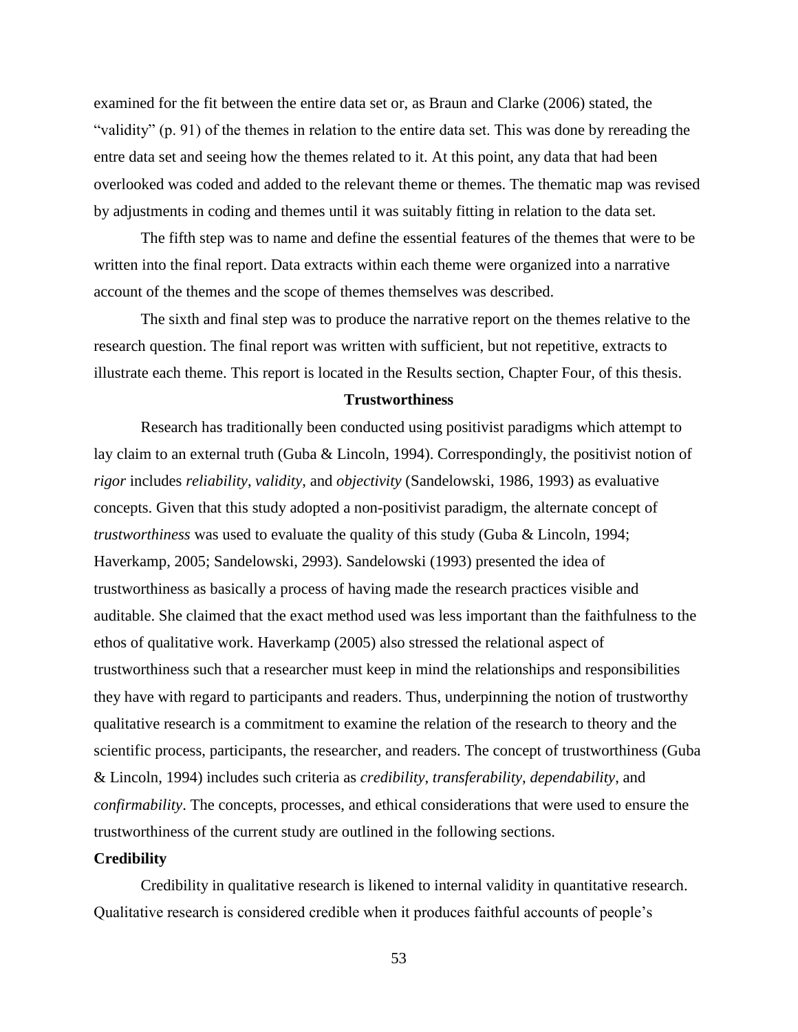examined for the fit between the entire data set or, as Braun and Clarke (2006) stated, the "validity" (p. 91) of the themes in relation to the entire data set. This was done by rereading the entre data set and seeing how the themes related to it. At this point, any data that had been overlooked was coded and added to the relevant theme or themes. The thematic map was revised by adjustments in coding and themes until it was suitably fitting in relation to the data set.

The fifth step was to name and define the essential features of the themes that were to be written into the final report. Data extracts within each theme were organized into a narrative account of the themes and the scope of themes themselves was described.

The sixth and final step was to produce the narrative report on the themes relative to the research question. The final report was written with sufficient, but not repetitive, extracts to illustrate each theme. This report is located in the Results section, Chapter Four, of this thesis.

## Trustworthiness

Research has traditionally been conducted using positivist paradigms which attempt to lay claim to an external truth (Guba & Lincoln, 1994). Correspondingly, the positivist notion of *rigor* includes *reliability*, *validity*, and *objectivity* (Sandelowski, 1986, 1993) as evaluative concepts. Given that this study adopted a non-positivist paradigm, the alternate concept of *trustworthiness* was used to evaluate the quality of this study (Guba & Lincoln, 1994; Haverkamp, 2005; Sandelowski, 2993). Sandelowski (1993) presented the idea of trustworthiness as basically a process of having made the research practices visible and auditable. She claimed that the exact method used was less important than the faithfulness to the ethos of qualitative work. Haverkamp (2005) also stressed the relational aspect of trustworthiness such that a researcher must keep in mind the relationships and responsibilities they have with regard to participants and readers. Thus, underpinning the notion of trustworthy qualitative research is a commitment to examine the relation of the research to theory and the scientific process, participants, the researcher, and readers. The concept of trustworthiness (Guba & Lincoln, 1994) includes such criteria as *credibility*, *transferability*, *dependability*, and *confirmability*. The concepts, processes, and ethical considerations that were used to ensure the trustworthiness of the current study are outlined in the following sections.

### Credibility

Credibility in qualitative research is likened to internal validity in quantitative research. Qualitative research is considered credible when it produces faithful accounts of people's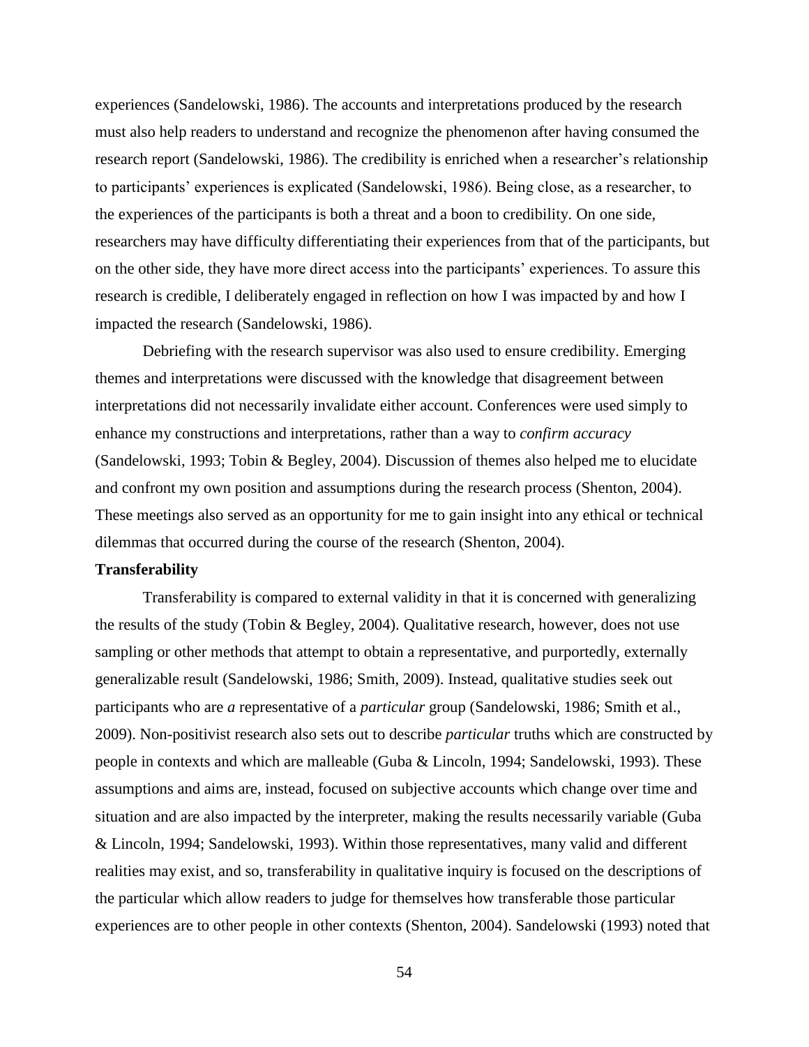experiences (Sandelowski, 1986). The accounts and interpretations produced by the research must also help readers to understand and recognize the phenomenon after having consumed the research report (Sandelowski, 1986). The credibility is enriched when a researcher's relationship to participants' experiences is explicated (Sandelowski, 1986). Being close, as a researcher, to the experiences of the participants is both a threat and a boon to credibility. On one side, researchers may have difficulty differentiating their experiences from that of the participants, but on the other side, they have more direct access into the participants' experiences. To assure this research is credible, I deliberately engaged in reflection on how I was impacted by and how I impacted the research (Sandelowski, 1986).

Debriefing with the research supervisor was also used to ensure credibility. Emerging themes and interpretations were discussed with the knowledge that disagreement between interpretations did not necessarily invalidate either account. Conferences were used simply to enhance my constructions and interpretations, rather than a way to *confirm accuracy* (Sandelowski, 1993; Tobin & Begley, 2004). Discussion of themes also helped me to elucidate and confront my own position and assumptions during the research process (Shenton, 2004). These meetings also served as an opportunity for me to gain insight into any ethical or technical dilemmas that occurred during the course of the research (Shenton, 2004).

**Transferability**

Transferability is compared to external validity in that it is concerned with generalizing the results of the study (Tobin & Begley, 2004). Qualitative research, however, does not use sampling or other methods that attempt to obtain a representative, and purportedly, externally generalizable result (Sandelowski, 1986; Smith, 2009). Instead, qualitative studies seek out participants who are *a* representative of a *particular* group (Sandelowski, 1986; Smith et al., 2009). Non-positivist research also sets out to describe *particular* truths which are constructed by people in contexts and which are malleable (Guba & Lincoln, 1994; Sandelowski, 1993). These assumptions and aims are, instead, focused on subjective accounts which change over time and situation and are also impacted by the interpreter, making the results necessarily variable (Guba & Lincoln, 1994; Sandelowski, 1993). Within those representatives, many valid and different realities may exist, and so, transferability in qualitative inquiry is focused on the descriptions of the particular which allow readers to judge for themselves how transferable those particular experiences are to other people in other contexts (Shenton, 2004). Sandelowski (1993) noted that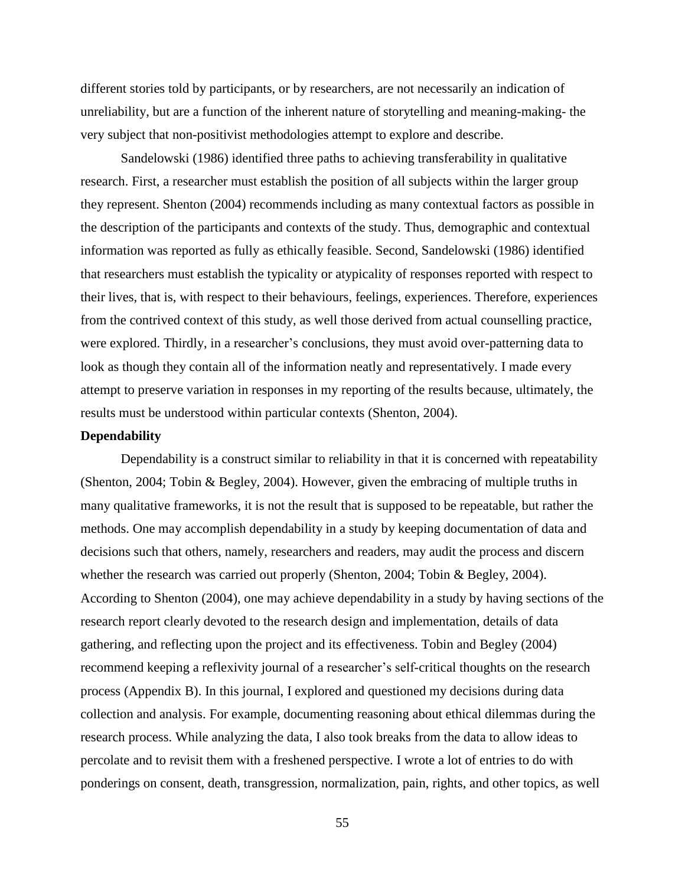different stories told by participants, or by researchers, are not necessarily an indication of unreliability, but are a function of the inherent nature of storytelling and meaning-making- the very subject that non-positivist methodologies attempt to explore and describe.

Sandelowski (1986) identified three paths to achieving transferability in qualitative research. First, a researcher must establish the position of all subjects within the larger group they represent. Shenton (2004) recommends including as many contextual factors as possible in the description of the participants and contexts of the study. Thus, demographic and contextual information was reported as fully as ethically feasible. Second, Sandelowski (1986) identified that researchers must establish the typicality or atypicality of responses reported with respect to their lives, that is, with respect to their behaviours, feelings, experiences. Therefore, experiences from the contrived context of this study, as well those derived from actual counselling practice, were explored. Thirdly, in a researcher's conclusions, they must avoid over-patterning data to look as though they contain all of the information neatly and representatively. I made every attempt to preserve variation in responses in my reporting of the results because, ultimately, the results must be understood within particular contexts (Shenton, 2004).

**Dependability**

Dependability is a construct similar to reliability in that it is concerned with repeatability (Shenton, 2004; Tobin & Begley, 2004). However, given the embracing of multiple truths in many qualitative frameworks, it is not the result that is supposed to be repeatable, but rather the methods. One may accomplish dependability in a study by keeping documentation of data and decisions such that others, namely, researchers and readers, may audit the process and discern whether the research was carried out properly (Shenton, 2004; Tobin & Begley, 2004). According to Shenton (2004), one may achieve dependability in a study by having sections of the research report clearly devoted to the research design and implementation, details of data gathering, and reflecting upon the project and its effectiveness. Tobin and Begley (2004) recommend keeping a reflexivity journal of a researcher's self-critical thoughts on the research process (Appendix B). In this journal, I explored and questioned my decisions during data collection and analysis. For example, documenting reasoning about ethical dilemmas during the research process. While analyzing the data, I also took breaks from the data to allow ideas to percolate and to revisit them with a freshened perspective. I wrote a lot of entries to do with ponderings on consent, death, transgression, normalization, pain, rights, and other topics, as well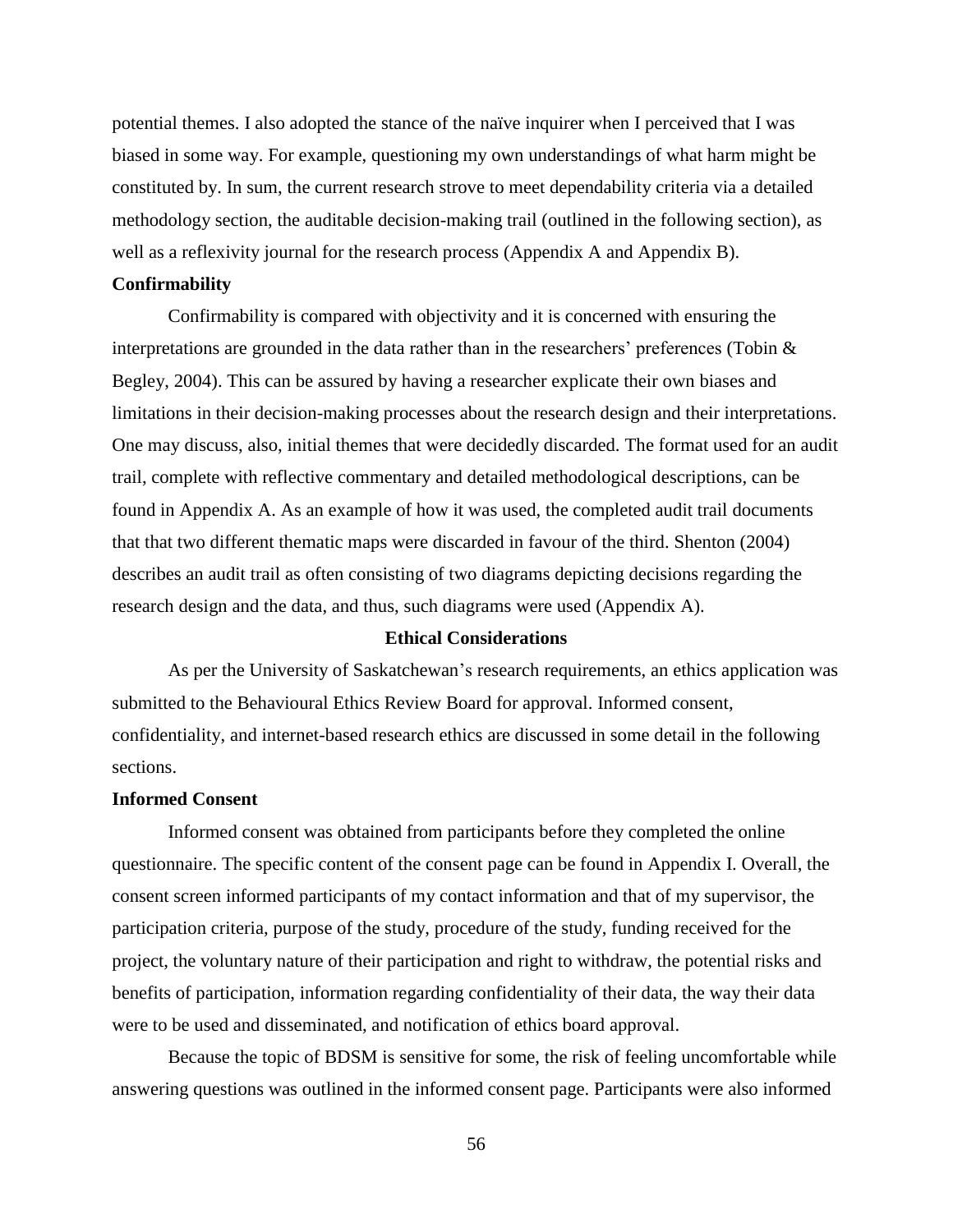potential themes. I also adopted the stance of the naïve inquirer when I perceived that I was biased in some way. For example, questioning my own understandings of what harm might be constituted by. In sum, the current research strove to meet dependability criteria via a detailed methodology section, the auditable decision-making trail (outlined in the following section), as well as a reflexivity journal for the research process (Appendix A and Appendix B).

### Confirmability

Confirmability is compared with objectivity and it is concerned with ensuring the interpretations are grounded in the data rather than in the researchers' preferences (Tobin & Begley, 2004). This can be assured by having a researcher explicate their own biases and limitations in their decision-making processes about the research design and their interpretations. One may discuss, also, initial themes that were decidedly discarded. The format used for an audit trail, complete with reflective commentary and detailed methodological descriptions, can be found in Appendix A. As an example of how it was used, the completed audit trail documents that that two different thematic maps were discarded in favour of the third. Shenton (2004) describes an audit trail as often consisting of two diagrams depicting decisions regarding the research design and the data, and thus, such diagrams were used (Appendix A).

## Ethical Considerations

As per the University of Saskatchewan's research requirements, an ethics application was submitted to the Behavioural Ethics Review Board for approval. Informed consent, confidentiality, and internet-based research ethics are discussed in some detail in the following sections.

### Informed Consent

Informed consent was obtained from participants before they completed the online questionnaire. The specific content of the consent page can be found in Appendix I. Overall, the consent screen informed participants of my contact information and that of my supervisor, the participation criteria, purpose of the study, procedure of the study, funding received for the project, the voluntary nature of their participation and right to withdraw, the potential risks and benefits of participation, information regarding confidentiality of their data, the way their data were to be used and disseminated, and notification of ethics board approval.

Because the topic of BDSM is sensitive for some, the risk of feeling uncomfortable while answering questions was outlined in the informed consent page. Participants were also informed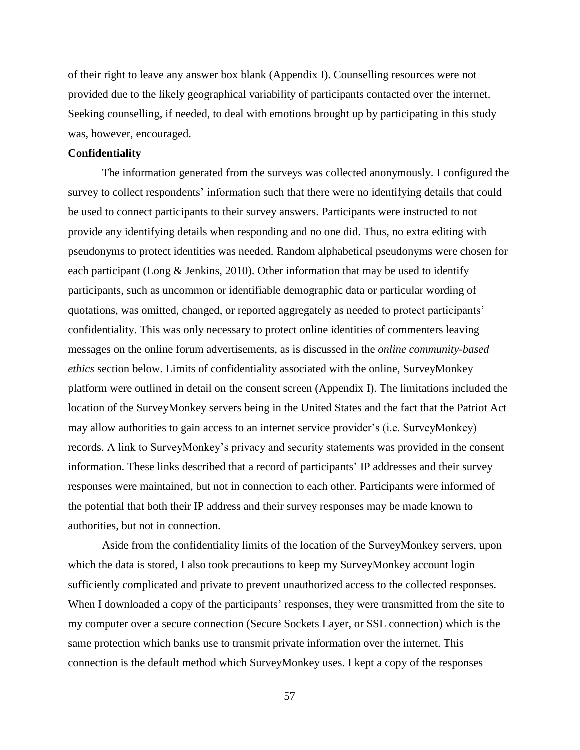of their right to leave any answer box blank (Appendix I). Counselling resources were not provided due to the likely geographical variability of participants contacted over the internet. Seeking counselling, if needed, to deal with emotions brought up by participating in this study was, however, encouraged.

**Confidentiality**

The information generated from the surveys was collected anonymously. I configured the survey to collect respondents' information such that there were no identifying details that could be used to connect participants to their survey answers. Participants were instructed to not provide any identifying details when responding and no one did. Thus, no extra editing with pseudonyms to protect identities was needed. Random alphabetical pseudonyms were chosen for each participant (Long & Jenkins, 2010). Other information that may be used to identify participants, such as uncommon or identifiable demographic data or particular wording of quotations, was omitted, changed, or reported aggregately as needed to protect participants' confidentiality. This was only necessary to protect online identities of commenters leaving messages on the online forum advertisements, as is discussed in the *online community-based ethics* section below. Limits of confidentiality associated with the online, SurveyMonkey platform were outlined in detail on the consent screen (Appendix I). The limitations included the location of the SurveyMonkey servers being in the United States and the fact that the Patriot Act may allow authorities to gain access to an internet service provider's (i.e. SurveyMonkey) records. A link to SurveyMonkey's privacy and security statements was provided in the consent information. These links described that a record of participants' IP addresses and their survey responses were maintained, but not in connection to each other. Participants were informed of the potential that both their IP address and their survey responses may be made known to authorities, but not in connection.

Aside from the confidentiality limits of the location of the SurveyMonkey servers, upon which the data is stored, I also took precautions to keep my SurveyMonkey account login sufficiently complicated and private to prevent unauthorized access to the collected responses. When I downloaded a copy of the participants' responses, they were transmitted from the site to my computer over a secure connection (Secure Sockets Layer, or SSL connection) which is the same protection which banks use to transmit private information over the internet. This connection is the default method which SurveyMonkey uses. I kept a copy of the responses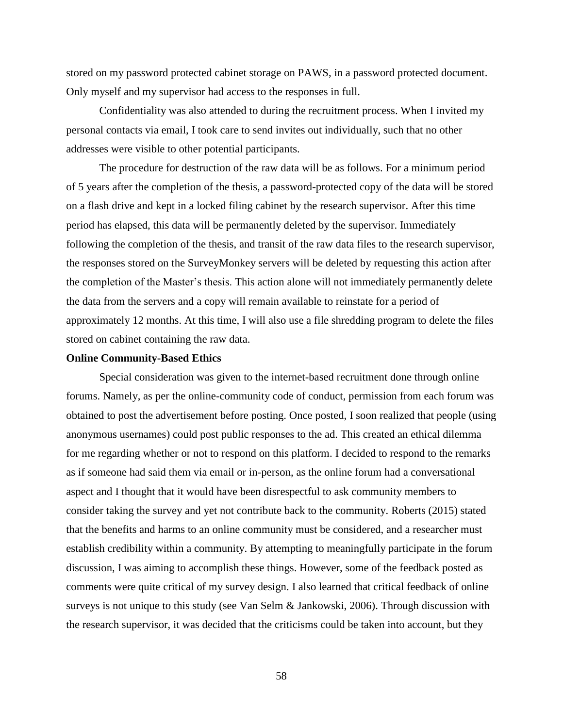stored on my password protected cabinet storage on PAWS, in a password protected document. Only myself and my supervisor had access to the responses in full.

Confidentiality was also attended to during the recruitment process. When I invited my personal contacts via email, I took care to send invites out individually, such that no other addresses were visible to other potential participants.

The procedure for destruction of the raw data will be as follows. For a minimum period of 5 years after the completion of the thesis, a password-protected copy of the data will be stored on a flash drive and kept in a locked filing cabinet by the research supervisor. After this time period has elapsed, this data will be permanently deleted by the supervisor. Immediately following the completion of the thesis, and transit of the raw data files to the research supervisor, the responses stored on the SurveyMonkey servers will be deleted by requesting this action after the completion of the Master's thesis. This action alone will not immediately permanently delete the data from the servers and a copy will remain available to reinstate for a period of approximately 12 months. At this time, I will also use a file shredding program to delete the files stored on cabinet containing the raw data.

**Online Community-Based Ethics**

Special consideration was given to the internet-based recruitment done through online forums. Namely, as per the online-community code of conduct, permission from each forum was obtained to post the advertisement before posting. Once posted, I soon realized that people (using anonymous usernames) could post public responses to the ad. This created an ethical dilemma for me regarding whether or not to respond on this platform. I decided to respond to the remarks as if someone had said them via email or in-person, as the online forum had a conversational aspect and I thought that it would have been disrespectful to ask community members to consider taking the survey and yet not contribute back to the community. Roberts (2015) stated that the benefits and harms to an online community must be considered, and a researcher must establish credibility within a community. By attempting to meaningfully participate in the forum discussion, I was aiming to accomplish these things. However, some of the feedback posted as comments were quite critical of my survey design. I also learned that critical feedback of online surveys is not unique to this study (see Van Selm & Jankowski, 2006). Through discussion with the research supervisor, it was decided that the criticisms could be taken into account, but they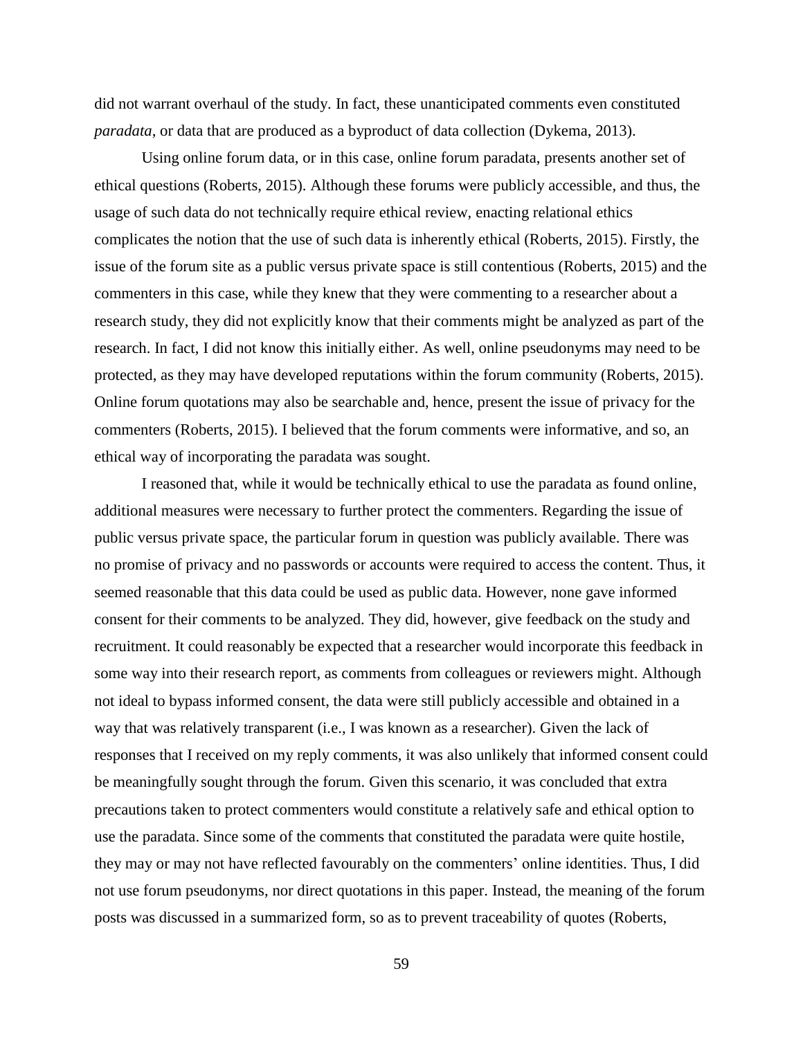did not warrant overhaul of the study. In fact, these unanticipated comments even constituted *paradata*, or data that are produced as a byproduct of data collection (Dykema, 2013).

Using online forum data, or in this case, online forum paradata, presents another set of ethical questions (Roberts, 2015). Although these forums were publicly accessible, and thus, the usage of such data do not technically require ethical review, enacting relational ethics complicates the notion that the use of such data is inherently ethical (Roberts, 2015). Firstly, the issue of the forum site as a public versus private space is still contentious (Roberts, 2015) and the commenters in this case, while they knew that they were commenting to a researcher about a research study, they did not explicitly know that their comments might be analyzed as part of the research. In fact, I did not know this initially either. As well, online pseudonyms may need to be protected, as they may have developed reputations within the forum community (Roberts, 2015). Online forum quotations may also be searchable and, hence, present the issue of privacy for the commenters (Roberts, 2015). I believed that the forum comments were informative, and so, an ethical way of incorporating the paradata was sought.

I reasoned that, while it would be technically ethical to use the paradata as found online, additional measures were necessary to further protect the commenters. Regarding the issue of public versus private space, the particular forum in question was publicly available. There was no promise of privacy and no passwords or accounts were required to access the content. Thus, it seemed reasonable that this data could be used as public data. However, none gave informed consent for their comments to be analyzed. They did, however, give feedback on the study and recruitment. It could reasonably be expected that a researcher would incorporate this feedback in some way into their research report, as comments from colleagues or reviewers might. Although not ideal to bypass informed consent, the data were still publicly accessible and obtained in a way that was relatively transparent (i.e., I was known as a researcher). Given the lack of responses that I received on my reply comments, it was also unlikely that informed consent could be meaningfully sought through the forum. Given this scenario, it was concluded that extra precautions taken to protect commenters would constitute a relatively safe and ethical option to use the paradata. Since some of the comments that constituted the paradata were quite hostile, they may or may not have reflected favourably on the commenters' online identities. Thus, I did not use forum pseudonyms, nor direct quotations in this paper. Instead, the meaning of the forum posts was discussed in a summarized form, so as to prevent traceability of quotes (Roberts,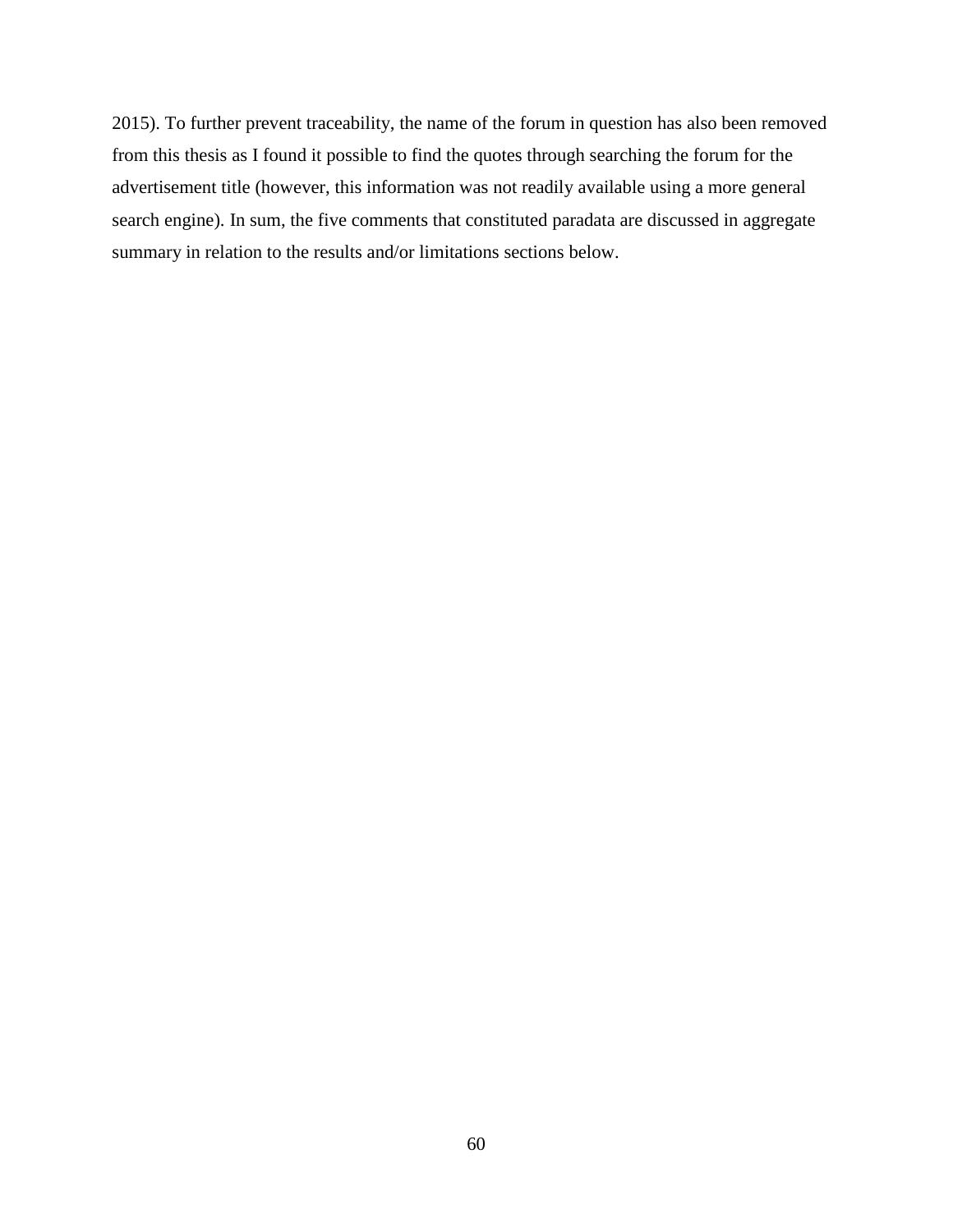2015). To further prevent traceability, the name of the forum in question has also been removed from this thesis as I found it possible to find the quotes through searching the forum for the advertisement title (however, this information was not readily available using a more general search engine). In sum, the five comments that constituted paradata are discussed in aggregate summary in relation to the results and/or limitations sections below.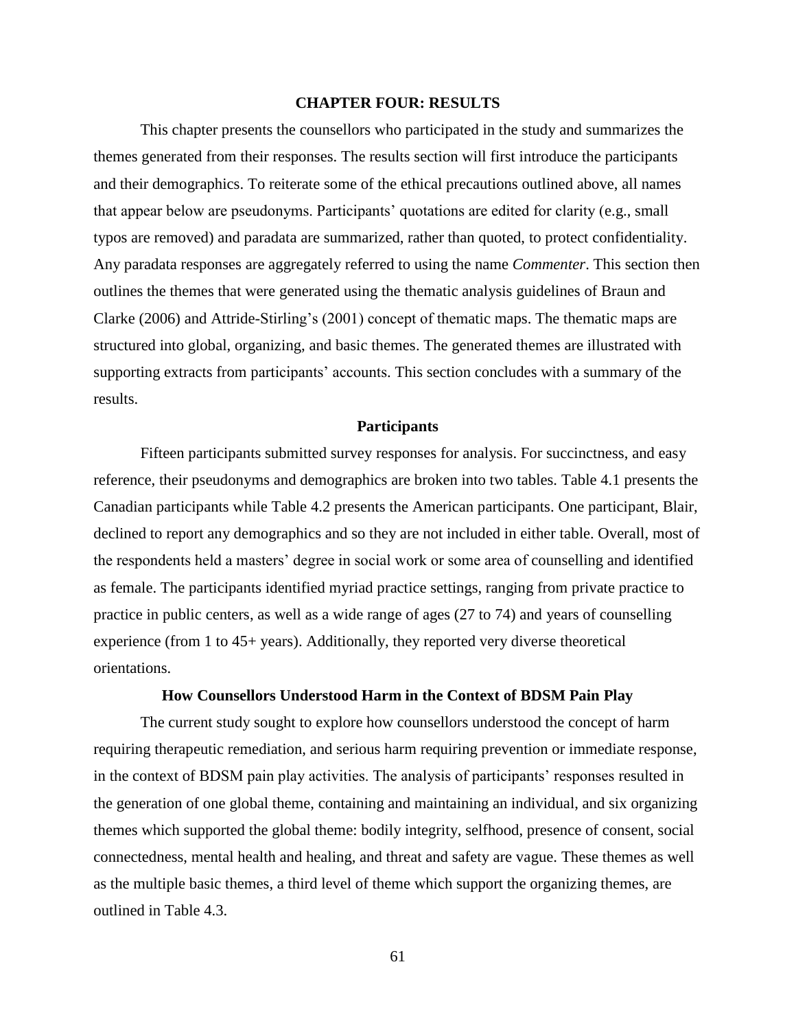# CHAPTER FOUR: RESULTS

This chapter presents the counsellors who participated in the study and summarizes the themes generated from their responses. The results section will first introduce the participants and their demographics. To reiterate some of the ethical precautions outlined above, all names that appear below are pseudonyms. Participants' quotations are edited for clarity (e.g., small typos are removed) and paradata are summarized, rather than quoted, to protect confidentiality. Any paradata responses are aggregately referred to using the name *Commenter*. This section then outlines the themes that were generated using the thematic analysis guidelines of Braun and Clarke (2006) and Attride-Stirling's (2001) concept of thematic maps. The thematic maps are structured into global, organizing, and basic themes. The generated themes are illustrated with supporting extracts from participants' accounts. This section concludes with a summary of the results.

## Participants

Fifteen participants submitted survey responses for analysis. For succinctness, and easy reference, their pseudonyms and demographics are broken into two tables. Table 4.1 presents the Canadian participants while Table 4.2 presents the American participants. One participant, Blair, declined to report any demographics and so they are not included in either table. Overall, most of the respondents held a masters' degree in social work or some area of counselling and identified as female. The participants identified myriad practice settings, ranging from private practice to practice in public centers, as well as a wide range of ages (27 to 74) and years of counselling experience (from 1 to 45+ years). Additionally, they reported very diverse theoretical orientations.

## How Counsellors Understood Harm in the Context of BDSM Pain Play

The current study sought to explore how counsellors understood the concept of harm requiring therapeutic remediation, and serious harm requiring prevention or immediate response, in the context of BDSM pain play activities. The analysis of participants' responses resulted in the generation of one global theme, containing and maintaining an individual, and six organizing themes which supported the global theme: bodily integrity, selfhood, presence of consent, social connectedness, mental health and healing, and threat and safety are vague. These themes as well as the multiple basic themes, a third level of theme which support the organizing themes, are outlined in Table 4.3.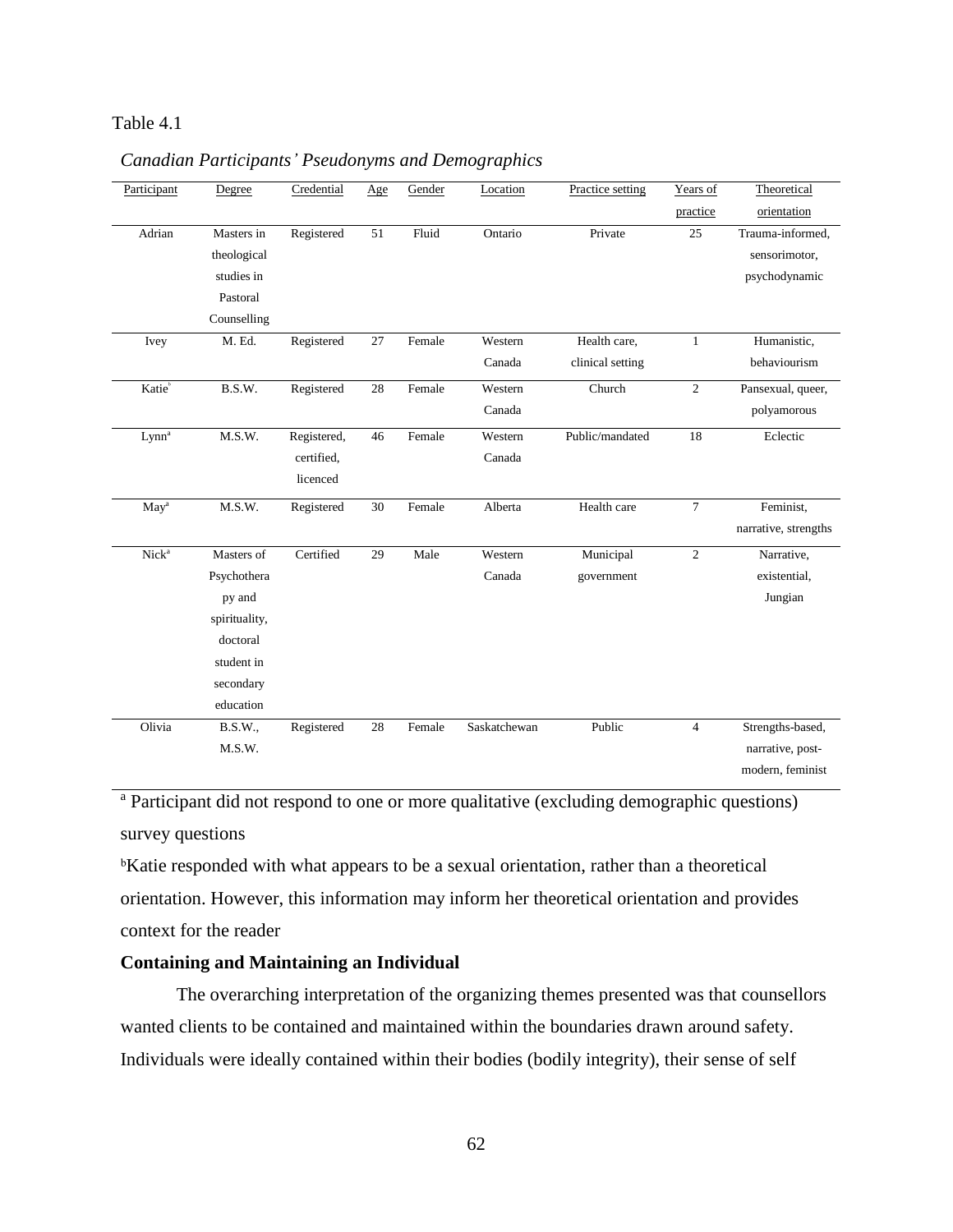Table 4.1

*Canadian Participants' Pseudonyms and Demographics*

| Participant | Degree | Credential | Age | Gender | Location | Practice setting | Years of practice | Theoretical orientation |
|---|---|---|---|---|---|---|---|---|
| Adrian | Masters in theological studies in Pastoral Counselling | Registered | 51 | Fluid | Ontario | Private | 25 | Trauma-informed, sensorimotor, psychodynamic |
| Ivey | M. Ed. | Registered | 27 | Female | Western Canada | Health care, clinical setting | 1 | Humanistic, behaviourism |
| Katie[b] | B.S.W. | Registered | 28 | Female | Western Canada | Church | 2 | Pansexual, queer, polyamorous |
| Lynn[a] | M.S.W. | Registered, certified, licenced | 46 | Female | Western Canada | Public/mandated | 18 | Eclectic |
| May[a] | M.S.W. | Registered | 30 | Female | Alberta | Health care | 7 | Feminist, narrative, strengths |
| Nick[a] | Masters of Psychotherapy and spirituality, doctoral student in secondary education | Certified | 29 | Male | Western Canada | Municipal government | 2 | Narrative, existential, Jungian |
| Olivia | B.S.W., M.S.W. | Registered | 28 | Female | Saskatchewan | Public | 4 | Strengths-based, narrative, post-modern, feminist |

[a] Participant did not respond to one or more qualitative (excluding demographic questions) survey questions

[b]Katie responded with what appears to be a sexual orientation, rather than a theoretical orientation. However, this information may inform her theoretical orientation and provides context for the reader

**Containing and Maintaining an Individual**

The overarching interpretation of the organizing themes presented was that counsellors wanted clients to be contained and maintained within the boundaries drawn around safety. Individuals were ideally contained within their bodies (bodily integrity), their sense of self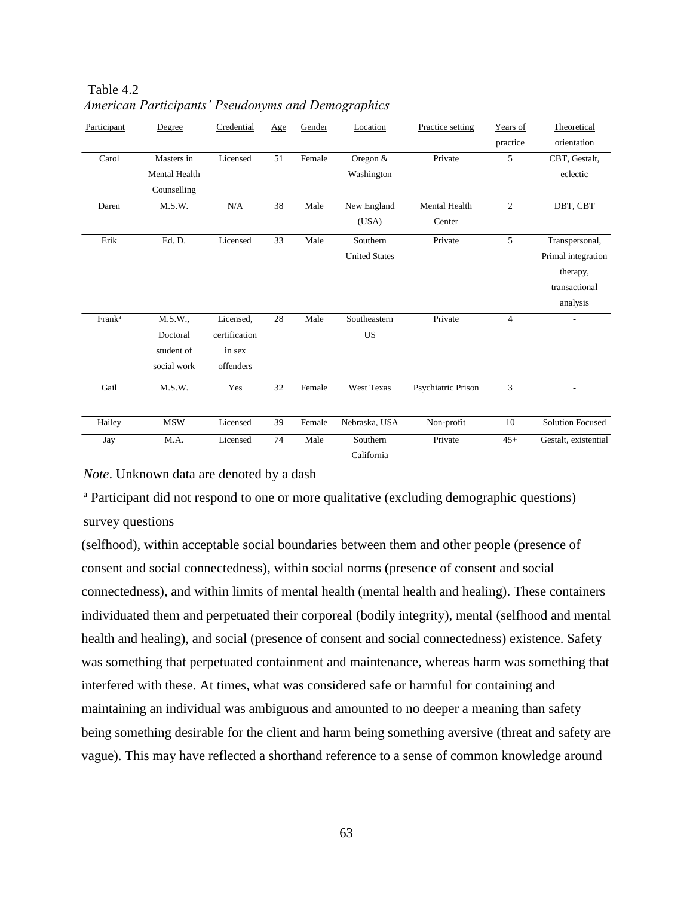Table 4.2

*American Participants' Pseudonyms and Demographics*

| Participant | Degree | Credential | Age | Gender | Location | Practice setting | Years of practice | Theoretical orientation |
|---|---|---|---|---|---|---|---|---|
| Carol | Masters in Mental Health Counselling | Licensed | 51 | Female | Oregon & Washington | Private | 5 | CBT, Gestalt, eclectic |
| Daren | M.S.W. | N/A | 38 | Male | New England (USA) | Mental Health Center | 2 | DBT, CBT |
| Erik | Ed. D. | Licensed | 33 | Male | Southern United States | Private | 5 | Transpersonal, Primal integration therapy, transactional analysis |
| Frank[a] | M.S.W., Doctoral student of social work | Licensed, certification in sex offenders | 28 | Male | Southeastern US | Private | 4 | - |
| Gail | M.S.W. | Yes | 32 | Female | West Texas | Psychiatric Prison | 3 | - |
| Hailey | MSW | Licensed | 39 | Female | Nebraska, USA | Non-profit | 10 | Solution Focused |
| Jay | M.A. | Licensed | 74 | Male | Southern California | Private | 45+ | Gestalt, existential |

*Note*. Unknown data are denoted by a dash

[a] Participant did not respond to one or more qualitative (excluding demographic questions) survey questions

(selfhood), within acceptable social boundaries between them and other people (presence of consent and social connectedness), within social norms (presence of consent and social connectedness), and within limits of mental health (mental health and healing). These containers individuated them and perpetuated their corporeal (bodily integrity), mental (selfhood and mental health and healing), and social (presence of consent and social connectedness) existence. Safety was something that perpetuated containment and maintenance, whereas harm was something that interfered with these. At times, what was considered safe or harmful for containing and maintaining an individual was ambiguous and amounted to no deeper a meaning than safety being something desirable for the client and harm being something aversive (threat and safety are vague). This may have reflected a shorthand reference to a sense of common knowledge around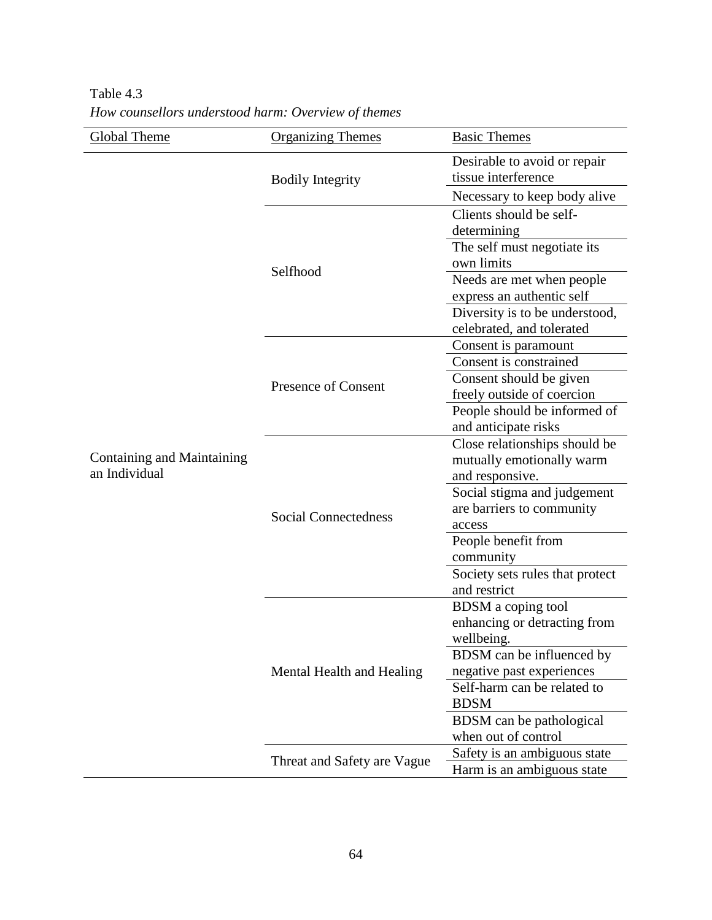Table 4.3

*How counsellors understood harm: Overview of themes*

| Global Theme | Organizing Themes | Basic Themes |
| --- | --- | --- |
| Containing and Maintaining an Individual | Bodily Integrity | Desirable to avoid or repair tissue interference |
| | | Necessary to keep body alive |
| | Selfhood | Clients should be self-determining |
| | | The self must negotiate its own limits |
| | | Needs are met when people express an authentic self |
| | | Diversity is to be understood, celebrated, and tolerated |
| | Presence of Consent | Consent is paramount |
| | | Consent is constrained |
| | | Consent should be given freely outside of coercion |
| | | People should be informed of and anticipate risks |
| | Social Connectedness | Close relationships should be mutually emotionally warm and responsive. |
| | | Social stigma and judgement are barriers to community access |
| | | People benefit from community |
| | | Society sets rules that protect and restrict |
| | Mental Health and Healing | BDSM a coping tool enhancing or detracting from wellbeing. |
| | | BDSM can be influenced by negative past experiences |
| | | Self-harm can be related to BDSM |
| | | BDSM can be pathological when out of control |
| | Threat and Safety are Vague | Safety is an ambiguous state |
| | | Harm is an ambiguous state |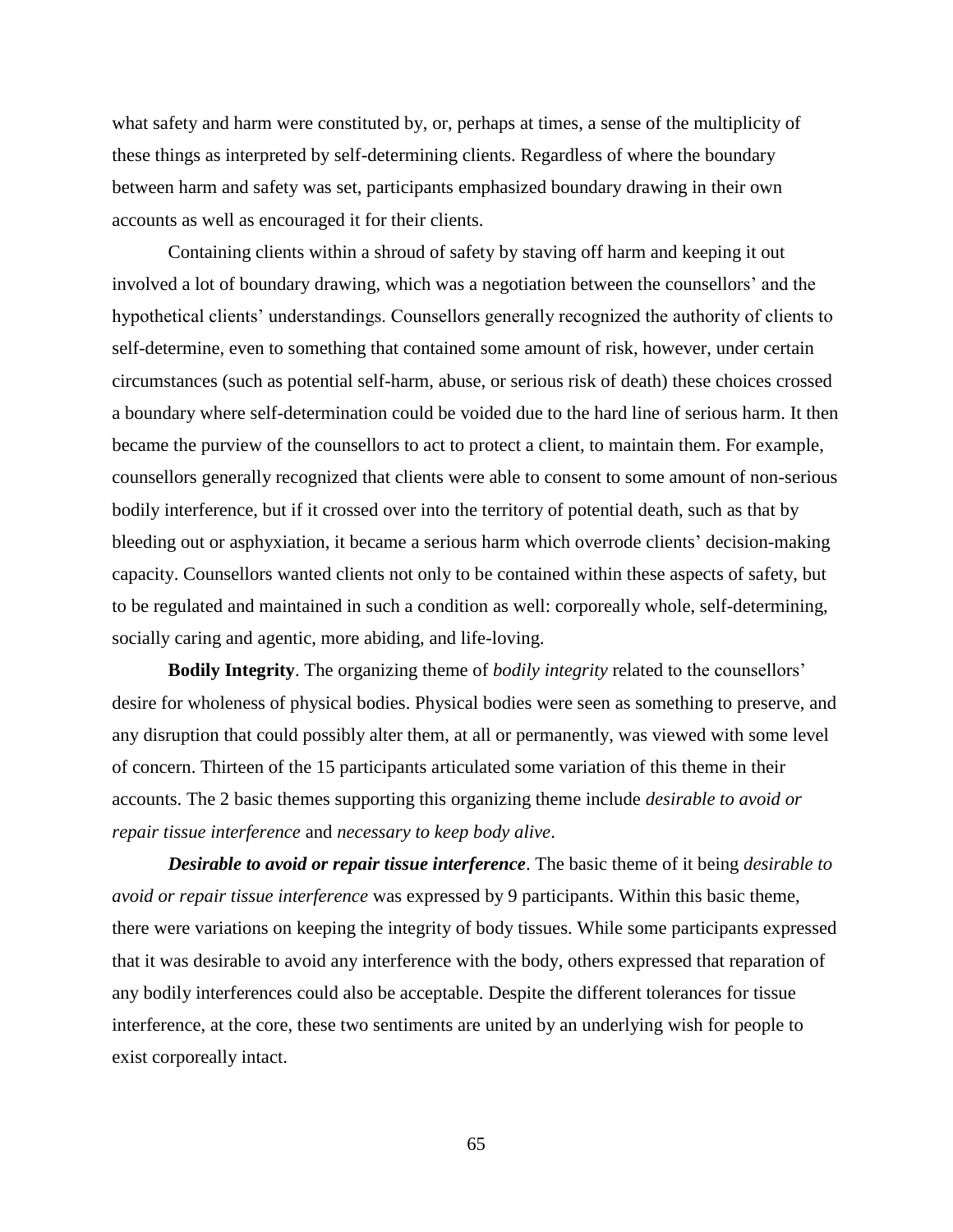what safety and harm were constituted by, or, perhaps at times, a sense of the multiplicity of these things as interpreted by self-determining clients. Regardless of where the boundary between harm and safety was set, participants emphasized boundary drawing in their own accounts as well as encouraged it for their clients.

Containing clients within a shroud of safety by staving off harm and keeping it out involved a lot of boundary drawing, which was a negotiation between the counsellors' and the hypothetical clients' understandings. Counsellors generally recognized the authority of clients to self-determine, even to something that contained some amount of risk, however, under certain circumstances (such as potential self-harm, abuse, or serious risk of death) these choices crossed a boundary where self-determination could be voided due to the hard line of serious harm. It then became the purview of the counsellors to act to protect a client, to maintain them. For example, counsellors generally recognized that clients were able to consent to some amount of non-serious bodily interference, but if it crossed over into the territory of potential death, such as that by bleeding out or asphyxiation, it became a serious harm which overrode clients' decision-making capacity. Counsellors wanted clients not only to be contained within these aspects of safety, but to be regulated and maintained in such a condition as well: corporeally whole, self-determining, socially caring and agentic, more abiding, and life-loving.

**Bodily Integrity**. The organizing theme of *bodily integrity* related to the counsellors' desire for wholeness of physical bodies. Physical bodies were seen as something to preserve, and any disruption that could possibly alter them, at all or permanently, was viewed with some level of concern. Thirteen of the 15 participants articulated some variation of this theme in their accounts. The 2 basic themes supporting this organizing theme include *desirable to avoid or repair tissue interference* and *necessary to keep body alive*.

***Desirable to avoid or repair tissue interference***. The basic theme of it being *desirable to avoid or repair tissue interference* was expressed by 9 participants. Within this basic theme, there were variations on keeping the integrity of body tissues. While some participants expressed that it was desirable to avoid any interference with the body, others expressed that reparation of any bodily interferences could also be acceptable. Despite the different tolerances for tissue interference, at the core, these two sentiments are united by an underlying wish for people to exist corporeally intact.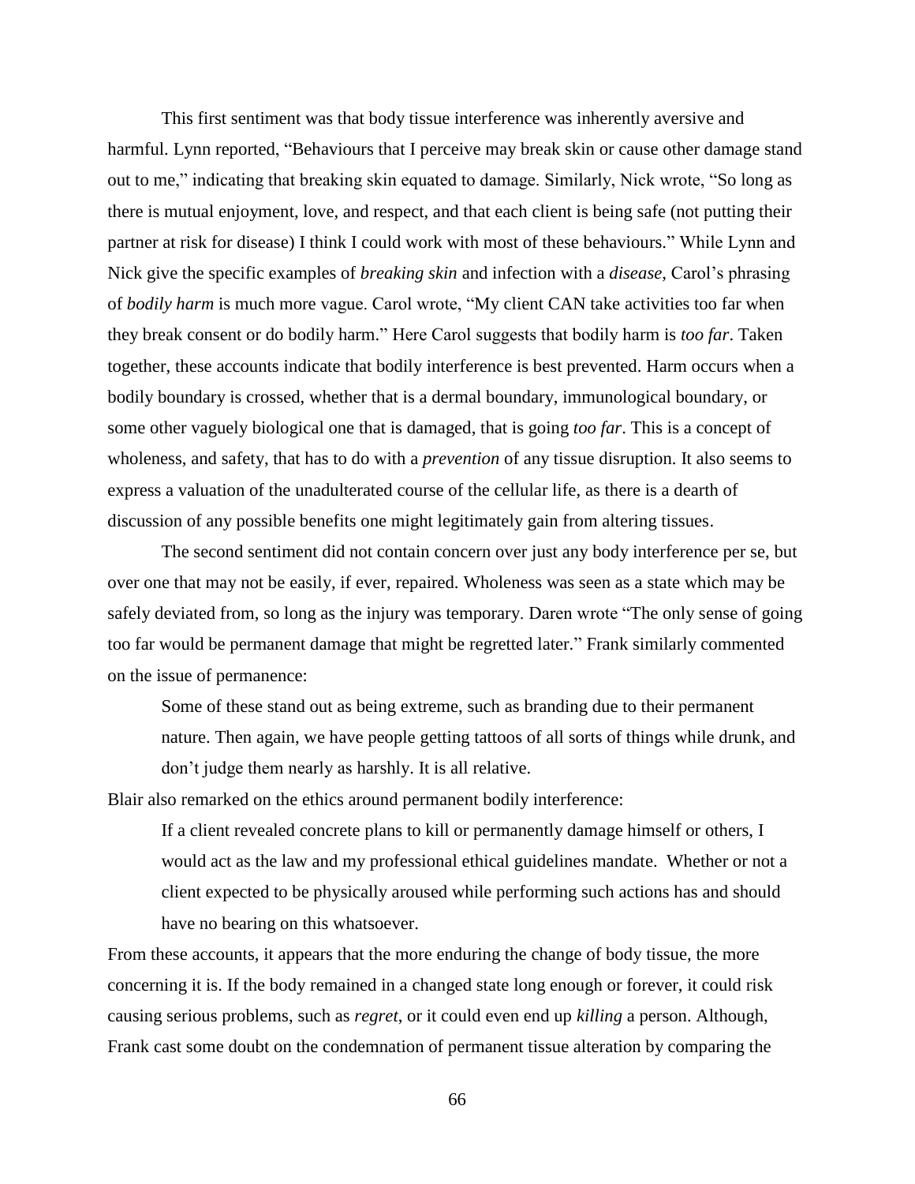This first sentiment was that body tissue interference was inherently aversive and harmful. Lynn reported, "Behaviours that I perceive may break skin or cause other damage stand out to me," indicating that breaking skin equated to damage. Similarly, Nick wrote, "So long as there is mutual enjoyment, love, and respect, and that each client is being safe (not putting their partner at risk for disease) I think I could work with most of these behaviours." While Lynn and Nick give the specific examples of *breaking skin* and infection with a *disease*, Carol's phrasing of *bodily harm* is much more vague. Carol wrote, "My client CAN take activities too far when they break consent or do bodily harm." Here Carol suggests that bodily harm is *too far*. Taken together, these accounts indicate that bodily interference is best prevented. Harm occurs when a bodily boundary is crossed, whether that is a dermal boundary, immunological boundary, or some other vaguely biological one that is damaged, that is going *too far*. This is a concept of wholeness, and safety, that has to do with a *prevention* of any tissue disruption. It also seems to express a valuation of the unadulterated course of the cellular life, as there is a dearth of discussion of any possible benefits one might legitimately gain from altering tissues.

The second sentiment did not contain concern over just any body interference per se, but over one that may not be easily, if ever, repaired. Wholeness was seen as a state which may be safely deviated from, so long as the injury was temporary. Daren wrote "The only sense of going too far would be permanent damage that might be regretted later." Frank similarly commented on the issue of permanence:

> Some of these stand out as being extreme, such as branding due to their permanent nature. Then again, we have people getting tattoos of all sorts of things while drunk, and don't judge them nearly as harshly. It is all relative.

Blair also remarked on the ethics around permanent bodily interference:

> If a client revealed concrete plans to kill or permanently damage himself or others, I would act as the law and my professional ethical guidelines mandate. Whether or not a client expected to be physically aroused while performing such actions has and should have no bearing on this whatsoever.

From these accounts, it appears that the more enduring the change of body tissue, the more concerning it is. If the body remained in a changed state long enough or forever, it could risk causing serious problems, such as *regret*, or it could even end up *killing* a person. Although, Frank cast some doubt on the condemnation of permanent tissue alteration by comparing the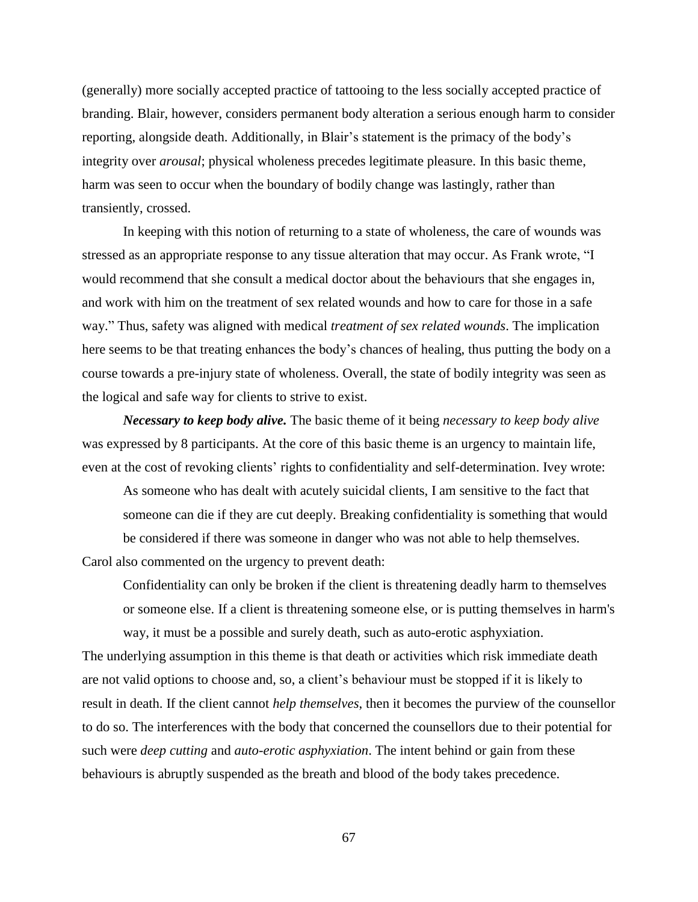(generally) more socially accepted practice of tattooing to the less socially accepted practice of branding. Blair, however, considers permanent body alteration a serious enough harm to consider reporting, alongside death. Additionally, in Blair's statement is the primacy of the body's integrity over *arousal*; physical wholeness precedes legitimate pleasure. In this basic theme, harm was seen to occur when the boundary of bodily change was lastingly, rather than transiently, crossed.

In keeping with this notion of returning to a state of wholeness, the care of wounds was stressed as an appropriate response to any tissue alteration that may occur. As Frank wrote, "I would recommend that she consult a medical doctor about the behaviours that she engages in, and work with him on the treatment of sex related wounds and how to care for those in a safe way." Thus, safety was aligned with medical *treatment of sex related wounds*. The implication here seems to be that treating enhances the body's chances of healing, thus putting the body on a course towards a pre-injury state of wholeness. Overall, the state of bodily integrity was seen as the logical and safe way for clients to strive to exist.

***Necessary to keep body alive.*** The basic theme of it being *necessary to keep body alive* was expressed by 8 participants. At the core of this basic theme is an urgency to maintain life, even at the cost of revoking clients' rights to confidentiality and self-determination. Ivey wrote:

> As someone who has dealt with acutely suicidal clients, I am sensitive to the fact that someone can die if they are cut deeply. Breaking confidentiality is something that would be considered if there was someone in danger who was not able to help themselves.

Carol also commented on the urgency to prevent death:

> Confidentiality can only be broken if the client is threatening deadly harm to themselves or someone else. If a client is threatening someone else, or is putting themselves in harm's way, it must be a possible and surely death, such as auto-erotic asphyxiation.

The underlying assumption in this theme is that death or activities which risk immediate death are not valid options to choose and, so, a client's behaviour must be stopped if it is likely to result in death. If the client cannot *help themselves*, then it becomes the purview of the counsellor to do so. The interferences with the body that concerned the counsellors due to their potential for such were *deep cutting* and *auto-erotic asphyxiation*. The intent behind or gain from these behaviours is abruptly suspended as the breath and blood of the body takes precedence.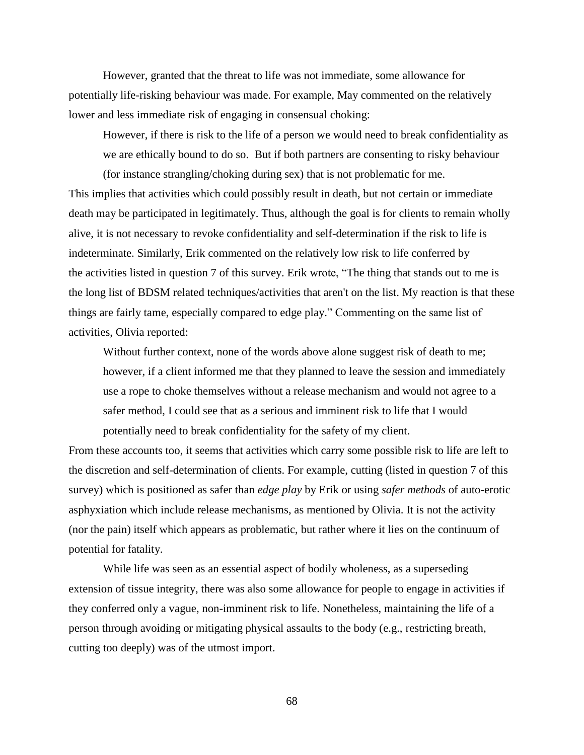However, granted that the threat to life was not immediate, some allowance for potentially life-risking behaviour was made. For example, May commented on the relatively lower and less immediate risk of engaging in consensual choking:

> However, if there is risk to the life of a person we would need to break confidentiality as we are ethically bound to do so. But if both partners are consenting to risky behaviour (for instance strangling/choking during sex) that is not problematic for me.

This implies that activities which could possibly result in death, but not certain or immediate death may be participated in legitimately. Thus, although the goal is for clients to remain wholly alive, it is not necessary to revoke confidentiality and self-determination if the risk to life is indeterminate. Similarly, Erik commented on the relatively low risk to life conferred by the activities listed in question 7 of this survey. Erik wrote, "The thing that stands out to me is the long list of BDSM related techniques/activities that aren't on the list. My reaction is that these things are fairly tame, especially compared to edge play." Commenting on the same list of activities, Olivia reported:

> Without further context, none of the words above alone suggest risk of death to me; however, if a client informed me that they planned to leave the session and immediately use a rope to choke themselves without a release mechanism and would not agree to a safer method, I could see that as a serious and imminent risk to life that I would potentially need to break confidentiality for the safety of my client.

From these accounts too, it seems that activities which carry some possible risk to life are left to the discretion and self-determination of clients. For example, cutting (listed in question 7 of this survey) which is positioned as safer than *edge play* by Erik or using *safer methods* of auto-erotic asphyxiation which include release mechanisms, as mentioned by Olivia. It is not the activity (nor the pain) itself which appears as problematic, but rather where it lies on the continuum of potential for fatality.

While life was seen as an essential aspect of bodily wholeness, as a superseding extension of tissue integrity, there was also some allowance for people to engage in activities if they conferred only a vague, non-imminent risk to life. Nonetheless, maintaining the life of a person through avoiding or mitigating physical assaults to the body (e.g., restricting breath, cutting too deeply) was of the utmost import.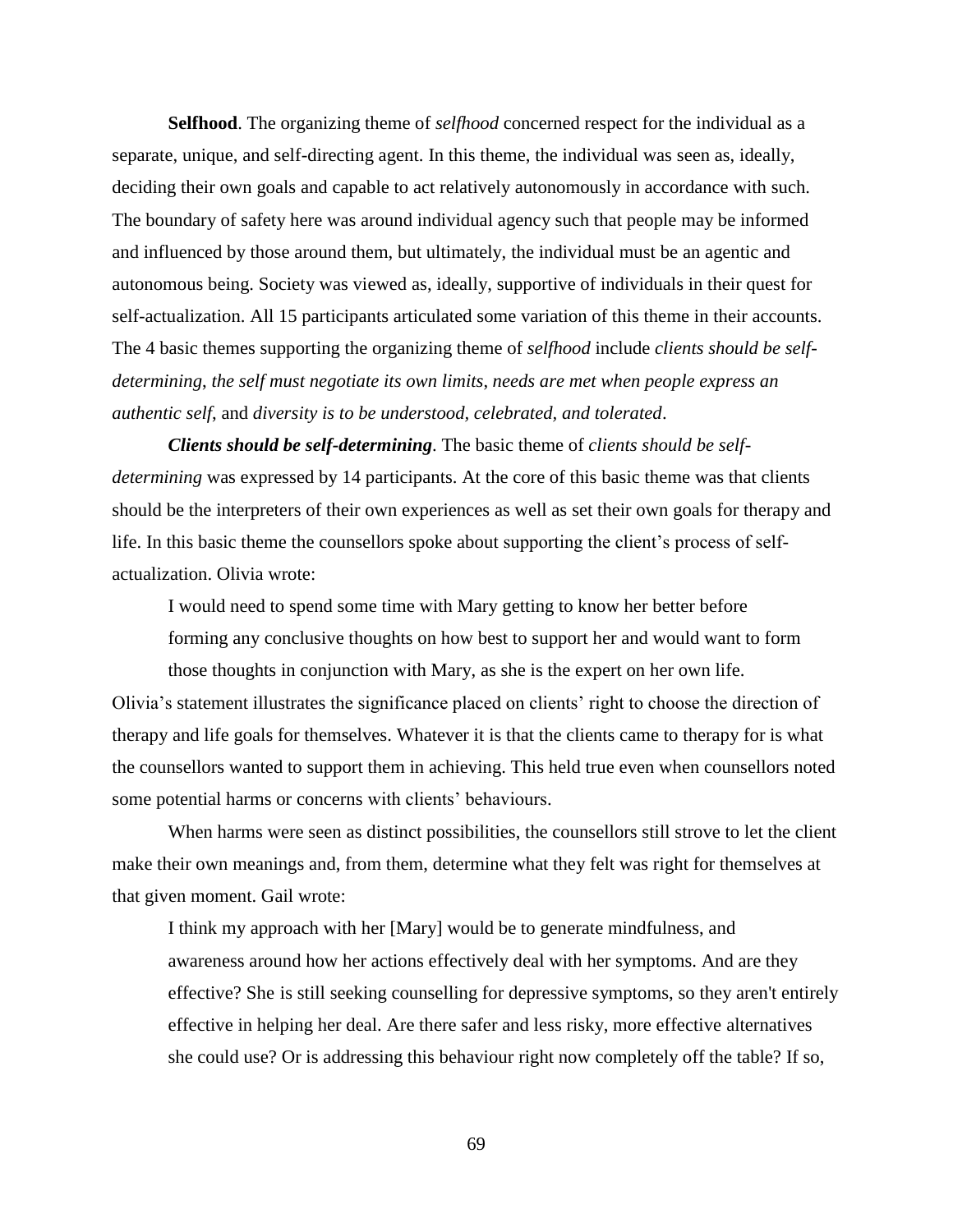**Selfhood**. The organizing theme of *selfhood* concerned respect for the individual as a separate, unique, and self-directing agent. In this theme, the individual was seen as, ideally, deciding their own goals and capable to act relatively autonomously in accordance with such. The boundary of safety here was around individual agency such that people may be informed and influenced by those around them, but ultimately, the individual must be an agentic and autonomous being. Society was viewed as, ideally, supportive of individuals in their quest for self-actualization. All 15 participants articulated some variation of this theme in their accounts. The 4 basic themes supporting the organizing theme of *selfhood* include *clients should be self-determining*, *the self must negotiate its own limits*, *needs are met when people express an authentic self*, and *diversity is to be understood, celebrated, and tolerated*.

***Clients should be self-determining***. The basic theme of *clients should be self-determining* was expressed by 14 participants. At the core of this basic theme was that clients should be the interpreters of their own experiences as well as set their own goals for therapy and life. In this basic theme the counsellors spoke about supporting the client's process of self-actualization. Olivia wrote:

> I would need to spend some time with Mary getting to know her better before forming any conclusive thoughts on how best to support her and would want to form those thoughts in conjunction with Mary, as she is the expert on her own life.

Olivia's statement illustrates the significance placed on clients' right to choose the direction of therapy and life goals for themselves. Whatever it is that the clients came to therapy for is what the counsellors wanted to support them in achieving. This held true even when counsellors noted some potential harms or concerns with clients' behaviours.

When harms were seen as distinct possibilities, the counsellors still strove to let the client make their own meanings and, from them, determine what they felt was right for themselves at that given moment. Gail wrote:

> I think my approach with her [Mary] would be to generate mindfulness, and awareness around how her actions effectively deal with her symptoms. And are they effective? She is still seeking counselling for depressive symptoms, so they aren't entirely effective in helping her deal. Are there safer and less risky, more effective alternatives she could use? Or is addressing this behaviour right now completely off the table? If so,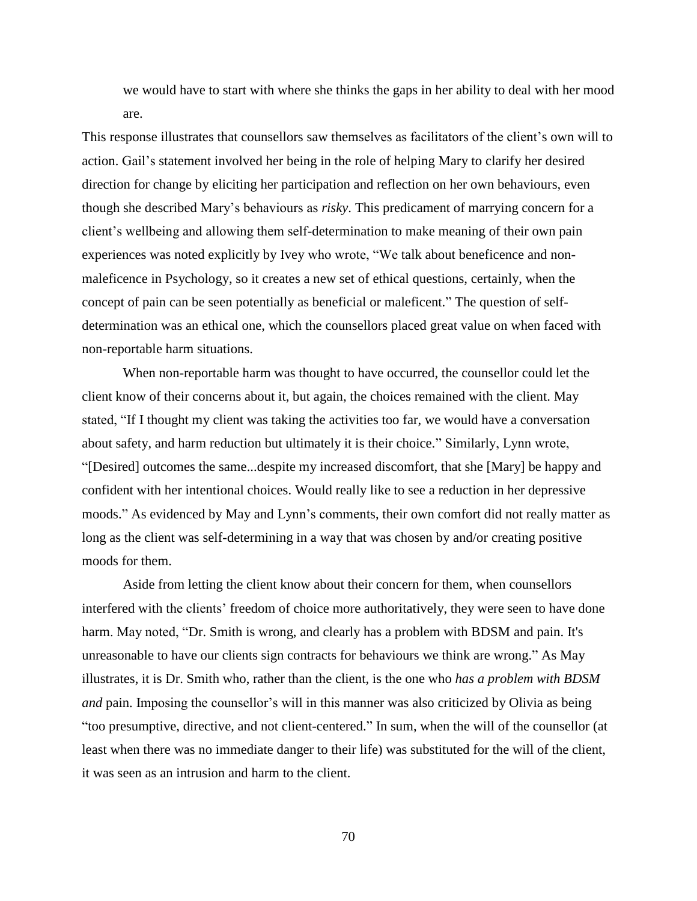> we would have to start with where she thinks the gaps in her ability to deal with her mood are.

This response illustrates that counsellors saw themselves as facilitators of the client's own will to action. Gail's statement involved her being in the role of helping Mary to clarify her desired direction for change by eliciting her participation and reflection on her own behaviours, even though she described Mary's behaviours as *risky*. This predicament of marrying concern for a client's wellbeing and allowing them self-determination to make meaning of their own pain experiences was noted explicitly by Ivey who wrote, "We talk about beneficence and non-maleficence in Psychology, so it creates a new set of ethical questions, certainly, when the concept of pain can be seen potentially as beneficial or maleficent." The question of self-determination was an ethical one, which the counsellors placed great value on when faced with non-reportable harm situations.

When non-reportable harm was thought to have occurred, the counsellor could let the client know of their concerns about it, but again, the choices remained with the client. May stated, "If I thought my client was taking the activities too far, we would have a conversation about safety, and harm reduction but ultimately it is their choice." Similarly, Lynn wrote, "[Desired] outcomes the same...despite my increased discomfort, that she [Mary] be happy and confident with her intentional choices. Would really like to see a reduction in her depressive moods." As evidenced by May and Lynn's comments, their own comfort did not really matter as long as the client was self-determining in a way that was chosen by and/or creating positive moods for them.

Aside from letting the client know about their concern for them, when counsellors interfered with the clients' freedom of choice more authoritatively, they were seen to have done harm. May noted, "Dr. Smith is wrong, and clearly has a problem with BDSM and pain. It's unreasonable to have our clients sign contracts for behaviours we think are wrong." As May illustrates, it is Dr. Smith who, rather than the client, is the one who *has a problem with BDSM and* pain. Imposing the counsellor's will in this manner was also criticized by Olivia as being "too presumptive, directive, and not client-centered." In sum, when the will of the counsellor (at least when there was no immediate danger to their life) was substituted for the will of the client, it was seen as an intrusion and harm to the client.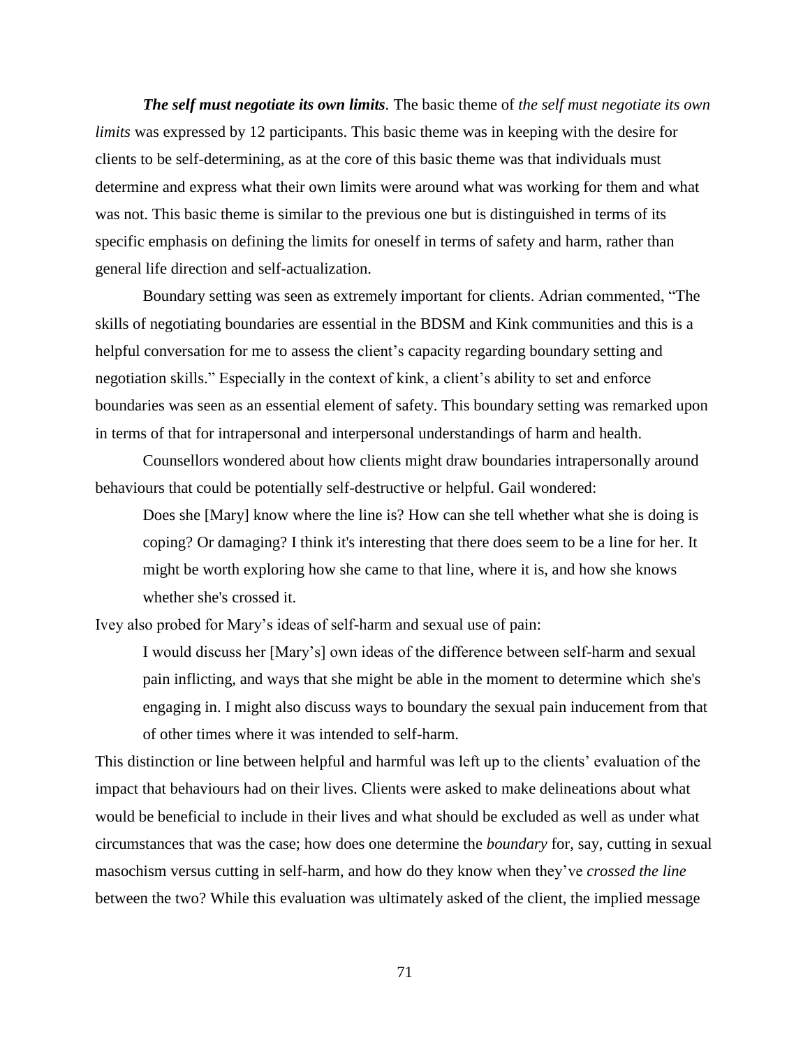***The self must negotiate its own limits*.** The basic theme of *the self must negotiate its own limits* was expressed by 12 participants. This basic theme was in keeping with the desire for clients to be self-determining, as at the core of this basic theme was that individuals must determine and express what their own limits were around what was working for them and what was not. This basic theme is similar to the previous one but is distinguished in terms of its specific emphasis on defining the limits for oneself in terms of safety and harm, rather than general life direction and self-actualization.

Boundary setting was seen as extremely important for clients. Adrian commented, "The skills of negotiating boundaries are essential in the BDSM and Kink communities and this is a helpful conversation for me to assess the client's capacity regarding boundary setting and negotiation skills." Especially in the context of kink, a client's ability to set and enforce boundaries was seen as an essential element of safety. This boundary setting was remarked upon in terms of that for intrapersonal and interpersonal understandings of harm and health.

Counsellors wondered about how clients might draw boundaries intrapersonally around behaviours that could be potentially self-destructive or helpful. Gail wondered:

> Does she [Mary] know where the line is? How can she tell whether what she is doing is coping? Or damaging? I think it's interesting that there does seem to be a line for her. It might be worth exploring how she came to that line, where it is, and how she knows whether she's crossed it.

Ivey also probed for Mary's ideas of self-harm and sexual use of pain:

> I would discuss her [Mary's] own ideas of the difference between self-harm and sexual pain inflicting, and ways that she might be able in the moment to determine which she's engaging in. I might also discuss ways to boundary the sexual pain inducement from that of other times where it was intended to self-harm.

This distinction or line between helpful and harmful was left up to the clients' evaluation of the impact that behaviours had on their lives. Clients were asked to make delineations about what would be beneficial to include in their lives and what should be excluded as well as under what circumstances that was the case; how does one determine the *boundary* for, say, cutting in sexual masochism versus cutting in self-harm, and how do they know when they've *crossed the line* between the two? While this evaluation was ultimately asked of the client, the implied message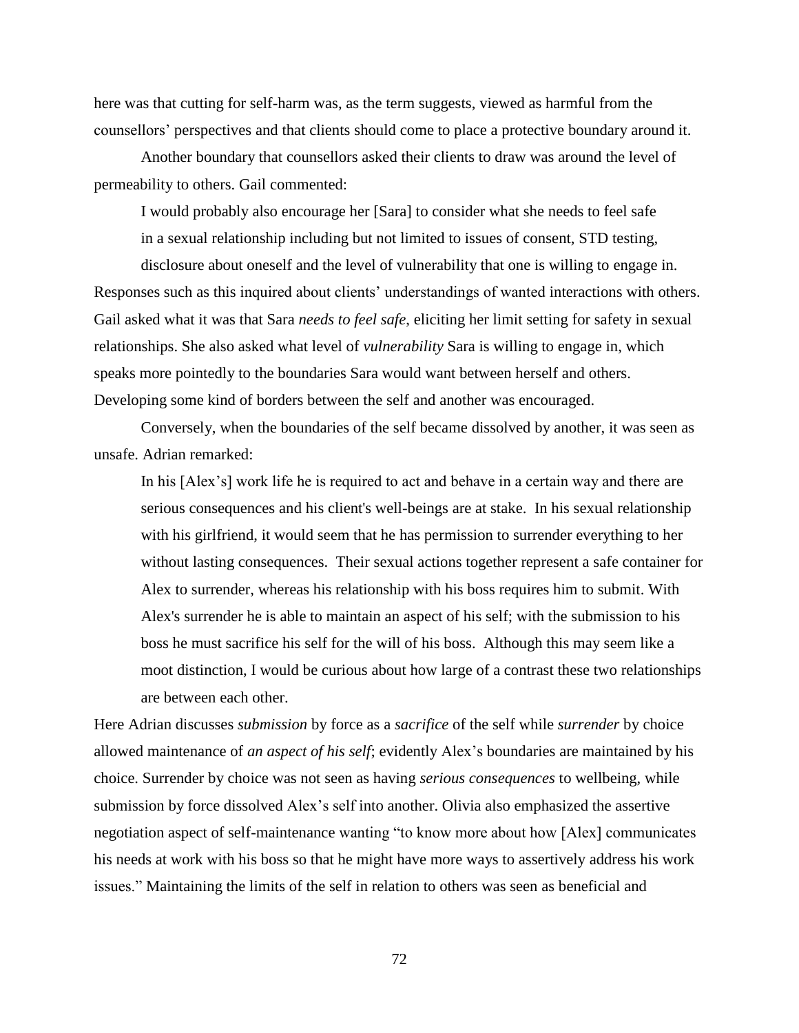here was that cutting for self-harm was, as the term suggests, viewed as harmful from the counsellors' perspectives and that clients should come to place a protective boundary around it.

Another boundary that counsellors asked their clients to draw was around the level of permeability to others. Gail commented:

> I would probably also encourage her [Sara] to consider what she needs to feel safe in a sexual relationship including but not limited to issues of consent, STD testing, disclosure about oneself and the level of vulnerability that one is willing to engage in.

Responses such as this inquired about clients' understandings of wanted interactions with others. Gail asked what it was that Sara *needs to feel safe*, eliciting her limit setting for safety in sexual relationships. She also asked what level of *vulnerability* Sara is willing to engage in, which speaks more pointedly to the boundaries Sara would want between herself and others. Developing some kind of borders between the self and another was encouraged.

Conversely, when the boundaries of the self became dissolved by another, it was seen as unsafe. Adrian remarked:

> In his [Alex's] work life he is required to act and behave in a certain way and there are serious consequences and his client's well-beings are at stake. In his sexual relationship with his girlfriend, it would seem that he has permission to surrender everything to her without lasting consequences. Their sexual actions together represent a safe container for Alex to surrender, whereas his relationship with his boss requires him to submit. With Alex's surrender he is able to maintain an aspect of his self; with the submission to his boss he must sacrifice his self for the will of his boss. Although this may seem like a moot distinction, I would be curious about how large of a contrast these two relationships are between each other.

Here Adrian discusses *submission* by force as a *sacrifice* of the self while *surrender* by choice allowed maintenance of *an aspect of his self*; evidently Alex's boundaries are maintained by his choice. Surrender by choice was not seen as having *serious consequences* to wellbeing, while submission by force dissolved Alex's self into another. Olivia also emphasized the assertive negotiation aspect of self-maintenance wanting "to know more about how [Alex] communicates his needs at work with his boss so that he might have more ways to assertively address his work issues." Maintaining the limits of the self in relation to others was seen as beneficial and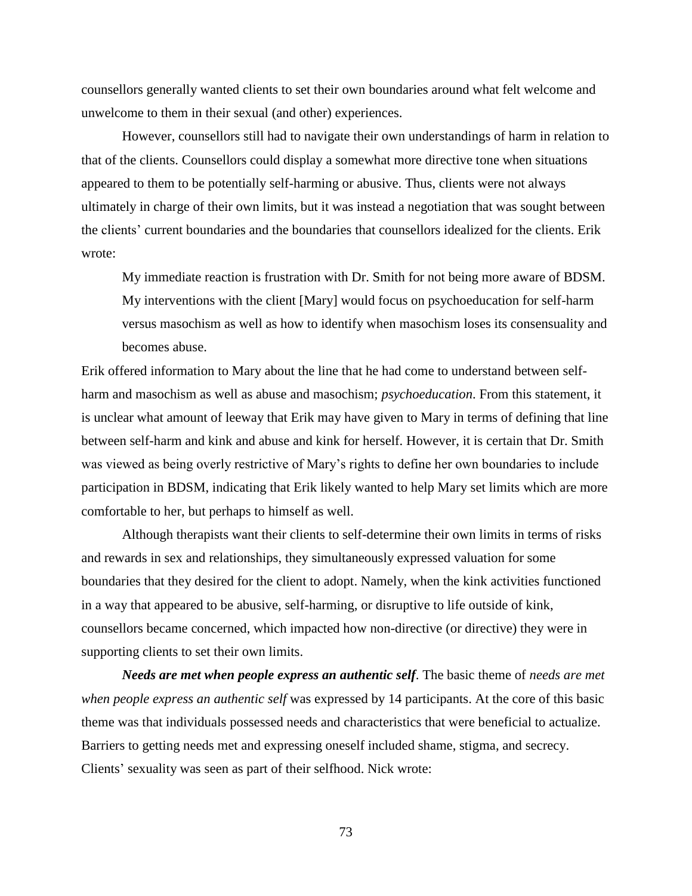counsellors generally wanted clients to set their own boundaries around what felt welcome and unwelcome to them in their sexual (and other) experiences.

However, counsellors still had to navigate their own understandings of harm in relation to that of the clients. Counsellors could display a somewhat more directive tone when situations appeared to them to be potentially self-harming or abusive. Thus, clients were not always ultimately in charge of their own limits, but it was instead a negotiation that was sought between the clients' current boundaries and the boundaries that counsellors idealized for the clients. Erik wrote:

> My immediate reaction is frustration with Dr. Smith for not being more aware of BDSM. My interventions with the client [Mary] would focus on psychoeducation for self-harm versus masochism as well as how to identify when masochism loses its consensuality and becomes abuse.

Erik offered information to Mary about the line that he had come to understand between self-harm and masochism as well as abuse and masochism; *psychoeducation*. From this statement, it is unclear what amount of leeway that Erik may have given to Mary in terms of defining that line between self-harm and kink and abuse and kink for herself. However, it is certain that Dr. Smith was viewed as being overly restrictive of Mary's rights to define her own boundaries to include participation in BDSM, indicating that Erik likely wanted to help Mary set limits which are more comfortable to her, but perhaps to himself as well.

Although therapists want their clients to self-determine their own limits in terms of risks and rewards in sex and relationships, they simultaneously expressed valuation for some boundaries that they desired for the client to adopt. Namely, when the kink activities functioned in a way that appeared to be abusive, self-harming, or disruptive to life outside of kink, counsellors became concerned, which impacted how non-directive (or directive) they were in supporting clients to set their own limits.

***Needs are met when people express an authentic self*.** The basic theme of *needs are met when people express an authentic self* was expressed by 14 participants. At the core of this basic theme was that individuals possessed needs and characteristics that were beneficial to actualize. Barriers to getting needs met and expressing oneself included shame, stigma, and secrecy. Clients' sexuality was seen as part of their selfhood. Nick wrote: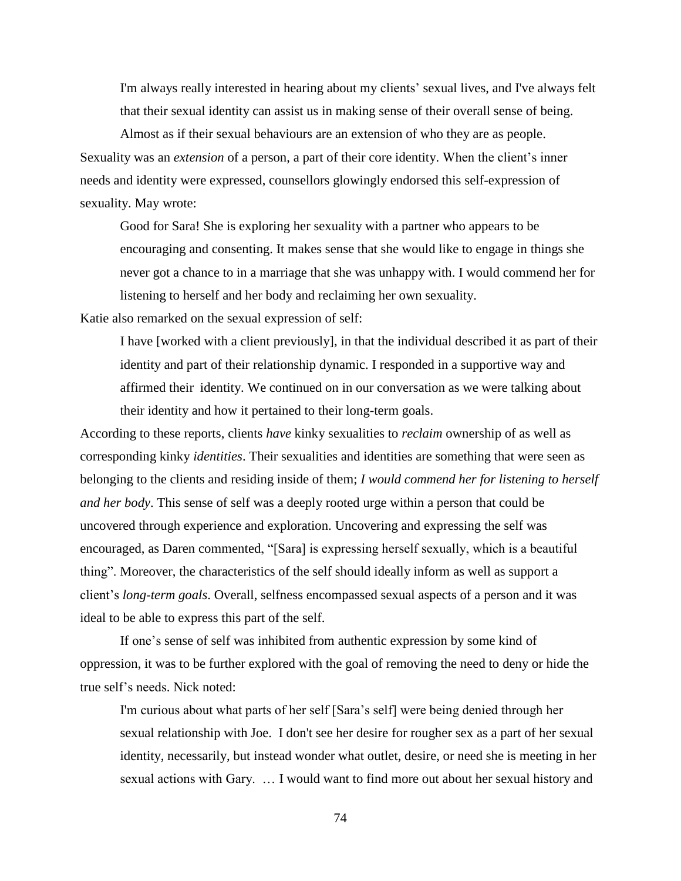> I'm always really interested in hearing about my clients' sexual lives, and I've always felt that their sexual identity can assist us in making sense of their overall sense of being.
>
> Almost as if their sexual behaviours are an extension of who they are as people.

Sexuality was an *extension* of a person, a part of their core identity. When the client's inner needs and identity were expressed, counsellors glowingly endorsed this self-expression of sexuality. May wrote:

> Good for Sara! She is exploring her sexuality with a partner who appears to be encouraging and consenting. It makes sense that she would like to engage in things she never got a chance to in a marriage that she was unhappy with. I would commend her for listening to herself and her body and reclaiming her own sexuality.

Katie also remarked on the sexual expression of self:

> I have [worked with a client previously], in that the individual described it as part of their identity and part of their relationship dynamic. I responded in a supportive way and affirmed their identity. We continued on in our conversation as we were talking about their identity and how it pertained to their long-term goals.

According to these reports, clients *have* kinky sexualities to *reclaim* ownership of as well as corresponding kinky *identities*. Their sexualities and identities are something that were seen as belonging to the clients and residing inside of them; *I would commend her for listening to herself and her body*. This sense of self was a deeply rooted urge within a person that could be uncovered through experience and exploration. Uncovering and expressing the self was encouraged, as Daren commented, "[Sara] is expressing herself sexually, which is a beautiful thing". Moreover, the characteristics of the self should ideally inform as well as support a client's *long-term goals*. Overall, selfness encompassed sexual aspects of a person and it was ideal to be able to express this part of the self.

If one's sense of self was inhibited from authentic expression by some kind of oppression, it was to be further explored with the goal of removing the need to deny or hide the true self's needs. Nick noted:

> I'm curious about what parts of her self [Sara's self] were being denied through her sexual relationship with Joe. I don't see her desire for rougher sex as a part of her sexual identity, necessarily, but instead wonder what outlet, desire, or need she is meeting in her sexual actions with Gary. … I would want to find more out about her sexual history and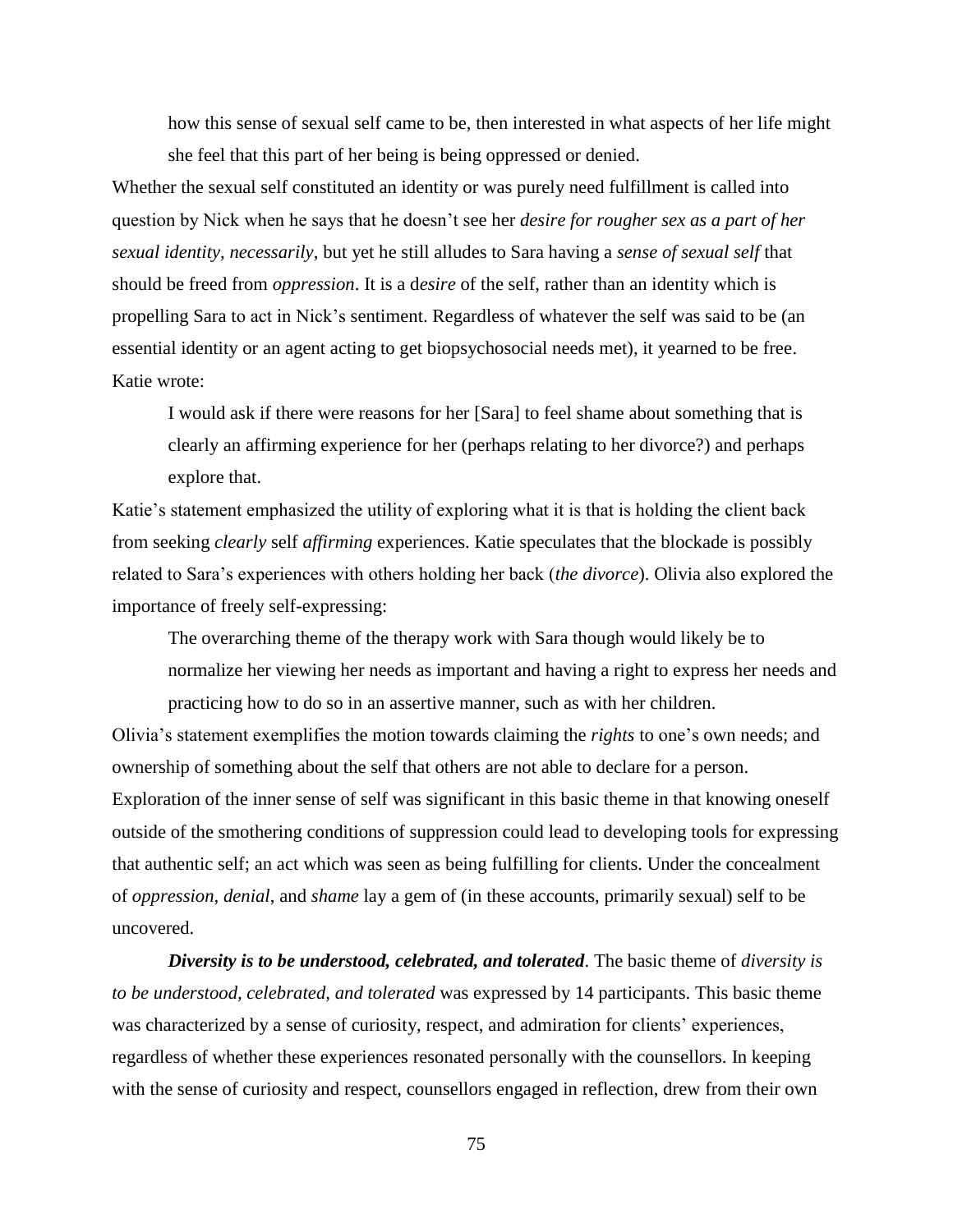> how this sense of sexual self came to be, then interested in what aspects of her life might she feel that this part of her being is being oppressed or denied.

Whether the sexual self constituted an identity or was purely need fulfillment is called into question by Nick when he says that he doesn't see her *desire for rougher sex as a part of her sexual identity, necessarily*, but yet he still alludes to Sara having a *sense of sexual self* that should be freed from *oppression*. It is a d*esire* of the self, rather than an identity which is propelling Sara to act in Nick's sentiment. Regardless of whatever the self was said to be (an essential identity or an agent acting to get biopsychosocial needs met), it yearned to be free. Katie wrote:

> I would ask if there were reasons for her [Sara] to feel shame about something that is clearly an affirming experience for her (perhaps relating to her divorce?) and perhaps explore that.

Katie's statement emphasized the utility of exploring what it is that is holding the client back from seeking *clearly* self *affirming* experiences. Katie speculates that the blockade is possibly related to Sara's experiences with others holding her back (*the divorce*). Olivia also explored the importance of freely self-expressing:

> The overarching theme of the therapy work with Sara though would likely be to normalize her viewing her needs as important and having a right to express her needs and practicing how to do so in an assertive manner, such as with her children.

Olivia's statement exemplifies the motion towards claiming the *rights* to one's own needs; and ownership of something about the self that others are not able to declare for a person. Exploration of the inner sense of self was significant in this basic theme in that knowing oneself outside of the smothering conditions of suppression could lead to developing tools for expressing that authentic self; an act which was seen as being fulfilling for clients. Under the concealment of *oppression*, *denial*, and *shame* lay a gem of (in these accounts, primarily sexual) self to be uncovered.

***Diversity is to be understood, celebrated, and tolerated***. The basic theme of *diversity is to be understood, celebrated, and tolerated* was expressed by 14 participants. This basic theme was characterized by a sense of curiosity, respect, and admiration for clients' experiences, regardless of whether these experiences resonated personally with the counsellors. In keeping with the sense of curiosity and respect, counsellors engaged in reflection, drew from their own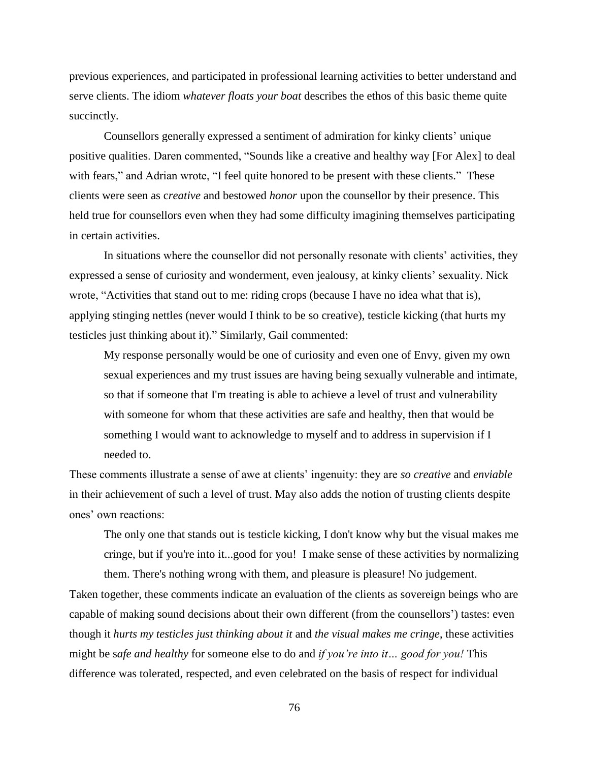previous experiences, and participated in professional learning activities to better understand and serve clients. The idiom *whatever floats your boat* describes the ethos of this basic theme quite succinctly.

Counsellors generally expressed a sentiment of admiration for kinky clients' unique positive qualities. Daren commented, "Sounds like a creative and healthy way [For Alex] to deal with fears," and Adrian wrote, "I feel quite honored to be present with these clients." These clients were seen as c*reative* and bestowed *honor* upon the counsellor by their presence. This held true for counsellors even when they had some difficulty imagining themselves participating in certain activities.

In situations where the counsellor did not personally resonate with clients' activities, they expressed a sense of curiosity and wonderment, even jealousy, at kinky clients' sexuality. Nick wrote, "Activities that stand out to me: riding crops (because I have no idea what that is), applying stinging nettles (never would I think to be so creative), testicle kicking (that hurts my testicles just thinking about it)." Similarly, Gail commented:

> My response personally would be one of curiosity and even one of Envy, given my own sexual experiences and my trust issues are having being sexually vulnerable and intimate, so that if someone that I'm treating is able to achieve a level of trust and vulnerability with someone for whom that these activities are safe and healthy, then that would be something I would want to acknowledge to myself and to address in supervision if I needed to.

These comments illustrate a sense of awe at clients' ingenuity: they are *so creative* and *enviable* in their achievement of such a level of trust. May also adds the notion of trusting clients despite ones' own reactions:

> The only one that stands out is testicle kicking, I don't know why but the visual makes me cringe, but if you're into it...good for you! I make sense of these activities by normalizing them. There's nothing wrong with them, and pleasure is pleasure! No judgement.

Taken together, these comments indicate an evaluation of the clients as sovereign beings who are capable of making sound decisions about their own different (from the counsellors') tastes: even though it *hurts my testicles just thinking about it* and *the visual makes me cringe*, these activities might be s*afe and healthy* for someone else to do and *if you're into it… good for you!* This difference was tolerated, respected, and even celebrated on the basis of respect for individual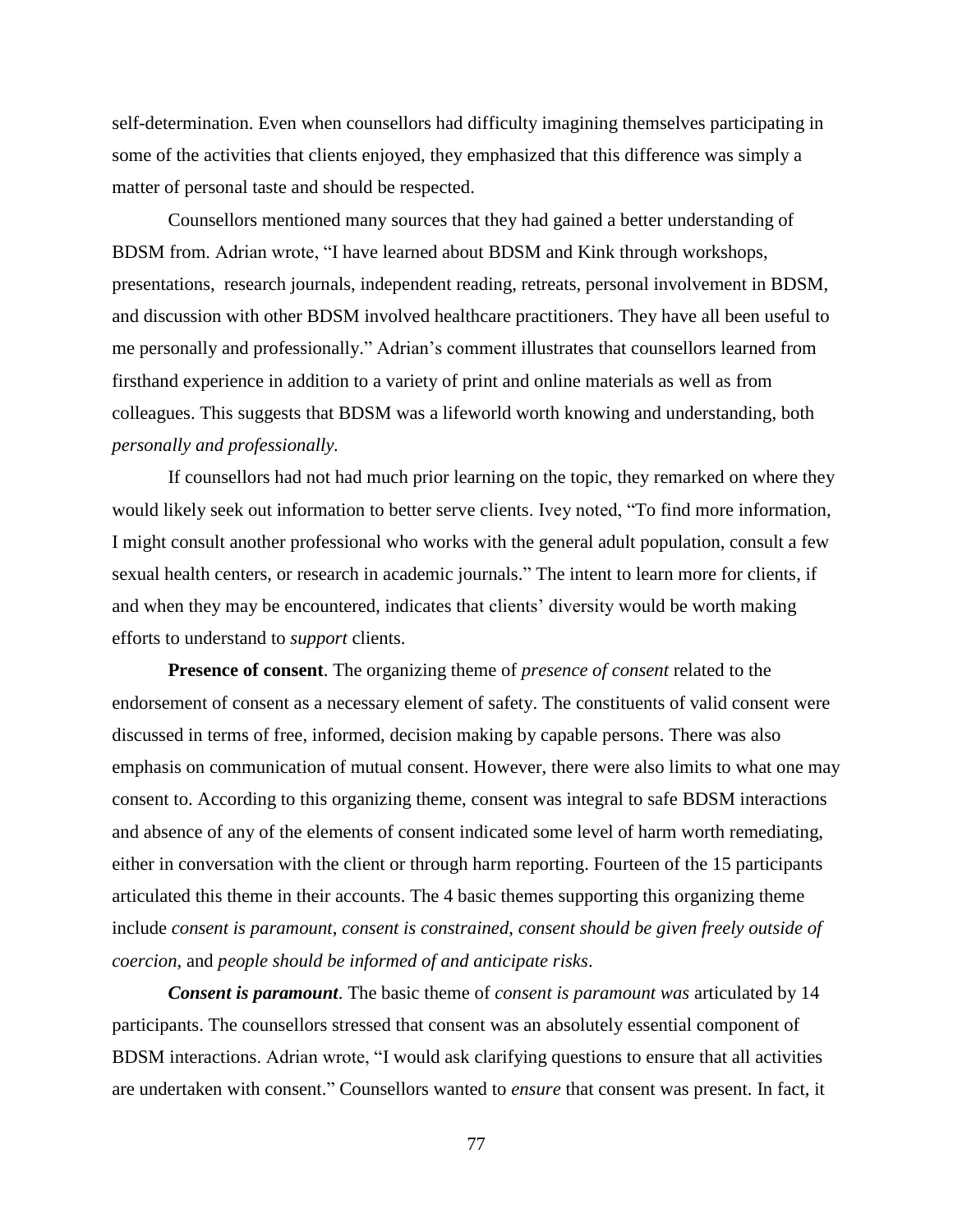self-determination. Even when counsellors had difficulty imagining themselves participating in some of the activities that clients enjoyed, they emphasized that this difference was simply a matter of personal taste and should be respected.

Counsellors mentioned many sources that they had gained a better understanding of BDSM from. Adrian wrote, "I have learned about BDSM and Kink through workshops, presentations, research journals, independent reading, retreats, personal involvement in BDSM, and discussion with other BDSM involved healthcare practitioners. They have all been useful to me personally and professionally." Adrian's comment illustrates that counsellors learned from firsthand experience in addition to a variety of print and online materials as well as from colleagues. This suggests that BDSM was a lifeworld worth knowing and understanding, both *personally and professionally.*

If counsellors had not had much prior learning on the topic, they remarked on where they would likely seek out information to better serve clients. Ivey noted, "To find more information, I might consult another professional who works with the general adult population, consult a few sexual health centers, or research in academic journals." The intent to learn more for clients, if and when they may be encountered, indicates that clients' diversity would be worth making efforts to understand to *support* clients.

**Presence of consent**. The organizing theme of *presence of consent* related to the endorsement of consent as a necessary element of safety. The constituents of valid consent were discussed in terms of free, informed, decision making by capable persons. There was also emphasis on communication of mutual consent. However, there were also limits to what one may consent to. According to this organizing theme, consent was integral to safe BDSM interactions and absence of any of the elements of consent indicated some level of harm worth remediating, either in conversation with the client or through harm reporting. Fourteen of the 15 participants articulated this theme in their accounts. The 4 basic themes supporting this organizing theme include *consent is paramount*, *consent is constrained*, *consent should be given freely outside of coercion*, and *people should be informed of and anticipate risks*.

***Consent is paramount***. The basic theme of *consent is paramount was* articulated by 14 participants. The counsellors stressed that consent was an absolutely essential component of BDSM interactions. Adrian wrote, "I would ask clarifying questions to ensure that all activities are undertaken with consent." Counsellors wanted to *ensure* that consent was present. In fact, it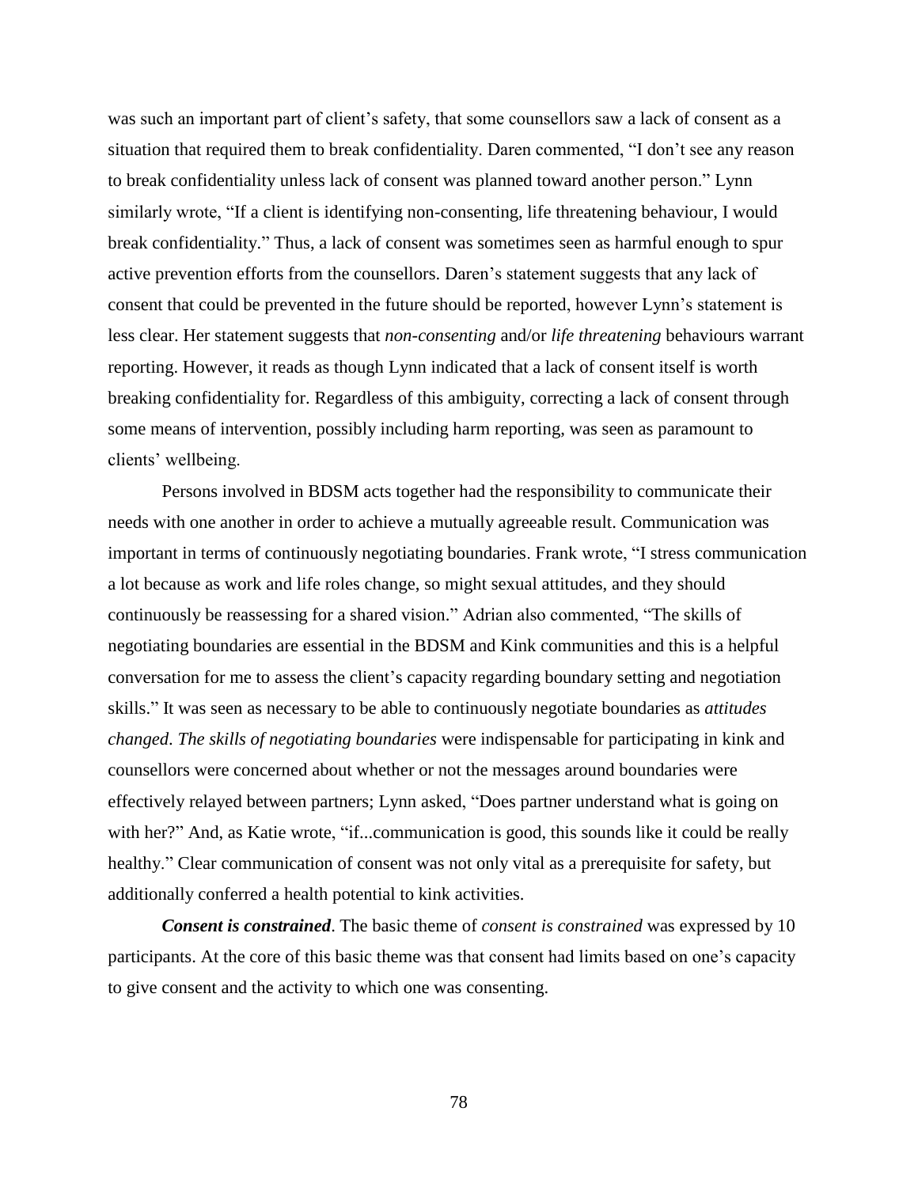was such an important part of client's safety, that some counsellors saw a lack of consent as a situation that required them to break confidentiality. Daren commented, "I don't see any reason to break confidentiality unless lack of consent was planned toward another person." Lynn similarly wrote, "If a client is identifying non-consenting, life threatening behaviour, I would break confidentiality." Thus, a lack of consent was sometimes seen as harmful enough to spur active prevention efforts from the counsellors. Daren's statement suggests that any lack of consent that could be prevented in the future should be reported, however Lynn's statement is less clear. Her statement suggests that *non-consenting* and/or *life threatening* behaviours warrant reporting. However, it reads as though Lynn indicated that a lack of consent itself is worth breaking confidentiality for. Regardless of this ambiguity, correcting a lack of consent through some means of intervention, possibly including harm reporting, was seen as paramount to clients' wellbeing.

Persons involved in BDSM acts together had the responsibility to communicate their needs with one another in order to achieve a mutually agreeable result. Communication was important in terms of continuously negotiating boundaries. Frank wrote, "I stress communication a lot because as work and life roles change, so might sexual attitudes, and they should continuously be reassessing for a shared vision." Adrian also commented, "The skills of negotiating boundaries are essential in the BDSM and Kink communities and this is a helpful conversation for me to assess the client's capacity regarding boundary setting and negotiation skills." It was seen as necessary to be able to continuously negotiate boundaries as *attitudes changed*. *The skills of negotiating boundaries* were indispensable for participating in kink and counsellors were concerned about whether or not the messages around boundaries were effectively relayed between partners; Lynn asked, "Does partner understand what is going on with her?" And, as Katie wrote, "if...communication is good, this sounds like it could be really healthy." Clear communication of consent was not only vital as a prerequisite for safety, but additionally conferred a health potential to kink activities.

***Consent is constrained***. The basic theme of *consent is constrained* was expressed by 10 participants. At the core of this basic theme was that consent had limits based on one's capacity to give consent and the activity to which one was consenting.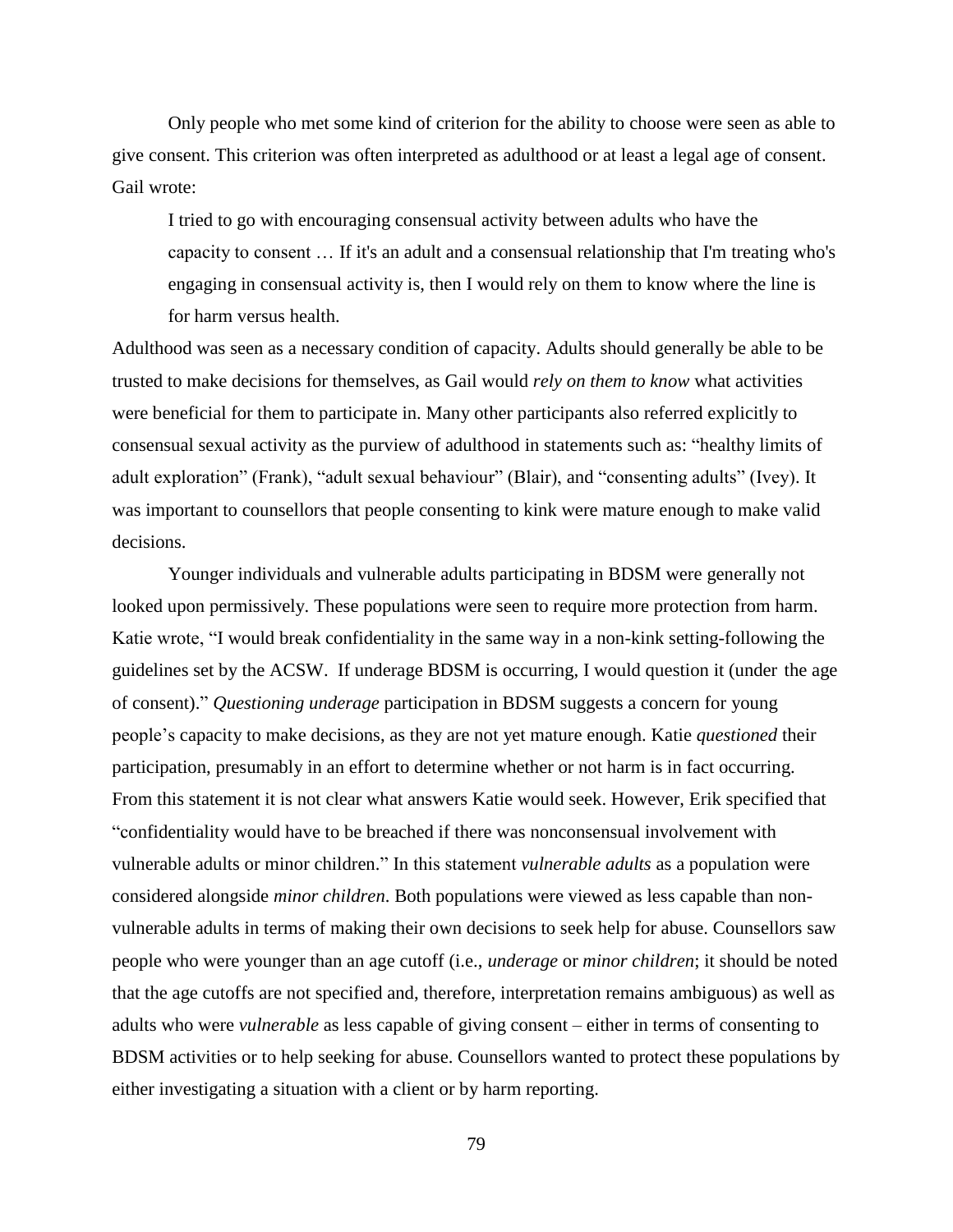Only people who met some kind of criterion for the ability to choose were seen as able to give consent. This criterion was often interpreted as adulthood or at least a legal age of consent. Gail wrote:

> I tried to go with encouraging consensual activity between adults who have the capacity to consent … If it's an adult and a consensual relationship that I'm treating who's engaging in consensual activity is, then I would rely on them to know where the line is for harm versus health.

Adulthood was seen as a necessary condition of capacity. Adults should generally be able to be trusted to make decisions for themselves, as Gail would *rely on them to know* what activities were beneficial for them to participate in. Many other participants also referred explicitly to consensual sexual activity as the purview of adulthood in statements such as: "healthy limits of adult exploration" (Frank), "adult sexual behaviour" (Blair), and "consenting adults" (Ivey). It was important to counsellors that people consenting to kink were mature enough to make valid decisions.

Younger individuals and vulnerable adults participating in BDSM were generally not looked upon permissively. These populations were seen to require more protection from harm. Katie wrote, "I would break confidentiality in the same way in a non-kink setting-following the guidelines set by the ACSW. If underage BDSM is occurring, I would question it (under the age of consent)." *Questioning underage* participation in BDSM suggests a concern for young people's capacity to make decisions, as they are not yet mature enough. Katie *questioned* their participation, presumably in an effort to determine whether or not harm is in fact occurring. From this statement it is not clear what answers Katie would seek. However, Erik specified that "confidentiality would have to be breached if there was nonconsensual involvement with vulnerable adults or minor children." In this statement *vulnerable adults* as a population were considered alongside *minor children*. Both populations were viewed as less capable than non-vulnerable adults in terms of making their own decisions to seek help for abuse. Counsellors saw people who were younger than an age cutoff (i.e., *underage* or *minor children*; it should be noted that the age cutoffs are not specified and, therefore, interpretation remains ambiguous) as well as adults who were *vulnerable* as less capable of giving consent – either in terms of consenting to BDSM activities or to help seeking for abuse. Counsellors wanted to protect these populations by either investigating a situation with a client or by harm reporting.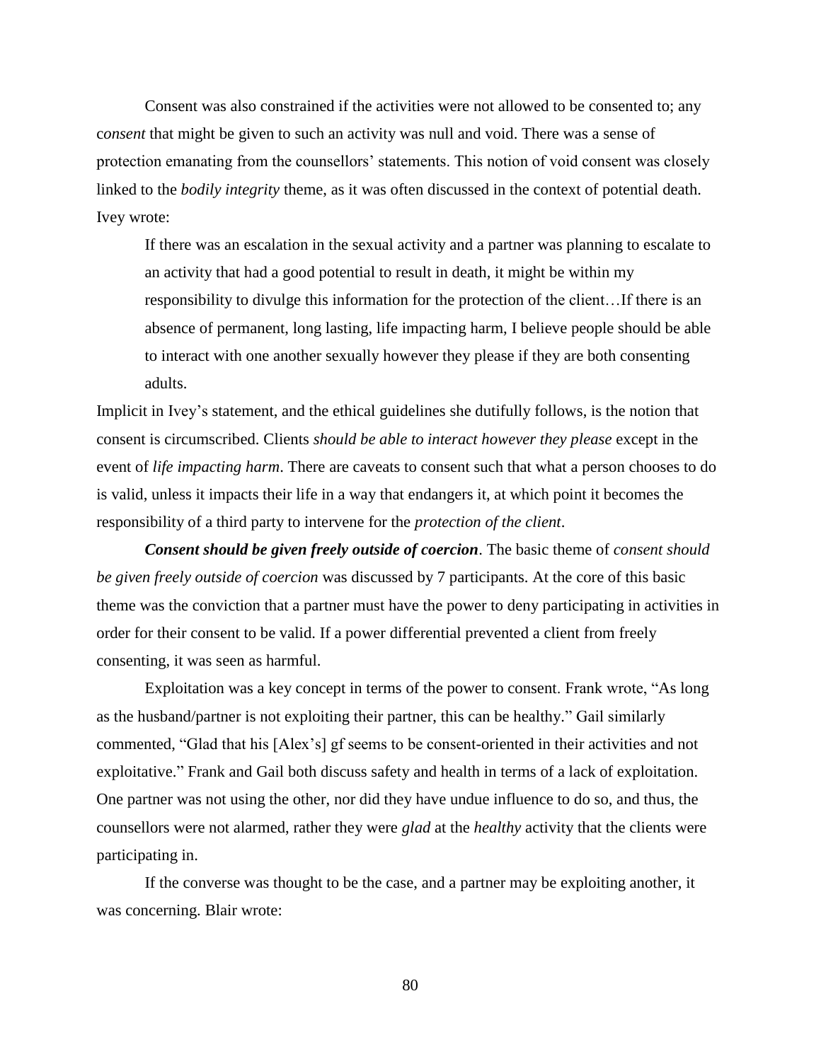Consent was also constrained if the activities were not allowed to be consented to; any c*onsent* that might be given to such an activity was null and void. There was a sense of protection emanating from the counsellors' statements. This notion of void consent was closely linked to the *bodily integrity* theme, as it was often discussed in the context of potential death. Ivey wrote:

> If there was an escalation in the sexual activity and a partner was planning to escalate to an activity that had a good potential to result in death, it might be within my responsibility to divulge this information for the protection of the client…If there is an absence of permanent, long lasting, life impacting harm, I believe people should be able to interact with one another sexually however they please if they are both consenting adults.

Implicit in Ivey's statement, and the ethical guidelines she dutifully follows, is the notion that consent is circumscribed. Clients *should be able to interact however they please* except in the event of *life impacting harm*. There are caveats to consent such that what a person chooses to do is valid, unless it impacts their life in a way that endangers it, at which point it becomes the responsibility of a third party to intervene for the *protection of the client*.

***Consent should be given freely outside of coercion***. The basic theme of *consent should be given freely outside of coercion* was discussed by 7 participants. At the core of this basic theme was the conviction that a partner must have the power to deny participating in activities in order for their consent to be valid. If a power differential prevented a client from freely consenting, it was seen as harmful.

Exploitation was a key concept in terms of the power to consent. Frank wrote, "As long as the husband/partner is not exploiting their partner, this can be healthy." Gail similarly commented, "Glad that his [Alex's] gf seems to be consent-oriented in their activities and not exploitative." Frank and Gail both discuss safety and health in terms of a lack of exploitation. One partner was not using the other, nor did they have undue influence to do so, and thus, the counsellors were not alarmed, rather they were *glad* at the *healthy* activity that the clients were participating in.

If the converse was thought to be the case, and a partner may be exploiting another, it was concerning. Blair wrote: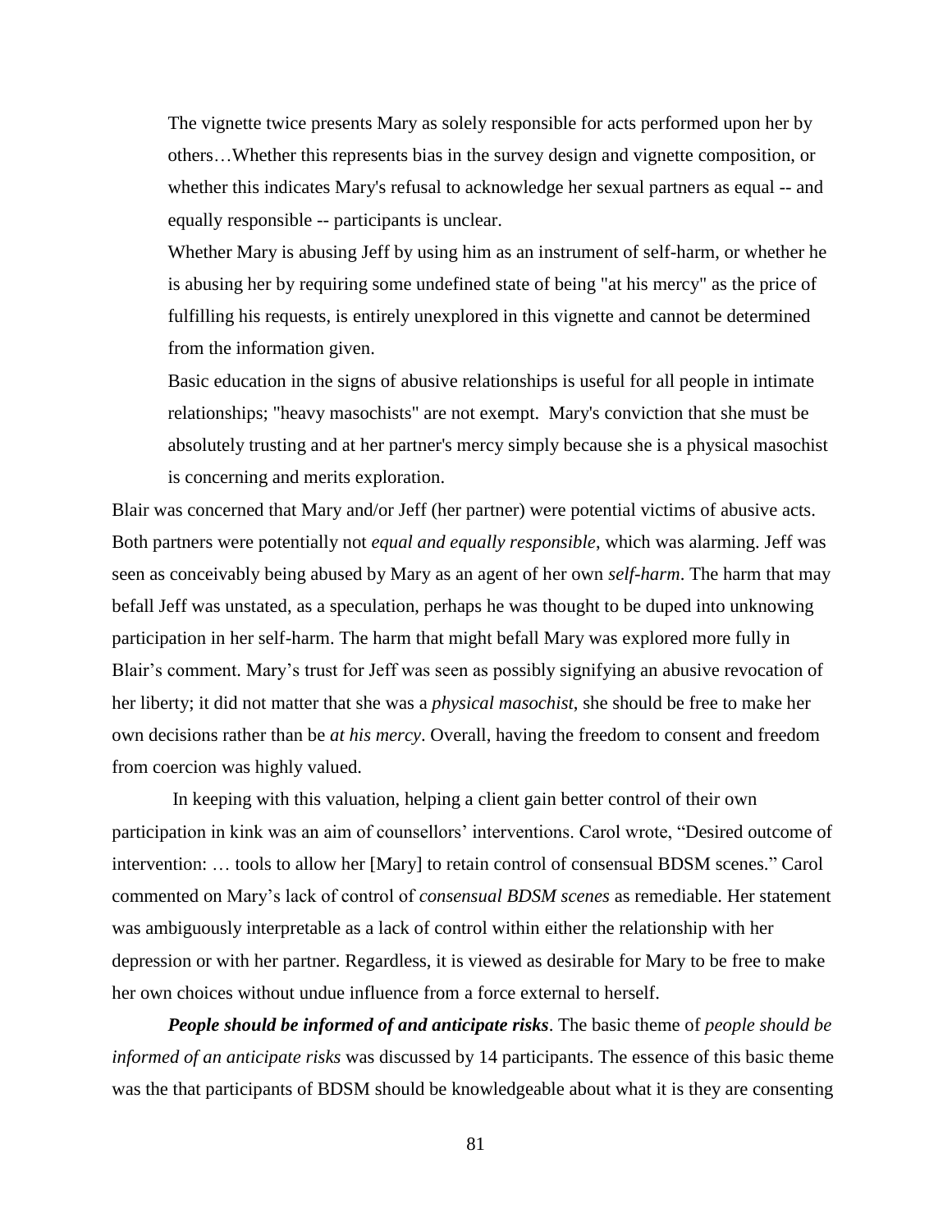> The vignette twice presents Mary as solely responsible for acts performed upon her by others…Whether this represents bias in the survey design and vignette composition, or whether this indicates Mary's refusal to acknowledge her sexual partners as equal -- and equally responsible -- participants is unclear.
>
> Whether Mary is abusing Jeff by using him as an instrument of self-harm, or whether he is abusing her by requiring some undefined state of being "at his mercy" as the price of fulfilling his requests, is entirely unexplored in this vignette and cannot be determined from the information given.
>
> Basic education in the signs of abusive relationships is useful for all people in intimate relationships; "heavy masochists" are not exempt. Mary's conviction that she must be absolutely trusting and at her partner's mercy simply because she is a physical masochist is concerning and merits exploration.

Blair was concerned that Mary and/or Jeff (her partner) were potential victims of abusive acts. Both partners were potentially not *equal and equally responsible*, which was alarming. Jeff was seen as conceivably being abused by Mary as an agent of her own *self-harm*. The harm that may befall Jeff was unstated, as a speculation, perhaps he was thought to be duped into unknowing participation in her self-harm. The harm that might befall Mary was explored more fully in Blair's comment. Mary's trust for Jeff was seen as possibly signifying an abusive revocation of her liberty; it did not matter that she was a *physical masochist*, she should be free to make her own decisions rather than be *at his mercy*. Overall, having the freedom to consent and freedom from coercion was highly valued.

In keeping with this valuation, helping a client gain better control of their own participation in kink was an aim of counsellors' interventions. Carol wrote, "Desired outcome of intervention: … tools to allow her [Mary] to retain control of consensual BDSM scenes." Carol commented on Mary's lack of control of *consensual BDSM scenes* as remediable. Her statement was ambiguously interpretable as a lack of control within either the relationship with her depression or with her partner. Regardless, it is viewed as desirable for Mary to be free to make her own choices without undue influence from a force external to herself.

***People should be informed of and anticipate risks***. The basic theme of *people should be informed of an anticipate risks* was discussed by 14 participants. The essence of this basic theme was the that participants of BDSM should be knowledgeable about what it is they are consenting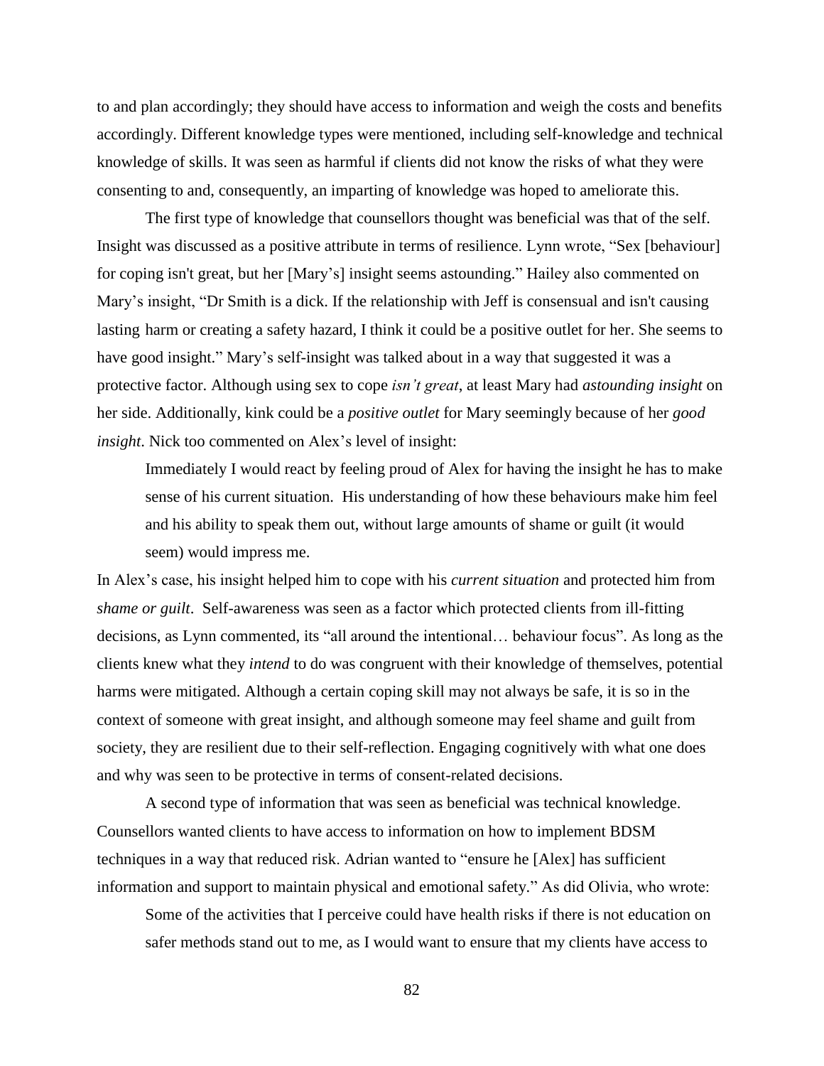to and plan accordingly; they should have access to information and weigh the costs and benefits accordingly. Different knowledge types were mentioned, including self-knowledge and technical knowledge of skills. It was seen as harmful if clients did not know the risks of what they were consenting to and, consequently, an imparting of knowledge was hoped to ameliorate this.

The first type of knowledge that counsellors thought was beneficial was that of the self. Insight was discussed as a positive attribute in terms of resilience. Lynn wrote, "Sex [behaviour] for coping isn't great, but her [Mary's] insight seems astounding." Hailey also commented on Mary's insight, "Dr Smith is a dick. If the relationship with Jeff is consensual and isn't causing lasting harm or creating a safety hazard, I think it could be a positive outlet for her. She seems to have good insight." Mary's self-insight was talked about in a way that suggested it was a protective factor. Although using sex to cope *isn't great*, at least Mary had *astounding insight* on her side. Additionally, kink could be a *positive outlet* for Mary seemingly because of her *good insight*. Nick too commented on Alex's level of insight:

> Immediately I would react by feeling proud of Alex for having the insight he has to make sense of his current situation. His understanding of how these behaviours make him feel and his ability to speak them out, without large amounts of shame or guilt (it would seem) would impress me.

In Alex's case, his insight helped him to cope with his *current situation* and protected him from *shame or guilt*. Self-awareness was seen as a factor which protected clients from ill-fitting decisions, as Lynn commented, its "all around the intentional… behaviour focus". As long as the clients knew what they *intend* to do was congruent with their knowledge of themselves, potential harms were mitigated. Although a certain coping skill may not always be safe, it is so in the context of someone with great insight, and although someone may feel shame and guilt from society, they are resilient due to their self-reflection. Engaging cognitively with what one does and why was seen to be protective in terms of consent-related decisions.

A second type of information that was seen as beneficial was technical knowledge. Counsellors wanted clients to have access to information on how to implement BDSM techniques in a way that reduced risk. Adrian wanted to "ensure he [Alex] has sufficient information and support to maintain physical and emotional safety." As did Olivia, who wrote:

> Some of the activities that I perceive could have health risks if there is not education on safer methods stand out to me, as I would want to ensure that my clients have access to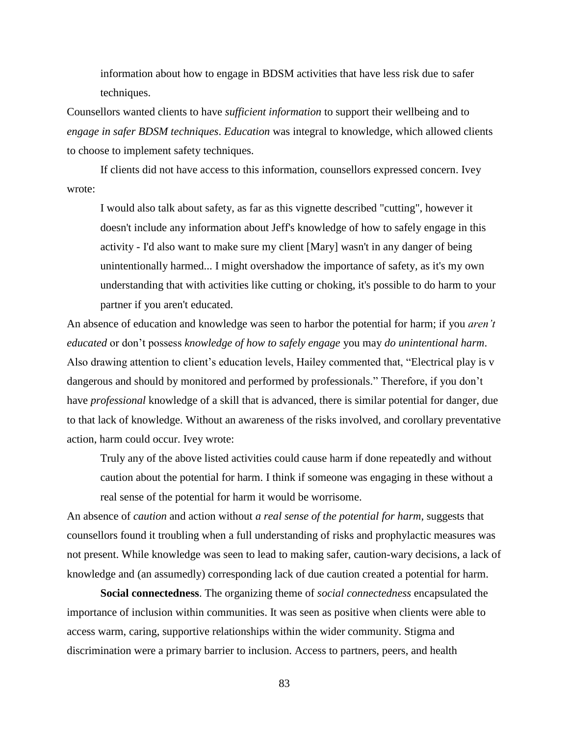information about how to engage in BDSM activities that have less risk due to safer techniques.

Counsellors wanted clients to have *sufficient information* to support their wellbeing and to *engage in safer BDSM techniques*. *Education* was integral to knowledge, which allowed clients to choose to implement safety techniques.

If clients did not have access to this information, counsellors expressed concern. Ivey wrote:

> I would also talk about safety, as far as this vignette described "cutting", however it doesn't include any information about Jeff's knowledge of how to safely engage in this activity - I'd also want to make sure my client [Mary] wasn't in any danger of being unintentionally harmed... I might overshadow the importance of safety, as it's my own understanding that with activities like cutting or choking, it's possible to do harm to your partner if you aren't educated.

An absence of education and knowledge was seen to harbor the potential for harm; if you *aren't educated* or don't possess *knowledge of how to safely engage* you may *do unintentional harm*. Also drawing attention to client's education levels, Hailey commented that, "Electrical play is v dangerous and should by monitored and performed by professionals." Therefore, if you don't have *professional* knowledge of a skill that is advanced, there is similar potential for danger, due to that lack of knowledge. Without an awareness of the risks involved, and corollary preventative action, harm could occur. Ivey wrote:

> Truly any of the above listed activities could cause harm if done repeatedly and without caution about the potential for harm. I think if someone was engaging in these without a real sense of the potential for harm it would be worrisome.

An absence of *caution* and action without *a real sense of the potential for harm*, suggests that counsellors found it troubling when a full understanding of risks and prophylactic measures was not present. While knowledge was seen to lead to making safer, caution-wary decisions, a lack of knowledge and (an assumedly) corresponding lack of due caution created a potential for harm.

**Social connectedness**. The organizing theme of *social connectedness* encapsulated the importance of inclusion within communities. It was seen as positive when clients were able to access warm, caring, supportive relationships within the wider community. Stigma and discrimination were a primary barrier to inclusion. Access to partners, peers, and health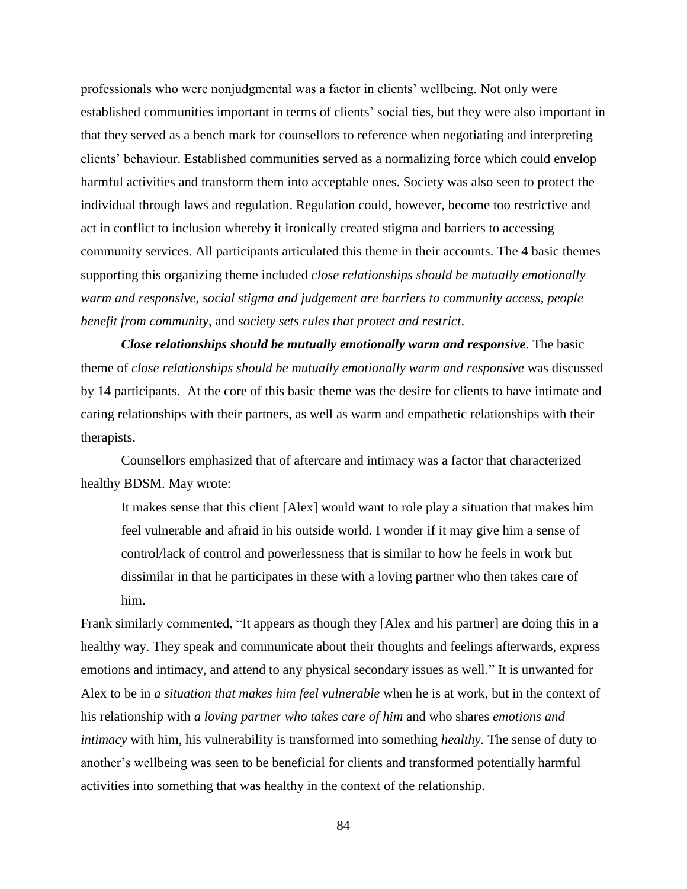professionals who were nonjudgmental was a factor in clients' wellbeing. Not only were established communities important in terms of clients' social ties, but they were also important in that they served as a bench mark for counsellors to reference when negotiating and interpreting clients' behaviour. Established communities served as a normalizing force which could envelop harmful activities and transform them into acceptable ones. Society was also seen to protect the individual through laws and regulation. Regulation could, however, become too restrictive and act in conflict to inclusion whereby it ironically created stigma and barriers to accessing community services. All participants articulated this theme in their accounts. The 4 basic themes supporting this organizing theme included *close relationships should be mutually emotionally warm and responsive*, *social stigma and judgement are barriers to community access*, *people benefit from community*, and *society sets rules that protect and restrict*.

***Close relationships should be mutually emotionally warm and responsive***. The basic theme of *close relationships should be mutually emotionally warm and responsive* was discussed by 14 participants. At the core of this basic theme was the desire for clients to have intimate and caring relationships with their partners, as well as warm and empathetic relationships with their therapists.

Counsellors emphasized that of aftercare and intimacy was a factor that characterized healthy BDSM. May wrote:

> It makes sense that this client [Alex] would want to role play a situation that makes him feel vulnerable and afraid in his outside world. I wonder if it may give him a sense of control/lack of control and powerlessness that is similar to how he feels in work but dissimilar in that he participates in these with a loving partner who then takes care of him.

Frank similarly commented, "It appears as though they [Alex and his partner] are doing this in a healthy way. They speak and communicate about their thoughts and feelings afterwards, express emotions and intimacy, and attend to any physical secondary issues as well." It is unwanted for Alex to be in *a situation that makes him feel vulnerable* when he is at work, but in the context of his relationship with *a loving partner who takes care of him* and who shares *emotions and intimacy* with him, his vulnerability is transformed into something *healthy*. The sense of duty to another's wellbeing was seen to be beneficial for clients and transformed potentially harmful activities into something that was healthy in the context of the relationship.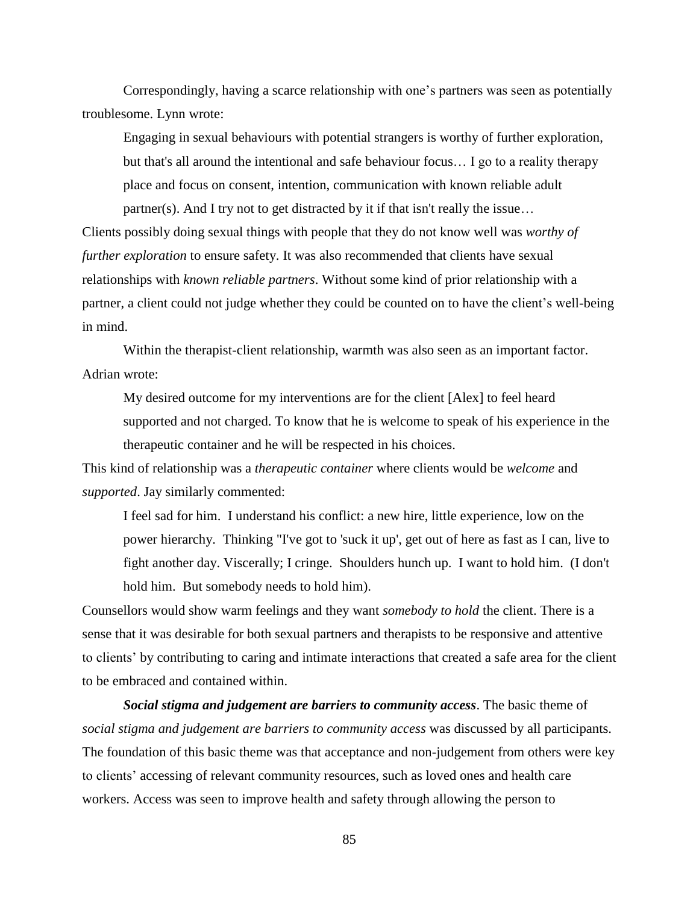Correspondingly, having a scarce relationship with one's partners was seen as potentially troublesome. Lynn wrote:

> Engaging in sexual behaviours with potential strangers is worthy of further exploration, but that's all around the intentional and safe behaviour focus… I go to a reality therapy place and focus on consent, intention, communication with known reliable adult partner(s). And I try not to get distracted by it if that isn't really the issue…

Clients possibly doing sexual things with people that they do not know well was *worthy of further exploration* to ensure safety. It was also recommended that clients have sexual relationships with *known reliable partners*. Without some kind of prior relationship with a partner, a client could not judge whether they could be counted on to have the client's well-being in mind.

Within the therapist-client relationship, warmth was also seen as an important factor. Adrian wrote:

> My desired outcome for my interventions are for the client [Alex] to feel heard supported and not charged. To know that he is welcome to speak of his experience in the therapeutic container and he will be respected in his choices.

This kind of relationship was a *therapeutic container* where clients would be *welcome* and *supported*. Jay similarly commented:

> I feel sad for him. I understand his conflict: a new hire, little experience, low on the power hierarchy. Thinking "I've got to 'suck it up', get out of here as fast as I can, live to fight another day. Viscerally; I cringe. Shoulders hunch up. I want to hold him. (I don't hold him. But somebody needs to hold him).

Counsellors would show warm feelings and they want *somebody to hold* the client. There is a sense that it was desirable for both sexual partners and therapists to be responsive and attentive to clients' by contributing to caring and intimate interactions that created a safe area for the client to be embraced and contained within.

***Social stigma and judgement are barriers to community access***. The basic theme of *social stigma and judgement are barriers to community access* was discussed by all participants. The foundation of this basic theme was that acceptance and non-judgement from others were key to clients' accessing of relevant community resources, such as loved ones and health care workers. Access was seen to improve health and safety through allowing the person to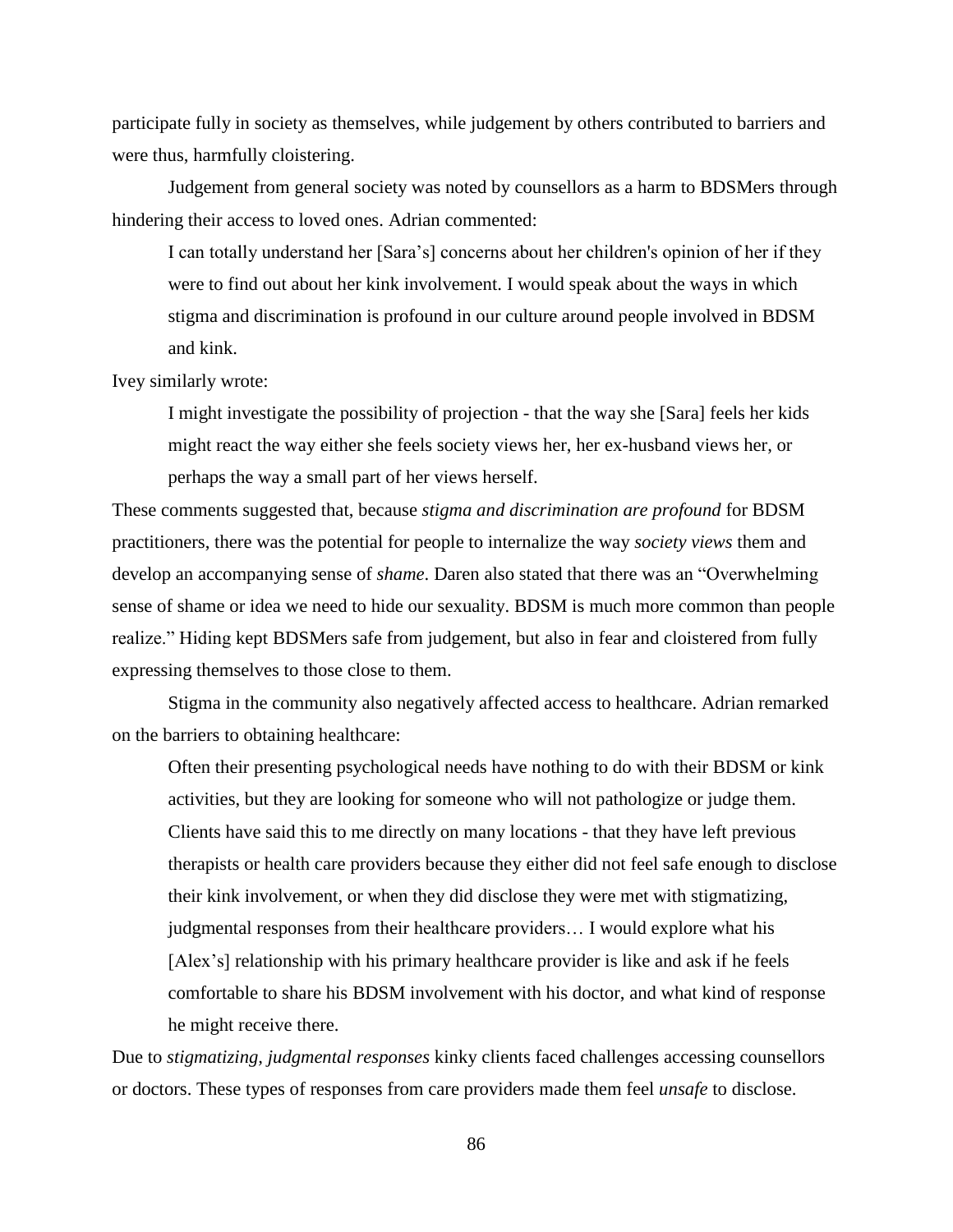participate fully in society as themselves, while judgement by others contributed to barriers and were thus, harmfully cloistering.

Judgement from general society was noted by counsellors as a harm to BDSMers through hindering their access to loved ones. Adrian commented:

> I can totally understand her [Sara's] concerns about her children's opinion of her if they were to find out about her kink involvement. I would speak about the ways in which stigma and discrimination is profound in our culture around people involved in BDSM and kink.

Ivey similarly wrote:

> I might investigate the possibility of projection - that the way she [Sara] feels her kids might react the way either she feels society views her, her ex-husband views her, or perhaps the way a small part of her views herself.

These comments suggested that, because *stigma and discrimination are profound* for BDSM practitioners, there was the potential for people to internalize the way *society views* them and develop an accompanying sense of *shame*. Daren also stated that there was an "Overwhelming sense of shame or idea we need to hide our sexuality. BDSM is much more common than people realize." Hiding kept BDSMers safe from judgement, but also in fear and cloistered from fully expressing themselves to those close to them.

Stigma in the community also negatively affected access to healthcare. Adrian remarked on the barriers to obtaining healthcare:

> Often their presenting psychological needs have nothing to do with their BDSM or kink activities, but they are looking for someone who will not pathologize or judge them. Clients have said this to me directly on many locations - that they have left previous therapists or health care providers because they either did not feel safe enough to disclose their kink involvement, or when they did disclose they were met with stigmatizing, judgmental responses from their healthcare providers… I would explore what his [Alex's] relationship with his primary healthcare provider is like and ask if he feels comfortable to share his BDSM involvement with his doctor, and what kind of response he might receive there.

Due to *stigmatizing, judgmental responses* kinky clients faced challenges accessing counsellors or doctors. These types of responses from care providers made them feel *unsafe* to disclose.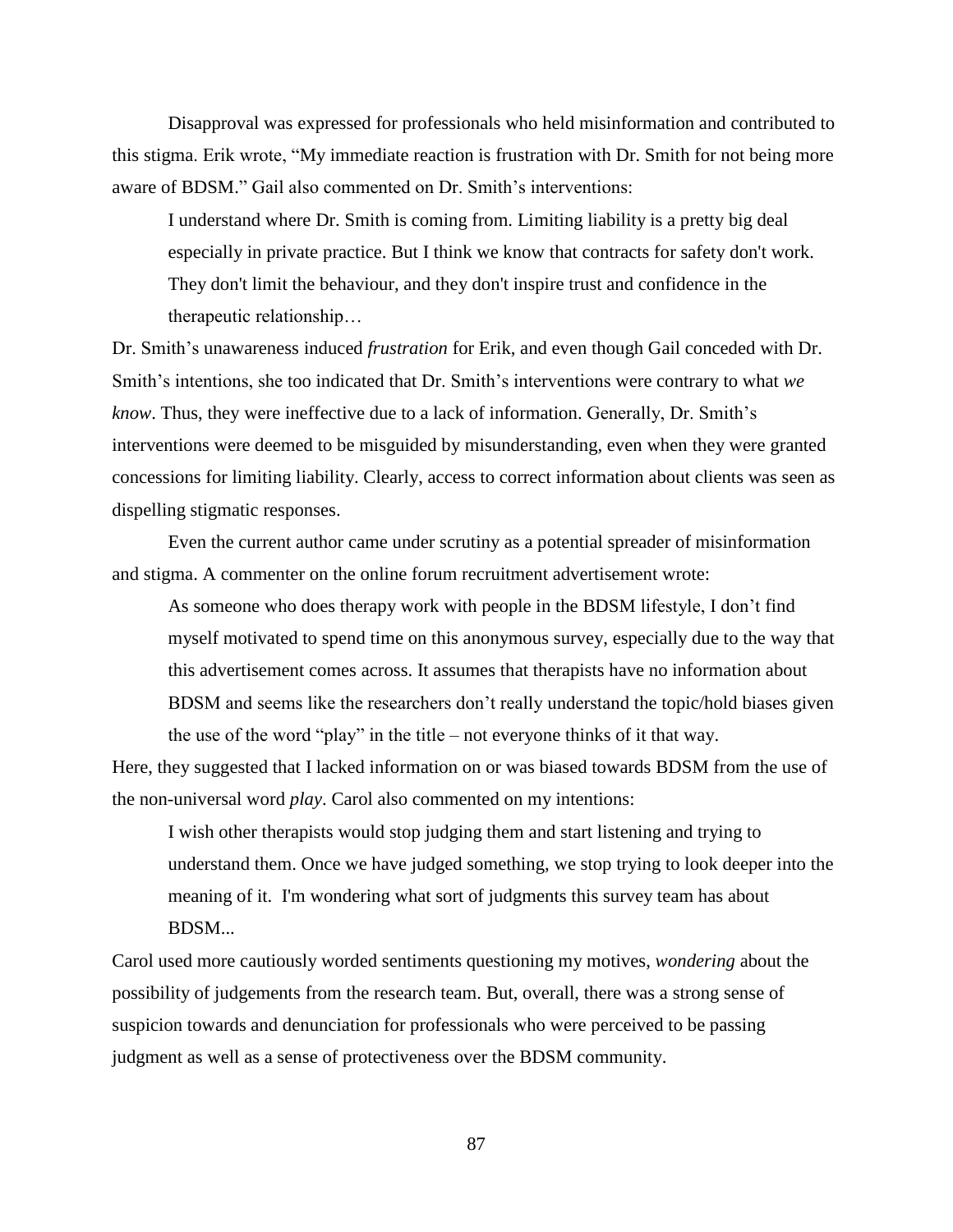Disapproval was expressed for professionals who held misinformation and contributed to this stigma. Erik wrote, "My immediate reaction is frustration with Dr. Smith for not being more aware of BDSM." Gail also commented on Dr. Smith's interventions:

> I understand where Dr. Smith is coming from. Limiting liability is a pretty big deal especially in private practice. But I think we know that contracts for safety don't work. They don't limit the behaviour, and they don't inspire trust and confidence in the therapeutic relationship…

Dr. Smith's unawareness induced *frustration* for Erik, and even though Gail conceded with Dr. Smith's intentions, she too indicated that Dr. Smith's interventions were contrary to what *we know*. Thus, they were ineffective due to a lack of information. Generally, Dr. Smith's interventions were deemed to be misguided by misunderstanding, even when they were granted concessions for limiting liability. Clearly, access to correct information about clients was seen as dispelling stigmatic responses.

Even the current author came under scrutiny as a potential spreader of misinformation and stigma. A commenter on the online forum recruitment advertisement wrote:

> As someone who does therapy work with people in the BDSM lifestyle, I don't find myself motivated to spend time on this anonymous survey, especially due to the way that this advertisement comes across. It assumes that therapists have no information about BDSM and seems like the researchers don't really understand the topic/hold biases given the use of the word "play" in the title – not everyone thinks of it that way.

Here, they suggested that I lacked information on or was biased towards BDSM from the use of the non-universal word *play*. Carol also commented on my intentions:

> I wish other therapists would stop judging them and start listening and trying to understand them. Once we have judged something, we stop trying to look deeper into the meaning of it. I'm wondering what sort of judgments this survey team has about BDSM...

Carol used more cautiously worded sentiments questioning my motives, *wondering* about the possibility of judgements from the research team. But, overall, there was a strong sense of suspicion towards and denunciation for professionals who were perceived to be passing judgment as well as a sense of protectiveness over the BDSM community.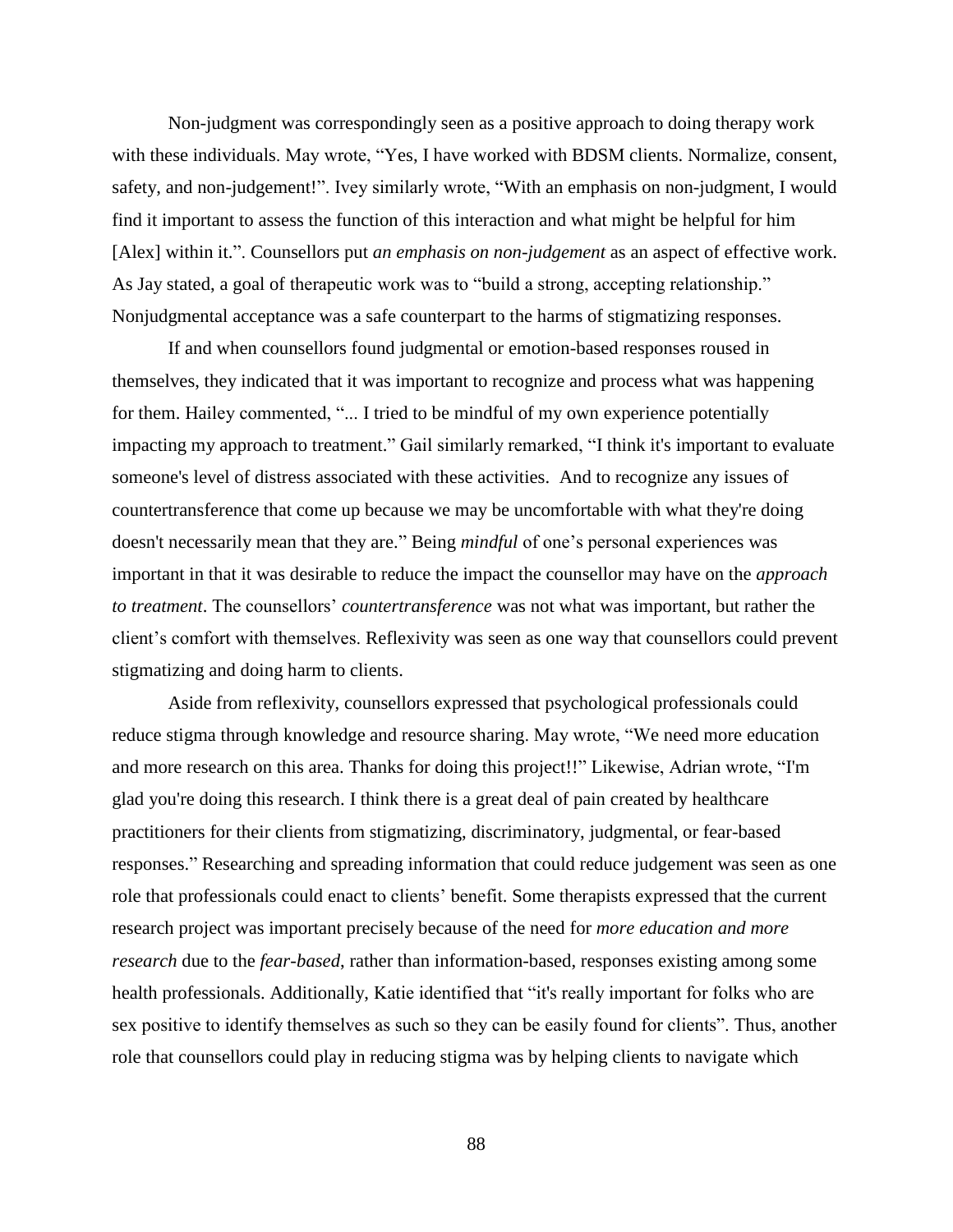Non-judgment was correspondingly seen as a positive approach to doing therapy work with these individuals. May wrote, "Yes, I have worked with BDSM clients. Normalize, consent, safety, and non-judgement!". Ivey similarly wrote, "With an emphasis on non-judgment, I would find it important to assess the function of this interaction and what might be helpful for him [Alex] within it.". Counsellors put *an emphasis on non-judgement* as an aspect of effective work. As Jay stated, a goal of therapeutic work was to "build a strong, accepting relationship." Nonjudgmental acceptance was a safe counterpart to the harms of stigmatizing responses.

If and when counsellors found judgmental or emotion-based responses roused in themselves, they indicated that it was important to recognize and process what was happening for them. Hailey commented, "... I tried to be mindful of my own experience potentially impacting my approach to treatment." Gail similarly remarked, "I think it's important to evaluate someone's level of distress associated with these activities. And to recognize any issues of countertransference that come up because we may be uncomfortable with what they're doing doesn't necessarily mean that they are." Being *mindful* of one's personal experiences was important in that it was desirable to reduce the impact the counsellor may have on the *approach to treatment*. The counsellors' *countertransference* was not what was important, but rather the client's comfort with themselves. Reflexivity was seen as one way that counsellors could prevent stigmatizing and doing harm to clients.

Aside from reflexivity, counsellors expressed that psychological professionals could reduce stigma through knowledge and resource sharing. May wrote, "We need more education and more research on this area. Thanks for doing this project!!" Likewise, Adrian wrote, "I'm glad you're doing this research. I think there is a great deal of pain created by healthcare practitioners for their clients from stigmatizing, discriminatory, judgmental, or fear-based responses." Researching and spreading information that could reduce judgement was seen as one role that professionals could enact to clients' benefit. Some therapists expressed that the current research project was important precisely because of the need for *more education and more research* due to the *fear-based*, rather than information-based, responses existing among some health professionals. Additionally, Katie identified that "it's really important for folks who are sex positive to identify themselves as such so they can be easily found for clients". Thus, another role that counsellors could play in reducing stigma was by helping clients to navigate which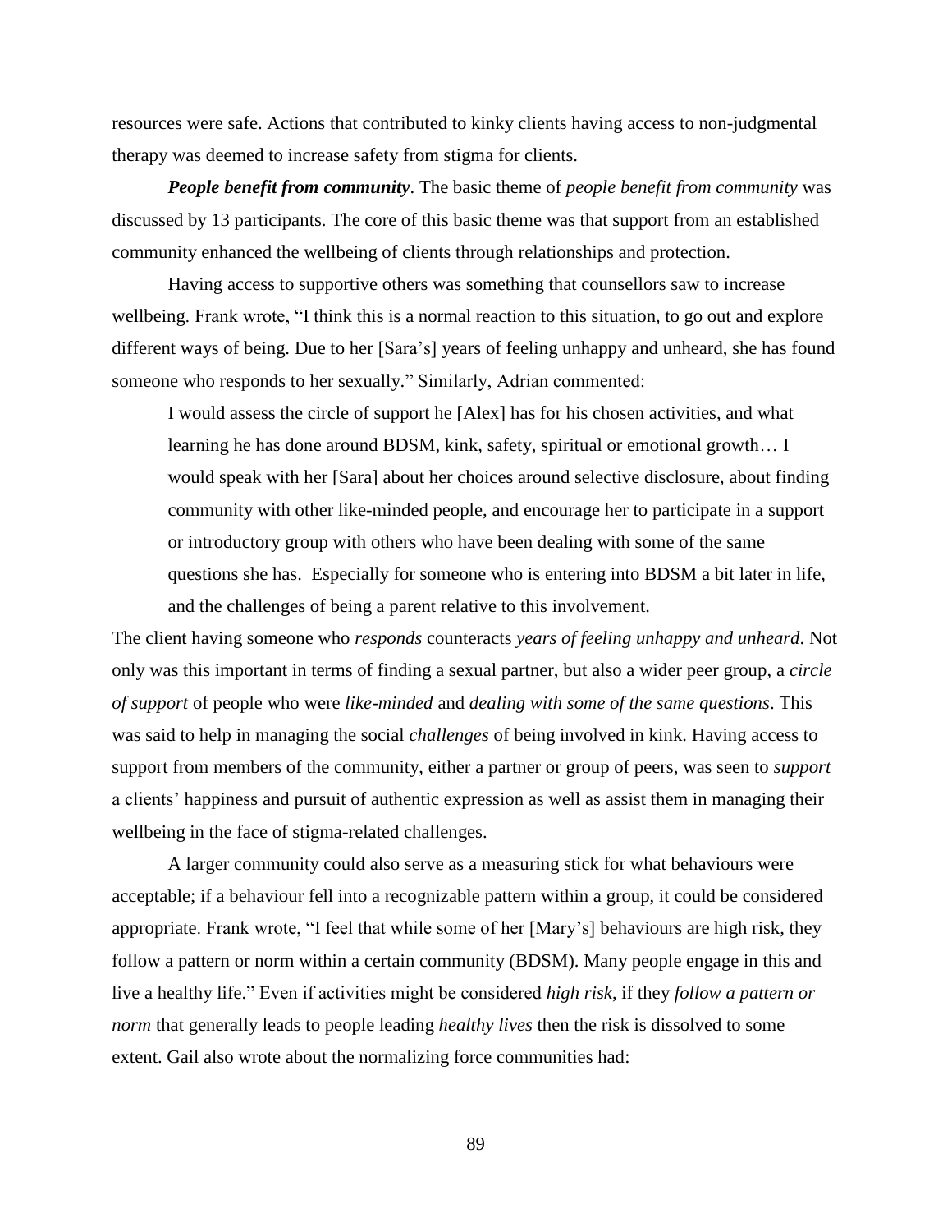resources were safe. Actions that contributed to kinky clients having access to non-judgmental therapy was deemed to increase safety from stigma for clients.

***People benefit from community***. The basic theme of *people benefit from community* was discussed by 13 participants. The core of this basic theme was that support from an established community enhanced the wellbeing of clients through relationships and protection.

Having access to supportive others was something that counsellors saw to increase wellbeing. Frank wrote, "I think this is a normal reaction to this situation, to go out and explore different ways of being. Due to her [Sara's] years of feeling unhappy and unheard, she has found someone who responds to her sexually." Similarly, Adrian commented:

> I would assess the circle of support he [Alex] has for his chosen activities, and what learning he has done around BDSM, kink, safety, spiritual or emotional growth… I would speak with her [Sara] about her choices around selective disclosure, about finding community with other like-minded people, and encourage her to participate in a support or introductory group with others who have been dealing with some of the same questions she has. Especially for someone who is entering into BDSM a bit later in life, and the challenges of being a parent relative to this involvement.

The client having someone who *responds* counteracts *years of feeling unhappy and unheard*. Not only was this important in terms of finding a sexual partner, but also a wider peer group, a *circle of support* of people who were *like-minded* and *dealing with some of the same questions*. This was said to help in managing the social *challenges* of being involved in kink. Having access to support from members of the community, either a partner or group of peers, was seen to *support* a clients' happiness and pursuit of authentic expression as well as assist them in managing their wellbeing in the face of stigma-related challenges.

A larger community could also serve as a measuring stick for what behaviours were acceptable; if a behaviour fell into a recognizable pattern within a group, it could be considered appropriate. Frank wrote, "I feel that while some of her [Mary's] behaviours are high risk, they follow a pattern or norm within a certain community (BDSM). Many people engage in this and live a healthy life." Even if activities might be considered *high risk*, if they *follow a pattern or norm* that generally leads to people leading *healthy lives* then the risk is dissolved to some extent. Gail also wrote about the normalizing force communities had: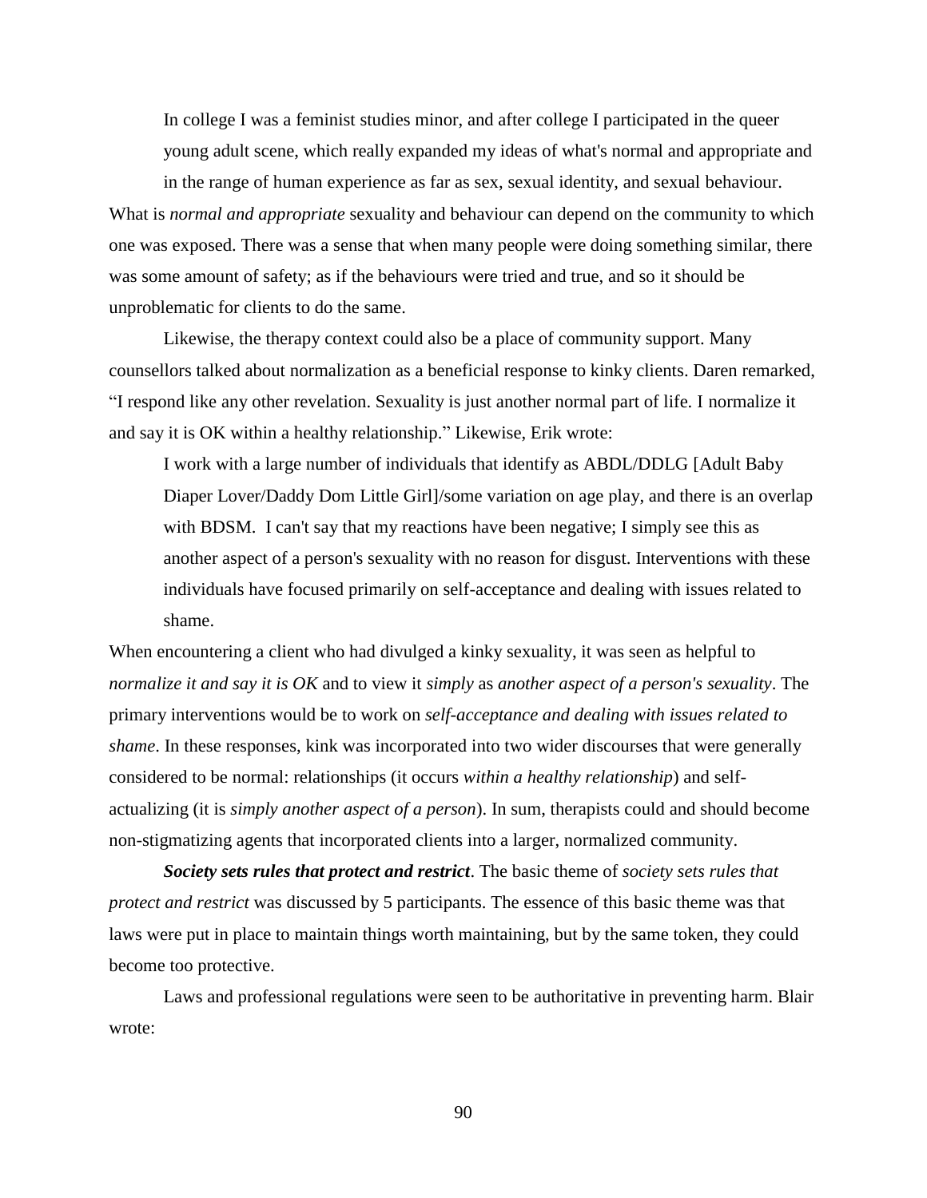> In college I was a feminist studies minor, and after college I participated in the queer young adult scene, which really expanded my ideas of what's normal and appropriate and in the range of human experience as far as sex, sexual identity, and sexual behaviour.

What is *normal and appropriate* sexuality and behaviour can depend on the community to which one was exposed. There was a sense that when many people were doing something similar, there was some amount of safety; as if the behaviours were tried and true, and so it should be unproblematic for clients to do the same.

Likewise, the therapy context could also be a place of community support. Many counsellors talked about normalization as a beneficial response to kinky clients. Daren remarked, "I respond like any other revelation. Sexuality is just another normal part of life. I normalize it and say it is OK within a healthy relationship." Likewise, Erik wrote:

> I work with a large number of individuals that identify as ABDL/DDLG [Adult Baby Diaper Lover/Daddy Dom Little Girl]/some variation on age play, and there is an overlap with BDSM. I can't say that my reactions have been negative; I simply see this as another aspect of a person's sexuality with no reason for disgust. Interventions with these individuals have focused primarily on self-acceptance and dealing with issues related to shame.

When encountering a client who had divulged a kinky sexuality, it was seen as helpful to *normalize it and say it is OK* and to view it *simply* as *another aspect of a person's sexuality*. The primary interventions would be to work on *self-acceptance and dealing with issues related to shame*. In these responses, kink was incorporated into two wider discourses that were generally considered to be normal: relationships (it occurs *within a healthy relationship*) and self-actualizing (it is *simply another aspect of a person*). In sum, therapists could and should become non-stigmatizing agents that incorporated clients into a larger, normalized community.

***Society sets rules that protect and restrict*.** The basic theme of *society sets rules that protect and restrict* was discussed by 5 participants. The essence of this basic theme was that laws were put in place to maintain things worth maintaining, but by the same token, they could become too protective.

Laws and professional regulations were seen to be authoritative in preventing harm. Blair wrote: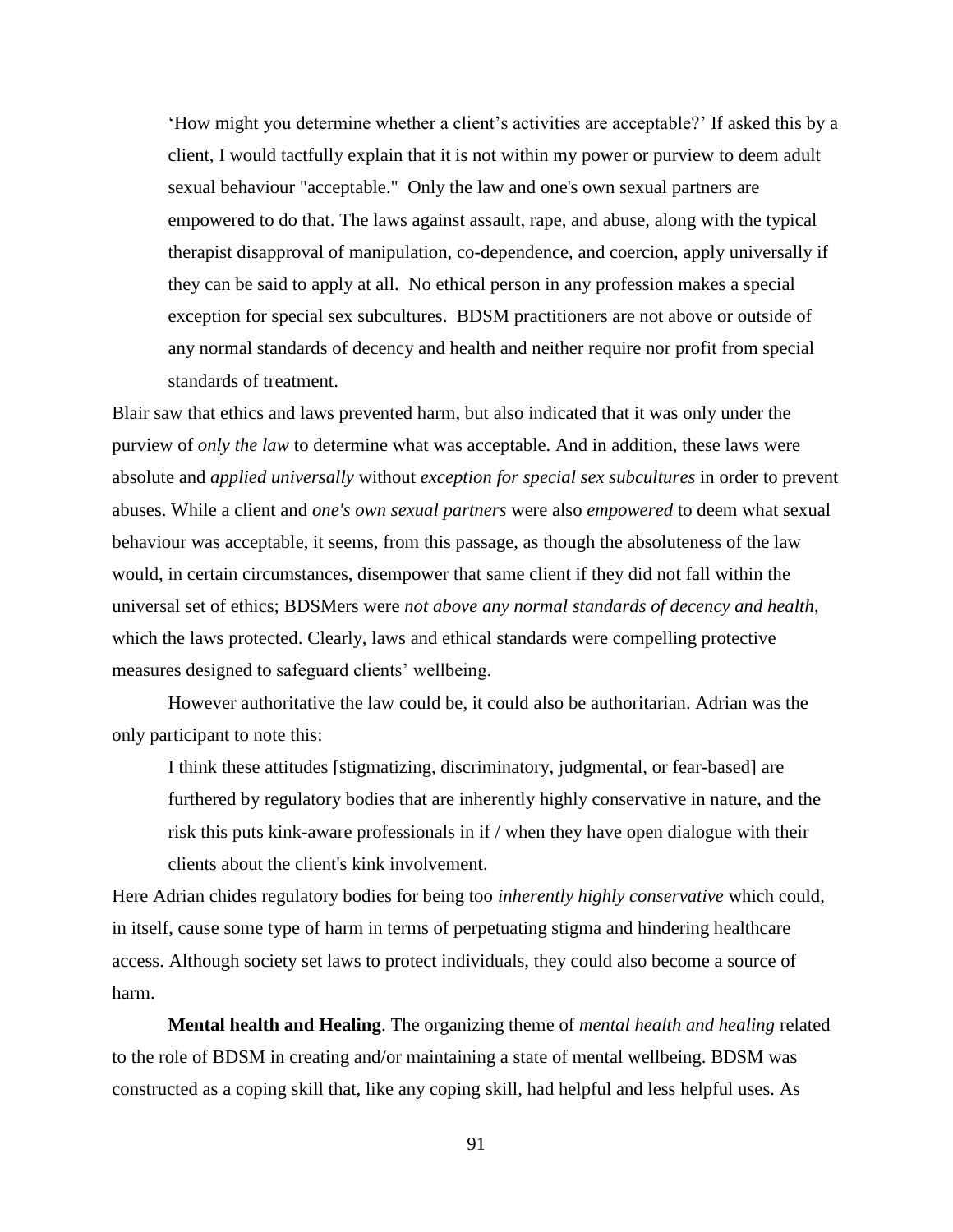> 'How might you determine whether a client's activities are acceptable?' If asked this by a client, I would tactfully explain that it is not within my power or purview to deem adult sexual behaviour "acceptable." Only the law and one's own sexual partners are empowered to do that. The laws against assault, rape, and abuse, along with the typical therapist disapproval of manipulation, co-dependence, and coercion, apply universally if they can be said to apply at all. No ethical person in any profession makes a special exception for special sex subcultures. BDSM practitioners are not above or outside of any normal standards of decency and health and neither require nor profit from special standards of treatment.

Blair saw that ethics and laws prevented harm, but also indicated that it was only under the purview of *only the law* to determine what was acceptable. And in addition, these laws were absolute and *applied universally* without *exception for special sex subcultures* in order to prevent abuses. While a client and *one's own sexual partners* were also *empowered* to deem what sexual behaviour was acceptable, it seems, from this passage, as though the absoluteness of the law would, in certain circumstances, disempower that same client if they did not fall within the universal set of ethics; BDSMers were *not above any normal standards of decency and health*, which the laws protected. Clearly, laws and ethical standards were compelling protective measures designed to safeguard clients' wellbeing.

However authoritative the law could be, it could also be authoritarian. Adrian was the only participant to note this:

> I think these attitudes [stigmatizing, discriminatory, judgmental, or fear-based] are furthered by regulatory bodies that are inherently highly conservative in nature, and the risk this puts kink-aware professionals in if / when they have open dialogue with their clients about the client's kink involvement.

Here Adrian chides regulatory bodies for being too *inherently highly conservative* which could, in itself, cause some type of harm in terms of perpetuating stigma and hindering healthcare access. Although society set laws to protect individuals, they could also become a source of harm.

**Mental health and Healing**. The organizing theme of *mental health and healing* related to the role of BDSM in creating and/or maintaining a state of mental wellbeing. BDSM was constructed as a coping skill that, like any coping skill, had helpful and less helpful uses. As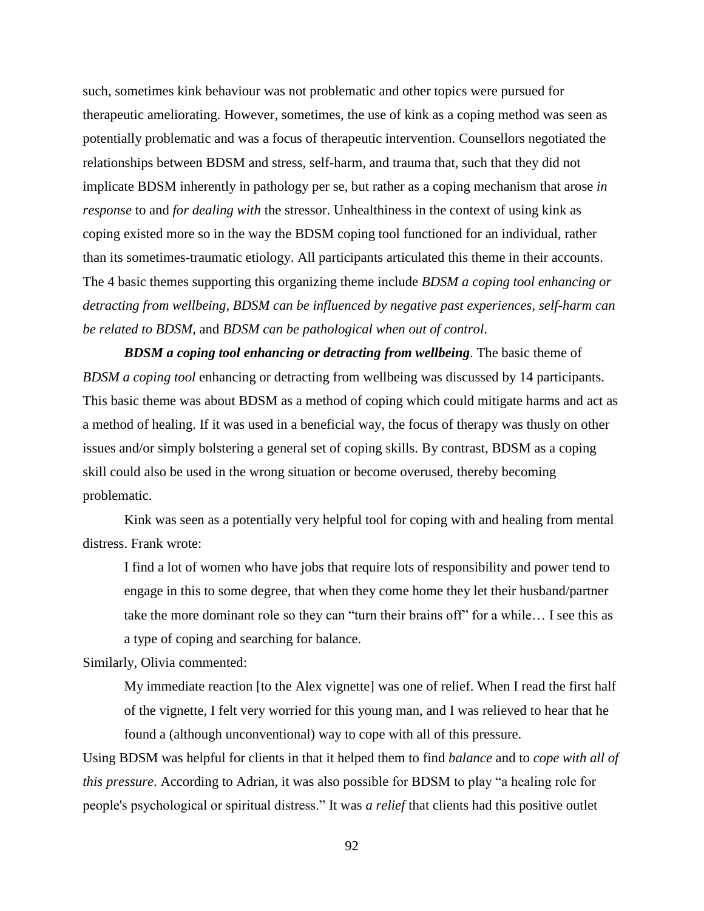such, sometimes kink behaviour was not problematic and other topics were pursued for therapeutic ameliorating. However, sometimes, the use of kink as a coping method was seen as potentially problematic and was a focus of therapeutic intervention. Counsellors negotiated the relationships between BDSM and stress, self-harm, and trauma that, such that they did not implicate BDSM inherently in pathology per se, but rather as a coping mechanism that arose *in response* to and *for dealing with* the stressor. Unhealthiness in the context of using kink as coping existed more so in the way the BDSM coping tool functioned for an individual, rather than its sometimes-traumatic etiology. All participants articulated this theme in their accounts. The 4 basic themes supporting this organizing theme include *BDSM a coping tool enhancing or detracting from wellbeing*, *BDSM can be influenced by negative past experiences*, *self-harm can be related to BDSM*, and *BDSM can be pathological when out of control*.

***BDSM a coping tool enhancing or detracting from wellbeing*.** The basic theme of *BDSM a coping tool* enhancing or detracting from wellbeing was discussed by 14 participants. This basic theme was about BDSM as a method of coping which could mitigate harms and act as a method of healing. If it was used in a beneficial way, the focus of therapy was thusly on other issues and/or simply bolstering a general set of coping skills. By contrast, BDSM as a coping skill could also be used in the wrong situation or become overused, thereby becoming problematic.

Kink was seen as a potentially very helpful tool for coping with and healing from mental distress. Frank wrote:

> I find a lot of women who have jobs that require lots of responsibility and power tend to engage in this to some degree, that when they come home they let their husband/partner take the more dominant role so they can "turn their brains off" for a while… I see this as a type of coping and searching for balance.

Similarly, Olivia commented:

> My immediate reaction [to the Alex vignette] was one of relief. When I read the first half of the vignette, I felt very worried for this young man, and I was relieved to hear that he found a (although unconventional) way to cope with all of this pressure.

Using BDSM was helpful for clients in that it helped them to find *balance* and to *cope with all of this pressure*. According to Adrian, it was also possible for BDSM to play "a healing role for people's psychological or spiritual distress." It was *a relief* that clients had this positive outlet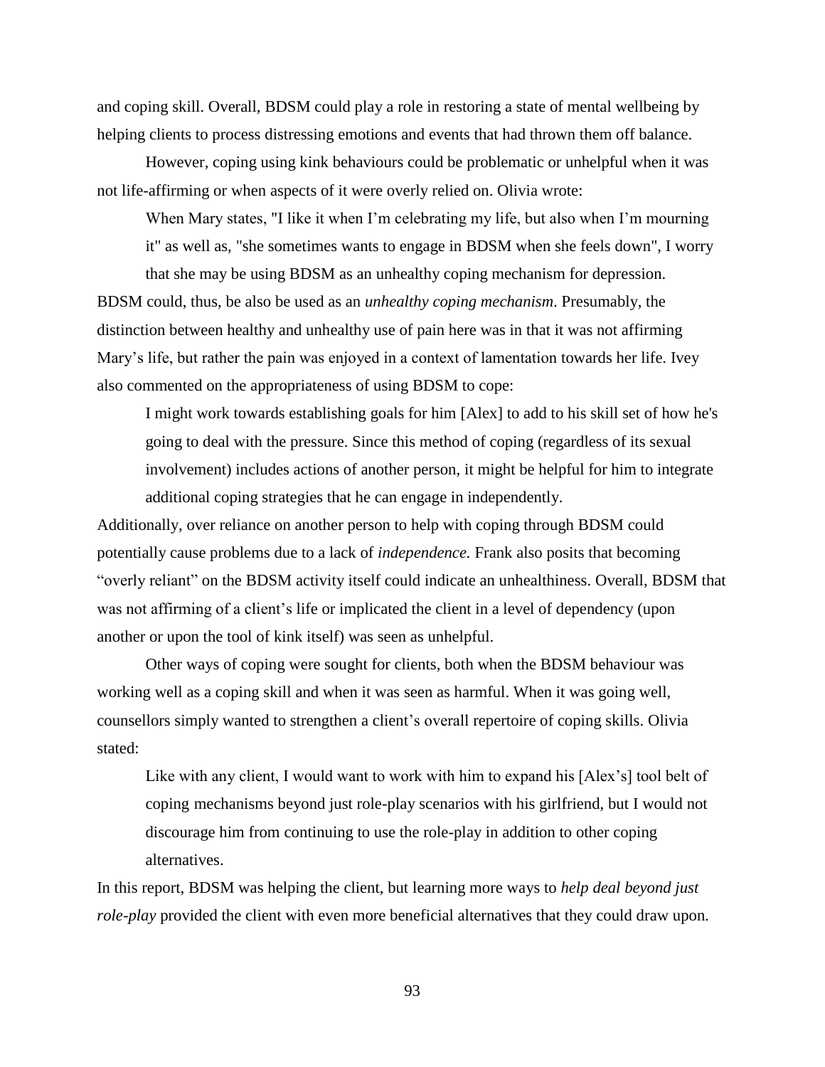and coping skill. Overall, BDSM could play a role in restoring a state of mental wellbeing by helping clients to process distressing emotions and events that had thrown them off balance.

However, coping using kink behaviours could be problematic or unhelpful when it was not life-affirming or when aspects of it were overly relied on. Olivia wrote:

> When Mary states, "I like it when I'm celebrating my life, but also when I'm mourning it" as well as, "she sometimes wants to engage in BDSM when she feels down", I worry that she may be using BDSM as an unhealthy coping mechanism for depression.

BDSM could, thus, be also be used as an *unhealthy coping mechanism*. Presumably, the distinction between healthy and unhealthy use of pain here was in that it was not affirming Mary's life, but rather the pain was enjoyed in a context of lamentation towards her life. Ivey also commented on the appropriateness of using BDSM to cope:

> I might work towards establishing goals for him [Alex] to add to his skill set of how he's going to deal with the pressure. Since this method of coping (regardless of its sexual involvement) includes actions of another person, it might be helpful for him to integrate additional coping strategies that he can engage in independently.

Additionally, over reliance on another person to help with coping through BDSM could potentially cause problems due to a lack of *independence.* Frank also posits that becoming "overly reliant" on the BDSM activity itself could indicate an unhealthiness. Overall, BDSM that was not affirming of a client's life or implicated the client in a level of dependency (upon another or upon the tool of kink itself) was seen as unhelpful.

Other ways of coping were sought for clients, both when the BDSM behaviour was working well as a coping skill and when it was seen as harmful. When it was going well, counsellors simply wanted to strengthen a client's overall repertoire of coping skills. Olivia stated:

> Like with any client, I would want to work with him to expand his [Alex's] tool belt of coping mechanisms beyond just role-play scenarios with his girlfriend, but I would not discourage him from continuing to use the role-play in addition to other coping alternatives.

In this report, BDSM was helping the client, but learning more ways to *help deal beyond just role-play* provided the client with even more beneficial alternatives that they could draw upon.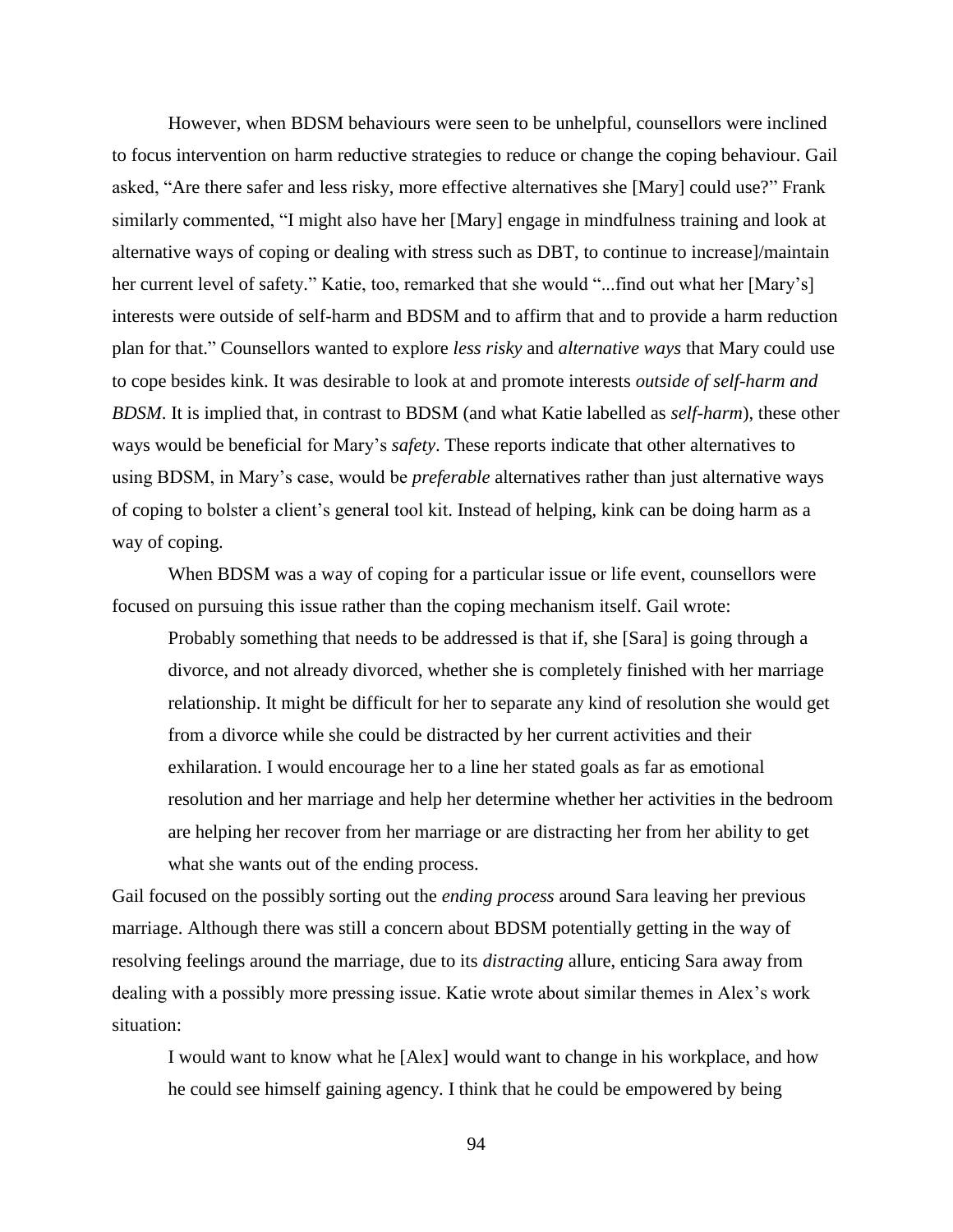However, when BDSM behaviours were seen to be unhelpful, counsellors were inclined to focus intervention on harm reductive strategies to reduce or change the coping behaviour. Gail asked, "Are there safer and less risky, more effective alternatives she [Mary] could use?" Frank similarly commented, "I might also have her [Mary] engage in mindfulness training and look at alternative ways of coping or dealing with stress such as DBT, to continue to increase]/maintain her current level of safety." Katie, too, remarked that she would "...find out what her [Mary's] interests were outside of self-harm and BDSM and to affirm that and to provide a harm reduction plan for that." Counsellors wanted to explore *less risky* and *alternative ways* that Mary could use to cope besides kink. It was desirable to look at and promote interests *outside of self-harm and BDSM*. It is implied that, in contrast to BDSM (and what Katie labelled as *self-harm*), these other ways would be beneficial for Mary's *safety*. These reports indicate that other alternatives to using BDSM, in Mary's case, would be *preferable* alternatives rather than just alternative ways of coping to bolster a client's general tool kit. Instead of helping, kink can be doing harm as a way of coping.

When BDSM was a way of coping for a particular issue or life event, counsellors were focused on pursuing this issue rather than the coping mechanism itself. Gail wrote:

> Probably something that needs to be addressed is that if, she [Sara] is going through a divorce, and not already divorced, whether she is completely finished with her marriage relationship. It might be difficult for her to separate any kind of resolution she would get from a divorce while she could be distracted by her current activities and their exhilaration. I would encourage her to a line her stated goals as far as emotional resolution and her marriage and help her determine whether her activities in the bedroom are helping her recover from her marriage or are distracting her from her ability to get what she wants out of the ending process.

Gail focused on the possibly sorting out the *ending process* around Sara leaving her previous marriage. Although there was still a concern about BDSM potentially getting in the way of resolving feelings around the marriage, due to its *distracting* allure, enticing Sara away from dealing with a possibly more pressing issue. Katie wrote about similar themes in Alex's work situation:

> I would want to know what he [Alex] would want to change in his workplace, and how he could see himself gaining agency. I think that he could be empowered by being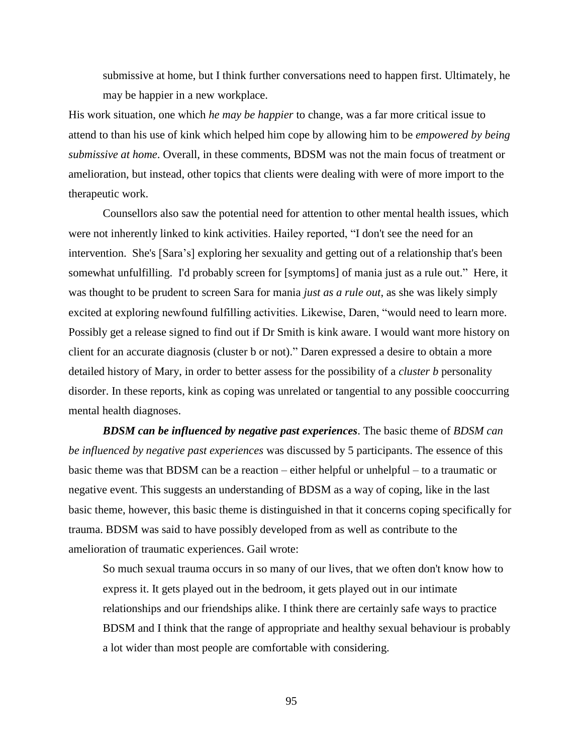> submissive at home, but I think further conversations need to happen first. Ultimately, he may be happier in a new workplace.

His work situation, one which *he may be happier* to change, was a far more critical issue to attend to than his use of kink which helped him cope by allowing him to be *empowered by being submissive at home*. Overall, in these comments, BDSM was not the main focus of treatment or amelioration, but instead, other topics that clients were dealing with were of more import to the therapeutic work.

Counsellors also saw the potential need for attention to other mental health issues, which were not inherently linked to kink activities. Hailey reported, "I don't see the need for an intervention. She's [Sara's] exploring her sexuality and getting out of a relationship that's been somewhat unfulfilling. I'd probably screen for [symptoms] of mania just as a rule out." Here, it was thought to be prudent to screen Sara for mania *just as a rule out*, as she was likely simply excited at exploring newfound fulfilling activities. Likewise, Daren, "would need to learn more. Possibly get a release signed to find out if Dr Smith is kink aware. I would want more history on client for an accurate diagnosis (cluster b or not)." Daren expressed a desire to obtain a more detailed history of Mary, in order to better assess for the possibility of a *cluster b* personality disorder. In these reports, kink as coping was unrelated or tangential to any possible cooccurring mental health diagnoses.

***BDSM can be influenced by negative past experiences***. The basic theme of *BDSM can be influenced by negative past experiences* was discussed by 5 participants. The essence of this basic theme was that BDSM can be a reaction – either helpful or unhelpful – to a traumatic or negative event. This suggests an understanding of BDSM as a way of coping, like in the last basic theme, however, this basic theme is distinguished in that it concerns coping specifically for trauma. BDSM was said to have possibly developed from as well as contribute to the amelioration of traumatic experiences. Gail wrote:

> So much sexual trauma occurs in so many of our lives, that we often don't know how to express it. It gets played out in the bedroom, it gets played out in our intimate relationships and our friendships alike. I think there are certainly safe ways to practice BDSM and I think that the range of appropriate and healthy sexual behaviour is probably a lot wider than most people are comfortable with considering.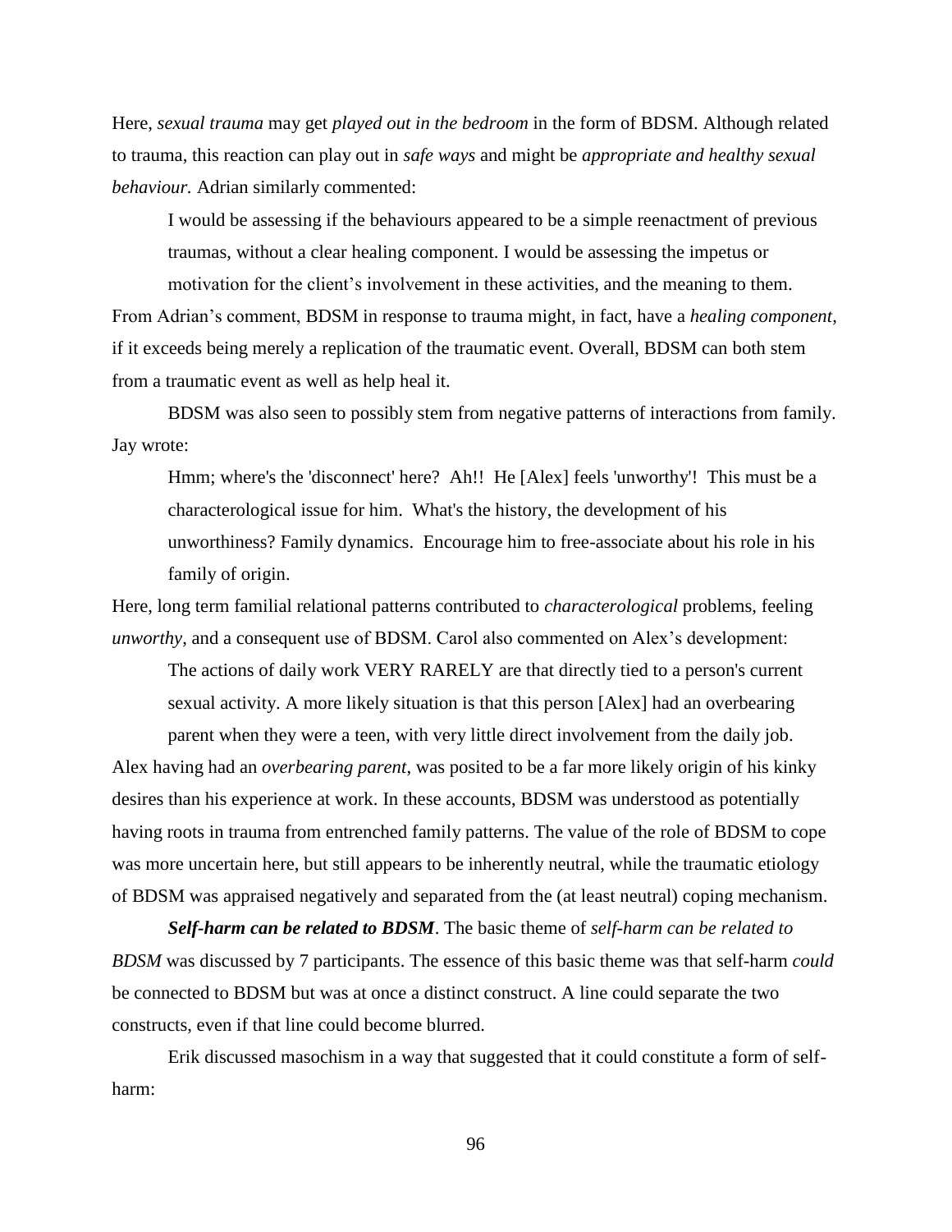Here, *sexual trauma* may get *played out in the bedroom* in the form of BDSM. Although related to trauma, this reaction can play out in *safe ways* and might be *appropriate and healthy sexual behaviour.* Adrian similarly commented:

> I would be assessing if the behaviours appeared to be a simple reenactment of previous traumas, without a clear healing component. I would be assessing the impetus or motivation for the client's involvement in these activities, and the meaning to them.

From Adrian's comment, BDSM in response to trauma might, in fact, have a *healing component*, if it exceeds being merely a replication of the traumatic event. Overall, BDSM can both stem from a traumatic event as well as help heal it.

BDSM was also seen to possibly stem from negative patterns of interactions from family. Jay wrote:

> Hmm; where's the 'disconnect' here? Ah!! He [Alex] feels 'unworthy'! This must be a characterological issue for him. What's the history, the development of his unworthiness? Family dynamics. Encourage him to free-associate about his role in his family of origin.

Here, long term familial relational patterns contributed to *characterological* problems, feeling *unworthy*, and a consequent use of BDSM. Carol also commented on Alex's development:

> The actions of daily work VERY RARELY are that directly tied to a person's current sexual activity. A more likely situation is that this person [Alex] had an overbearing parent when they were a teen, with very little direct involvement from the daily job.

Alex having had an *overbearing parent*, was posited to be a far more likely origin of his kinky desires than his experience at work. In these accounts, BDSM was understood as potentially having roots in trauma from entrenched family patterns. The value of the role of BDSM to cope was more uncertain here, but still appears to be inherently neutral, while the traumatic etiology of BDSM was appraised negatively and separated from the (at least neutral) coping mechanism.

***Self-harm can be related to BDSM***. The basic theme of *self-harm can be related to BDSM* was discussed by 7 participants. The essence of this basic theme was that self-harm *could* be connected to BDSM but was at once a distinct construct. A line could separate the two constructs, even if that line could become blurred.

Erik discussed masochism in a way that suggested that it could constitute a form of self-harm: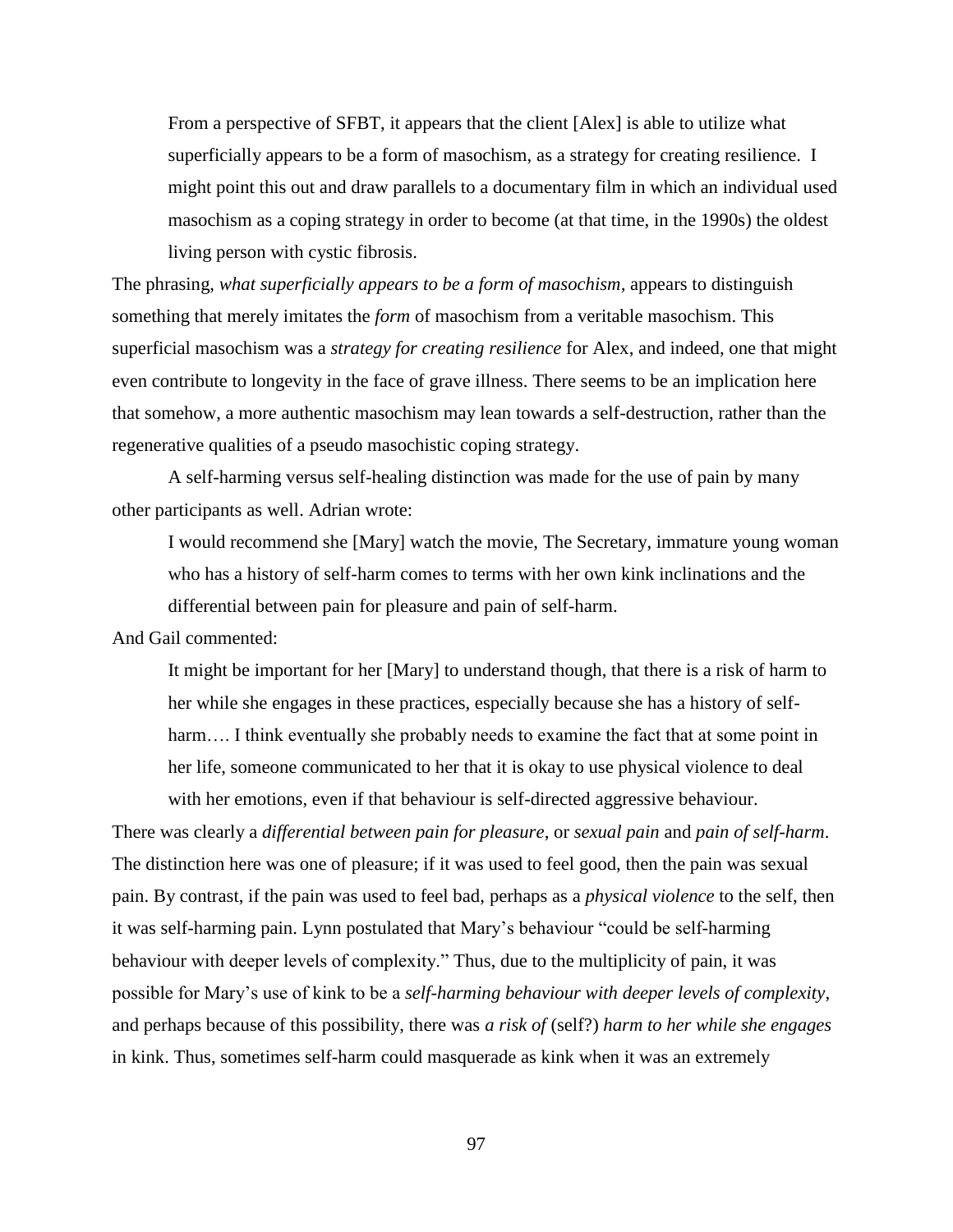> From a perspective of SFBT, it appears that the client [Alex] is able to utilize what superficially appears to be a form of masochism, as a strategy for creating resilience. I might point this out and draw parallels to a documentary film in which an individual used masochism as a coping strategy in order to become (at that time, in the 1990s) the oldest living person with cystic fibrosis.

The phrasing, *what superficially appears to be a form of masochism*, appears to distinguish something that merely imitates the *form* of masochism from a veritable masochism. This superficial masochism was a *strategy for creating resilience* for Alex, and indeed, one that might even contribute to longevity in the face of grave illness. There seems to be an implication here that somehow, a more authentic masochism may lean towards a self-destruction, rather than the regenerative qualities of a pseudo masochistic coping strategy.

A self-harming versus self-healing distinction was made for the use of pain by many other participants as well. Adrian wrote:

> I would recommend she [Mary] watch the movie, The Secretary, immature young woman who has a history of self-harm comes to terms with her own kink inclinations and the differential between pain for pleasure and pain of self-harm.

And Gail commented:

> It might be important for her [Mary] to understand though, that there is a risk of harm to her while she engages in these practices, especially because she has a history of self-harm…. I think eventually she probably needs to examine the fact that at some point in her life, someone communicated to her that it is okay to use physical violence to deal with her emotions, even if that behaviour is self-directed aggressive behaviour.

There was clearly a *differential between pain for pleasure*, or *sexual pain* and *pain of self-harm*. The distinction here was one of pleasure; if it was used to feel good, then the pain was sexual pain. By contrast, if the pain was used to feel bad, perhaps as a *physical violence* to the self, then it was self-harming pain. Lynn postulated that Mary's behaviour "could be self-harming behaviour with deeper levels of complexity." Thus, due to the multiplicity of pain, it was possible for Mary's use of kink to be a *self-harming behaviour with deeper levels of complexity*, and perhaps because of this possibility, there was *a risk of* (self?) *harm to her while she engages* in kink. Thus, sometimes self-harm could masquerade as kink when it was an extremely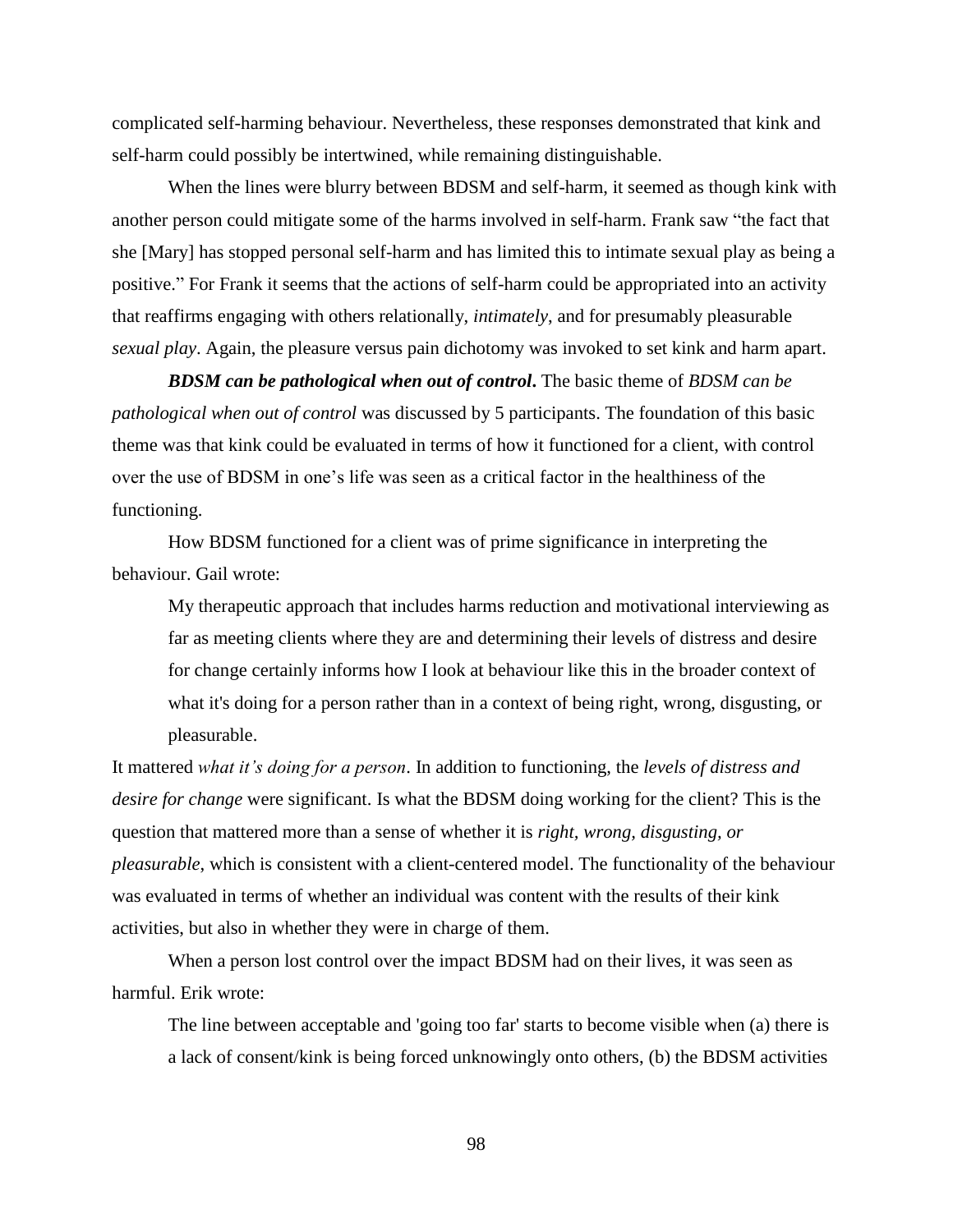complicated self-harming behaviour. Nevertheless, these responses demonstrated that kink and self-harm could possibly be intertwined, while remaining distinguishable.

When the lines were blurry between BDSM and self-harm, it seemed as though kink with another person could mitigate some of the harms involved in self-harm. Frank saw "the fact that she [Mary] has stopped personal self-harm and has limited this to intimate sexual play as being a positive." For Frank it seems that the actions of self-harm could be appropriated into an activity that reaffirms engaging with others relationally, *intimately*, and for presumably pleasurable *sexual play*. Again, the pleasure versus pain dichotomy was invoked to set kink and harm apart.

***BDSM can be pathological when out of control*.** The basic theme of *BDSM can be pathological when out of control* was discussed by 5 participants. The foundation of this basic theme was that kink could be evaluated in terms of how it functioned for a client, with control over the use of BDSM in one's life was seen as a critical factor in the healthiness of the functioning.

How BDSM functioned for a client was of prime significance in interpreting the behaviour. Gail wrote:

> My therapeutic approach that includes harms reduction and motivational interviewing as far as meeting clients where they are and determining their levels of distress and desire for change certainly informs how I look at behaviour like this in the broader context of what it's doing for a person rather than in a context of being right, wrong, disgusting, or pleasurable.

It mattered *what it's doing for a person*. In addition to functioning, the *levels of distress and desire for change* were significant. Is what the BDSM doing working for the client? This is the question that mattered more than a sense of whether it is *right, wrong, disgusting, or pleasurable*, which is consistent with a client-centered model. The functionality of the behaviour was evaluated in terms of whether an individual was content with the results of their kink activities, but also in whether they were in charge of them.

When a person lost control over the impact BDSM had on their lives, it was seen as harmful. Erik wrote:

> The line between acceptable and 'going too far' starts to become visible when (a) there is a lack of consent/kink is being forced unknowingly onto others, (b) the BDSM activities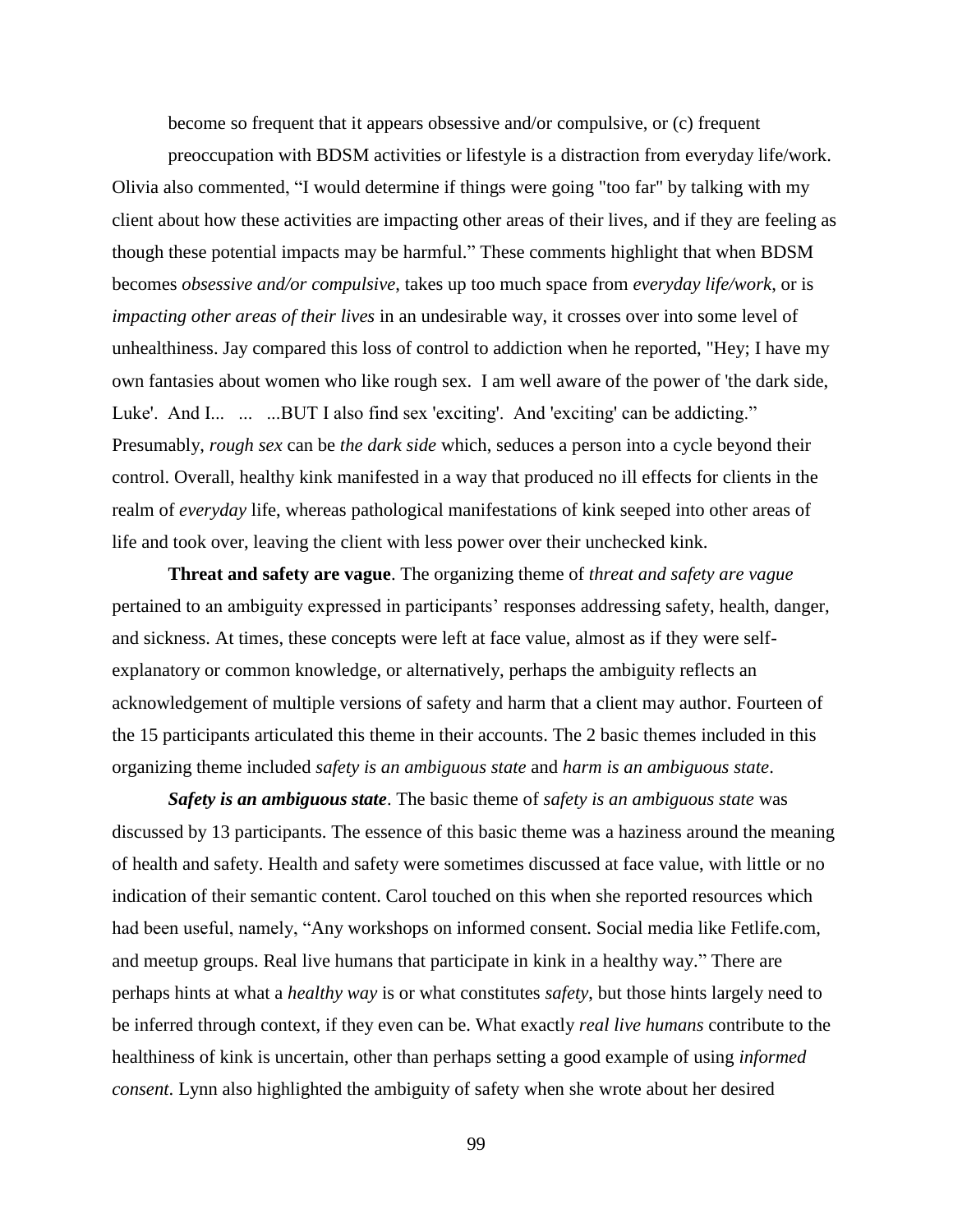become so frequent that it appears obsessive and/or compulsive, or (c) frequent preoccupation with BDSM activities or lifestyle is a distraction from everyday life/work.

Olivia also commented, "I would determine if things were going "too far" by talking with my client about how these activities are impacting other areas of their lives, and if they are feeling as though these potential impacts may be harmful." These comments highlight that when BDSM becomes *obsessive and/or compulsive*, takes up too much space from *everyday life/work*, or is *impacting other areas of their lives* in an undesirable way, it crosses over into some level of unhealthiness. Jay compared this loss of control to addiction when he reported, "Hey; I have my own fantasies about women who like rough sex. I am well aware of the power of 'the dark side, Luke'. And I... ... ...BUT I also find sex 'exciting'. And 'exciting' can be addicting." Presumably, *rough sex* can be *the dark side* which, seduces a person into a cycle beyond their control. Overall, healthy kink manifested in a way that produced no ill effects for clients in the realm of *everyday* life, whereas pathological manifestations of kink seeped into other areas of life and took over, leaving the client with less power over their unchecked kink.

**Threat and safety are vague**. The organizing theme of *threat and safety are vague* pertained to an ambiguity expressed in participants' responses addressing safety, health, danger, and sickness. At times, these concepts were left at face value, almost as if they were self-explanatory or common knowledge, or alternatively, perhaps the ambiguity reflects an acknowledgement of multiple versions of safety and harm that a client may author. Fourteen of the 15 participants articulated this theme in their accounts. The 2 basic themes included in this organizing theme included *safety is an ambiguous state* and *harm is an ambiguous state*.

***Safety is an ambiguous state***. The basic theme of *safety is an ambiguous state* was discussed by 13 participants. The essence of this basic theme was a haziness around the meaning of health and safety. Health and safety were sometimes discussed at face value, with little or no indication of their semantic content. Carol touched on this when she reported resources which had been useful, namely, "Any workshops on informed consent. Social media like Fetlife.com, and meetup groups. Real live humans that participate in kink in a healthy way." There are perhaps hints at what a *healthy way* is or what constitutes *safety*, but those hints largely need to be inferred through context, if they even can be. What exactly *real live humans* contribute to the healthiness of kink is uncertain, other than perhaps setting a good example of using *informed consent*. Lynn also highlighted the ambiguity of safety when she wrote about her desired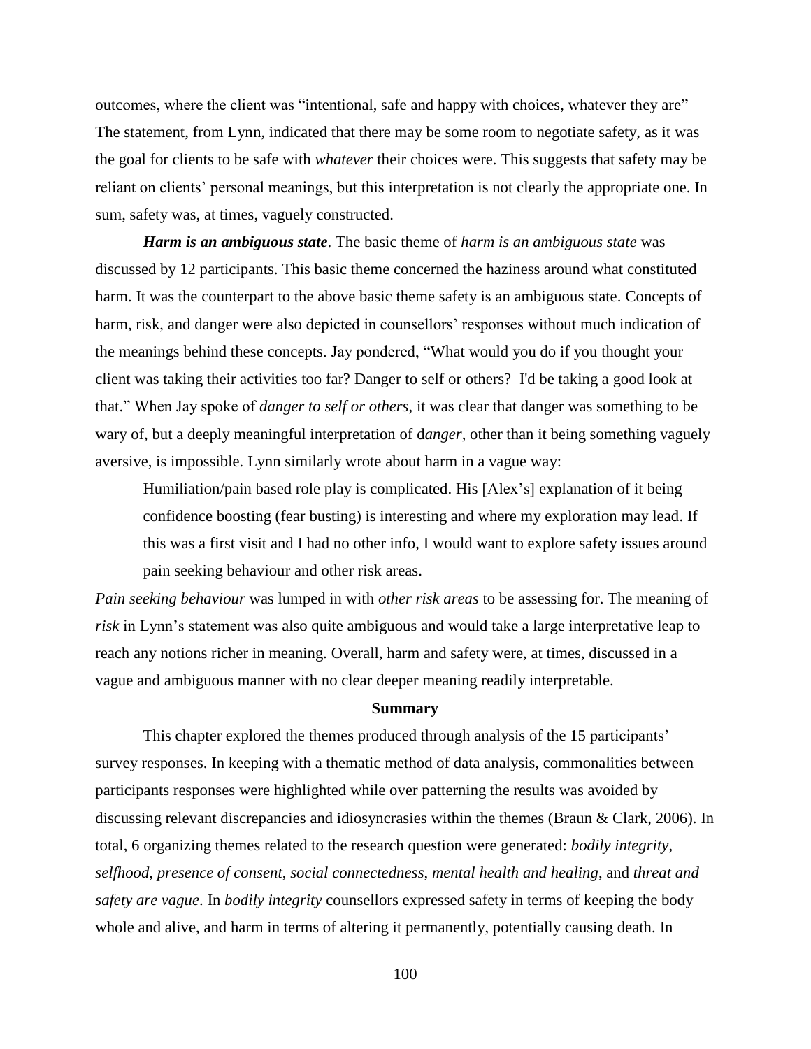outcomes, where the client was "intentional, safe and happy with choices, whatever they are" The statement, from Lynn, indicated that there may be some room to negotiate safety, as it was the goal for clients to be safe with *whatever* their choices were. This suggests that safety may be reliant on clients' personal meanings, but this interpretation is not clearly the appropriate one. In sum, safety was, at times, vaguely constructed.

***Harm is an ambiguous state***. The basic theme of *harm is an ambiguous state* was discussed by 12 participants. This basic theme concerned the haziness around what constituted harm. It was the counterpart to the above basic theme safety is an ambiguous state. Concepts of harm, risk, and danger were also depicted in counsellors' responses without much indication of the meanings behind these concepts. Jay pondered, "What would you do if you thought your client was taking their activities too far? Danger to self or others? I'd be taking a good look at that." When Jay spoke of *danger to self or others*, it was clear that danger was something to be wary of, but a deeply meaningful interpretation of d*anger*, other than it being something vaguely aversive, is impossible. Lynn similarly wrote about harm in a vague way:

> Humiliation/pain based role play is complicated. His [Alex's] explanation of it being confidence boosting (fear busting) is interesting and where my exploration may lead. If this was a first visit and I had no other info, I would want to explore safety issues around pain seeking behaviour and other risk areas.

*Pain seeking behaviour* was lumped in with *other risk areas* to be assessing for. The meaning of *risk* in Lynn's statement was also quite ambiguous and would take a large interpretative leap to reach any notions richer in meaning. Overall, harm and safety were, at times, discussed in a vague and ambiguous manner with no clear deeper meaning readily interpretable.

## Summary

This chapter explored the themes produced through analysis of the 15 participants' survey responses. In keeping with a thematic method of data analysis, commonalities between participants responses were highlighted while over patterning the results was avoided by discussing relevant discrepancies and idiosyncrasies within the themes (Braun & Clark, 2006). In total, 6 organizing themes related to the research question were generated: *bodily integrity*, *selfhood*, *presence of consent*, *social connectedness*, *mental health and healing*, and *threat and safety are vague*. In *bodily integrity* counsellors expressed safety in terms of keeping the body whole and alive, and harm in terms of altering it permanently, potentially causing death. In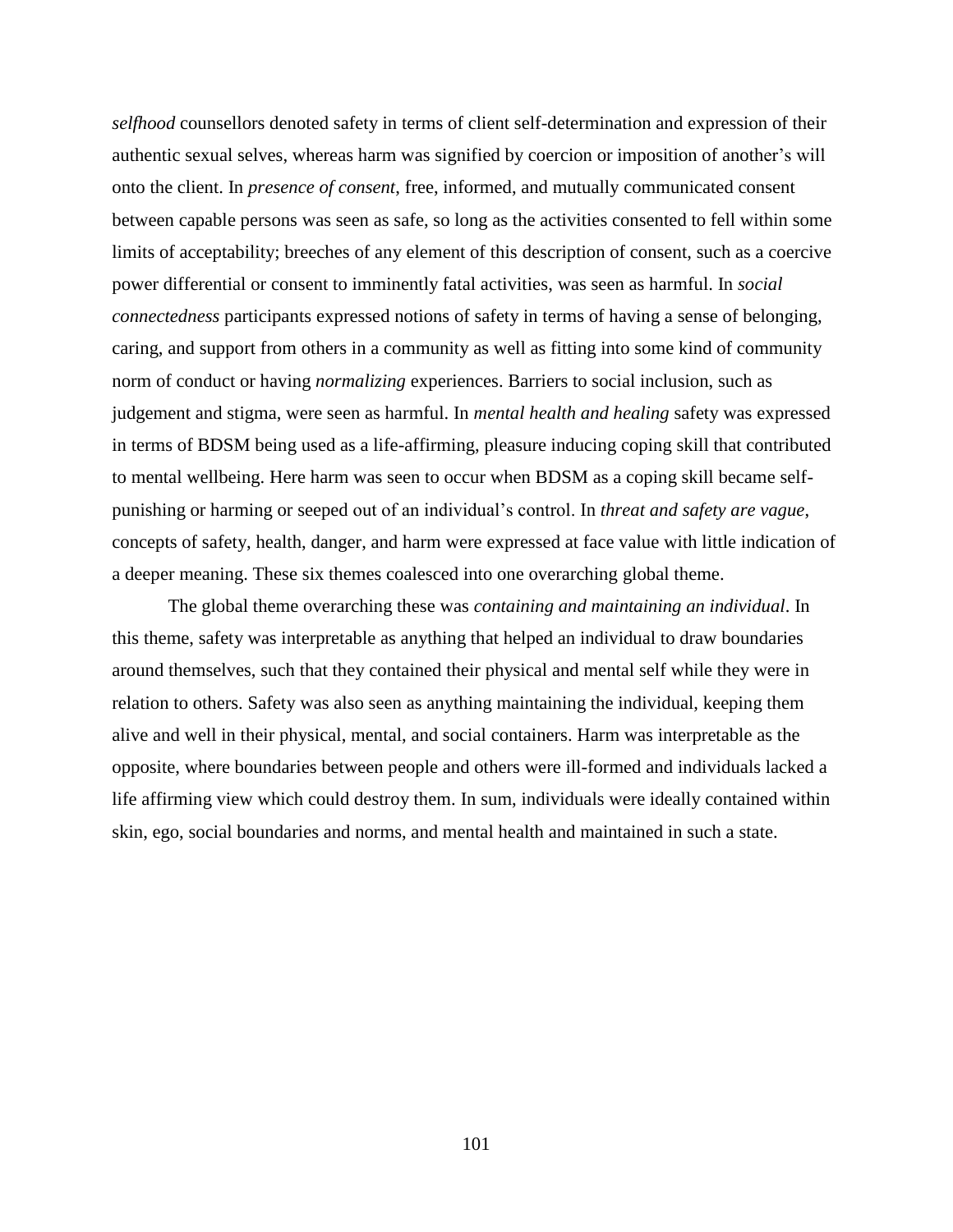*selfhood* counsellors denoted safety in terms of client self-determination and expression of their authentic sexual selves, whereas harm was signified by coercion or imposition of another's will onto the client. In *presence of consent*, free, informed, and mutually communicated consent between capable persons was seen as safe, so long as the activities consented to fell within some limits of acceptability; breeches of any element of this description of consent, such as a coercive power differential or consent to imminently fatal activities, was seen as harmful. In *social connectedness* participants expressed notions of safety in terms of having a sense of belonging, caring, and support from others in a community as well as fitting into some kind of community norm of conduct or having *normalizing* experiences. Barriers to social inclusion, such as judgement and stigma, were seen as harmful. In *mental health and healing* safety was expressed in terms of BDSM being used as a life-affirming, pleasure inducing coping skill that contributed to mental wellbeing. Here harm was seen to occur when BDSM as a coping skill became self-punishing or harming or seeped out of an individual's control. In *threat and safety are vague*, concepts of safety, health, danger, and harm were expressed at face value with little indication of a deeper meaning. These six themes coalesced into one overarching global theme.

The global theme overarching these was *containing and maintaining an individual*. In this theme, safety was interpretable as anything that helped an individual to draw boundaries around themselves, such that they contained their physical and mental self while they were in relation to others. Safety was also seen as anything maintaining the individual, keeping them alive and well in their physical, mental, and social containers. Harm was interpretable as the opposite, where boundaries between people and others were ill-formed and individuals lacked a life affirming view which could destroy them. In sum, individuals were ideally contained within skin, ego, social boundaries and norms, and mental health and maintained in such a state.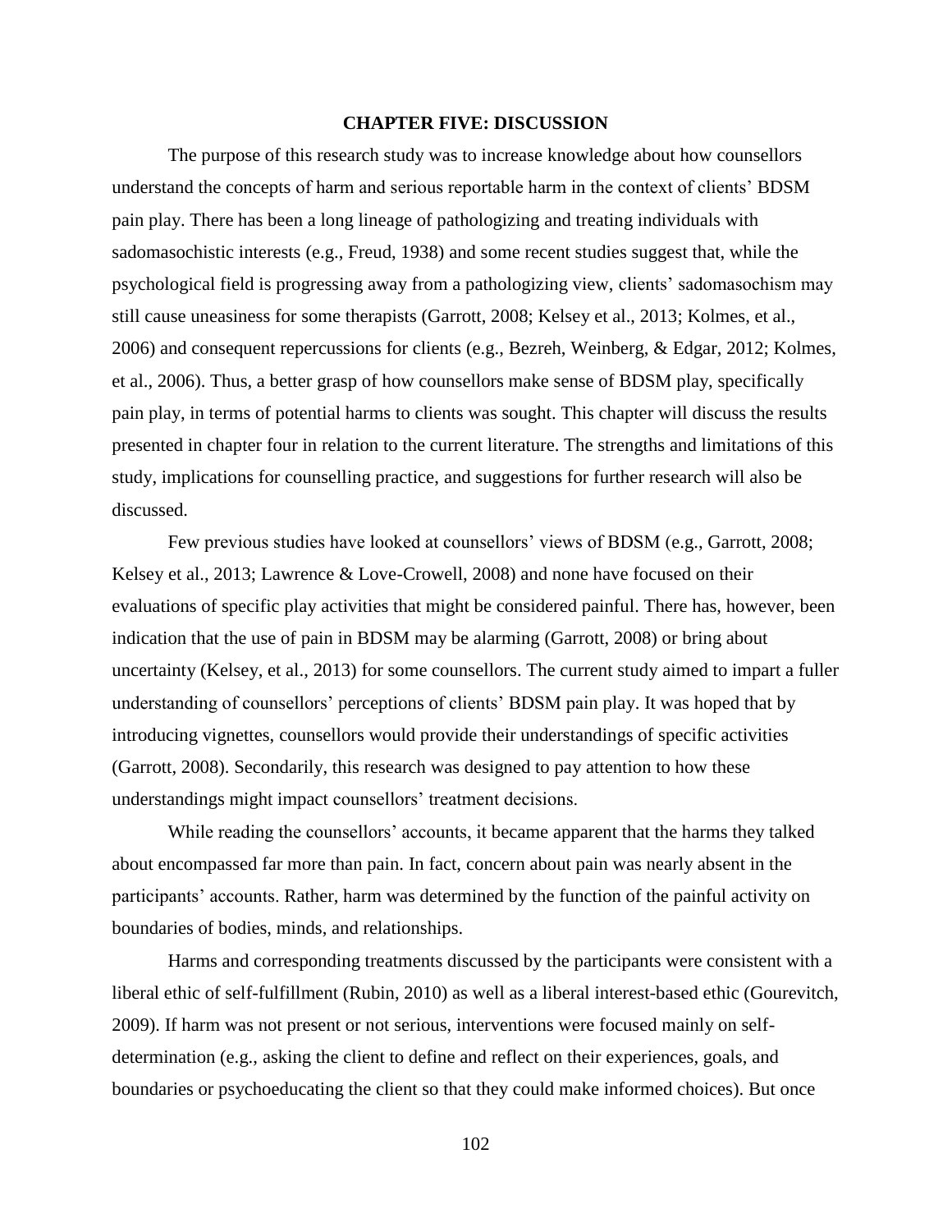# CHAPTER FIVE: DISCUSSION

The purpose of this research study was to increase knowledge about how counsellors understand the concepts of harm and serious reportable harm in the context of clients' BDSM pain play. There has been a long lineage of pathologizing and treating individuals with sadomasochistic interests (e.g., Freud, 1938) and some recent studies suggest that, while the psychological field is progressing away from a pathologizing view, clients' sadomasochism may still cause uneasiness for some therapists (Garrott, 2008; Kelsey et al., 2013; Kolmes, et al., 2006) and consequent repercussions for clients (e.g., Bezreh, Weinberg, & Edgar, 2012; Kolmes, et al., 2006). Thus, a better grasp of how counsellors make sense of BDSM play, specifically pain play, in terms of potential harms to clients was sought. This chapter will discuss the results presented in chapter four in relation to the current literature. The strengths and limitations of this study, implications for counselling practice, and suggestions for further research will also be discussed.

Few previous studies have looked at counsellors' views of BDSM (e.g., Garrott, 2008; Kelsey et al., 2013; Lawrence & Love-Crowell, 2008) and none have focused on their evaluations of specific play activities that might be considered painful. There has, however, been indication that the use of pain in BDSM may be alarming (Garrott, 2008) or bring about uncertainty (Kelsey, et al., 2013) for some counsellors. The current study aimed to impart a fuller understanding of counsellors' perceptions of clients' BDSM pain play. It was hoped that by introducing vignettes, counsellors would provide their understandings of specific activities (Garrott, 2008). Secondarily, this research was designed to pay attention to how these understandings might impact counsellors' treatment decisions.

While reading the counsellors' accounts, it became apparent that the harms they talked about encompassed far more than pain. In fact, concern about pain was nearly absent in the participants' accounts. Rather, harm was determined by the function of the painful activity on boundaries of bodies, minds, and relationships.

Harms and corresponding treatments discussed by the participants were consistent with a liberal ethic of self-fulfillment (Rubin, 2010) as well as a liberal interest-based ethic (Gourevitch, 2009). If harm was not present or not serious, interventions were focused mainly on self-determination (e.g., asking the client to define and reflect on their experiences, goals, and boundaries or psychoeducating the client so that they could make informed choices). But once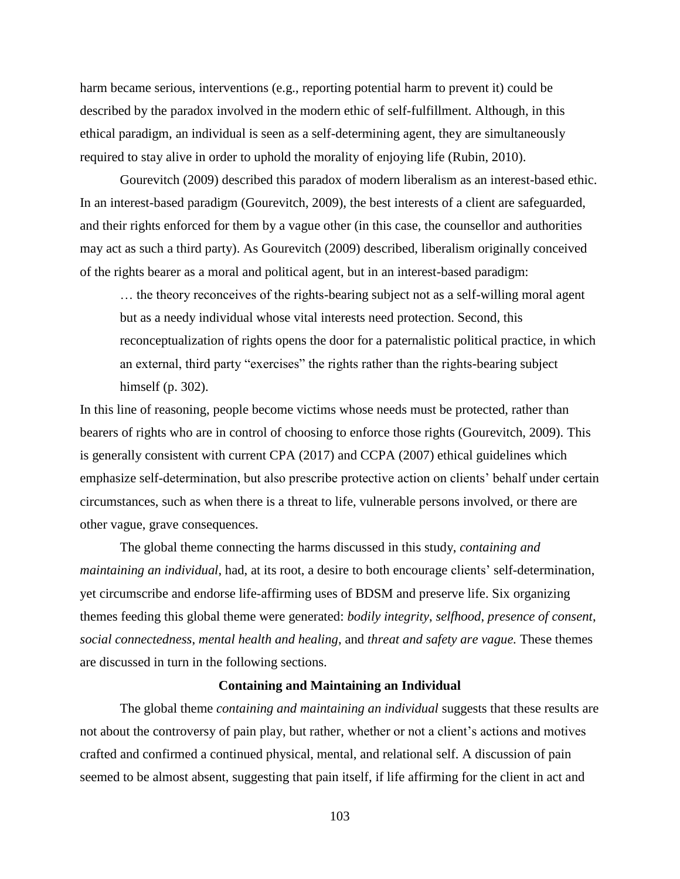harm became serious, interventions (e.g., reporting potential harm to prevent it) could be described by the paradox involved in the modern ethic of self-fulfillment. Although, in this ethical paradigm, an individual is seen as a self-determining agent, they are simultaneously required to stay alive in order to uphold the morality of enjoying life (Rubin, 2010).

Gourevitch (2009) described this paradox of modern liberalism as an interest-based ethic. In an interest-based paradigm (Gourevitch, 2009), the best interests of a client are safeguarded, and their rights enforced for them by a vague other (in this case, the counsellor and authorities may act as such a third party). As Gourevitch (2009) described, liberalism originally conceived of the rights bearer as a moral and political agent, but in an interest-based paradigm:

> … the theory reconceives of the rights-bearing subject not as a self-willing moral agent but as a needy individual whose vital interests need protection. Second, this reconceptualization of rights opens the door for a paternalistic political practice, in which an external, third party "exercises" the rights rather than the rights-bearing subject himself (p. 302).

In this line of reasoning, people become victims whose needs must be protected, rather than bearers of rights who are in control of choosing to enforce those rights (Gourevitch, 2009). This is generally consistent with current CPA (2017) and CCPA (2007) ethical guidelines which emphasize self-determination, but also prescribe protective action on clients' behalf under certain circumstances, such as when there is a threat to life, vulnerable persons involved, or there are other vague, grave consequences.

The global theme connecting the harms discussed in this study, *containing and maintaining an individual*, had, at its root, a desire to both encourage clients' self-determination, yet circumscribe and endorse life-affirming uses of BDSM and preserve life. Six organizing themes feeding this global theme were generated: *bodily integrity*, *selfhood*, *presence of consent*, *social connectedness*, *mental health and healing*, and *threat and safety are vague.* These themes are discussed in turn in the following sections.

## Containing and Maintaining an Individual

The global theme *containing and maintaining an individual* suggests that these results are not about the controversy of pain play, but rather, whether or not a client's actions and motives crafted and confirmed a continued physical, mental, and relational self. A discussion of pain seemed to be almost absent, suggesting that pain itself, if life affirming for the client in act and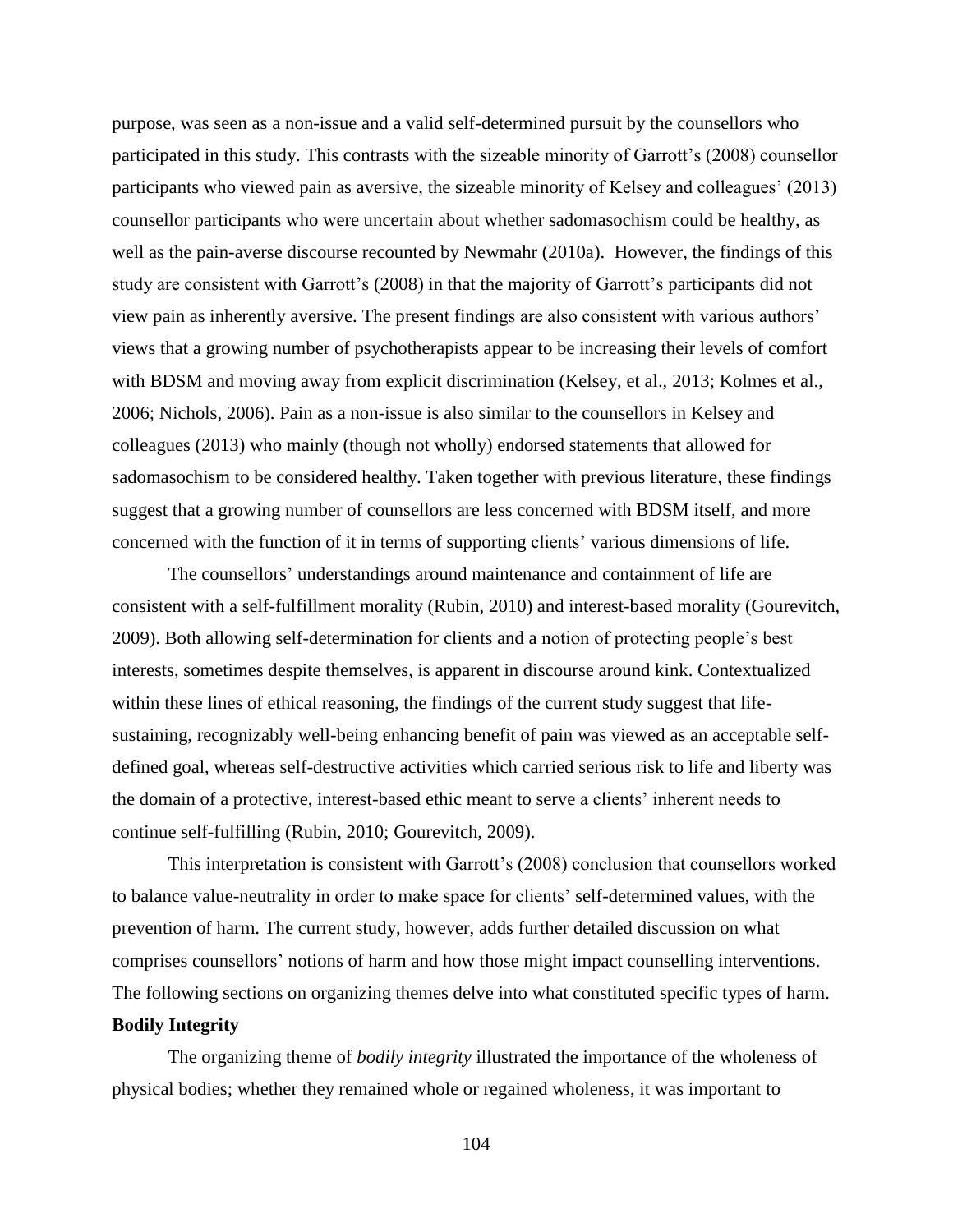purpose, was seen as a non-issue and a valid self-determined pursuit by the counsellors who participated in this study. This contrasts with the sizeable minority of Garrott's (2008) counsellor participants who viewed pain as aversive, the sizeable minority of Kelsey and colleagues' (2013) counsellor participants who were uncertain about whether sadomasochism could be healthy, as well as the pain-averse discourse recounted by Newmahr (2010a). However, the findings of this study are consistent with Garrott's (2008) in that the majority of Garrott's participants did not view pain as inherently aversive. The present findings are also consistent with various authors' views that a growing number of psychotherapists appear to be increasing their levels of comfort with BDSM and moving away from explicit discrimination (Kelsey, et al., 2013; Kolmes et al., 2006; Nichols, 2006). Pain as a non-issue is also similar to the counsellors in Kelsey and colleagues (2013) who mainly (though not wholly) endorsed statements that allowed for sadomasochism to be considered healthy. Taken together with previous literature, these findings suggest that a growing number of counsellors are less concerned with BDSM itself, and more concerned with the function of it in terms of supporting clients' various dimensions of life.

The counsellors' understandings around maintenance and containment of life are consistent with a self-fulfillment morality (Rubin, 2010) and interest-based morality (Gourevitch, 2009). Both allowing self-determination for clients and a notion of protecting people's best interests, sometimes despite themselves, is apparent in discourse around kink. Contextualized within these lines of ethical reasoning, the findings of the current study suggest that life-sustaining, recognizably well-being enhancing benefit of pain was viewed as an acceptable self-defined goal, whereas self-destructive activities which carried serious risk to life and liberty was the domain of a protective, interest-based ethic meant to serve a clients' inherent needs to continue self-fulfilling (Rubin, 2010; Gourevitch, 2009).

This interpretation is consistent with Garrott's (2008) conclusion that counsellors worked to balance value-neutrality in order to make space for clients' self-determined values, with the prevention of harm. The current study, however, adds further detailed discussion on what comprises counsellors' notions of harm and how those might impact counselling interventions. The following sections on organizing themes delve into what constituted specific types of harm.

**Bodily Integrity**

The organizing theme of *bodily integrity* illustrated the importance of the wholeness of physical bodies; whether they remained whole or regained wholeness, it was important to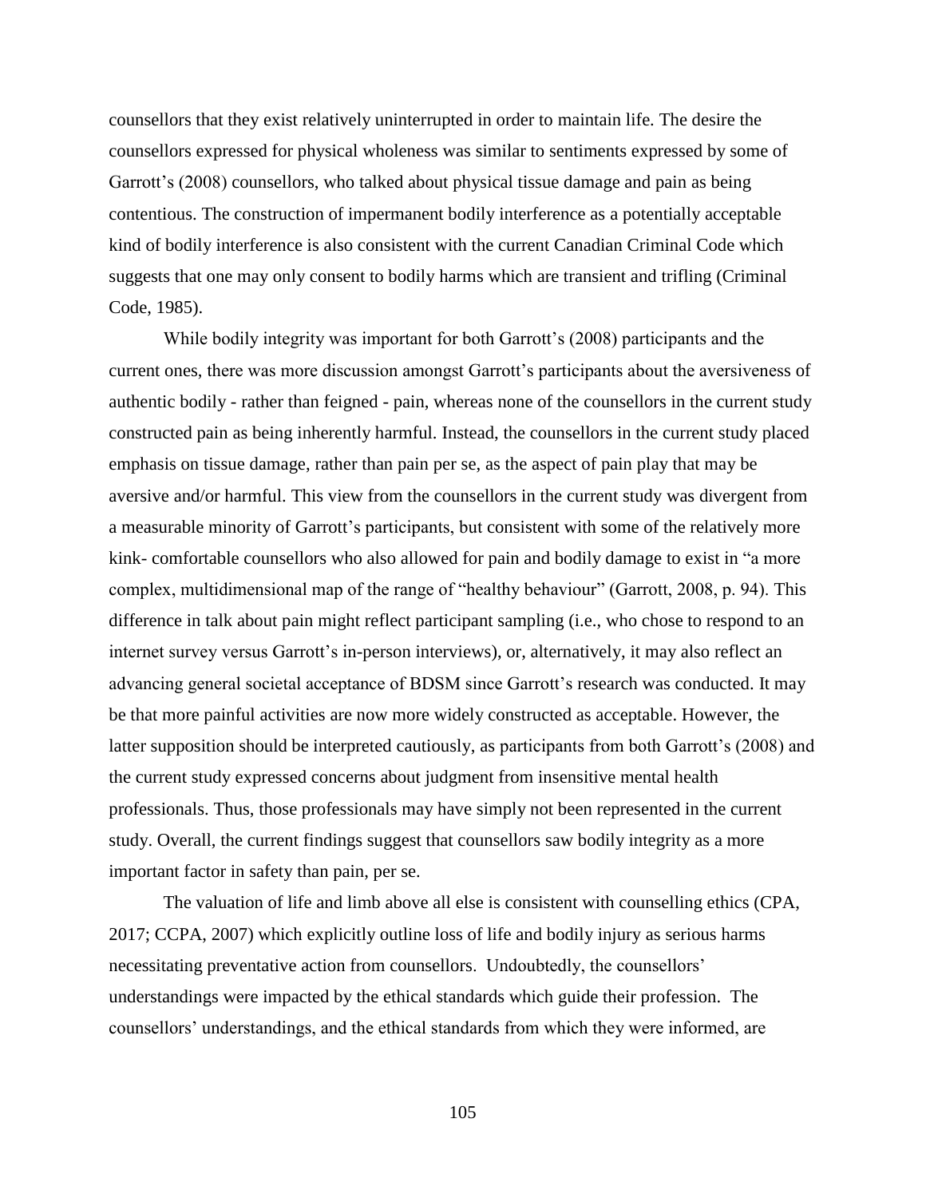counsellors that they exist relatively uninterrupted in order to maintain life. The desire the counsellors expressed for physical wholeness was similar to sentiments expressed by some of Garrott's (2008) counsellors, who talked about physical tissue damage and pain as being contentious. The construction of impermanent bodily interference as a potentially acceptable kind of bodily interference is also consistent with the current Canadian Criminal Code which suggests that one may only consent to bodily harms which are transient and trifling (Criminal Code, 1985).

While bodily integrity was important for both Garrott's (2008) participants and the current ones, there was more discussion amongst Garrott's participants about the aversiveness of authentic bodily - rather than feigned - pain, whereas none of the counsellors in the current study constructed pain as being inherently harmful. Instead, the counsellors in the current study placed emphasis on tissue damage, rather than pain per se, as the aspect of pain play that may be aversive and/or harmful. This view from the counsellors in the current study was divergent from a measurable minority of Garrott's participants, but consistent with some of the relatively more kink- comfortable counsellors who also allowed for pain and bodily damage to exist in "a more complex, multidimensional map of the range of "healthy behaviour" (Garrott, 2008, p. 94). This difference in talk about pain might reflect participant sampling (i.e., who chose to respond to an internet survey versus Garrott's in-person interviews), or, alternatively, it may also reflect an advancing general societal acceptance of BDSM since Garrott's research was conducted. It may be that more painful activities are now more widely constructed as acceptable. However, the latter supposition should be interpreted cautiously, as participants from both Garrott's (2008) and the current study expressed concerns about judgment from insensitive mental health professionals. Thus, those professionals may have simply not been represented in the current study. Overall, the current findings suggest that counsellors saw bodily integrity as a more important factor in safety than pain, per se.

The valuation of life and limb above all else is consistent with counselling ethics (CPA, 2017; CCPA, 2007) which explicitly outline loss of life and bodily injury as serious harms necessitating preventative action from counsellors. Undoubtedly, the counsellors' understandings were impacted by the ethical standards which guide their profession. The counsellors' understandings, and the ethical standards from which they were informed, are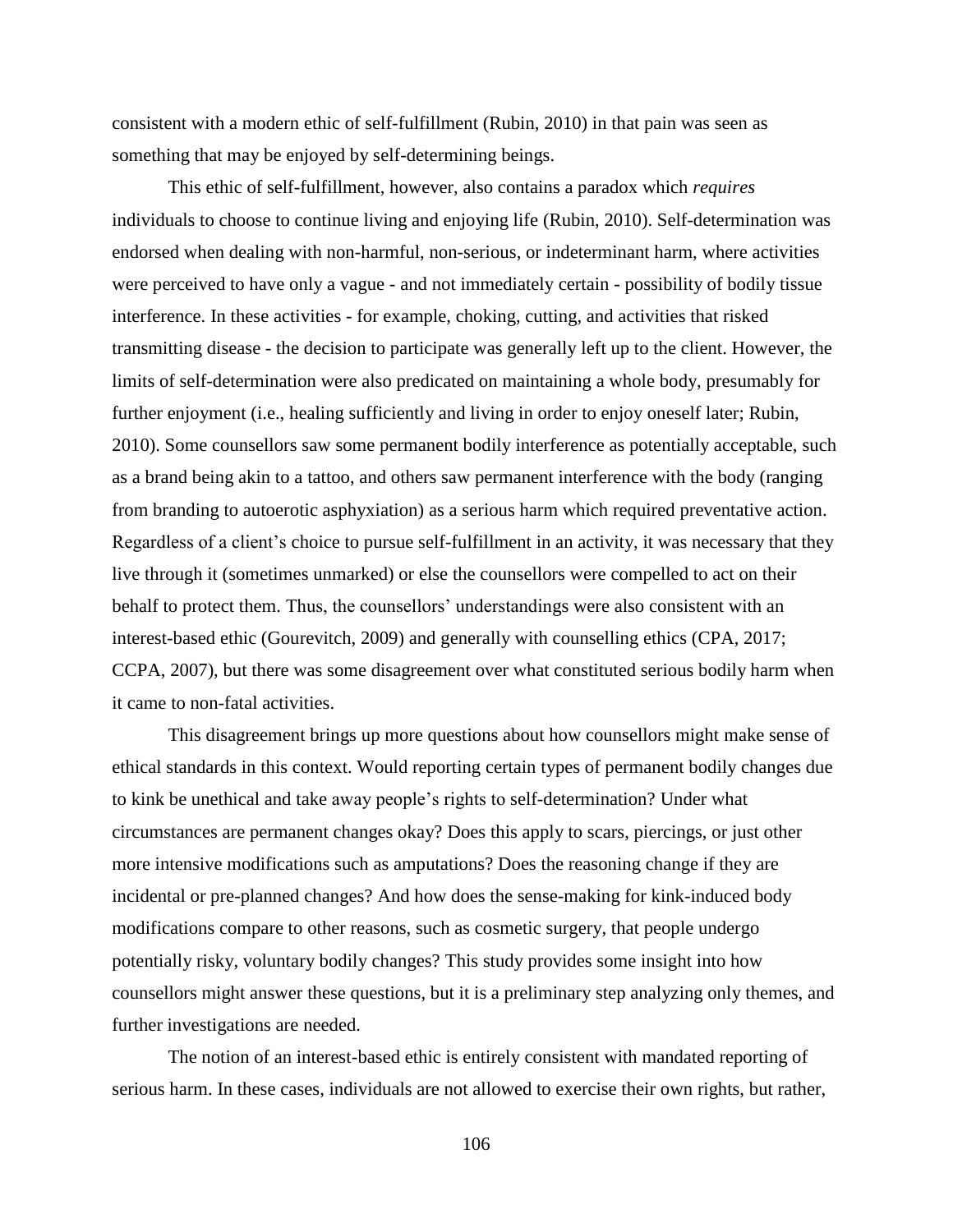consistent with a modern ethic of self-fulfillment (Rubin, 2010) in that pain was seen as something that may be enjoyed by self-determining beings.

This ethic of self-fulfillment, however, also contains a paradox which *requires* individuals to choose to continue living and enjoying life (Rubin, 2010). Self-determination was endorsed when dealing with non-harmful, non-serious, or indeterminant harm, where activities were perceived to have only a vague - and not immediately certain - possibility of bodily tissue interference. In these activities - for example, choking, cutting, and activities that risked transmitting disease - the decision to participate was generally left up to the client. However, the limits of self-determination were also predicated on maintaining a whole body, presumably for further enjoyment (i.e., healing sufficiently and living in order to enjoy oneself later; Rubin, 2010). Some counsellors saw some permanent bodily interference as potentially acceptable, such as a brand being akin to a tattoo, and others saw permanent interference with the body (ranging from branding to autoerotic asphyxiation) as a serious harm which required preventative action. Regardless of a client's choice to pursue self-fulfillment in an activity, it was necessary that they live through it (sometimes unmarked) or else the counsellors were compelled to act on their behalf to protect them. Thus, the counsellors' understandings were also consistent with an interest-based ethic (Gourevitch, 2009) and generally with counselling ethics (CPA, 2017; CCPA, 2007), but there was some disagreement over what constituted serious bodily harm when it came to non-fatal activities.

This disagreement brings up more questions about how counsellors might make sense of ethical standards in this context. Would reporting certain types of permanent bodily changes due to kink be unethical and take away people's rights to self-determination? Under what circumstances are permanent changes okay? Does this apply to scars, piercings, or just other more intensive modifications such as amputations? Does the reasoning change if they are incidental or pre-planned changes? And how does the sense-making for kink-induced body modifications compare to other reasons, such as cosmetic surgery, that people undergo potentially risky, voluntary bodily changes? This study provides some insight into how counsellors might answer these questions, but it is a preliminary step analyzing only themes, and further investigations are needed.

The notion of an interest-based ethic is entirely consistent with mandated reporting of serious harm. In these cases, individuals are not allowed to exercise their own rights, but rather,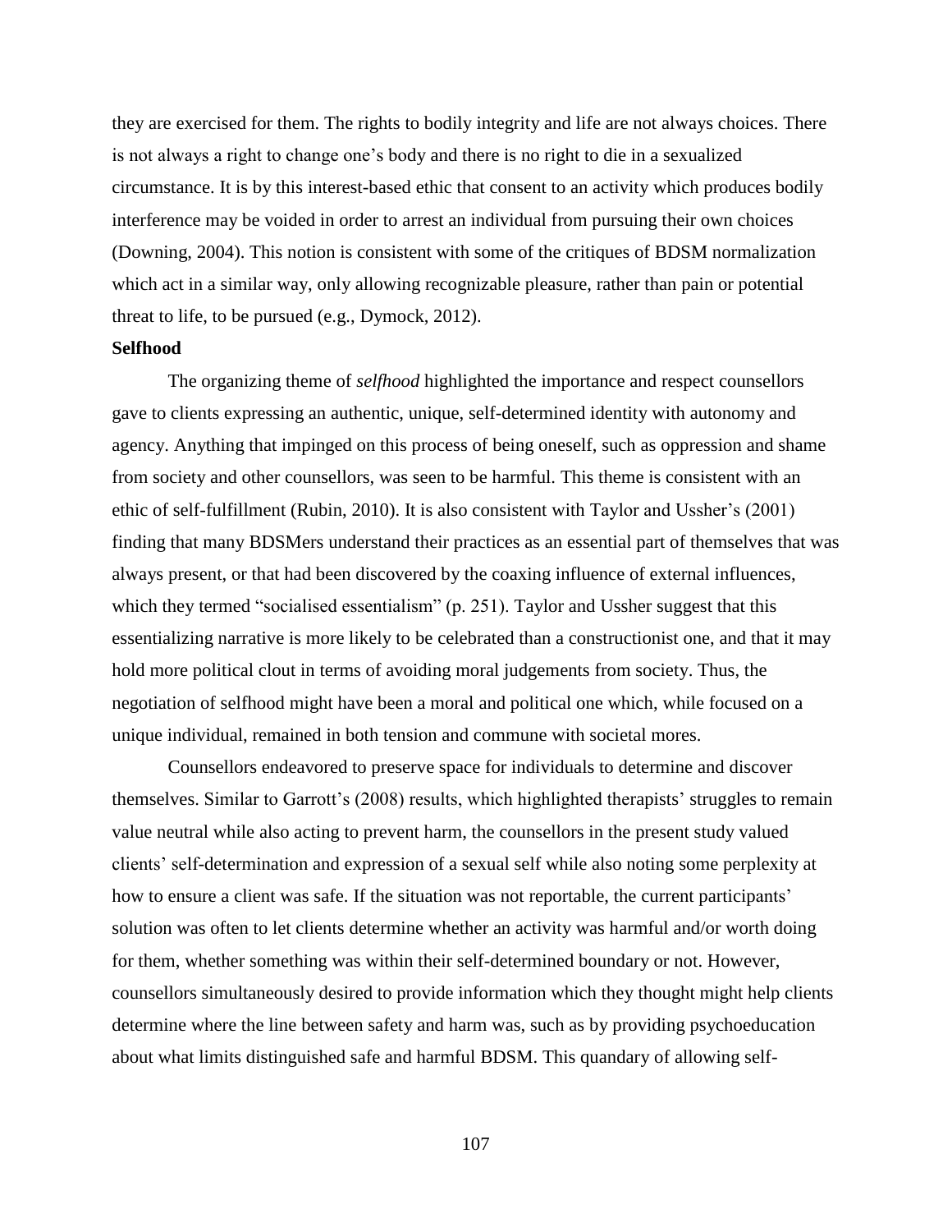they are exercised for them. The rights to bodily integrity and life are not always choices. There is not always a right to change one's body and there is no right to die in a sexualized circumstance. It is by this interest-based ethic that consent to an activity which produces bodily interference may be voided in order to arrest an individual from pursuing their own choices (Downing, 2004). This notion is consistent with some of the critiques of BDSM normalization which act in a similar way, only allowing recognizable pleasure, rather than pain or potential threat to life, to be pursued (e.g., Dymock, 2012).

**Selfhood**

The organizing theme of *selfhood* highlighted the importance and respect counsellors gave to clients expressing an authentic, unique, self-determined identity with autonomy and agency. Anything that impinged on this process of being oneself, such as oppression and shame from society and other counsellors, was seen to be harmful. This theme is consistent with an ethic of self-fulfillment (Rubin, 2010). It is also consistent with Taylor and Ussher's (2001) finding that many BDSMers understand their practices as an essential part of themselves that was always present, or that had been discovered by the coaxing influence of external influences, which they termed "socialised essentialism" (p. 251). Taylor and Ussher suggest that this essentializing narrative is more likely to be celebrated than a constructionist one, and that it may hold more political clout in terms of avoiding moral judgements from society. Thus, the negotiation of selfhood might have been a moral and political one which, while focused on a unique individual, remained in both tension and commune with societal mores.

Counsellors endeavored to preserve space for individuals to determine and discover themselves. Similar to Garrott's (2008) results, which highlighted therapists' struggles to remain value neutral while also acting to prevent harm, the counsellors in the present study valued clients' self-determination and expression of a sexual self while also noting some perplexity at how to ensure a client was safe. If the situation was not reportable, the current participants' solution was often to let clients determine whether an activity was harmful and/or worth doing for them, whether something was within their self-determined boundary or not. However, counsellors simultaneously desired to provide information which they thought might help clients determine where the line between safety and harm was, such as by providing psychoeducation about what limits distinguished safe and harmful BDSM. This quandary of allowing self-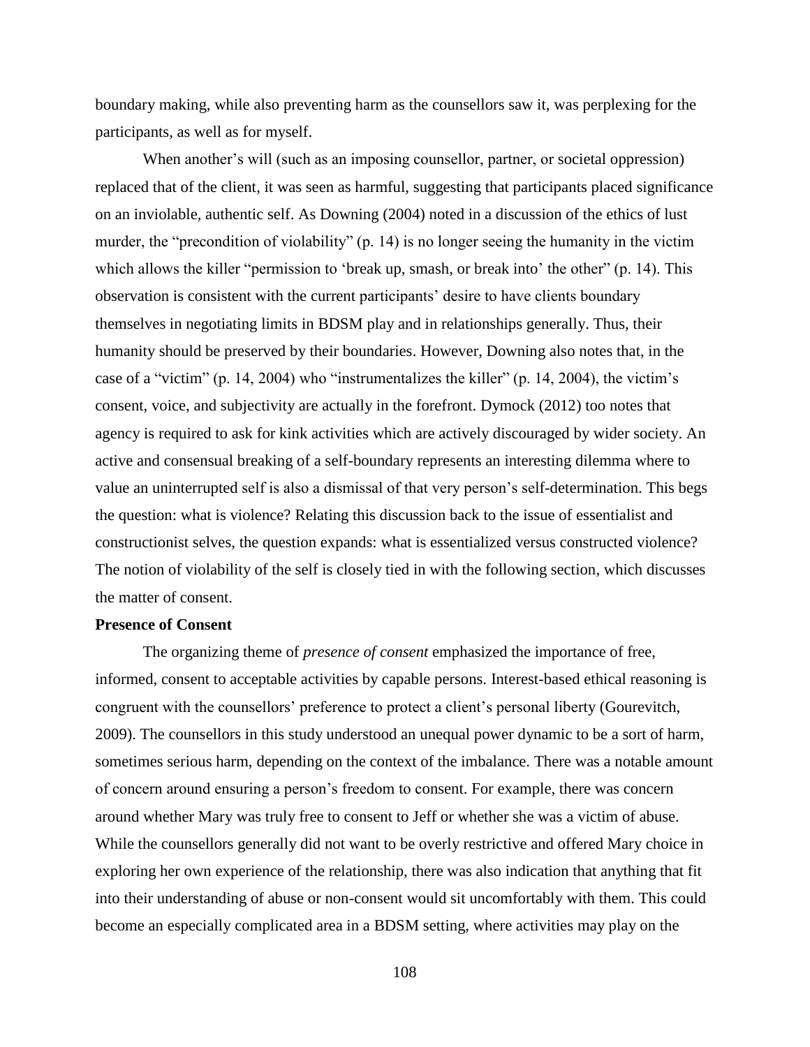boundary making, while also preventing harm as the counsellors saw it, was perplexing for the participants, as well as for myself.

When another's will (such as an imposing counsellor, partner, or societal oppression) replaced that of the client, it was seen as harmful, suggesting that participants placed significance on an inviolable, authentic self. As Downing (2004) noted in a discussion of the ethics of lust murder, the "precondition of violability" (p. 14) is no longer seeing the humanity in the victim which allows the killer "permission to 'break up, smash, or break into' the other" (p. 14). This observation is consistent with the current participants' desire to have clients boundary themselves in negotiating limits in BDSM play and in relationships generally. Thus, their humanity should be preserved by their boundaries. However, Downing also notes that, in the case of a "victim" (p. 14, 2004) who "instrumentalizes the killer" (p. 14, 2004), the victim's consent, voice, and subjectivity are actually in the forefront. Dymock (2012) too notes that agency is required to ask for kink activities which are actively discouraged by wider society. An active and consensual breaking of a self-boundary represents an interesting dilemma where to value an uninterrupted self is also a dismissal of that very person's self-determination. This begs the question: what is violence? Relating this discussion back to the issue of essentialist and constructionist selves, the question expands: what is essentialized versus constructed violence? The notion of violability of the self is closely tied in with the following section, which discusses the matter of consent.

**Presence of Consent**

The organizing theme of *presence of consent* emphasized the importance of free, informed, consent to acceptable activities by capable persons. Interest-based ethical reasoning is congruent with the counsellors' preference to protect a client's personal liberty (Gourevitch, 2009). The counsellors in this study understood an unequal power dynamic to be a sort of harm, sometimes serious harm, depending on the context of the imbalance. There was a notable amount of concern around ensuring a person's freedom to consent. For example, there was concern around whether Mary was truly free to consent to Jeff or whether she was a victim of abuse. While the counsellors generally did not want to be overly restrictive and offered Mary choice in exploring her own experience of the relationship, there was also indication that anything that fit into their understanding of abuse or non-consent would sit uncomfortably with them. This could become an especially complicated area in a BDSM setting, where activities may play on the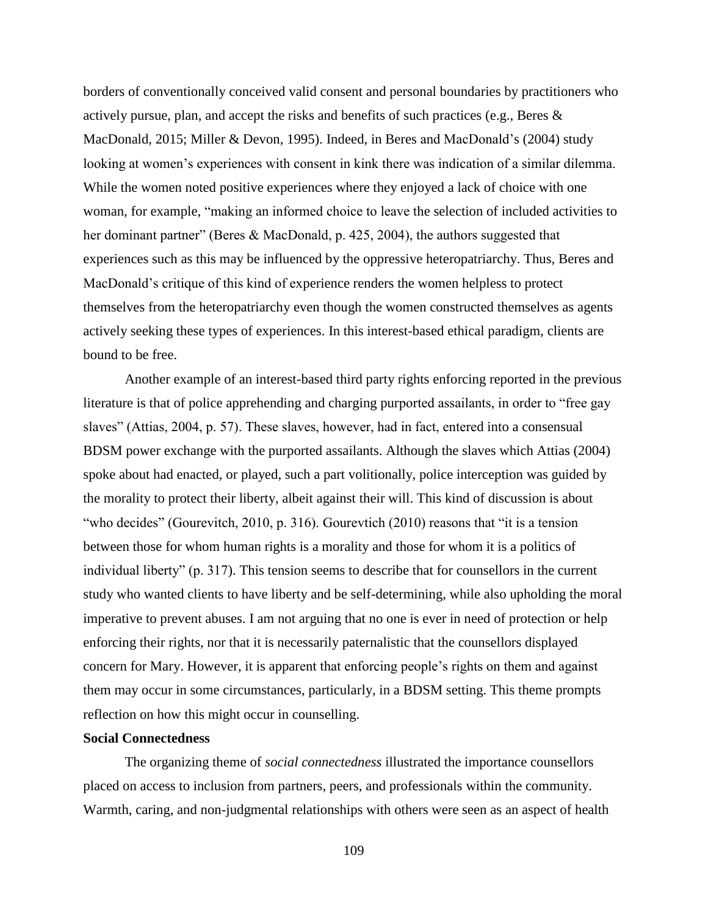borders of conventionally conceived valid consent and personal boundaries by practitioners who actively pursue, plan, and accept the risks and benefits of such practices (e.g., Beres & MacDonald, 2015; Miller & Devon, 1995). Indeed, in Beres and MacDonald's (2004) study looking at women's experiences with consent in kink there was indication of a similar dilemma. While the women noted positive experiences where they enjoyed a lack of choice with one woman, for example, "making an informed choice to leave the selection of included activities to her dominant partner" (Beres & MacDonald, p. 425, 2004), the authors suggested that experiences such as this may be influenced by the oppressive heteropatriarchy. Thus, Beres and MacDonald's critique of this kind of experience renders the women helpless to protect themselves from the heteropatriarchy even though the women constructed themselves as agents actively seeking these types of experiences. In this interest-based ethical paradigm, clients are bound to be free.

Another example of an interest-based third party rights enforcing reported in the previous literature is that of police apprehending and charging purported assailants, in order to "free gay slaves" (Attias, 2004, p. 57). These slaves, however, had in fact, entered into a consensual BDSM power exchange with the purported assailants. Although the slaves which Attias (2004) spoke about had enacted, or played, such a part volitionally, police interception was guided by the morality to protect their liberty, albeit against their will. This kind of discussion is about "who decides" (Gourevitch, 2010, p. 316). Gourevtich (2010) reasons that "it is a tension between those for whom human rights is a morality and those for whom it is a politics of individual liberty" (p. 317). This tension seems to describe that for counsellors in the current study who wanted clients to have liberty and be self-determining, while also upholding the moral imperative to prevent abuses. I am not arguing that no one is ever in need of protection or help enforcing their rights, nor that it is necessarily paternalistic that the counsellors displayed concern for Mary. However, it is apparent that enforcing people's rights on them and against them may occur in some circumstances, particularly, in a BDSM setting. This theme prompts reflection on how this might occur in counselling.

**Social Connectedness**

The organizing theme of *social connectedness* illustrated the importance counsellors placed on access to inclusion from partners, peers, and professionals within the community. Warmth, caring, and non-judgmental relationships with others were seen as an aspect of health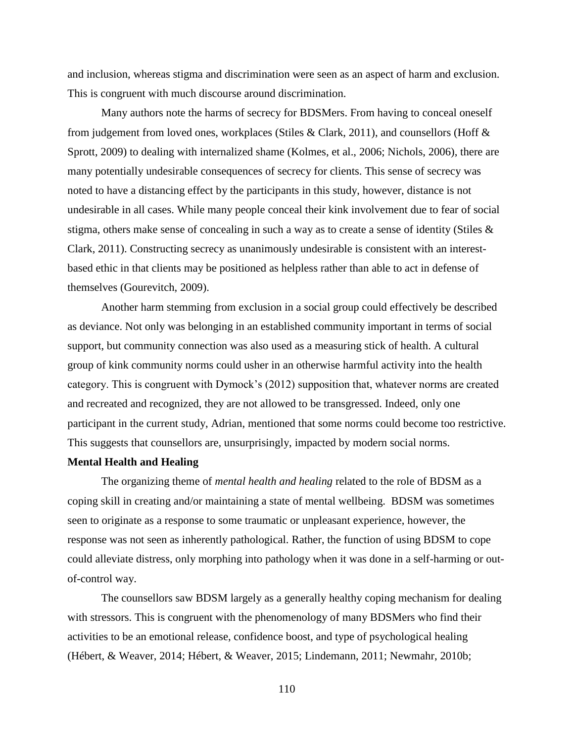and inclusion, whereas stigma and discrimination were seen as an aspect of harm and exclusion. This is congruent with much discourse around discrimination.

Many authors note the harms of secrecy for BDSMers. From having to conceal oneself from judgement from loved ones, workplaces (Stiles & Clark, 2011), and counsellors (Hoff & Sprott, 2009) to dealing with internalized shame (Kolmes, et al., 2006; Nichols, 2006), there are many potentially undesirable consequences of secrecy for clients. This sense of secrecy was noted to have a distancing effect by the participants in this study, however, distance is not undesirable in all cases. While many people conceal their kink involvement due to fear of social stigma, others make sense of concealing in such a way as to create a sense of identity (Stiles & Clark, 2011). Constructing secrecy as unanimously undesirable is consistent with an interest-based ethic in that clients may be positioned as helpless rather than able to act in defense of themselves (Gourevitch, 2009).

Another harm stemming from exclusion in a social group could effectively be described as deviance. Not only was belonging in an established community important in terms of social support, but community connection was also used as a measuring stick of health. A cultural group of kink community norms could usher in an otherwise harmful activity into the health category. This is congruent with Dymock's (2012) supposition that, whatever norms are created and recreated and recognized, they are not allowed to be transgressed. Indeed, only one participant in the current study, Adrian, mentioned that some norms could become too restrictive. This suggests that counsellors are, unsurprisingly, impacted by modern social norms.

**Mental Health and Healing**

The organizing theme of *mental health and healing* related to the role of BDSM as a coping skill in creating and/or maintaining a state of mental wellbeing. BDSM was sometimes seen to originate as a response to some traumatic or unpleasant experience, however, the response was not seen as inherently pathological. Rather, the function of using BDSM to cope could alleviate distress, only morphing into pathology when it was done in a self-harming or out-of-control way.

The counsellors saw BDSM largely as a generally healthy coping mechanism for dealing with stressors. This is congruent with the phenomenology of many BDSMers who find their activities to be an emotional release, confidence boost, and type of psychological healing (Hébert, & Weaver, 2014; Hébert, & Weaver, 2015; Lindemann, 2011; Newmahr, 2010b;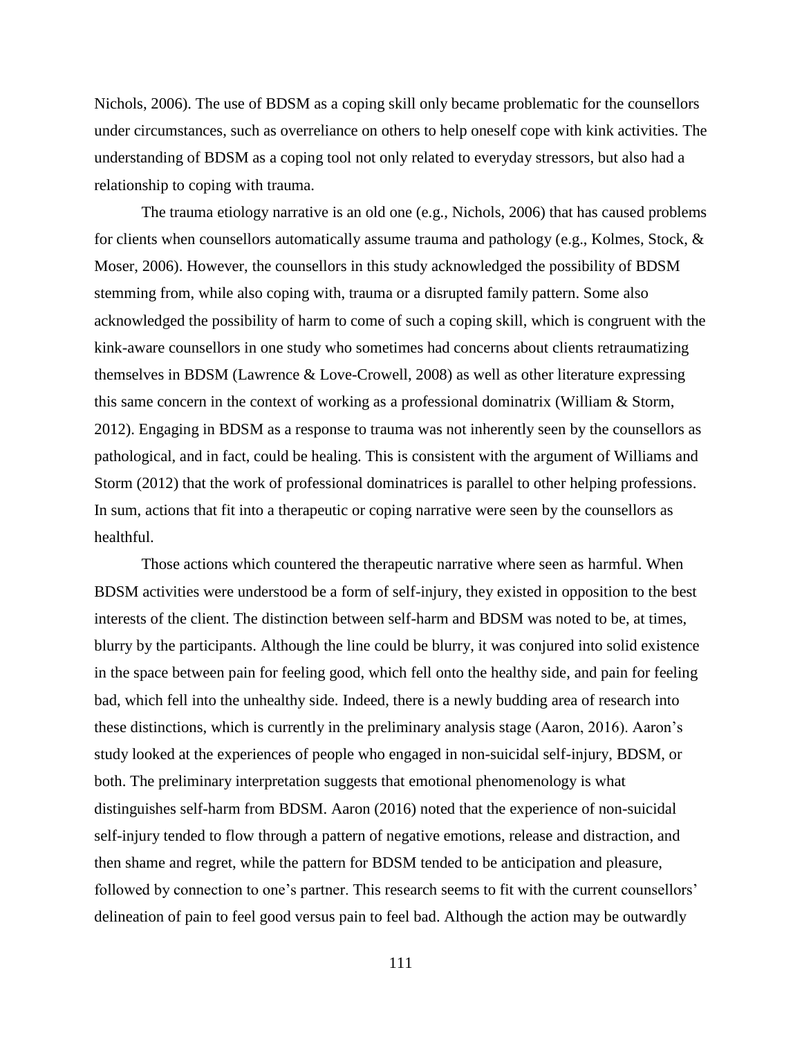Nichols, 2006). The use of BDSM as a coping skill only became problematic for the counsellors under circumstances, such as overreliance on others to help oneself cope with kink activities. The understanding of BDSM as a coping tool not only related to everyday stressors, but also had a relationship to coping with trauma.

The trauma etiology narrative is an old one (e.g., Nichols, 2006) that has caused problems for clients when counsellors automatically assume trauma and pathology (e.g., Kolmes, Stock, & Moser, 2006). However, the counsellors in this study acknowledged the possibility of BDSM stemming from, while also coping with, trauma or a disrupted family pattern. Some also acknowledged the possibility of harm to come of such a coping skill, which is congruent with the kink-aware counsellors in one study who sometimes had concerns about clients retraumatizing themselves in BDSM (Lawrence & Love-Crowell, 2008) as well as other literature expressing this same concern in the context of working as a professional dominatrix (William & Storm, 2012). Engaging in BDSM as a response to trauma was not inherently seen by the counsellors as pathological, and in fact, could be healing. This is consistent with the argument of Williams and Storm (2012) that the work of professional dominatrices is parallel to other helping professions. In sum, actions that fit into a therapeutic or coping narrative were seen by the counsellors as healthful.

Those actions which countered the therapeutic narrative where seen as harmful. When BDSM activities were understood be a form of self-injury, they existed in opposition to the best interests of the client. The distinction between self-harm and BDSM was noted to be, at times, blurry by the participants. Although the line could be blurry, it was conjured into solid existence in the space between pain for feeling good, which fell onto the healthy side, and pain for feeling bad, which fell into the unhealthy side. Indeed, there is a newly budding area of research into these distinctions, which is currently in the preliminary analysis stage (Aaron, 2016). Aaron's study looked at the experiences of people who engaged in non-suicidal self-injury, BDSM, or both. The preliminary interpretation suggests that emotional phenomenology is what distinguishes self-harm from BDSM. Aaron (2016) noted that the experience of non-suicidal self-injury tended to flow through a pattern of negative emotions, release and distraction, and then shame and regret, while the pattern for BDSM tended to be anticipation and pleasure, followed by connection to one's partner. This research seems to fit with the current counsellors' delineation of pain to feel good versus pain to feel bad. Although the action may be outwardly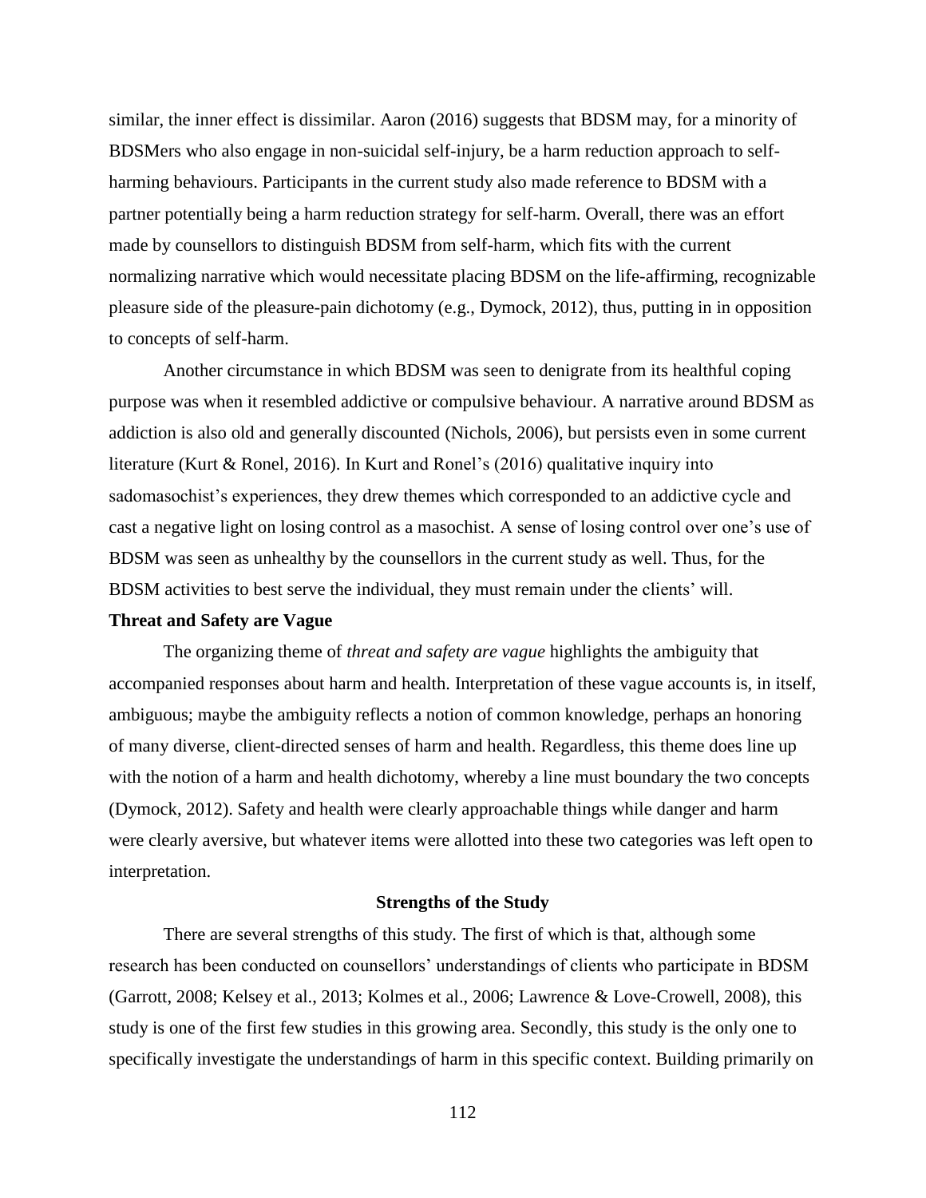similar, the inner effect is dissimilar. Aaron (2016) suggests that BDSM may, for a minority of BDSMers who also engage in non-suicidal self-injury, be a harm reduction approach to self-harming behaviours. Participants in the current study also made reference to BDSM with a partner potentially being a harm reduction strategy for self-harm. Overall, there was an effort made by counsellors to distinguish BDSM from self-harm, which fits with the current normalizing narrative which would necessitate placing BDSM on the life-affirming, recognizable pleasure side of the pleasure-pain dichotomy (e.g., Dymock, 2012), thus, putting in in opposition to concepts of self-harm.

Another circumstance in which BDSM was seen to denigrate from its healthful coping purpose was when it resembled addictive or compulsive behaviour. A narrative around BDSM as addiction is also old and generally discounted (Nichols, 2006), but persists even in some current literature (Kurt & Ronel, 2016). In Kurt and Ronel's (2016) qualitative inquiry into sadomasochist's experiences, they drew themes which corresponded to an addictive cycle and cast a negative light on losing control as a masochist. A sense of losing control over one's use of BDSM was seen as unhealthy by the counsellors in the current study as well. Thus, for the BDSM activities to best serve the individual, they must remain under the clients' will.

### Threat and Safety are Vague

The organizing theme of *threat and safety are vague* highlights the ambiguity that accompanied responses about harm and health. Interpretation of these vague accounts is, in itself, ambiguous; maybe the ambiguity reflects a notion of common knowledge, perhaps an honoring of many diverse, client-directed senses of harm and health. Regardless, this theme does line up with the notion of a harm and health dichotomy, whereby a line must boundary the two concepts (Dymock, 2012). Safety and health were clearly approachable things while danger and harm were clearly aversive, but whatever items were allotted into these two categories was left open to interpretation.

## Strengths of the Study

There are several strengths of this study. The first of which is that, although some research has been conducted on counsellors' understandings of clients who participate in BDSM (Garrott, 2008; Kelsey et al., 2013; Kolmes et al., 2006; Lawrence & Love-Crowell, 2008), this study is one of the first few studies in this growing area. Secondly, this study is the only one to specifically investigate the understandings of harm in this specific context. Building primarily on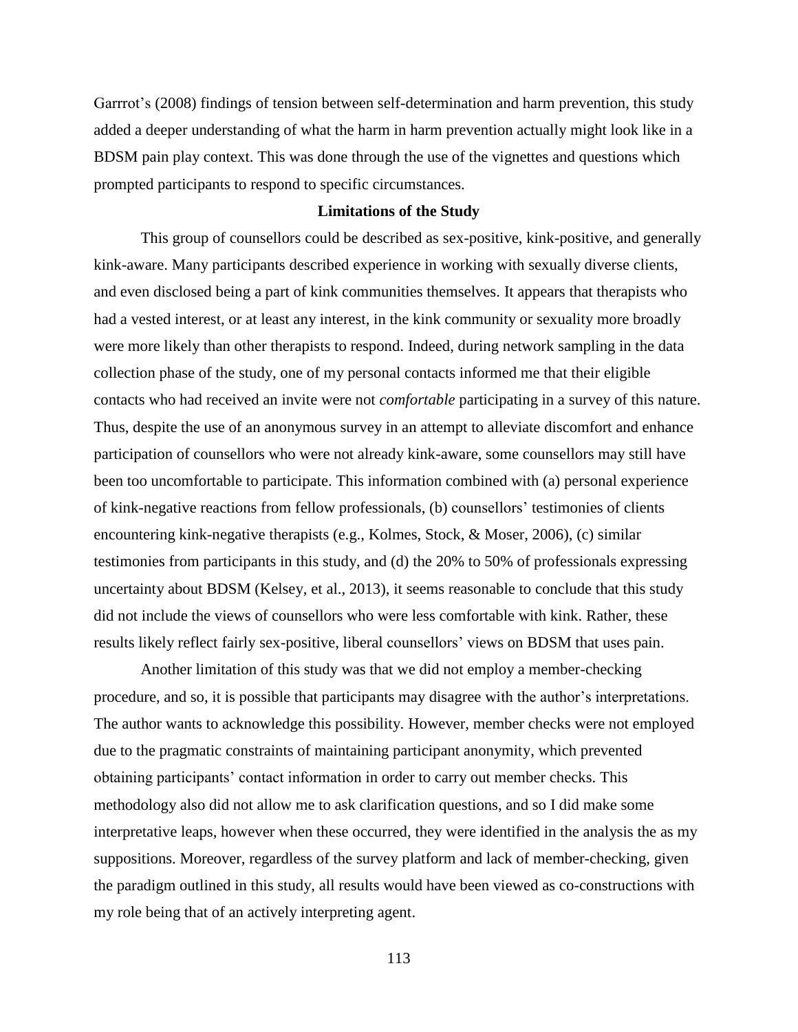Garrrot's (2008) findings of tension between self-determination and harm prevention, this study added a deeper understanding of what the harm in harm prevention actually might look like in a BDSM pain play context. This was done through the use of the vignettes and questions which prompted participants to respond to specific circumstances.

## Limitations of the Study

This group of counsellors could be described as sex-positive, kink-positive, and generally kink-aware. Many participants described experience in working with sexually diverse clients, and even disclosed being a part of kink communities themselves. It appears that therapists who had a vested interest, or at least any interest, in the kink community or sexuality more broadly were more likely than other therapists to respond. Indeed, during network sampling in the data collection phase of the study, one of my personal contacts informed me that their eligible contacts who had received an invite were not *comfortable* participating in a survey of this nature. Thus, despite the use of an anonymous survey in an attempt to alleviate discomfort and enhance participation of counsellors who were not already kink-aware, some counsellors may still have been too uncomfortable to participate. This information combined with (a) personal experience of kink-negative reactions from fellow professionals, (b) counsellors' testimonies of clients encountering kink-negative therapists (e.g., Kolmes, Stock, & Moser, 2006), (c) similar testimonies from participants in this study, and (d) the 20% to 50% of professionals expressing uncertainty about BDSM (Kelsey, et al., 2013), it seems reasonable to conclude that this study did not include the views of counsellors who were less comfortable with kink. Rather, these results likely reflect fairly sex-positive, liberal counsellors' views on BDSM that uses pain.

Another limitation of this study was that we did not employ a member-checking procedure, and so, it is possible that participants may disagree with the author's interpretations. The author wants to acknowledge this possibility. However, member checks were not employed due to the pragmatic constraints of maintaining participant anonymity, which prevented obtaining participants' contact information in order to carry out member checks. This methodology also did not allow me to ask clarification questions, and so I did make some interpretative leaps, however when these occurred, they were identified in the analysis the as my suppositions. Moreover, regardless of the survey platform and lack of member-checking, given the paradigm outlined in this study, all results would have been viewed as co-constructions with my role being that of an actively interpreting agent.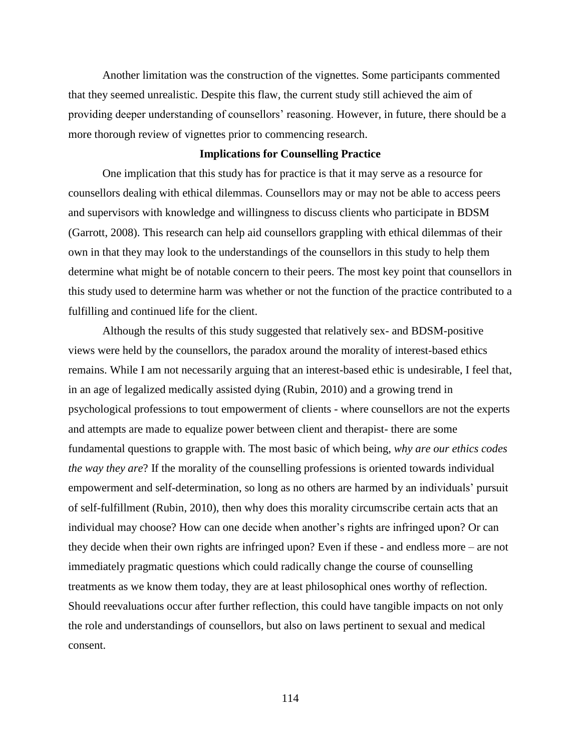Another limitation was the construction of the vignettes. Some participants commented that they seemed unrealistic. Despite this flaw, the current study still achieved the aim of providing deeper understanding of counsellors' reasoning. However, in future, there should be a more thorough review of vignettes prior to commencing research.

## Implications for Counselling Practice

One implication that this study has for practice is that it may serve as a resource for counsellors dealing with ethical dilemmas. Counsellors may or may not be able to access peers and supervisors with knowledge and willingness to discuss clients who participate in BDSM (Garrott, 2008). This research can help aid counsellors grappling with ethical dilemmas of their own in that they may look to the understandings of the counsellors in this study to help them determine what might be of notable concern to their peers. The most key point that counsellors in this study used to determine harm was whether or not the function of the practice contributed to a fulfilling and continued life for the client.

Although the results of this study suggested that relatively sex- and BDSM-positive views were held by the counsellors, the paradox around the morality of interest-based ethics remains. While I am not necessarily arguing that an interest-based ethic is undesirable, I feel that, in an age of legalized medically assisted dying (Rubin, 2010) and a growing trend in psychological professions to tout empowerment of clients - where counsellors are not the experts and attempts are made to equalize power between client and therapist- there are some fundamental questions to grapple with. The most basic of which being, *why are our ethics codes the way they are*? If the morality of the counselling professions is oriented towards individual empowerment and self-determination, so long as no others are harmed by an individuals' pursuit of self-fulfillment (Rubin, 2010), then why does this morality circumscribe certain acts that an individual may choose? How can one decide when another's rights are infringed upon? Or can they decide when their own rights are infringed upon? Even if these - and endless more – are not immediately pragmatic questions which could radically change the course of counselling treatments as we know them today, they are at least philosophical ones worthy of reflection. Should reevaluations occur after further reflection, this could have tangible impacts on not only the role and understandings of counsellors, but also on laws pertinent to sexual and medical consent.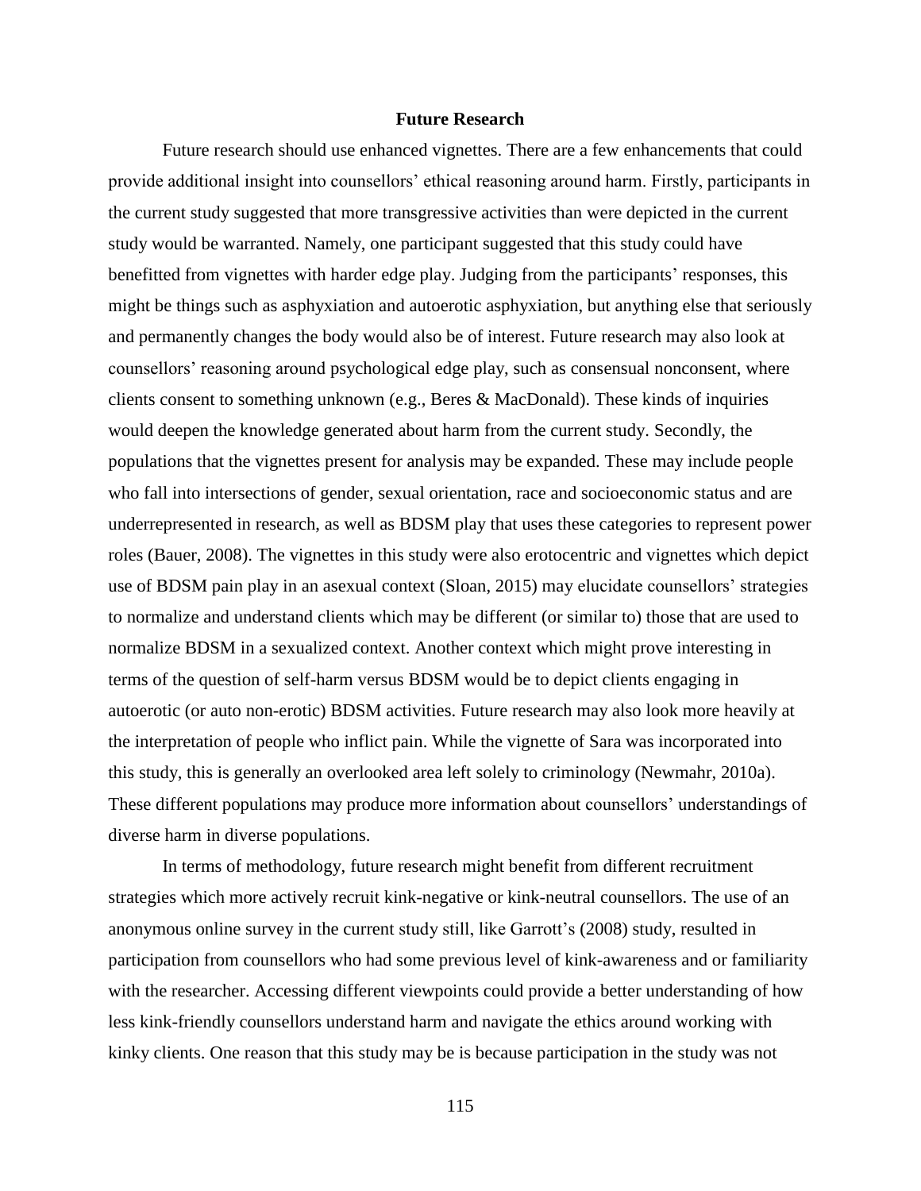## Future Research

Future research should use enhanced vignettes. There are a few enhancements that could provide additional insight into counsellors' ethical reasoning around harm. Firstly, participants in the current study suggested that more transgressive activities than were depicted in the current study would be warranted. Namely, one participant suggested that this study could have benefitted from vignettes with harder edge play. Judging from the participants' responses, this might be things such as asphyxiation and autoerotic asphyxiation, but anything else that seriously and permanently changes the body would also be of interest. Future research may also look at counsellors' reasoning around psychological edge play, such as consensual nonconsent, where clients consent to something unknown (e.g., Beres & MacDonald). These kinds of inquiries would deepen the knowledge generated about harm from the current study. Secondly, the populations that the vignettes present for analysis may be expanded. These may include people who fall into intersections of gender, sexual orientation, race and socioeconomic status and are underrepresented in research, as well as BDSM play that uses these categories to represent power roles (Bauer, 2008). The vignettes in this study were also erotocentric and vignettes which depict use of BDSM pain play in an asexual context (Sloan, 2015) may elucidate counsellors' strategies to normalize and understand clients which may be different (or similar to) those that are used to normalize BDSM in a sexualized context. Another context which might prove interesting in terms of the question of self-harm versus BDSM would be to depict clients engaging in autoerotic (or auto non-erotic) BDSM activities. Future research may also look more heavily at the interpretation of people who inflict pain. While the vignette of Sara was incorporated into this study, this is generally an overlooked area left solely to criminology (Newmahr, 2010a). These different populations may produce more information about counsellors' understandings of diverse harm in diverse populations.

In terms of methodology, future research might benefit from different recruitment strategies which more actively recruit kink-negative or kink-neutral counsellors. The use of an anonymous online survey in the current study still, like Garrott's (2008) study, resulted in participation from counsellors who had some previous level of kink-awareness and or familiarity with the researcher. Accessing different viewpoints could provide a better understanding of how less kink-friendly counsellors understand harm and navigate the ethics around working with kinky clients. One reason that this study may be is because participation in the study was not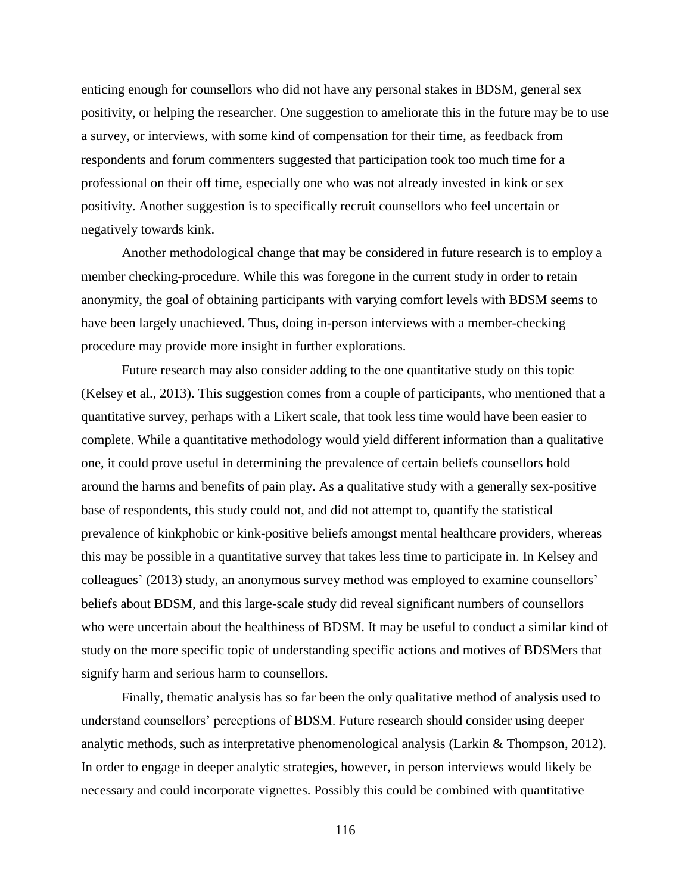enticing enough for counsellors who did not have any personal stakes in BDSM, general sex positivity, or helping the researcher. One suggestion to ameliorate this in the future may be to use a survey, or interviews, with some kind of compensation for their time, as feedback from respondents and forum commenters suggested that participation took too much time for a professional on their off time, especially one who was not already invested in kink or sex positivity. Another suggestion is to specifically recruit counsellors who feel uncertain or negatively towards kink.

Another methodological change that may be considered in future research is to employ a member checking-procedure. While this was foregone in the current study in order to retain anonymity, the goal of obtaining participants with varying comfort levels with BDSM seems to have been largely unachieved. Thus, doing in-person interviews with a member-checking procedure may provide more insight in further explorations.

Future research may also consider adding to the one quantitative study on this topic (Kelsey et al., 2013). This suggestion comes from a couple of participants, who mentioned that a quantitative survey, perhaps with a Likert scale, that took less time would have been easier to complete. While a quantitative methodology would yield different information than a qualitative one, it could prove useful in determining the prevalence of certain beliefs counsellors hold around the harms and benefits of pain play. As a qualitative study with a generally sex-positive base of respondents, this study could not, and did not attempt to, quantify the statistical prevalence of kinkphobic or kink-positive beliefs amongst mental healthcare providers, whereas this may be possible in a quantitative survey that takes less time to participate in. In Kelsey and colleagues' (2013) study, an anonymous survey method was employed to examine counsellors' beliefs about BDSM, and this large-scale study did reveal significant numbers of counsellors who were uncertain about the healthiness of BDSM. It may be useful to conduct a similar kind of study on the more specific topic of understanding specific actions and motives of BDSMers that signify harm and serious harm to counsellors.

Finally, thematic analysis has so far been the only qualitative method of analysis used to understand counsellors' perceptions of BDSM. Future research should consider using deeper analytic methods, such as interpretative phenomenological analysis (Larkin & Thompson, 2012). In order to engage in deeper analytic strategies, however, in person interviews would likely be necessary and could incorporate vignettes. Possibly this could be combined with quantitative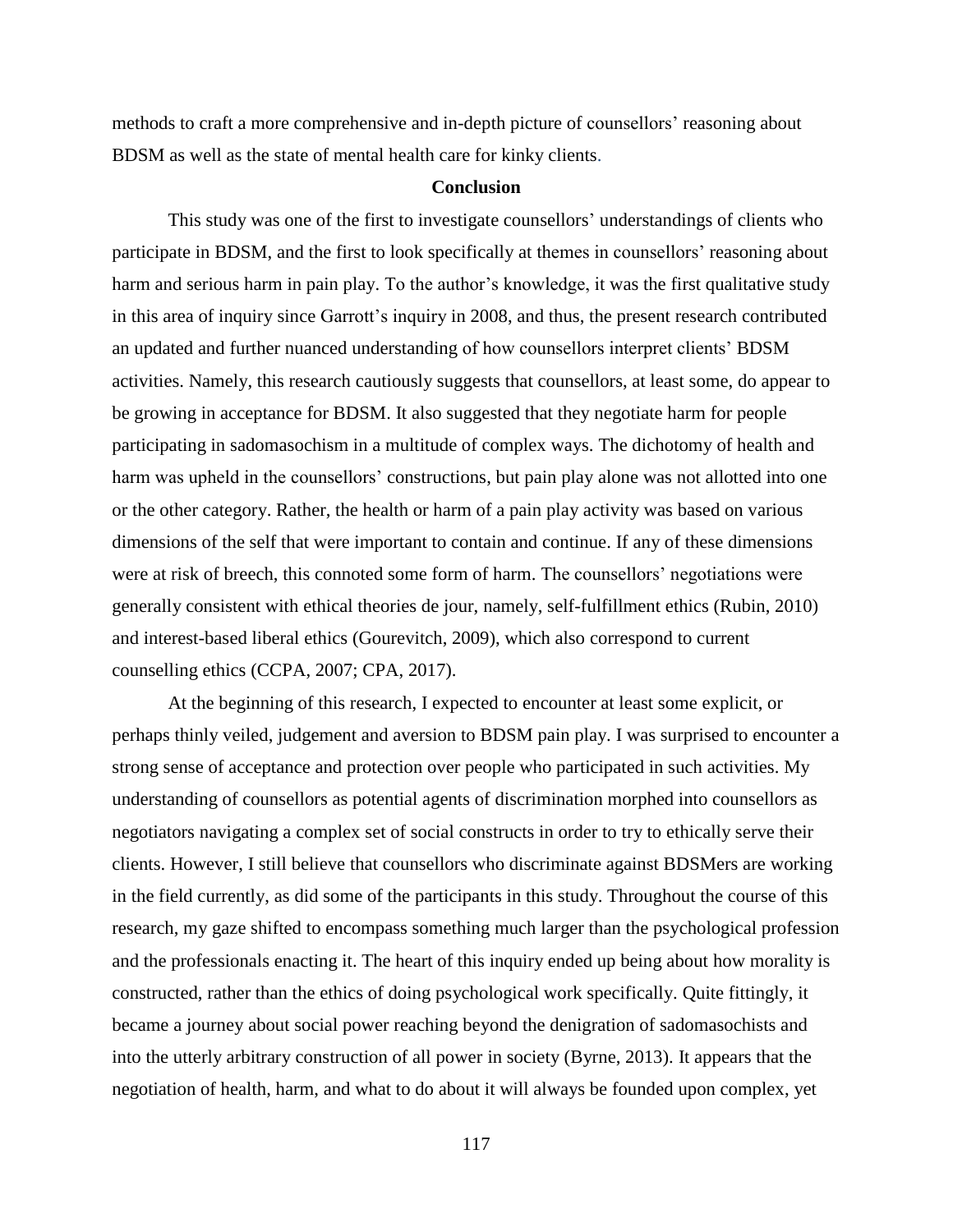methods to craft a more comprehensive and in-depth picture of counsellors' reasoning about BDSM as well as the state of mental health care for kinky clients.

## Conclusion

This study was one of the first to investigate counsellors' understandings of clients who participate in BDSM, and the first to look specifically at themes in counsellors' reasoning about harm and serious harm in pain play. To the author's knowledge, it was the first qualitative study in this area of inquiry since Garrott's inquiry in 2008, and thus, the present research contributed an updated and further nuanced understanding of how counsellors interpret clients' BDSM activities. Namely, this research cautiously suggests that counsellors, at least some, do appear to be growing in acceptance for BDSM. It also suggested that they negotiate harm for people participating in sadomasochism in a multitude of complex ways. The dichotomy of health and harm was upheld in the counsellors' constructions, but pain play alone was not allotted into one or the other category. Rather, the health or harm of a pain play activity was based on various dimensions of the self that were important to contain and continue. If any of these dimensions were at risk of breech, this connoted some form of harm. The counsellors' negotiations were generally consistent with ethical theories de jour, namely, self-fulfillment ethics (Rubin, 2010) and interest-based liberal ethics (Gourevitch, 2009), which also correspond to current counselling ethics (CCPA, 2007; CPA, 2017).

At the beginning of this research, I expected to encounter at least some explicit, or perhaps thinly veiled, judgement and aversion to BDSM pain play. I was surprised to encounter a strong sense of acceptance and protection over people who participated in such activities. My understanding of counsellors as potential agents of discrimination morphed into counsellors as negotiators navigating a complex set of social constructs in order to try to ethically serve their clients. However, I still believe that counsellors who discriminate against BDSMers are working in the field currently, as did some of the participants in this study. Throughout the course of this research, my gaze shifted to encompass something much larger than the psychological profession and the professionals enacting it. The heart of this inquiry ended up being about how morality is constructed, rather than the ethics of doing psychological work specifically. Quite fittingly, it became a journey about social power reaching beyond the denigration of sadomasochists and into the utterly arbitrary construction of all power in society (Byrne, 2013). It appears that the negotiation of health, harm, and what to do about it will always be founded upon complex, yet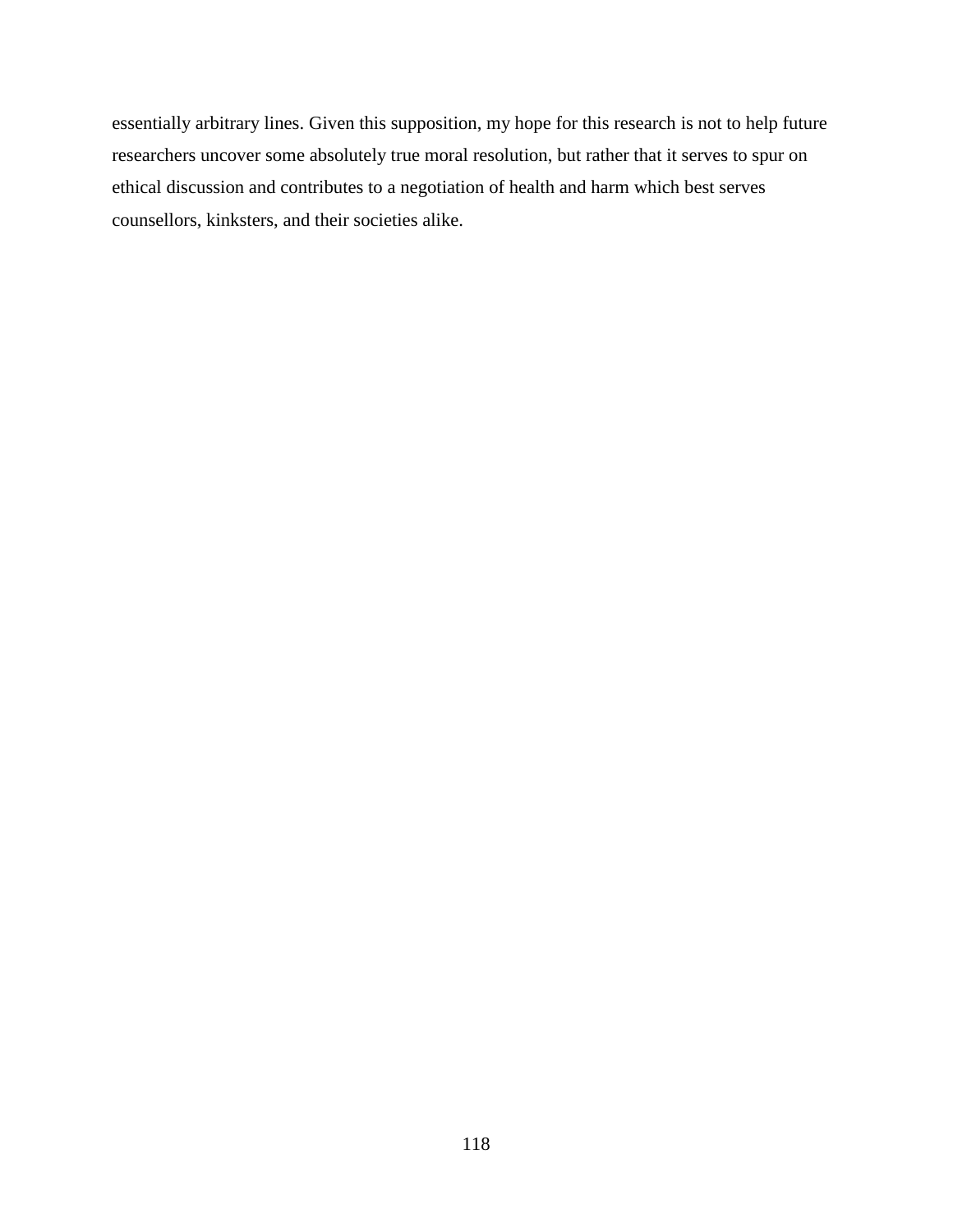essentially arbitrary lines. Given this supposition, my hope for this research is not to help future researchers uncover some absolutely true moral resolution, but rather that it serves to spur on ethical discussion and contributes to a negotiation of health and harm which best serves counsellors, kinksters, and their societies alike.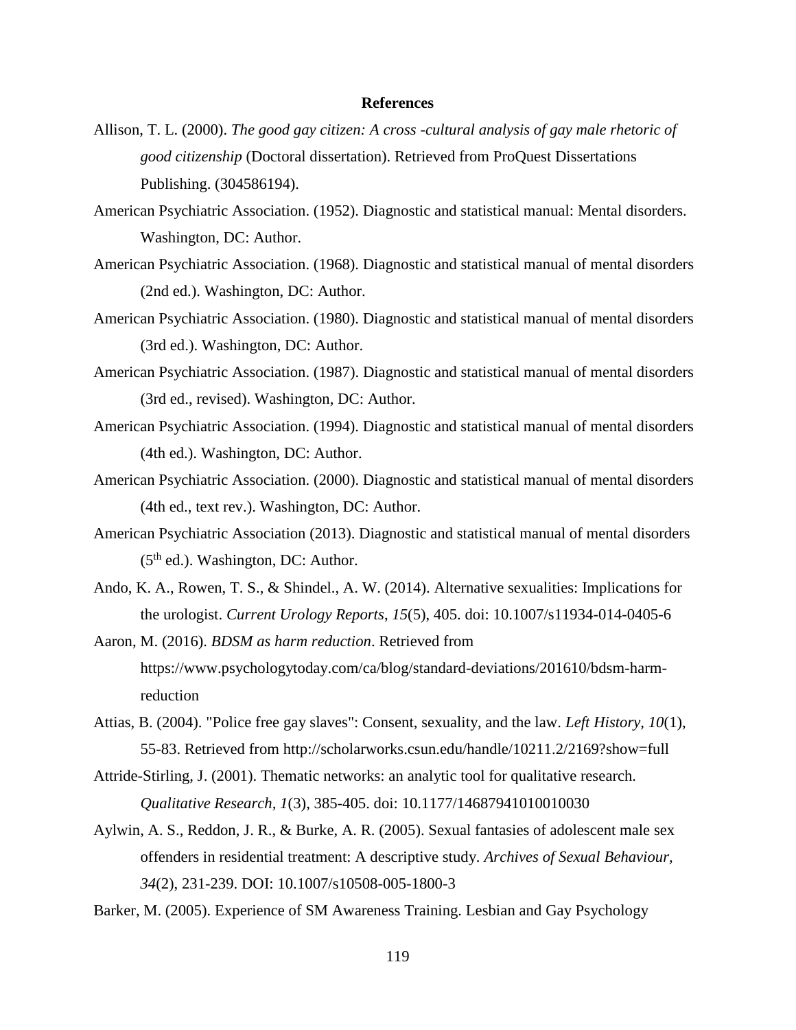# References

Allison, T. L. (2000). *The good gay citizen: A cross -cultural analysis of gay male rhetoric of good citizenship* (Doctoral dissertation). Retrieved from ProQuest Dissertations Publishing. (304586194).

American Psychiatric Association. (1952). Diagnostic and statistical manual: Mental disorders. Washington, DC: Author.

American Psychiatric Association. (1968). Diagnostic and statistical manual of mental disorders (2nd ed.). Washington, DC: Author.

American Psychiatric Association. (1980). Diagnostic and statistical manual of mental disorders (3rd ed.). Washington, DC: Author.

American Psychiatric Association. (1987). Diagnostic and statistical manual of mental disorders (3rd ed., revised). Washington, DC: Author.

American Psychiatric Association. (1994). Diagnostic and statistical manual of mental disorders (4th ed.). Washington, DC: Author.

American Psychiatric Association. (2000). Diagnostic and statistical manual of mental disorders (4th ed., text rev.). Washington, DC: Author.

American Psychiatric Association (2013). Diagnostic and statistical manual of mental disorders (5th ed.). Washington, DC: Author.

Ando, K. A., Rowen, T. S., & Shindel., A. W. (2014). Alternative sexualities: Implications for the urologist. *Current Urology Reports*, *15*(5), 405. doi: 10.1007/s11934-014-0405-6

Aaron, M. (2016). *BDSM as harm reduction*. Retrieved from https://www.psychologytoday.com/ca/blog/standard-deviations/201610/bdsm-harm-reduction

Attias, B. (2004). "Police free gay slaves": Consent, sexuality, and the law. *Left History, 10*(1), 55-83. Retrieved from http://scholarworks.csun.edu/handle/10211.2/2169?show=full

Attride-Stirling, J. (2001). Thematic networks: an analytic tool for qualitative research. *Qualitative Research, 1*(3), 385-405. doi: 10.1177/14687941010010030

Aylwin, A. S., Reddon, J. R., & Burke, A. R. (2005). Sexual fantasies of adolescent male sex offenders in residential treatment: A descriptive study. *Archives of Sexual Behaviour, 34*(2), 231-239. DOI: 10.1007/s10508-005-1800-3

Barker, M. (2005). Experience of SM Awareness Training. Lesbian and Gay Psychology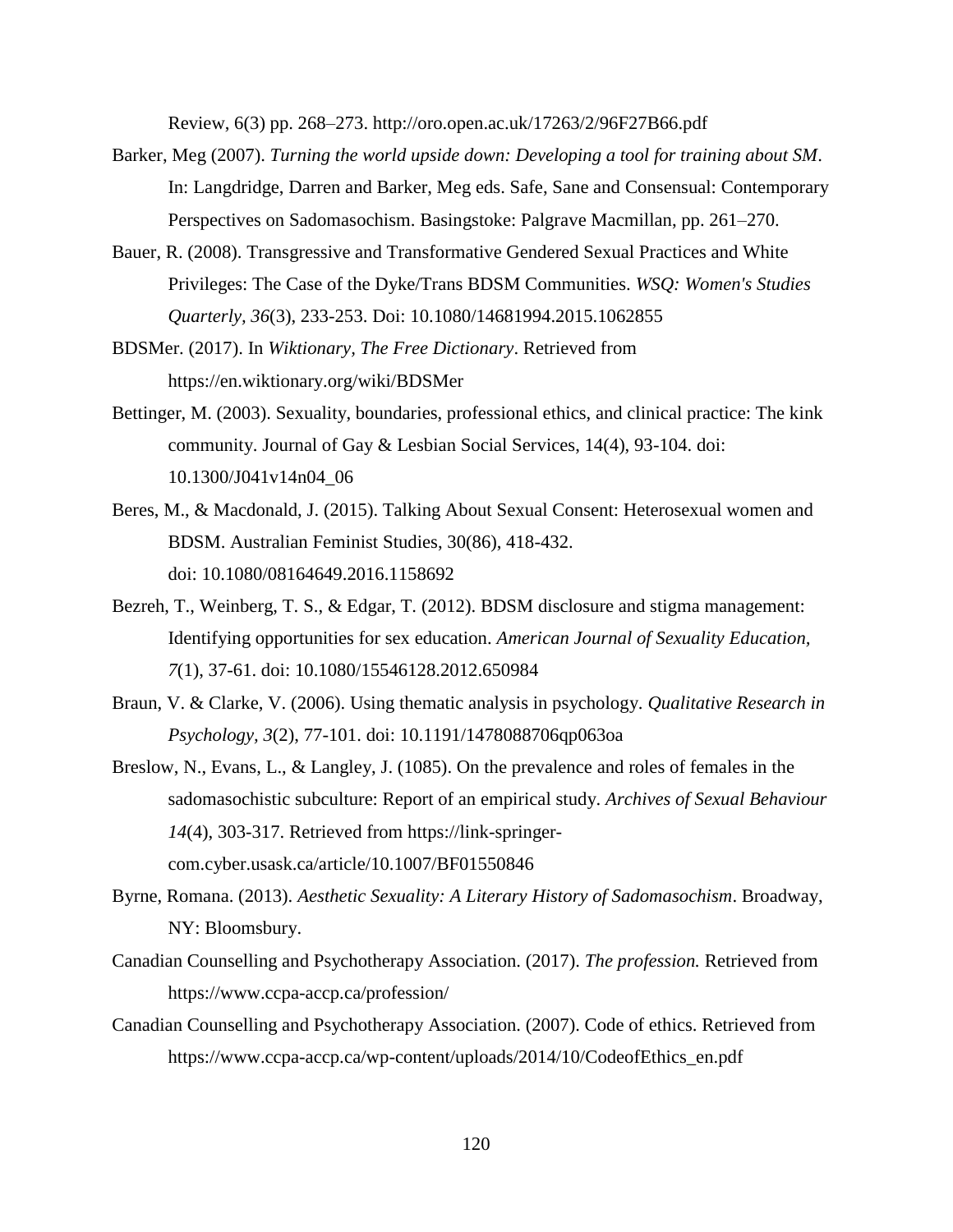Review, 6(3) pp. 268–273. http://oro.open.ac.uk/17263/2/96F27B66.pdf

Barker, Meg (2007). *Turning the world upside down: Developing a tool for training about SM*. In: Langdridge, Darren and Barker, Meg eds. Safe, Sane and Consensual: Contemporary Perspectives on Sadomasochism. Basingstoke: Palgrave Macmillan, pp. 261–270.

Bauer, R. (2008). Transgressive and Transformative Gendered Sexual Practices and White Privileges: The Case of the Dyke/Trans BDSM Communities. *WSQ: Women's Studies Quarterly, 36*(3), 233-253. Doi: 10.1080/14681994.2015.1062855

BDSMer. (2017). In *Wiktionary, The Free Dictionary*. Retrieved from https://en.wiktionary.org/wiki/BDSMer

Bettinger, M. (2003). Sexuality, boundaries, professional ethics, and clinical practice: The kink community. Journal of Gay & Lesbian Social Services, 14(4), 93-104. doi: 10.1300/J041v14n04_06

Beres, M., & Macdonald, J. (2015). Talking About Sexual Consent: Heterosexual women and BDSM. Australian Feminist Studies, 30(86), 418-432. doi: 10.1080/08164649.2016.1158692

Bezreh, T., Weinberg, T. S., & Edgar, T. (2012). BDSM disclosure and stigma management: Identifying opportunities for sex education. *American Journal of Sexuality Education, 7*(1), 37-61. doi: 10.1080/15546128.2012.650984

Braun, V. & Clarke, V. (2006). Using thematic analysis in psychology. *Qualitative Research in Psychology, 3*(2), 77-101. doi: 10.1191/1478088706qp063oa

Breslow, N., Evans, L., & Langley, J. (1085). On the prevalence and roles of females in the sadomasochistic subculture: Report of an empirical study. *Archives of Sexual Behaviour 14*(4), 303-317. Retrieved from https://link-springer-com.cyber.usask.ca/article/10.1007/BF01550846

Byrne, Romana. (2013). *Aesthetic Sexuality: A Literary History of Sadomasochism*. Broadway, NY: Bloomsbury.

Canadian Counselling and Psychotherapy Association. (2017). *The profession.* Retrieved from https://www.ccpa-accp.ca/profession/

Canadian Counselling and Psychotherapy Association. (2007). Code of ethics. Retrieved from https://www.ccpa-accp.ca/wp-content/uploads/2014/10/CodeofEthics_en.pdf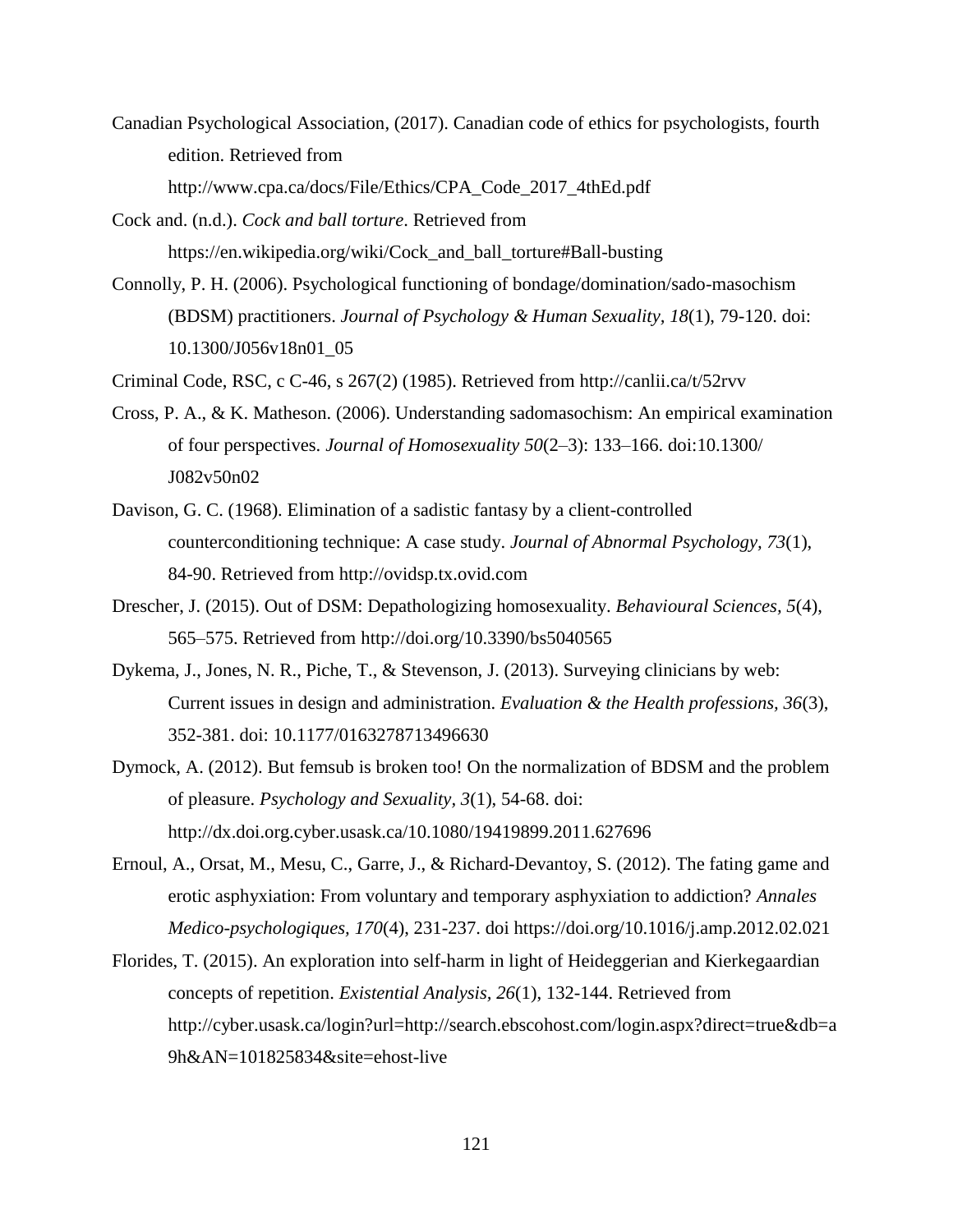Canadian Psychological Association, (2017). Canadian code of ethics for psychologists, fourth edition. Retrieved from http://www.cpa.ca/docs/File/Ethics/CPA_Code_2017_4thEd.pdf

Cock and. (n.d.). *Cock and ball torture*. Retrieved from https://en.wikipedia.org/wiki/Cock_and_ball_torture#Ball-busting

Connolly, P. H. (2006). Psychological functioning of bondage/domination/sado-masochism (BDSM) practitioners. *Journal of Psychology & Human Sexuality, 18*(1), 79-120. doi: 10.1300/J056v18n01_05

Criminal Code, RSC, c C-46, s 267(2) (1985). Retrieved from http://canlii.ca/t/52rvv

Cross, P. A., & K. Matheson. (2006). Understanding sadomasochism: An empirical examination of four perspectives. *Journal of Homosexuality 50*(2–3): 133–166. doi:10.1300/ J082v50n02

Davison, G. C. (1968). Elimination of a sadistic fantasy by a client-controlled counterconditioning technique: A case study. *Journal of Abnormal Psychology, 73*(1), 84-90. Retrieved from http://ovidsp.tx.ovid.com

Drescher, J. (2015). Out of DSM: Depathologizing homosexuality. *Behavioural Sciences, 5*(4), 565–575. Retrieved from http://doi.org/10.3390/bs5040565

Dykema, J., Jones, N. R., Piche, T., & Stevenson, J. (2013). Surveying clinicians by web: Current issues in design and administration. *Evaluation & the Health professions, 36*(3), 352-381. doi: 10.1177/0163278713496630

Dymock, A. (2012). But femsub is broken too! On the normalization of BDSM and the problem of pleasure. *Psychology and Sexuality, 3*(1), 54-68. doi: http://dx.doi.org.cyber.usask.ca/10.1080/19419899.2011.627696

Ernoul, A., Orsat, M., Mesu, C., Garre, J., & Richard-Devantoy, S. (2012). The fating game and erotic asphyxiation: From voluntary and temporary asphyxiation to addiction? *Annales Medico-psychologiques, 170*(4), 231-237. doi https://doi.org/10.1016/j.amp.2012.02.021

Florides, T. (2015). An exploration into self-harm in light of Heideggerian and Kierkegaardian concepts of repetition. *Existential Analysis, 26*(1), 132-144. Retrieved from http://cyber.usask.ca/login?url=http://search.ebscohost.com/login.aspx?direct=true&db=a9h&AN=101825834&site=ehost-live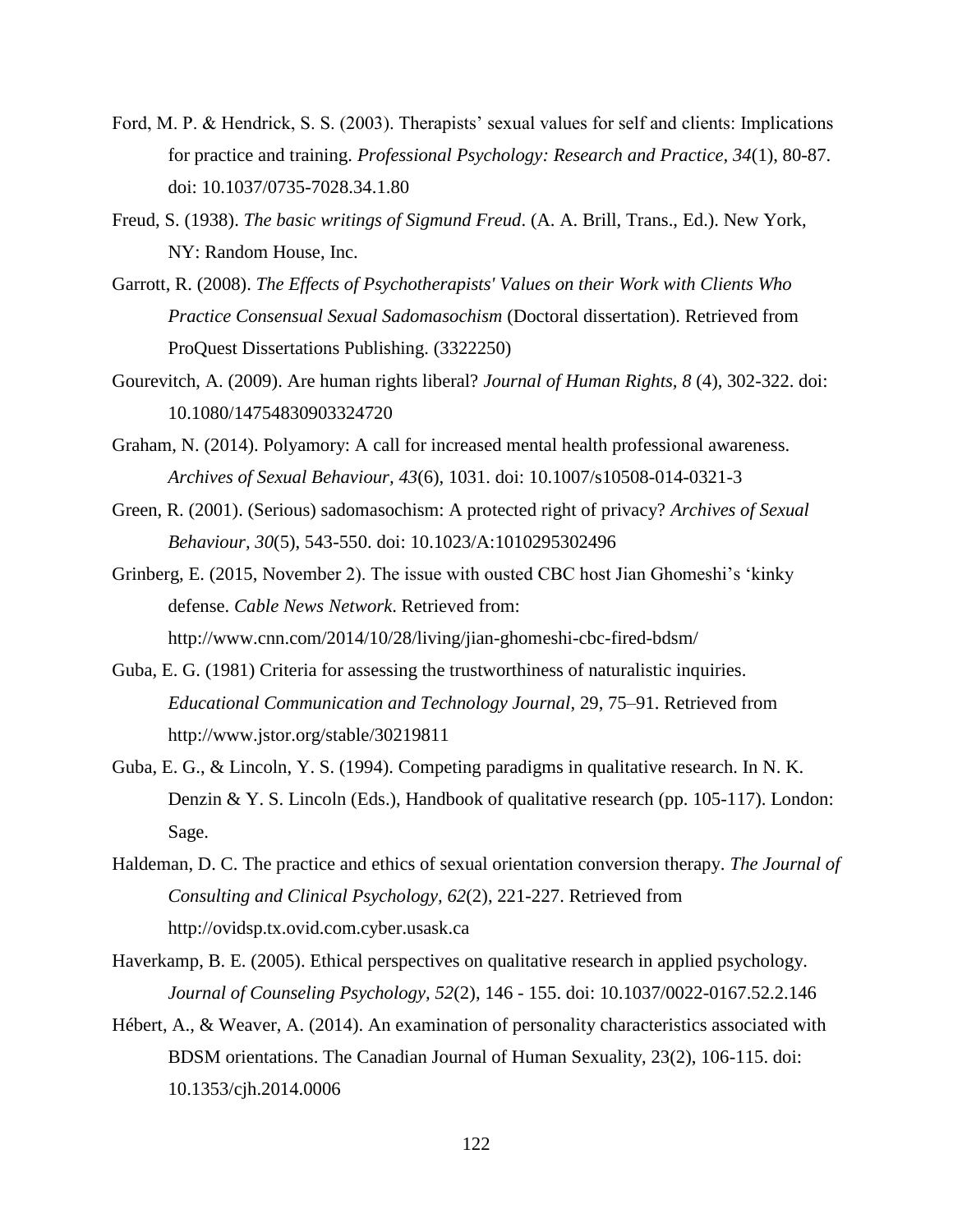Ford, M. P. & Hendrick, S. S. (2003). Therapists' sexual values for self and clients: Implications for practice and training. *Professional Psychology: Research and Practice, 34*(1), 80-87. doi: 10.1037/0735-7028.34.1.80

Freud, S. (1938). *The basic writings of Sigmund Freud*. (A. A. Brill, Trans., Ed.). New York, NY: Random House, Inc.

Garrott, R. (2008). *The Effects of Psychotherapists' Values on their Work with Clients Who Practice Consensual Sexual Sadomasochism* (Doctoral dissertation). Retrieved from ProQuest Dissertations Publishing. (3322250)

Gourevitch, A. (2009). Are human rights liberal? *Journal of Human Rights*, *8* (4), 302-322. doi: 10.1080/14754830903324720

Graham, N. (2014). Polyamory: A call for increased mental health professional awareness. *Archives of Sexual Behaviour, 43*(6), 1031. doi: 10.1007/s10508-014-0321-3

Green, R. (2001). (Serious) sadomasochism: A protected right of privacy? *Archives of Sexual Behaviour, 30*(5), 543-550. doi: 10.1023/A:1010295302496

Grinberg, E. (2015, November 2). The issue with ousted CBC host Jian Ghomeshi's 'kinky defense. *Cable News Network*. Retrieved from: http://www.cnn.com/2014/10/28/living/jian-ghomeshi-cbc-fired-bdsm/

Guba, E. G. (1981) Criteria for assessing the trustworthiness of naturalistic inquiries. *Educational Communication and Technology Journal*, 29, 75–91. Retrieved from http://www.jstor.org/stable/30219811

Guba, E. G., & Lincoln, Y. S. (1994). Competing paradigms in qualitative research. In N. K. Denzin & Y. S. Lincoln (Eds.), Handbook of qualitative research (pp. 105-117). London: Sage.

Haldeman, D. C. The practice and ethics of sexual orientation conversion therapy. *The Journal of Consulting and Clinical Psychology, 62*(2), 221-227. Retrieved from http://ovidsp.tx.ovid.com.cyber.usask.ca

Haverkamp, B. E. (2005). Ethical perspectives on qualitative research in applied psychology. *Journal of Counseling Psychology*, *52*(2), 146 - 155. doi: 10.1037/0022-0167.52.2.146

Hébert, A., & Weaver, A. (2014). An examination of personality characteristics associated with BDSM orientations. The Canadian Journal of Human Sexuality, 23(2), 106-115. doi: 10.1353/cjh.2014.0006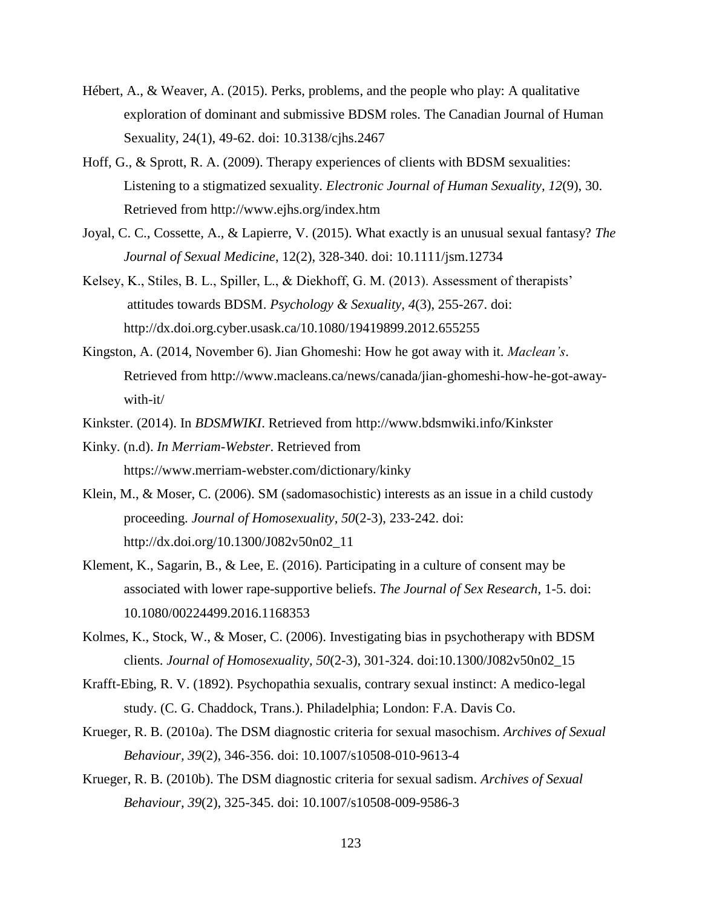Hébert, A., & Weaver, A. (2015). Perks, problems, and the people who play: A qualitative exploration of dominant and submissive BDSM roles. The Canadian Journal of Human Sexuality, 24(1), 49-62. doi: 10.3138/cjhs.2467

Hoff, G., & Sprott, R. A. (2009). Therapy experiences of clients with BDSM sexualities: Listening to a stigmatized sexuality. *Electronic Journal of Human Sexuality, 12*(9), 30. Retrieved from http://www.ejhs.org/index.htm

Joyal, C. C., Cossette, A., & Lapierre, V. (2015). What exactly is an unusual sexual fantasy? *The Journal of Sexual Medicine,* 12(2), 328-340. doi: 10.1111/jsm.12734

Kelsey, K., Stiles, B. L., Spiller, L., & Diekhoff, G. M. (2013). Assessment of therapists' attitudes towards BDSM. *Psychology & Sexuality*, *4*(3), 255-267. doi: http://dx.doi.org.cyber.usask.ca/10.1080/19419899.2012.655255

Kingston, A. (2014, November 6). Jian Ghomeshi: How he got away with it. *Maclean's*. Retrieved from http://www.macleans.ca/news/canada/jian-ghomeshi-how-he-got-away-with-it/

Kinkster. (2014). In *BDSMWIKI*. Retrieved from http://www.bdsmwiki.info/Kinkster

Kinky. (n.d). *In Merriam-Webster*. Retrieved from https://www.merriam-webster.com/dictionary/kinky

Klein, M., & Moser, C. (2006). SM (sadomasochistic) interests as an issue in a child custody proceeding. *Journal of Homosexuality*, *50*(2-3), 233-242. doi: http://dx.doi.org/10.1300/J082v50n02_11

Klement, K., Sagarin, B., & Lee, E. (2016). Participating in a culture of consent may be associated with lower rape-supportive beliefs. *The Journal of Sex Research,* 1-5. doi: 10.1080/00224499.2016.1168353

Kolmes, K., Stock, W., & Moser, C. (2006). Investigating bias in psychotherapy with BDSM clients. *Journal of Homosexuality, 50*(2-3), 301-324. doi:10.1300/J082v50n02_15

Krafft-Ebing, R. V. (1892). Psychopathia sexualis, contrary sexual instinct: A medico-legal study. (C. G. Chaddock, Trans.). Philadelphia; London: F.A. Davis Co.

Krueger, R. B. (2010a). The DSM diagnostic criteria for sexual masochism. *Archives of Sexual Behaviour, 39*(2), 346-356. doi: 10.1007/s10508-010-9613-4

Krueger, R. B. (2010b). The DSM diagnostic criteria for sexual sadism. *Archives of Sexual Behaviour, 39*(2), 325-345. doi: 10.1007/s10508-009-9586-3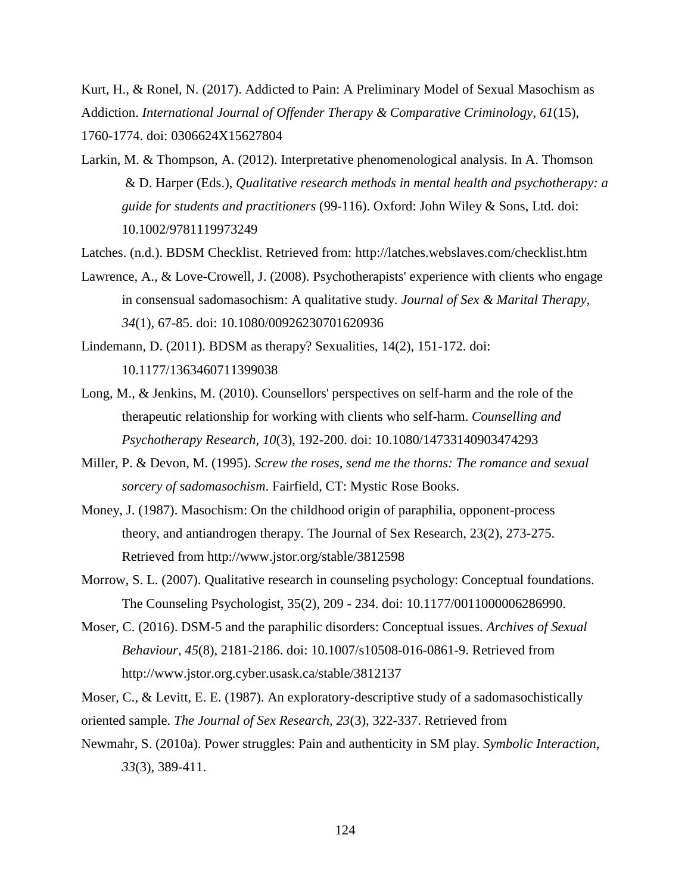Kurt, H., & Ronel, N. (2017). Addicted to Pain: A Preliminary Model of Sexual Masochism as Addiction. *International Journal of Offender Therapy & Comparative Criminology*, *61*(15), 1760-1774. doi: 0306624X15627804

Larkin, M. & Thompson, A. (2012). Interpretative phenomenological analysis. In A. Thomson & D. Harper (Eds.), *Qualitative research methods in mental health and psychotherapy: a guide for students and practitioners* (99-116). Oxford: John Wiley & Sons, Ltd. doi: 10.1002/9781119973249

Latches. (n.d.). BDSM Checklist. Retrieved from: http://latches.webslaves.com/checklist.htm

Lawrence, A., & Love-Crowell, J. (2008). Psychotherapists' experience with clients who engage in consensual sadomasochism: A qualitative study. *Journal of Sex & Marital Therapy, 34*(1), 67-85. doi: 10.1080/00926230701620936

Lindemann, D. (2011). BDSM as therapy? Sexualities, 14(2), 151-172. doi: 10.1177/1363460711399038

Long, M., & Jenkins, M. (2010). Counsellors' perspectives on self-harm and the role of the therapeutic relationship for working with clients who self-harm. *Counselling and Psychotherapy Research, 10*(3), 192-200. doi: 10.1080/14733140903474293

Miller, P. & Devon, M. (1995). *Screw the roses, send me the thorns: The romance and sexual sorcery of sadomasochism*. Fairfield, CT: Mystic Rose Books.

Money, J. (1987). Masochism: On the childhood origin of paraphilia, opponent-process theory, and antiandrogen therapy. The Journal of Sex Research, 23(2), 273-275. Retrieved from http://www.jstor.org/stable/3812598

Morrow, S. L. (2007). Qualitative research in counseling psychology: Conceptual foundations. The Counseling Psychologist, 35(2), 209 - 234. doi: 10.1177/0011000006286990.

Moser, C. (2016). DSM-5 and the paraphilic disorders: Conceptual issues. *Archives of Sexual Behaviour*, *45*(8), 2181-2186. doi: 10.1007/s10508-016-0861-9. Retrieved from http://www.jstor.org.cyber.usask.ca/stable/3812137

Moser, C., & Levitt, E. E. (1987). An exploratory-descriptive study of a sadomasochistically oriented sample. *The Journal of Sex Research, 23*(3), 322-337. Retrieved from

Newmahr, S. (2010a). Power struggles: Pain and authenticity in SM play. *Symbolic Interaction, 33*(3), 389-411.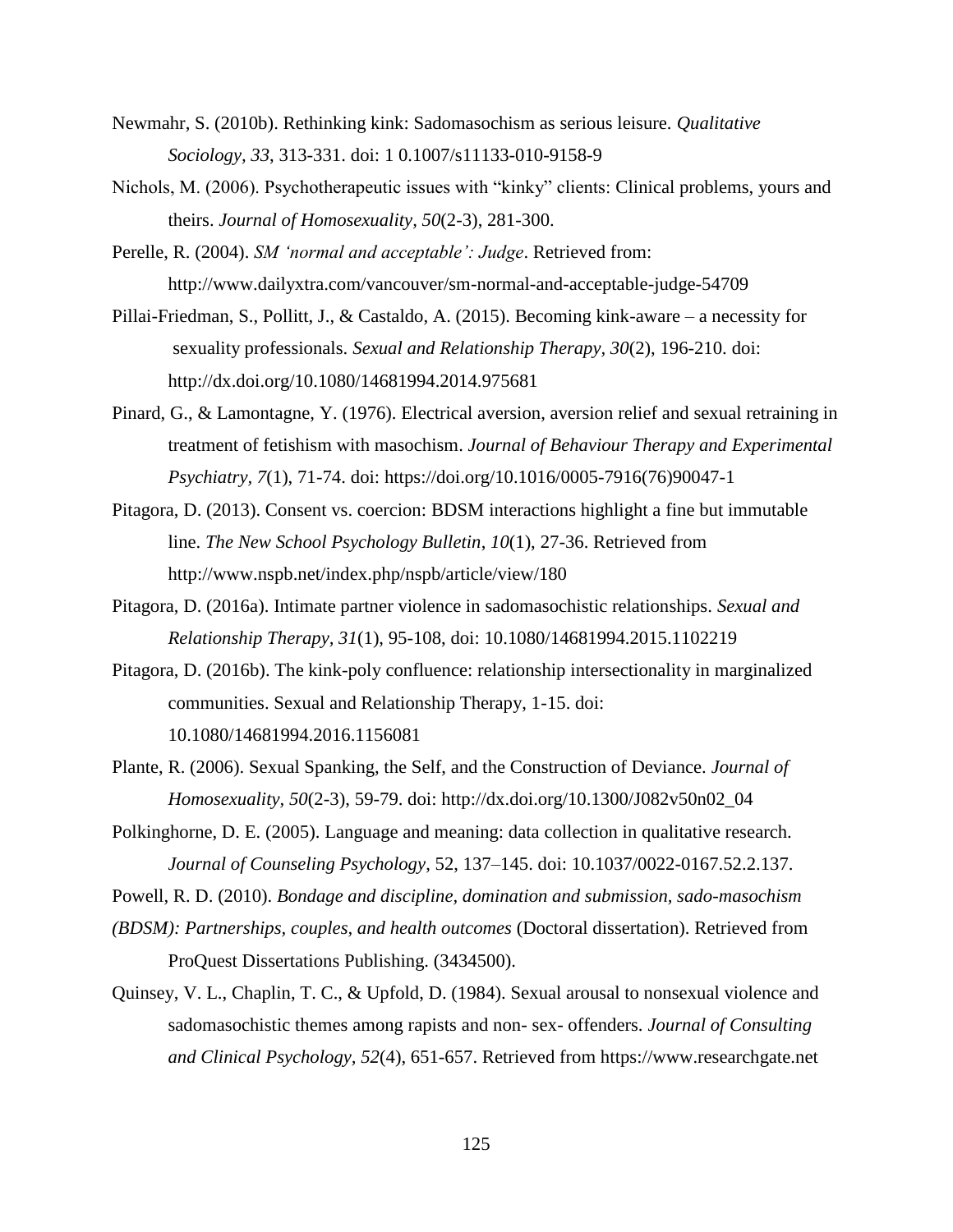Newmahr, S. (2010b). Rethinking kink: Sadomasochism as serious leisure. *Qualitative Sociology, 33*, 313-331. doi: 1 0.1007/s11133-010-9158-9

Nichols, M. (2006). Psychotherapeutic issues with "kinky" clients: Clinical problems, yours and theirs. *Journal of Homosexuality, 50*(2-3), 281-300.

Perelle, R. (2004). *SM 'normal and acceptable': Judge*. Retrieved from: http://www.dailyxtra.com/vancouver/sm-normal-and-acceptable-judge-54709

Pillai-Friedman, S., Pollitt, J., & Castaldo, A. (2015). Becoming kink-aware – a necessity for sexuality professionals. *Sexual and Relationship Therapy, 30*(2), 196-210. doi: http://dx.doi.org/10.1080/14681994.2014.975681

Pinard, G., & Lamontagne, Y. (1976). Electrical aversion, aversion relief and sexual retraining in treatment of fetishism with masochism. *Journal of Behaviour Therapy and Experimental Psychiatry, 7*(1), 71-74. doi: https://doi.org/10.1016/0005-7916(76)90047-1

Pitagora, D. (2013). Consent vs. coercion: BDSM interactions highlight a fine but immutable line. *The New School Psychology Bulletin, 10*(1), 27-36. Retrieved from http://www.nspb.net/index.php/nspb/article/view/180

Pitagora, D. (2016a). Intimate partner violence in sadomasochistic relationships. *Sexual and Relationship Therapy, 31*(1), 95-108, doi: 10.1080/14681994.2015.1102219

Pitagora, D. (2016b). The kink-poly confluence: relationship intersectionality in marginalized communities. Sexual and Relationship Therapy, 1-15. doi: 10.1080/14681994.2016.1156081

Plante, R. (2006). Sexual Spanking, the Self, and the Construction of Deviance. *Journal of Homosexuality, 50*(2-3), 59-79. doi: http://dx.doi.org/10.1300/J082v50n02_04

Polkinghorne, D. E. (2005). Language and meaning: data collection in qualitative research. *Journal of Counseling Psychology*, 52, 137–145. doi: 10.1037/0022-0167.52.2.137.

Powell, R. D. (2010). *Bondage and discipline, domination and submission, sado-masochism (BDSM): Partnerships, couples, and health outcomes* (Doctoral dissertation). Retrieved from ProQuest Dissertations Publishing. (3434500).

Quinsey, V. L., Chaplin, T. C., & Upfold, D. (1984). Sexual arousal to nonsexual violence and sadomasochistic themes among rapists and non- sex- offenders. *Journal of Consulting and Clinical Psychology, 52*(4), 651-657. Retrieved from https://www.researchgate.net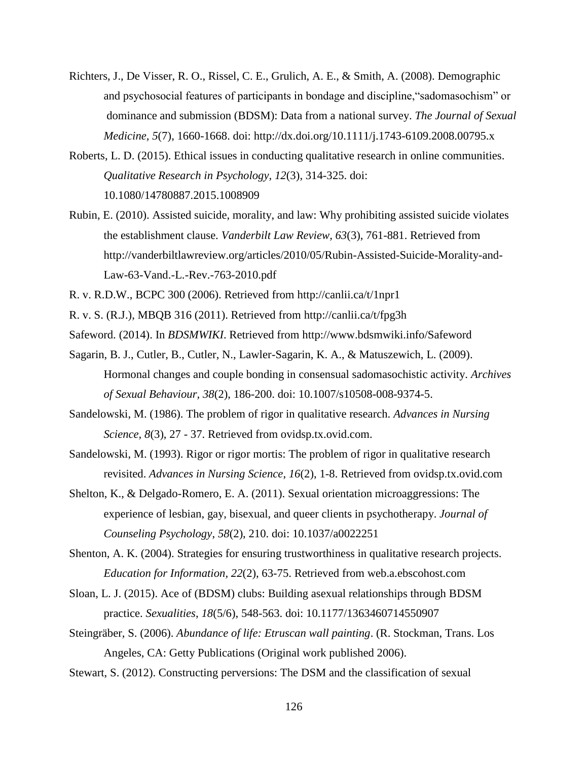Richters, J., De Visser, R. O., Rissel, C. E., Grulich, A. E., & Smith, A. (2008). Demographic and psychosocial features of participants in bondage and discipline,"sadomasochism" or dominance and submission (BDSM): Data from a national survey. *The Journal of Sexual Medicine, 5*(7), 1660-1668. doi: http://dx.doi.org/10.1111/j.1743-6109.2008.00795.x

Roberts, L. D. (2015). Ethical issues in conducting qualitative research in online communities. *Qualitative Research in Psychology, 12*(3), 314-325. doi: 10.1080/14780887.2015.1008909

Rubin, E. (2010). Assisted suicide, morality, and law: Why prohibiting assisted suicide violates the establishment clause. *Vanderbilt Law Review, 63*(3), 761-881. Retrieved from http://vanderbiltlawreview.org/articles/2010/05/Rubin-Assisted-Suicide-Morality-and-Law-63-Vand.-L.-Rev.-763-2010.pdf

R. v. R.D.W., BCPC 300 (2006). Retrieved from http://canlii.ca/t/1npr1

R. v. S. (R.J.), MBQB 316 (2011). Retrieved from http://canlii.ca/t/fpg3h

Safeword. (2014). In *BDSMWIKI*. Retrieved from http://www.bdsmwiki.info/Safeword

Sagarin, B. J., Cutler, B., Cutler, N., Lawler-Sagarin, K. A., & Matuszewich, L. (2009). Hormonal changes and couple bonding in consensual sadomasochistic activity. *Archives of Sexual Behaviour, 38*(2), 186-200. doi: 10.1007/s10508-008-9374-5.

Sandelowski, M. (1986). The problem of rigor in qualitative research. *Advances in Nursing Science, 8*(3), 27 - 37. Retrieved from ovidsp.tx.ovid.com.

Sandelowski, M. (1993). Rigor or rigor mortis: The problem of rigor in qualitative research revisited. *Advances in Nursing Science*, *16*(2), 1-8. Retrieved from ovidsp.tx.ovid.com

Shelton, K., & Delgado-Romero, E. A. (2011). Sexual orientation microaggressions: The experience of lesbian, gay, bisexual, and queer clients in psychotherapy. *Journal of Counseling Psychology*, *58*(2), 210. doi: 10.1037/a0022251

Shenton, A. K. (2004). Strategies for ensuring trustworthiness in qualitative research projects. *Education for Information*, *22*(2), 63-75. Retrieved from web.a.ebscohost.com

Sloan, L. J. (2015). Ace of (BDSM) clubs: Building asexual relationships through BDSM practice. *Sexualities*, *18*(5/6), 548-563. doi: 10.1177/1363460714550907

Steingräber, S. (2006). *Abundance of life: Etruscan wall painting*. (R. Stockman, Trans. Los Angeles, CA: Getty Publications (Original work published 2006).

Stewart, S. (2012). Constructing perversions: The DSM and the classification of sexual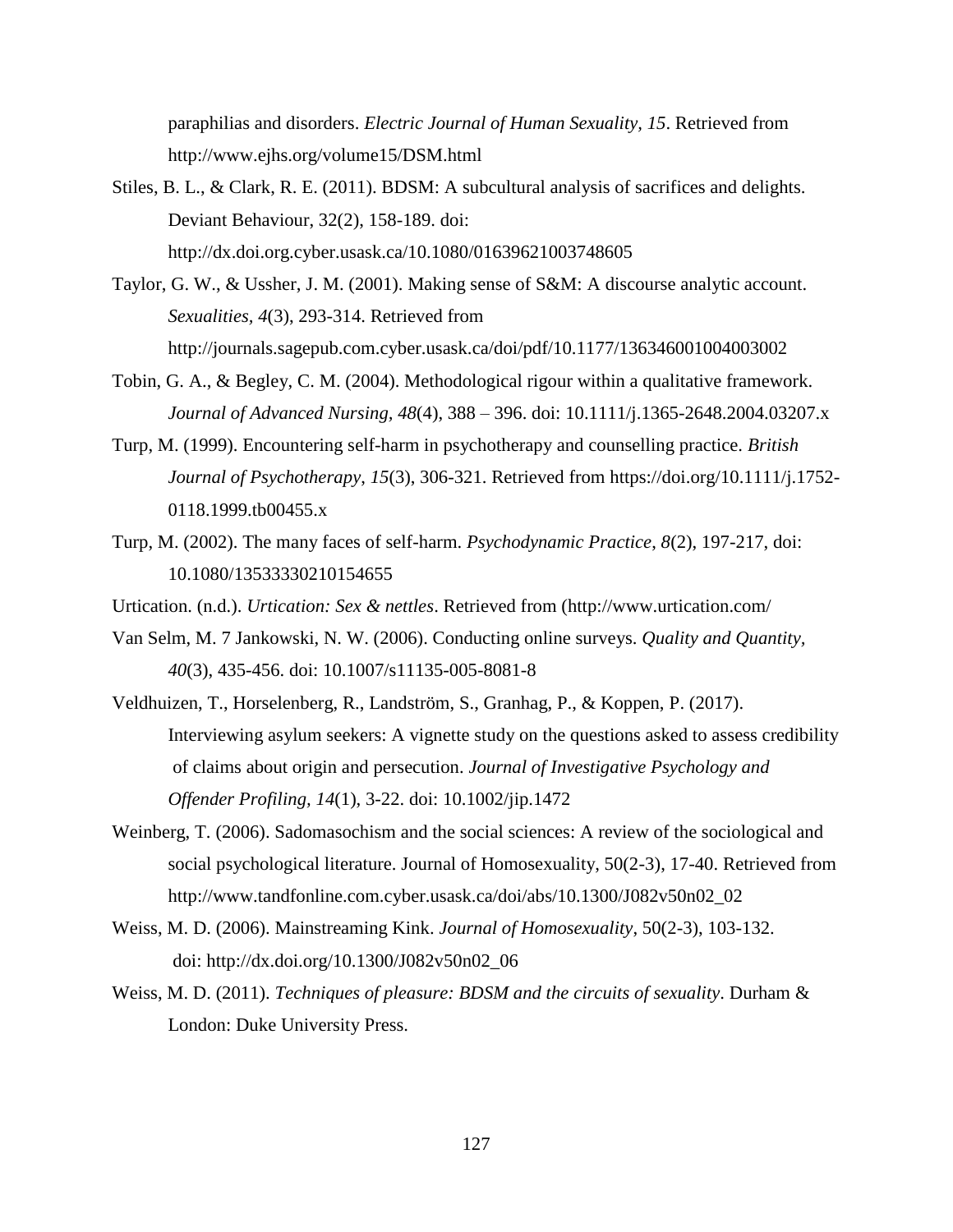paraphilias and disorders. *Electric Journal of Human Sexuality, 15*. Retrieved from http://www.ejhs.org/volume15/DSM.html

Stiles, B. L., & Clark, R. E. (2011). BDSM: A subcultural analysis of sacrifices and delights. Deviant Behaviour, 32(2), 158-189. doi: http://dx.doi.org.cyber.usask.ca/10.1080/01639621003748605

Taylor, G. W., & Ussher, J. M. (2001). Making sense of S&M: A discourse analytic account. *Sexualities*, *4*(3), 293-314. Retrieved from http://journals.sagepub.com.cyber.usask.ca/doi/pdf/10.1177/136346001004003002

Tobin, G. A., & Begley, C. M. (2004). Methodological rigour within a qualitative framework. *Journal of Advanced Nursing, 48*(4), 388 – 396. doi: 10.1111/j.1365-2648.2004.03207.x

Turp, M. (1999). Encountering self-harm in psychotherapy and counselling practice. *British Journal of Psychotherapy*, *15*(3), 306-321. Retrieved from https://doi.org/10.1111/j.1752-0118.1999.tb00455.x

Turp, M. (2002). The many faces of self-harm. *Psychodynamic Practice*, *8*(2), 197-217, doi: 10.1080/13533330210154655

Urtication. (n.d.). *Urtication: Sex & nettles*. Retrieved from (http://www.urtication.com/

Van Selm, M. 7 Jankowski, N. W. (2006). Conducting online surveys. *Quality and Quantity*, *40*(3), 435-456. doi: 10.1007/s11135-005-8081-8

Veldhuizen, T., Horselenberg, R., Landström, S., Granhag, P., & Koppen, P. (2017). Interviewing asylum seekers: A vignette study on the questions asked to assess credibility of claims about origin and persecution. *Journal of Investigative Psychology and Offender Profiling, 14*(1), 3-22. doi: 10.1002/jip.1472

Weinberg, T. (2006). Sadomasochism and the social sciences: A review of the sociological and social psychological literature. Journal of Homosexuality, 50(2-3), 17-40. Retrieved from http://www.tandfonline.com.cyber.usask.ca/doi/abs/10.1300/J082v50n02_02

Weiss, M. D. (2006). Mainstreaming Kink. *Journal of Homosexuality*, 50(2-3), 103-132. doi: http://dx.doi.org/10.1300/J082v50n02_06

Weiss, M. D. (2011). *Techniques of pleasure: BDSM and the circuits of sexuality*. Durham & London: Duke University Press.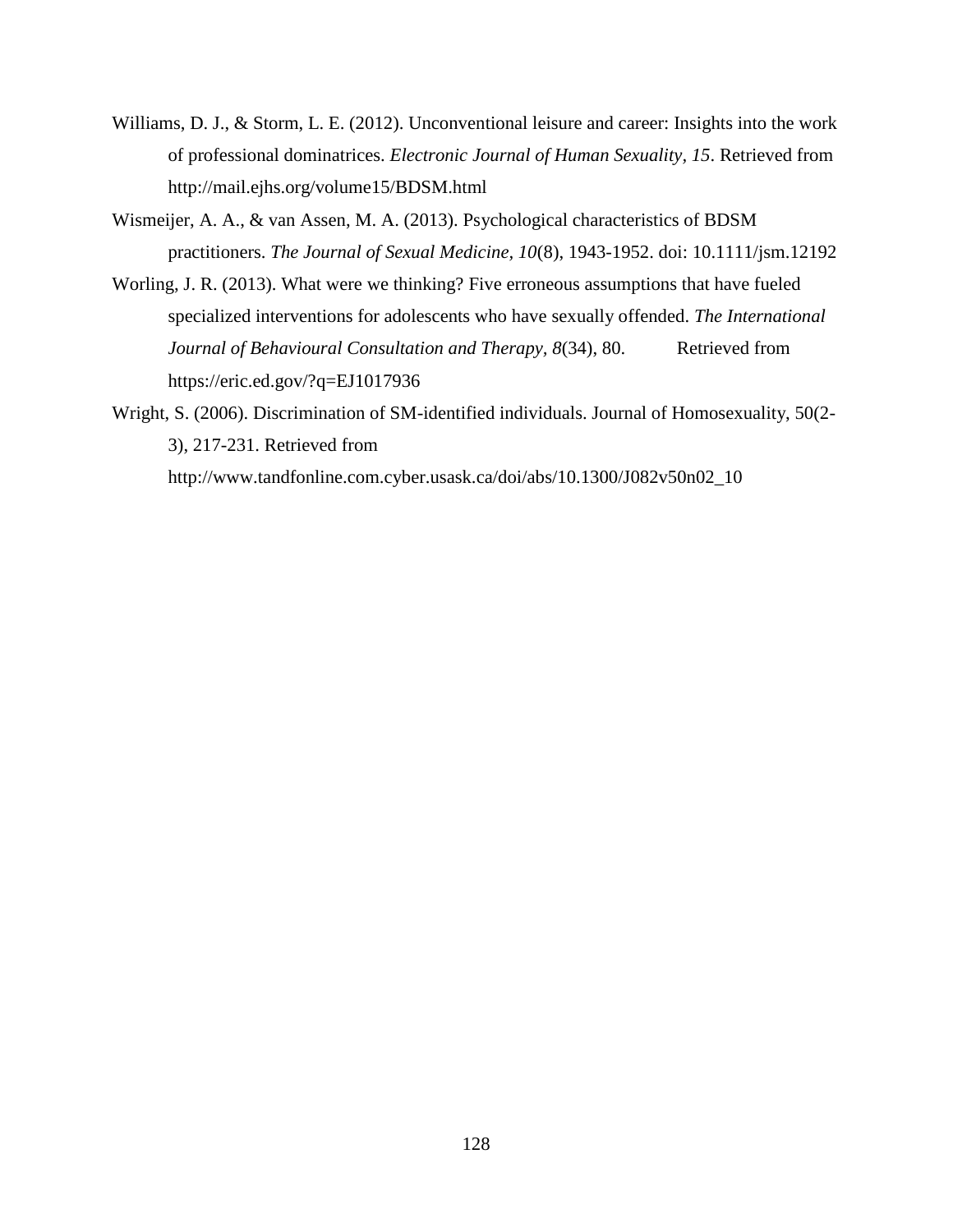Williams, D. J., & Storm, L. E. (2012). Unconventional leisure and career: Insights into the work of professional dominatrices. *Electronic Journal of Human Sexuality, 15*. Retrieved from http://mail.ejhs.org/volume15/BDSM.html

Wismeijer, A. A., & van Assen, M. A. (2013). Psychological characteristics of BDSM practitioners. *The Journal of Sexual Medicine, 10*(8), 1943-1952. doi: 10.1111/jsm.12192

Worling, J. R. (2013). What were we thinking? Five erroneous assumptions that have fueled specialized interventions for adolescents who have sexually offended. *The International Journal of Behavioural Consultation and Therapy, 8*(34), 80. Retrieved from https://eric.ed.gov/?q=EJ1017936

Wright, S. (2006). Discrimination of SM-identified individuals. Journal of Homosexuality, 50(2-3), 217-231. Retrieved from http://www.tandfonline.com.cyber.usask.ca/doi/abs/10.1300/J082v50n02_10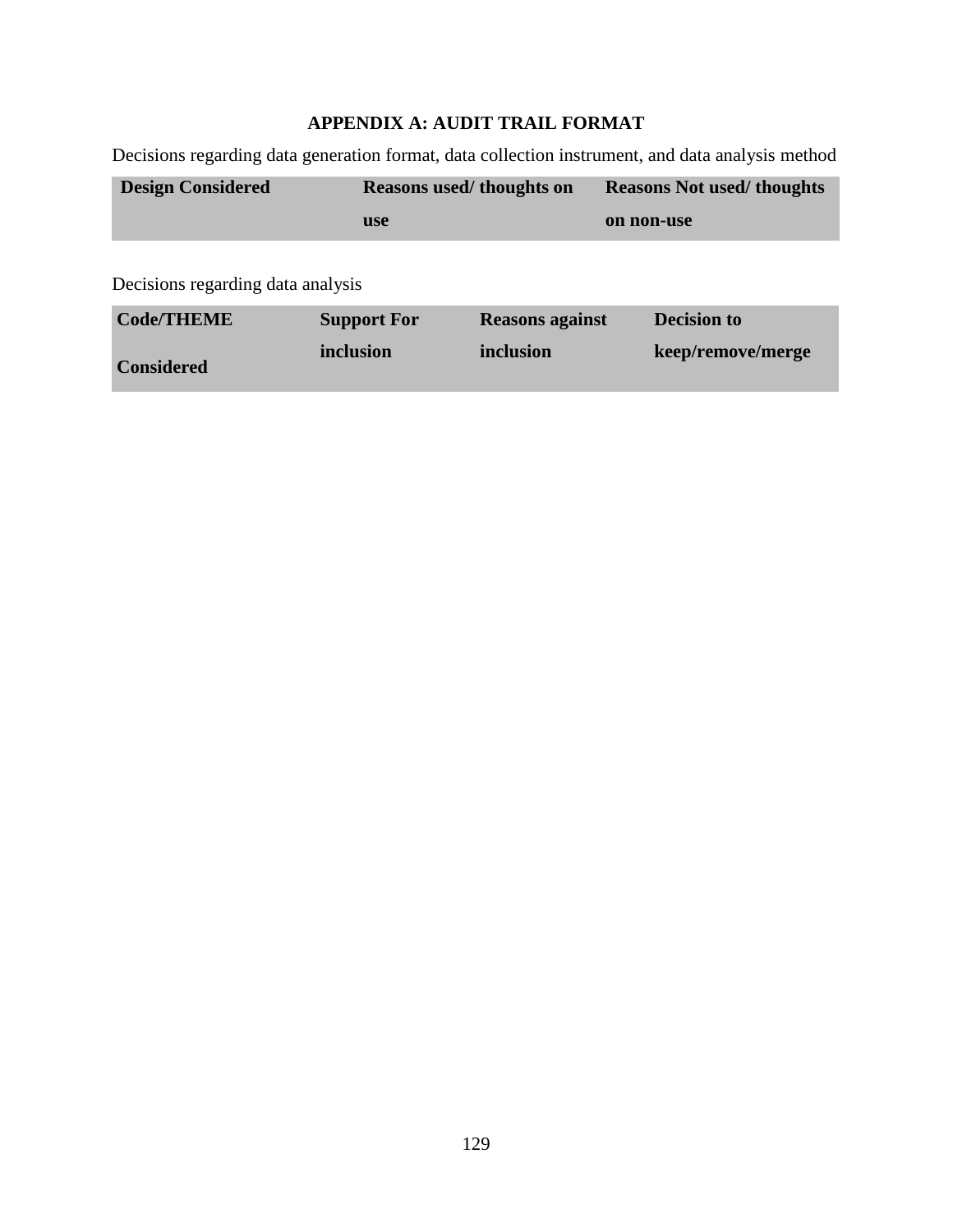## APPENDIX A: AUDIT TRAIL FORMAT

Decisions regarding data generation format, data collection instrument, and data analysis method

| Design Considered | Reasons used/ thoughts on use | Reasons Not used/ thoughts on non-use |
|---|---|---|

Decisions regarding data analysis

| Code/THEME Considered | Support For inclusion | Reasons against inclusion | Decision to keep/remove/merge |
|---|---|---|---|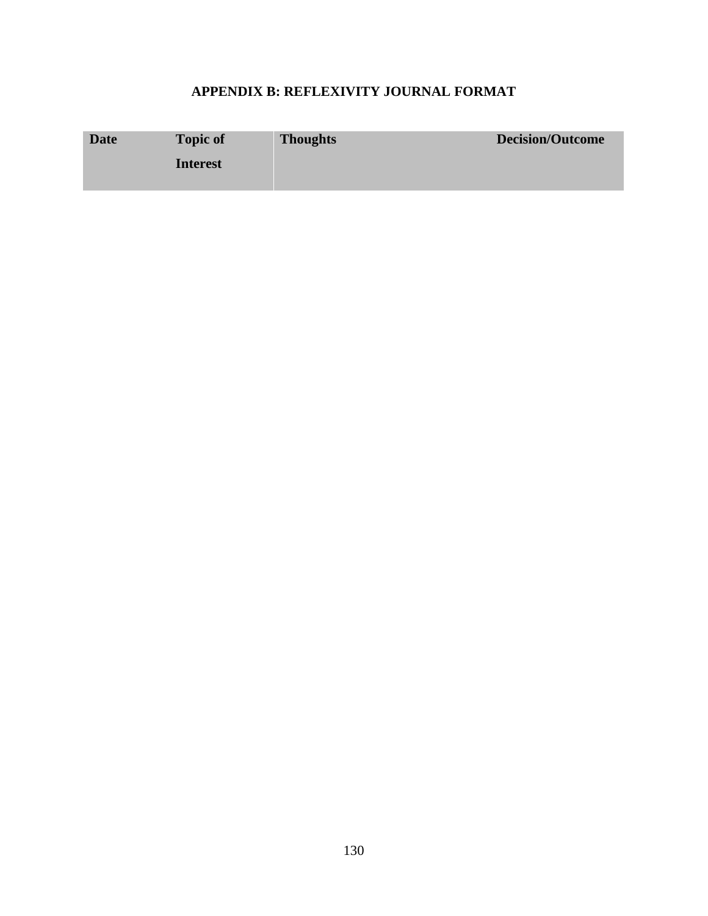## APPENDIX B: REFLEXIVITY JOURNAL FORMAT

| Date | Topic of Interest | Thoughts | Decision/Outcome |
| --- | --- | --- | --- |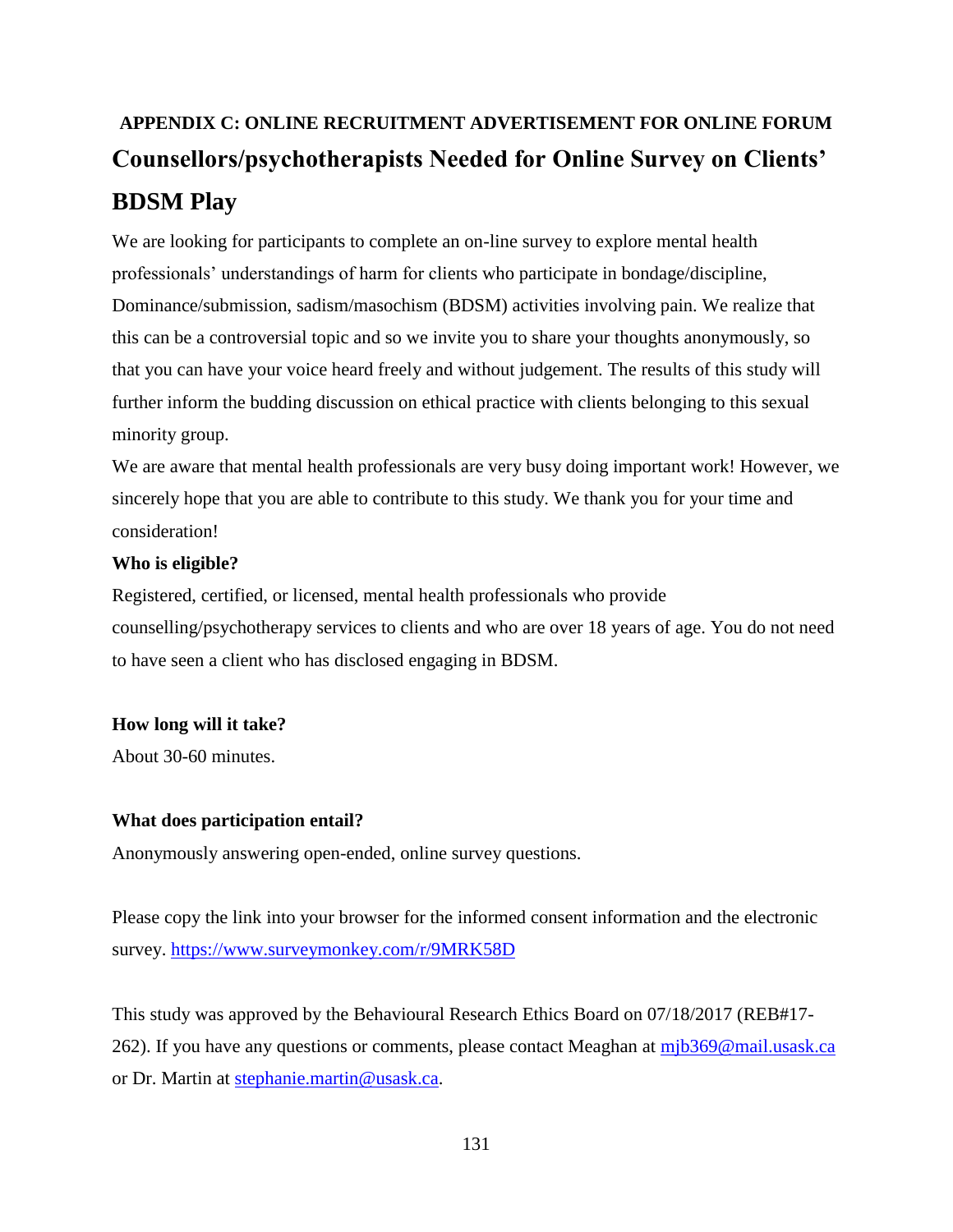## APPENDIX C: ONLINE RECRUITMENT ADVERTISEMENT FOR ONLINE FORUM

# Counsellors/psychotherapists Needed for Online Survey on Clients' BDSM Play

We are looking for participants to complete an on-line survey to explore mental health professionals' understandings of harm for clients who participate in bondage/discipline, Dominance/submission, sadism/masochism (BDSM) activities involving pain. We realize that this can be a controversial topic and so we invite you to share your thoughts anonymously, so that you can have your voice heard freely and without judgement. The results of this study will further inform the budding discussion on ethical practice with clients belonging to this sexual minority group.

We are aware that mental health professionals are very busy doing important work! However, we sincerely hope that you are able to contribute to this study. We thank you for your time and consideration!

**Who is eligible?**

Registered, certified, or licensed, mental health professionals who provide counselling/psychotherapy services to clients and who are over 18 years of age. You do not need to have seen a client who has disclosed engaging in BDSM.

**How long will it take?**

About 30-60 minutes.

**What does participation entail?**

Anonymously answering open-ended, online survey questions.

Please copy the link into your browser for the informed consent information and the electronic survey. https://www.surveymonkey.com/r/9MRK58D

This study was approved by the Behavioural Research Ethics Board on 07/18/2017 (REB#17-262). If you have any questions or comments, please contact Meaghan at mjb369@mail.usask.ca or Dr. Martin at stephanie.martin@usask.ca.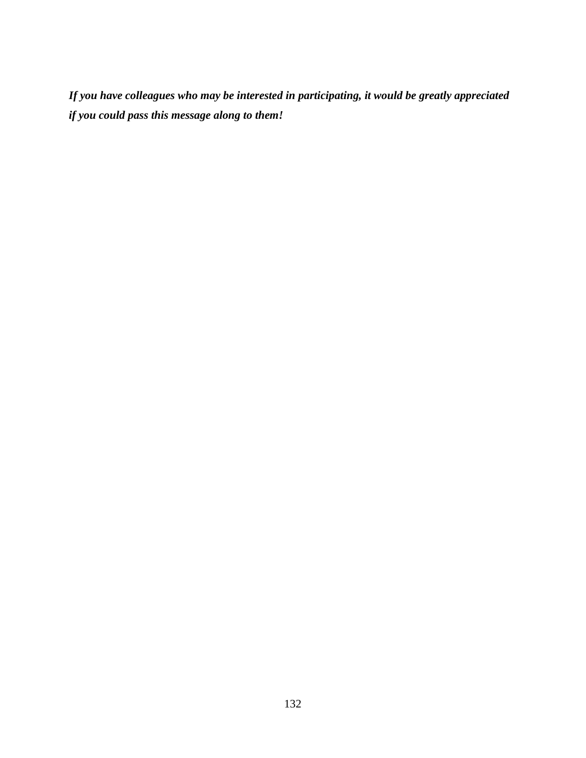***If you have colleagues who may be interested in participating, it would be greatly appreciated if you could pass this message along to them!***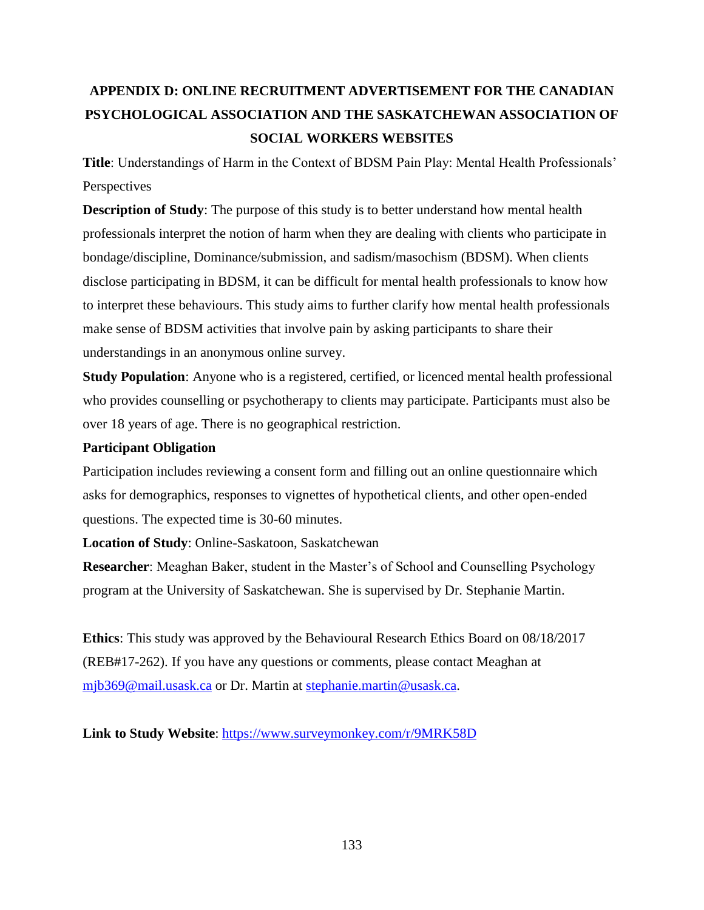# APPENDIX D: ONLINE RECRUITMENT ADVERTISEMENT FOR THE CANADIAN PSYCHOLOGICAL ASSOCIATION AND THE SASKATCHEWAN ASSOCIATION OF SOCIAL WORKERS WEBSITES

**Title**: Understandings of Harm in the Context of BDSM Pain Play: Mental Health Professionals' Perspectives

**Description of Study**: The purpose of this study is to better understand how mental health professionals interpret the notion of harm when they are dealing with clients who participate in bondage/discipline, Dominance/submission, and sadism/masochism (BDSM). When clients disclose participating in BDSM, it can be difficult for mental health professionals to know how to interpret these behaviours. This study aims to further clarify how mental health professionals make sense of BDSM activities that involve pain by asking participants to share their understandings in an anonymous online survey.

**Study Population**: Anyone who is a registered, certified, or licenced mental health professional who provides counselling or psychotherapy to clients may participate. Participants must also be over 18 years of age. There is no geographical restriction.

**Participant Obligation**

Participation includes reviewing a consent form and filling out an online questionnaire which asks for demographics, responses to vignettes of hypothetical clients, and other open-ended questions. The expected time is 30-60 minutes.

**Location of Study**: Online-Saskatoon, Saskatchewan

**Researcher**: Meaghan Baker, student in the Master's of School and Counselling Psychology program at the University of Saskatchewan. She is supervised by Dr. Stephanie Martin.

**Ethics**: This study was approved by the Behavioural Research Ethics Board on 08/18/2017 (REB#17-262). If you have any questions or comments, please contact Meaghan at mjb369@mail.usask.ca or Dr. Martin at stephanie.martin@usask.ca.

**Link to Study Website**: https://www.surveymonkey.com/r/9MRK58D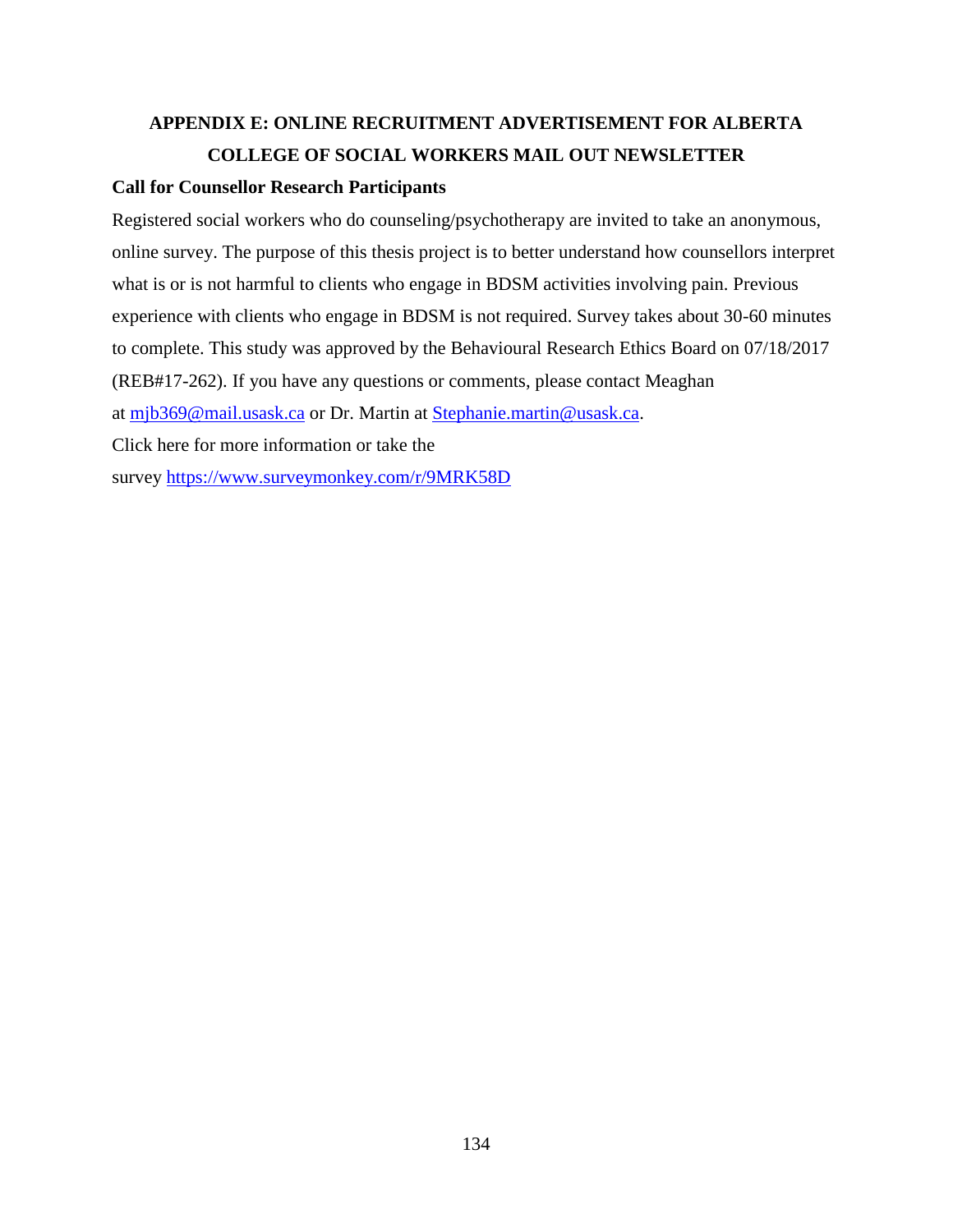## APPENDIX E: ONLINE RECRUITMENT ADVERTISEMENT FOR ALBERTA COLLEGE OF SOCIAL WORKERS MAIL OUT NEWSLETTER

**Call for Counsellor Research Participants**

Registered social workers who do counseling/psychotherapy are invited to take an anonymous, online survey. The purpose of this thesis project is to better understand how counsellors interpret what is or is not harmful to clients who engage in BDSM activities involving pain. Previous experience with clients who engage in BDSM is not required. Survey takes about 30-60 minutes to complete. This study was approved by the Behavioural Research Ethics Board on 07/18/2017 (REB#17-262). If you have any questions or comments, please contact Meaghan at mjb369@mail.usask.ca or Dr. Martin at Stephanie.martin@usask.ca.

Click here for more information or take the survey https://www.surveymonkey.com/r/9MRK58D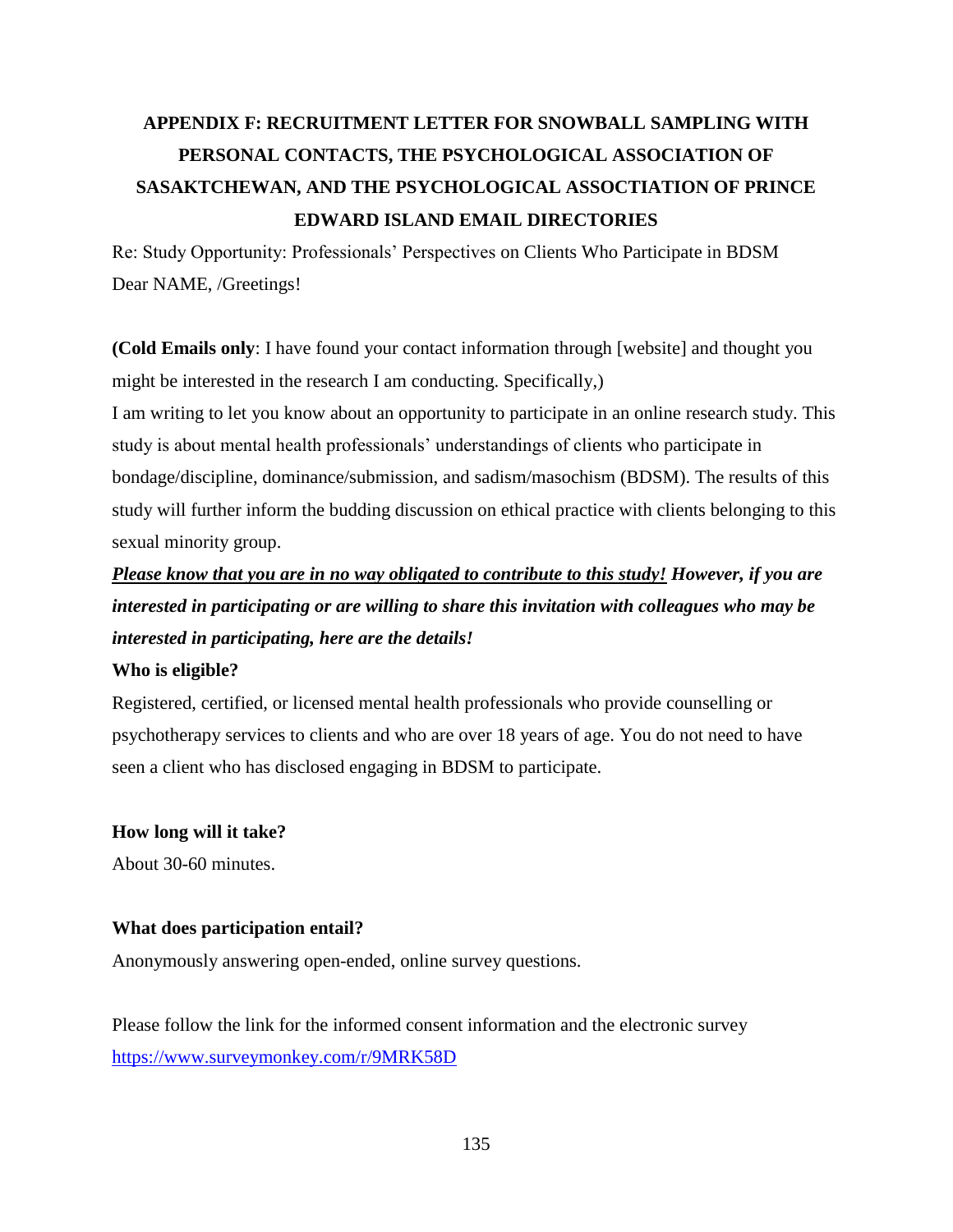# APPENDIX F: RECRUITMENT LETTER FOR SNOWBALL SAMPLING WITH PERSONAL CONTACTS, THE PSYCHOLOGICAL ASSOCIATION OF SASAKTCHEWAN, AND THE PSYCHOLOGICAL ASSOCTIATION OF PRINCE EDWARD ISLAND EMAIL DIRECTORIES

Re: Study Opportunity: Professionals' Perspectives on Clients Who Participate in BDSM

Dear NAME, /Greetings!

**(Cold Emails only**: I have found your contact information through [website] and thought you might be interested in the research I am conducting. Specifically,)

I am writing to let you know about an opportunity to participate in an online research study. This study is about mental health professionals' understandings of clients who participate in bondage/discipline, dominance/submission, and sadism/masochism (BDSM). The results of this study will further inform the budding discussion on ethical practice with clients belonging to this sexual minority group.

***<u>Please know that you are in no way obligated to contribute to this study!</u> However, if you are interested in participating or are willing to share this invitation with colleagues who may be interested in participating, here are the details!***

**Who is eligible?**

Registered, certified, or licensed mental health professionals who provide counselling or psychotherapy services to clients and who are over 18 years of age. You do not need to have seen a client who has disclosed engaging in BDSM to participate.

**How long will it take?**

About 30-60 minutes.

**What does participation entail?**

Anonymously answering open-ended, online survey questions.

Please follow the link for the informed consent information and the electronic survey
https://www.surveymonkey.com/r/9MRK58D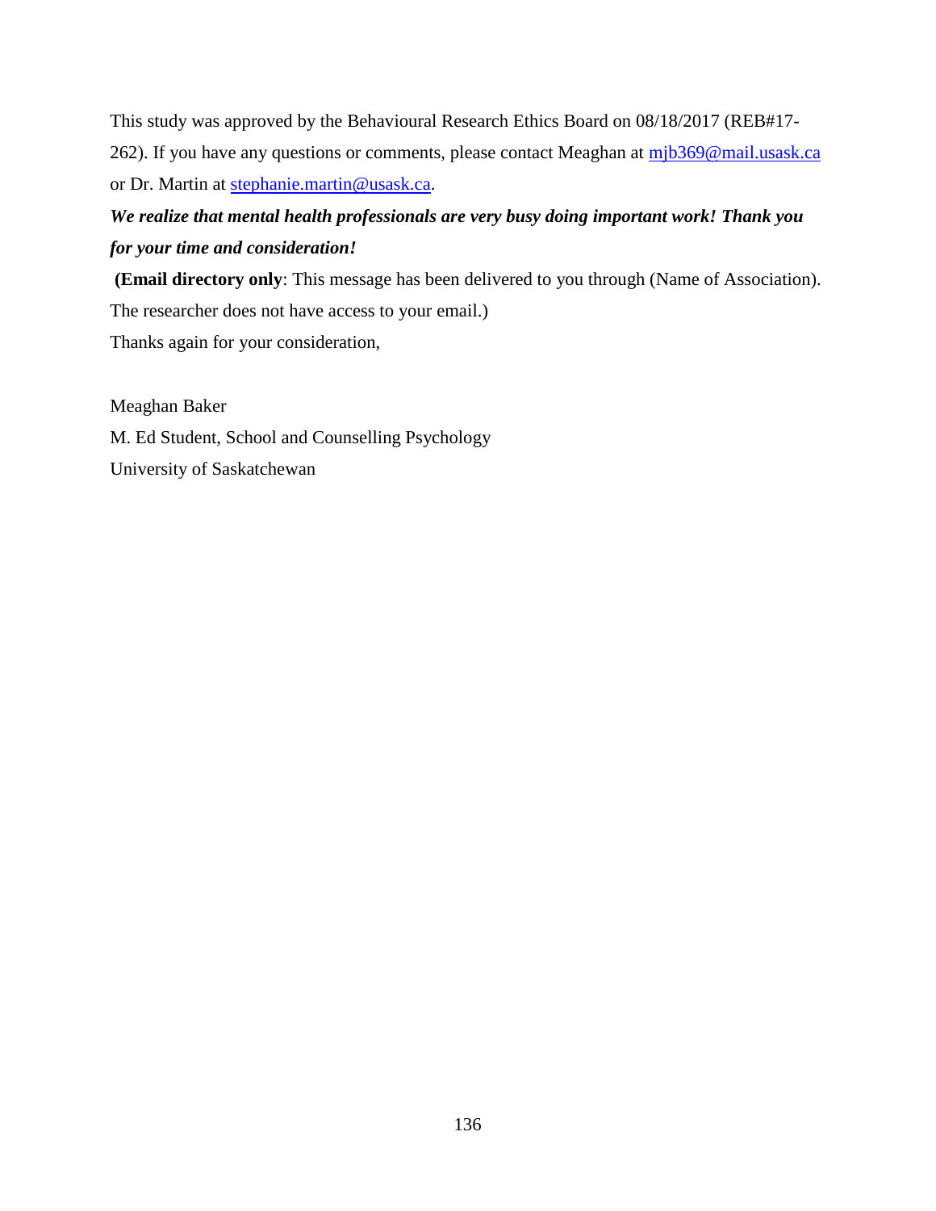This study was approved by the Behavioural Research Ethics Board on 08/18/2017 (REB#17-262). If you have any questions or comments, please contact Meaghan at mjb369@mail.usask.ca or Dr. Martin at stephanie.martin@usask.ca.

***We realize that mental health professionals are very busy doing important work! Thank you for your time and consideration!***

**(Email directory only**: This message has been delivered to you through (Name of Association). The researcher does not have access to your email.)

Thanks again for your consideration,

Meaghan Baker
M. Ed Student, School and Counselling Psychology
University of Saskatchewan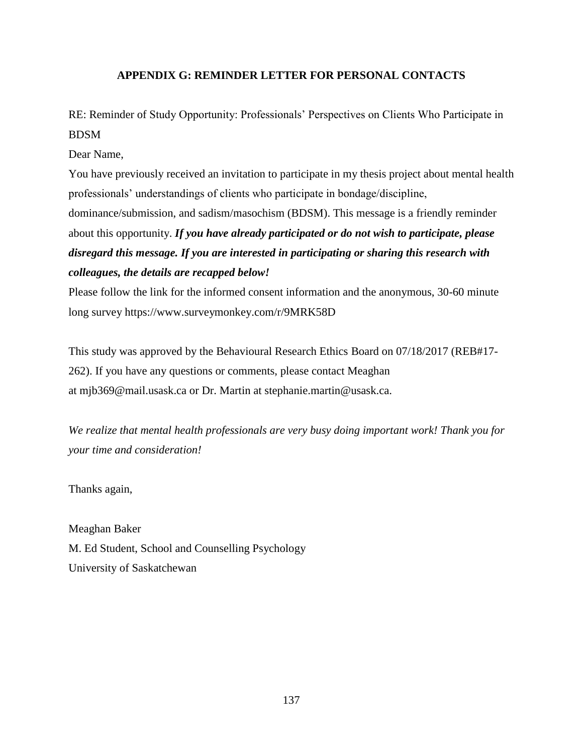## APPENDIX G: REMINDER LETTER FOR PERSONAL CONTACTS

RE: Reminder of Study Opportunity: Professionals' Perspectives on Clients Who Participate in BDSM

Dear Name,

You have previously received an invitation to participate in my thesis project about mental health professionals' understandings of clients who participate in bondage/discipline, dominance/submission, and sadism/masochism (BDSM). This message is a friendly reminder about this opportunity. ***If you have already participated or do not wish to participate, please disregard this message. If you are interested in participating or sharing this research with colleagues, the details are recapped below!***

Please follow the link for the informed consent information and the anonymous, 30-60 minute long survey https://www.surveymonkey.com/r/9MRK58D

This study was approved by the Behavioural Research Ethics Board on 07/18/2017 (REB#17-262). If you have any questions or comments, please contact Meaghan at mjb369@mail.usask.ca or Dr. Martin at stephanie.martin@usask.ca.

*We realize that mental health professionals are very busy doing important work! Thank you for your time and consideration!*

Thanks again,

Meaghan Baker
M. Ed Student, School and Counselling Psychology
University of Saskatchewan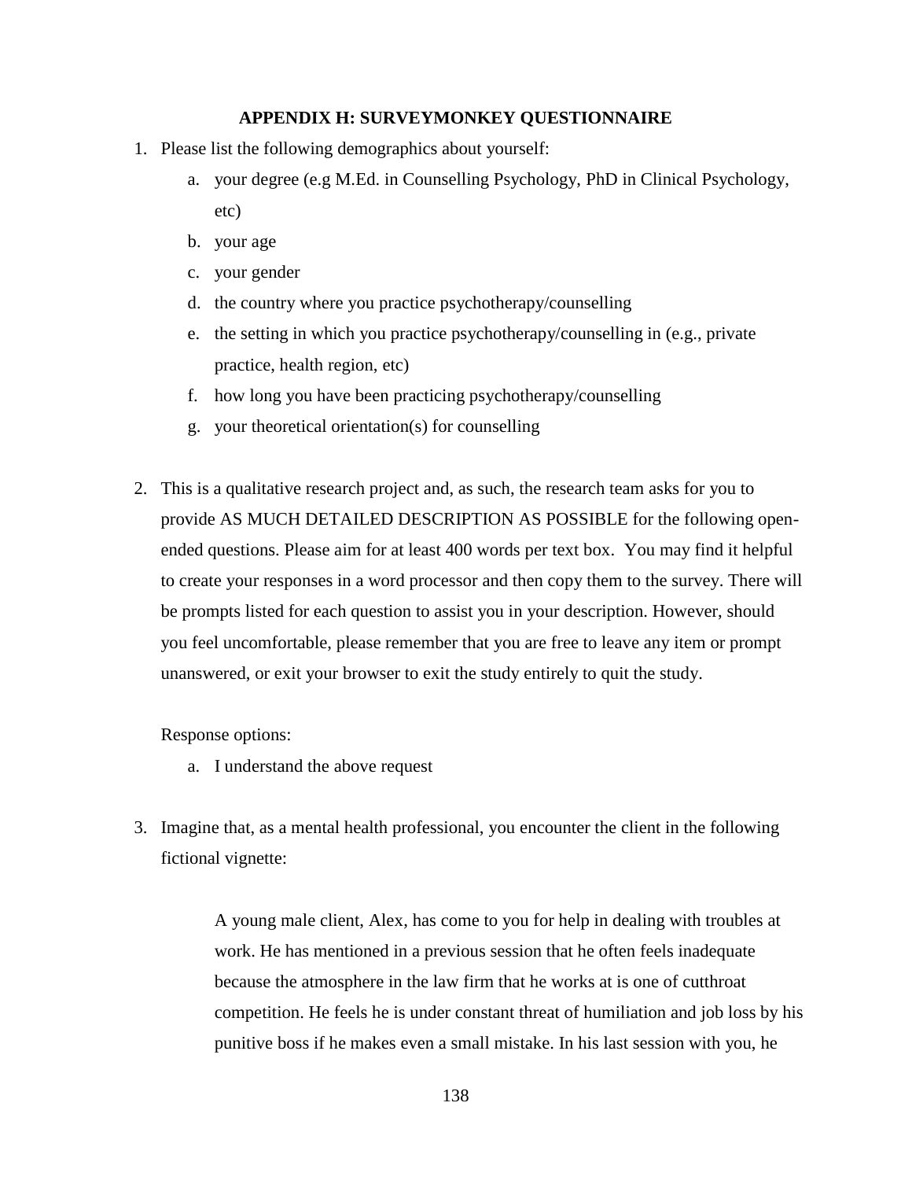## APPENDIX H: SURVEYMONKEY QUESTIONNAIRE

1. Please list the following demographics about yourself:
   a. your degree (e.g M.Ed. in Counselling Psychology, PhD in Clinical Psychology, etc)
   b. your age
   c. your gender
   d. the country where you practice psychotherapy/counselling
   e. the setting in which you practice psychotherapy/counselling in (e.g., private practice, health region, etc)
   f. how long you have been practicing psychotherapy/counselling
   g. your theoretical orientation(s) for counselling

2. This is a qualitative research project and, as such, the research team asks for you to provide AS MUCH DETAILED DESCRIPTION AS POSSIBLE for the following open-ended questions. Please aim for at least 400 words per text box. You may find it helpful to create your responses in a word processor and then copy them to the survey. There will be prompts listed for each question to assist you in your description. However, should you feel uncomfortable, please remember that you are free to leave any item or prompt unanswered, or exit your browser to exit the study entirely to quit the study.

   Response options:
   a. I understand the above request

3. Imagine that, as a mental health professional, you encounter the client in the following fictional vignette:

   > A young male client, Alex, has come to you for help in dealing with troubles at work. He has mentioned in a previous session that he often feels inadequate because the atmosphere in the law firm that he works at is one of cutthroat competition. He feels he is under constant threat of humiliation and job loss by his punitive boss if he makes even a small mistake. In his last session with you, he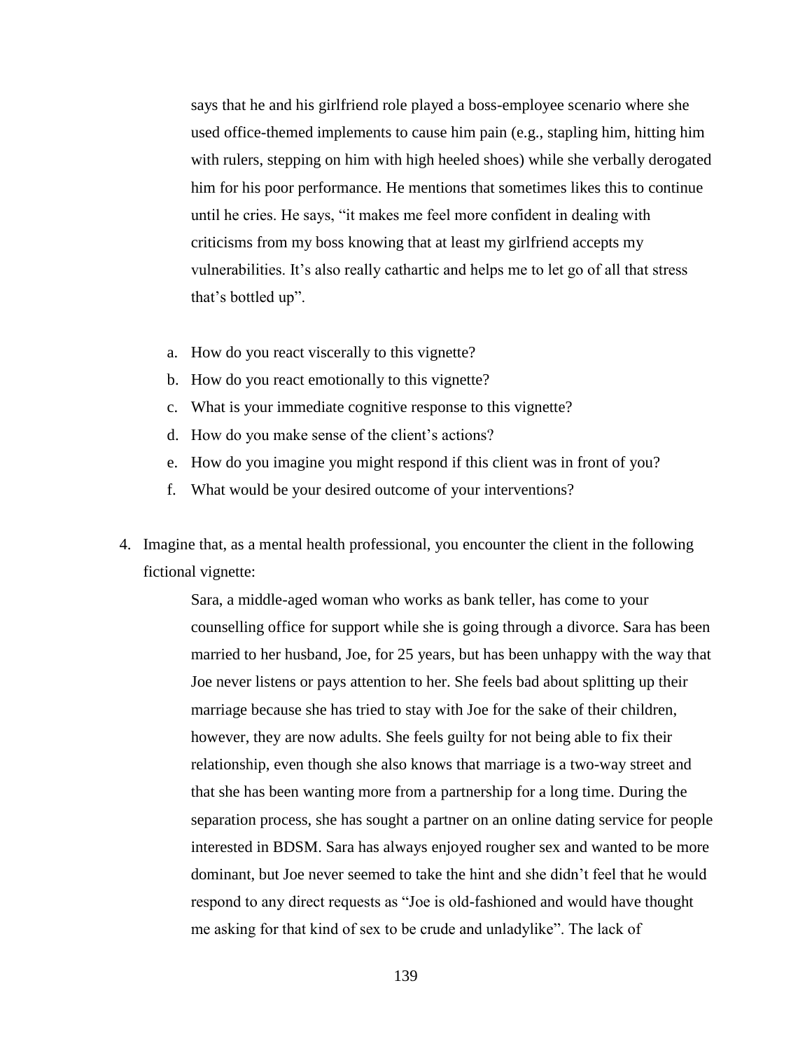says that he and his girlfriend role played a boss-employee scenario where she used office-themed implements to cause him pain (e.g., stapling him, hitting him with rulers, stepping on him with high heeled shoes) while she verbally derogated him for his poor performance. He mentions that sometimes likes this to continue until he cries. He says, "it makes me feel more confident in dealing with criticisms from my boss knowing that at least my girlfriend accepts my vulnerabilities. It's also really cathartic and helps me to let go of all that stress that's bottled up".

a. How do you react viscerally to this vignette?
b. How do you react emotionally to this vignette?
c. What is your immediate cognitive response to this vignette?
d. How do you make sense of the client's actions?
e. How do you imagine you might respond if this client was in front of you?
f. What would be your desired outcome of your interventions?

4. Imagine that, as a mental health professional, you encounter the client in the following fictional vignette:

   Sara, a middle-aged woman who works as bank teller, has come to your counselling office for support while she is going through a divorce. Sara has been married to her husband, Joe, for 25 years, but has been unhappy with the way that Joe never listens or pays attention to her. She feels bad about splitting up their marriage because she has tried to stay with Joe for the sake of their children, however, they are now adults. She feels guilty for not being able to fix their relationship, even though she also knows that marriage is a two-way street and that she has been wanting more from a partnership for a long time. During the separation process, she has sought a partner on an online dating service for people interested in BDSM. Sara has always enjoyed rougher sex and wanted to be more dominant, but Joe never seemed to take the hint and she didn't feel that he would respond to any direct requests as "Joe is old-fashioned and would have thought me asking for that kind of sex to be crude and unladylike". The lack of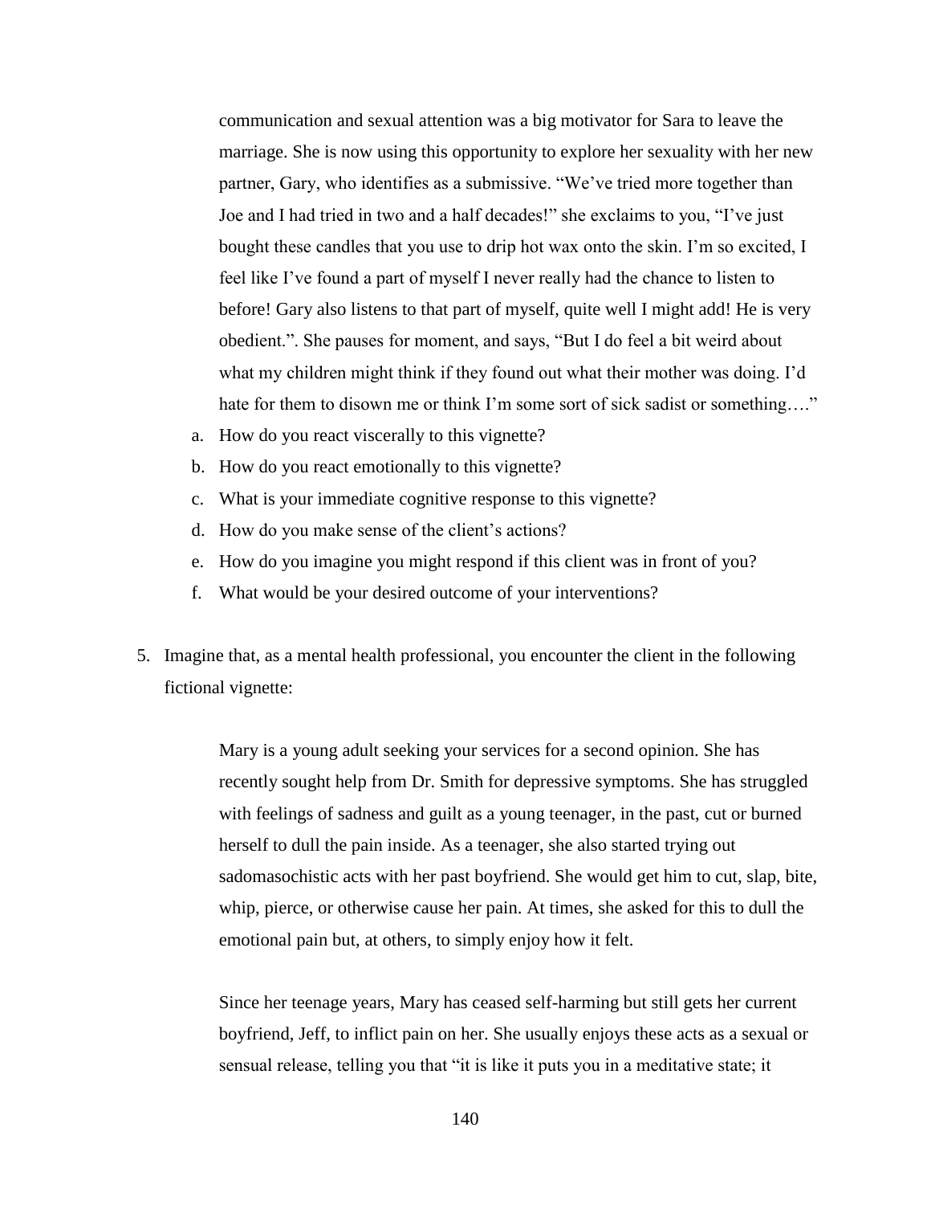communication and sexual attention was a big motivator for Sara to leave the marriage. She is now using this opportunity to explore her sexuality with her new partner, Gary, who identifies as a submissive. "We've tried more together than Joe and I had tried in two and a half decades!" she exclaims to you, "I've just bought these candles that you use to drip hot wax onto the skin. I'm so excited, I feel like I've found a part of myself I never really had the chance to listen to before! Gary also listens to that part of myself, quite well I might add! He is very obedient.". She pauses for moment, and says, "But I do feel a bit weird about what my children might think if they found out what their mother was doing. I'd hate for them to disown me or think I'm some sort of sick sadist or something…."

a. How do you react viscerally to this vignette?
b. How do you react emotionally to this vignette?
c. What is your immediate cognitive response to this vignette?
d. How do you make sense of the client's actions?
e. How do you imagine you might respond if this client was in front of you?
f. What would be your desired outcome of your interventions?

5. Imagine that, as a mental health professional, you encounter the client in the following fictional vignette:

   Mary is a young adult seeking your services for a second opinion. She has recently sought help from Dr. Smith for depressive symptoms. She has struggled with feelings of sadness and guilt as a young teenager, in the past, cut or burned herself to dull the pain inside. As a teenager, she also started trying out sadomasochistic acts with her past boyfriend. She would get him to cut, slap, bite, whip, pierce, or otherwise cause her pain. At times, she asked for this to dull the emotional pain but, at others, to simply enjoy how it felt.

   Since her teenage years, Mary has ceased self-harming but still gets her current boyfriend, Jeff, to inflict pain on her. She usually enjoys these acts as a sexual or sensual release, telling you that "it is like it puts you in a meditative state; it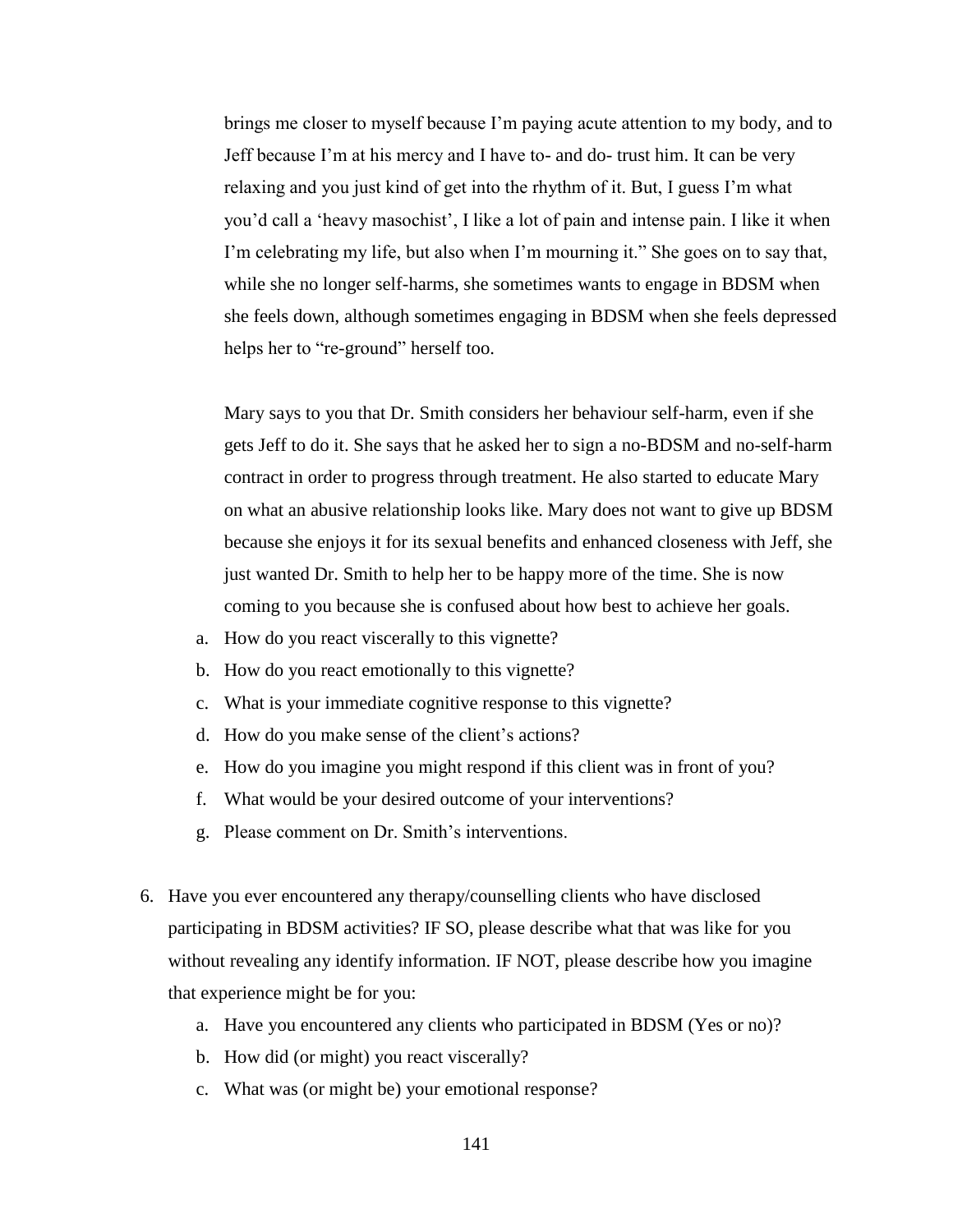brings me closer to myself because I'm paying acute attention to my body, and to Jeff because I'm at his mercy and I have to- and do- trust him. It can be very relaxing and you just kind of get into the rhythm of it. But, I guess I'm what you'd call a 'heavy masochist', I like a lot of pain and intense pain. I like it when I'm celebrating my life, but also when I'm mourning it." She goes on to say that, while she no longer self-harms, she sometimes wants to engage in BDSM when she feels down, although sometimes engaging in BDSM when she feels depressed helps her to "re-ground" herself too.

Mary says to you that Dr. Smith considers her behaviour self-harm, even if she gets Jeff to do it. She says that he asked her to sign a no-BDSM and no-self-harm contract in order to progress through treatment. He also started to educate Mary on what an abusive relationship looks like. Mary does not want to give up BDSM because she enjoys it for its sexual benefits and enhanced closeness with Jeff, she just wanted Dr. Smith to help her to be happy more of the time. She is now coming to you because she is confused about how best to achieve her goals.

a. How do you react viscerally to this vignette?
b. How do you react emotionally to this vignette?
c. What is your immediate cognitive response to this vignette?
d. How do you make sense of the client's actions?
e. How do you imagine you might respond if this client was in front of you?
f. What would be your desired outcome of your interventions?
g. Please comment on Dr. Smith's interventions.

6. Have you ever encountered any therapy/counselling clients who have disclosed participating in BDSM activities? IF SO, please describe what that was like for you without revealing any identify information. IF NOT, please describe how you imagine that experience might be for you:
    a. Have you encountered any clients who participated in BDSM (Yes or no)?
    b. How did (or might) you react viscerally?
    c. What was (or might be) your emotional response?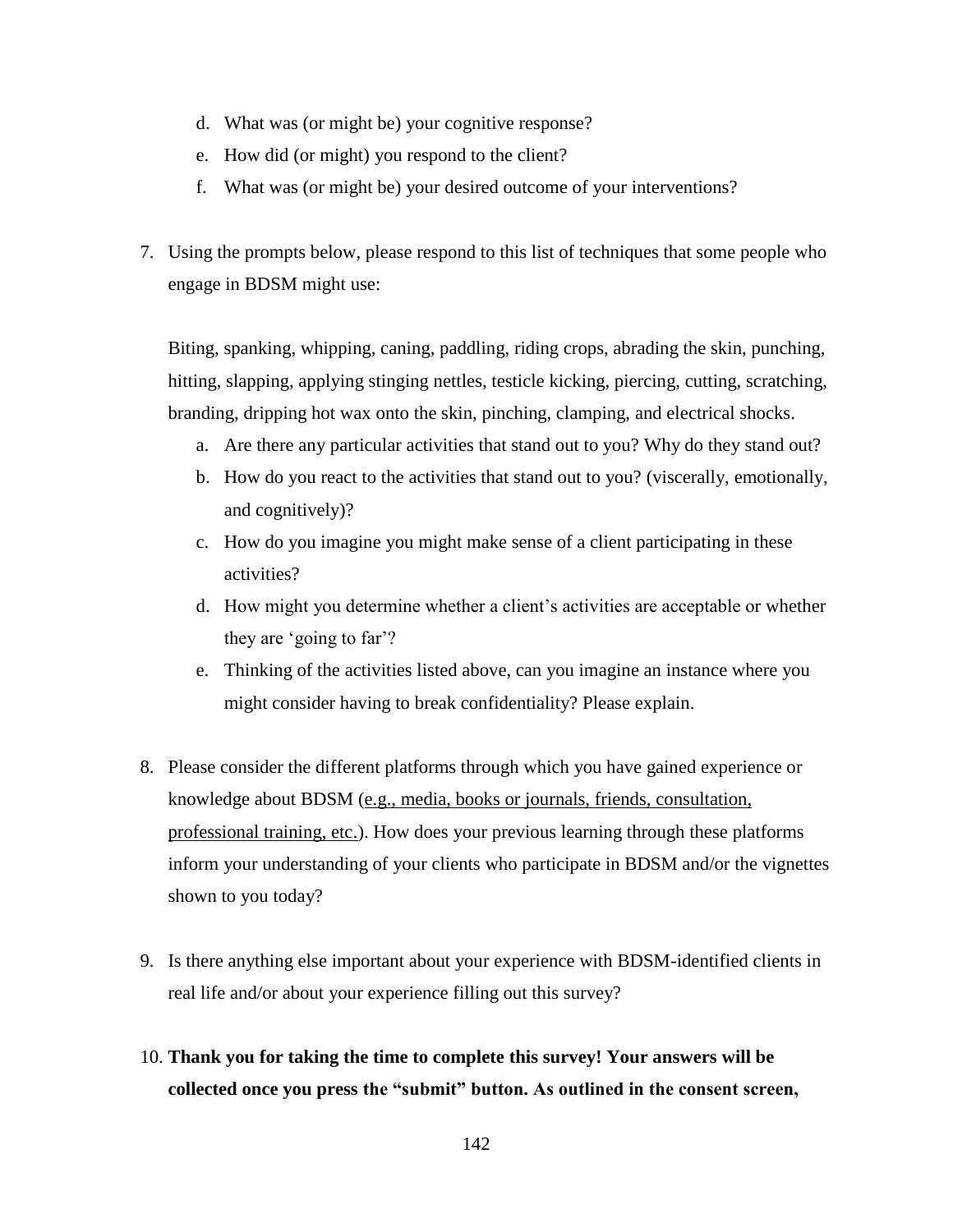d. What was (or might be) your cognitive response?
e. How did (or might) you respond to the client?
f. What was (or might be) your desired outcome of your interventions?

7. Using the prompts below, please respond to this list of techniques that some people who engage in BDSM might use:

   Biting, spanking, whipping, caning, paddling, riding crops, abrading the skin, punching, hitting, slapping, applying stinging nettles, testicle kicking, piercing, cutting, scratching, branding, dripping hot wax onto the skin, pinching, clamping, and electrical shocks.

   a. Are there any particular activities that stand out to you? Why do they stand out?
   b. How do you react to the activities that stand out to you? (viscerally, emotionally, and cognitively)?
   c. How do you imagine you might make sense of a client participating in these activities?
   d. How might you determine whether a client's activities are acceptable or whether they are 'going to far'?
   e. Thinking of the activities listed above, can you imagine an instance where you might consider having to break confidentiality? Please explain.

8. Please consider the different platforms through which you have gained experience or knowledge about BDSM (e.g., media, books or journals, friends, consultation, professional training, etc.). How does your previous learning through these platforms inform your understanding of your clients who participate in BDSM and/or the vignettes shown to you today?

9. Is there anything else important about your experience with BDSM-identified clients in real life and/or about your experience filling out this survey?

10. **Thank you for taking the time to complete this survey! Your answers will be collected once you press the "submit" button. As outlined in the consent screen,**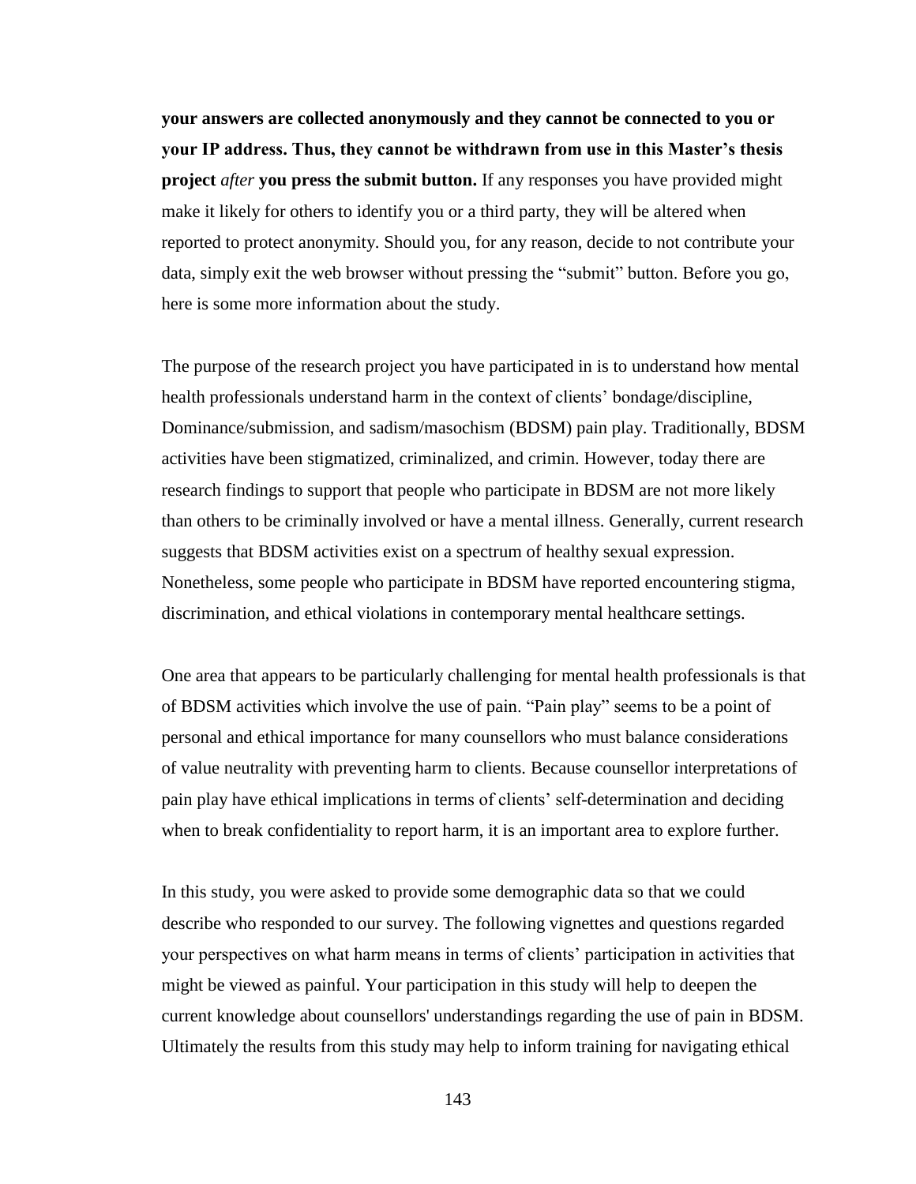**your answers are collected anonymously and they cannot be connected to you or your IP address. Thus, they cannot be withdrawn from use in this Master's thesis project** ***after*** **you press the submit button.** If any responses you have provided might make it likely for others to identify you or a third party, they will be altered when reported to protect anonymity. Should you, for any reason, decide to not contribute your data, simply exit the web browser without pressing the "submit" button. Before you go, here is some more information about the study.

The purpose of the research project you have participated in is to understand how mental health professionals understand harm in the context of clients' bondage/discipline, Dominance/submission, and sadism/masochism (BDSM) pain play. Traditionally, BDSM activities have been stigmatized, criminalized, and crimin. However, today there are research findings to support that people who participate in BDSM are not more likely than others to be criminally involved or have a mental illness. Generally, current research suggests that BDSM activities exist on a spectrum of healthy sexual expression. Nonetheless, some people who participate in BDSM have reported encountering stigma, discrimination, and ethical violations in contemporary mental healthcare settings.

One area that appears to be particularly challenging for mental health professionals is that of BDSM activities which involve the use of pain. "Pain play" seems to be a point of personal and ethical importance for many counsellors who must balance considerations of value neutrality with preventing harm to clients. Because counsellor interpretations of pain play have ethical implications in terms of clients' self-determination and deciding when to break confidentiality to report harm, it is an important area to explore further.

In this study, you were asked to provide some demographic data so that we could describe who responded to our survey. The following vignettes and questions regarded your perspectives on what harm means in terms of clients' participation in activities that might be viewed as painful. Your participation in this study will help to deepen the current knowledge about counsellors' understandings regarding the use of pain in BDSM. Ultimately the results from this study may help to inform training for navigating ethical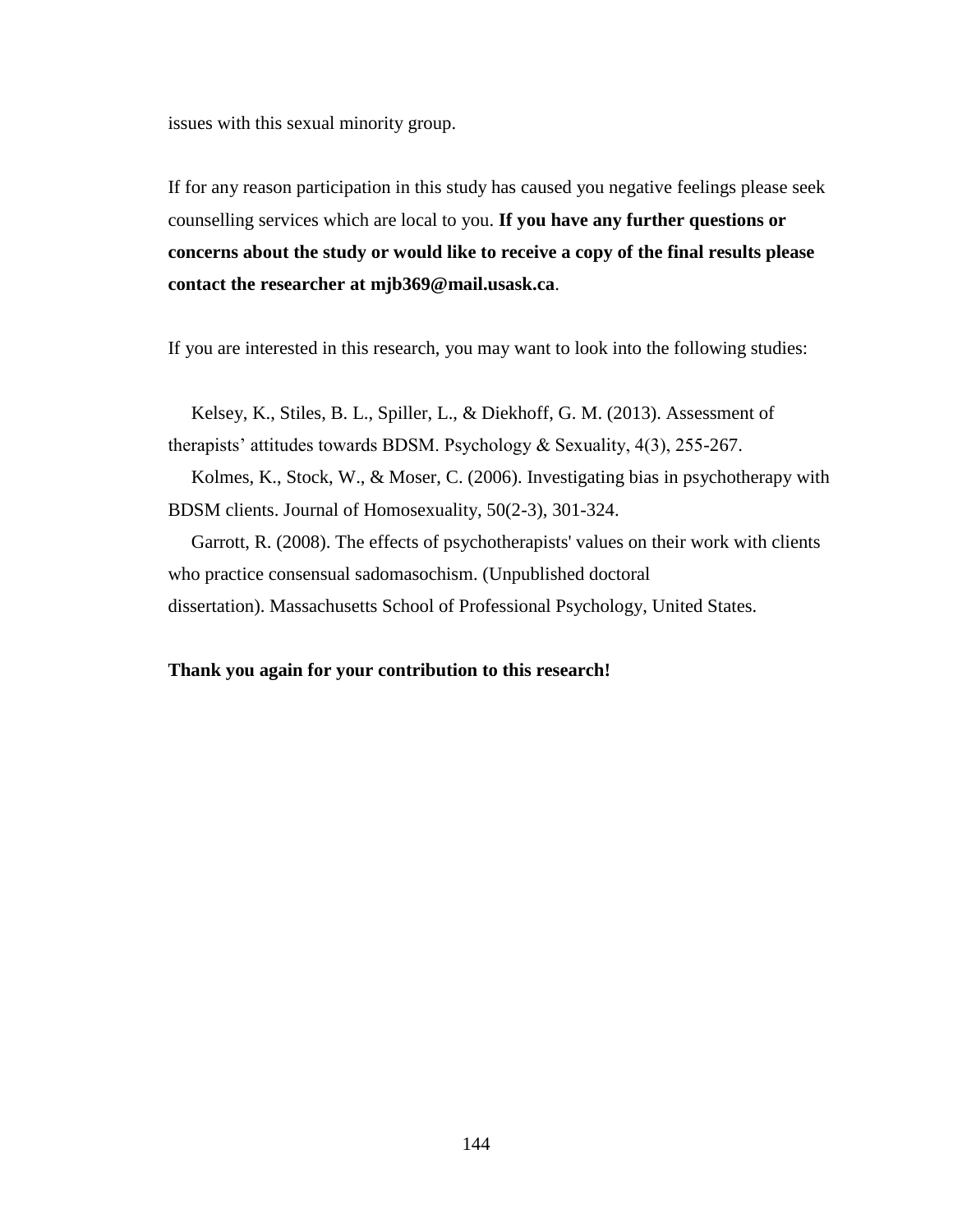issues with this sexual minority group.

If for any reason participation in this study has caused you negative feelings please seek counselling services which are local to you. **If you have any further questions or concerns about the study or would like to receive a copy of the final results please contact the researcher at mjb369@mail.usask.ca**.

If you are interested in this research, you may want to look into the following studies:

Kelsey, K., Stiles, B. L., Spiller, L., & Diekhoff, G. M. (2013). Assessment of therapists' attitudes towards BDSM. Psychology & Sexuality, 4(3), 255-267.

Kolmes, K., Stock, W., & Moser, C. (2006). Investigating bias in psychotherapy with BDSM clients. Journal of Homosexuality, 50(2-3), 301-324.

Garrott, R. (2008). The effects of psychotherapists' values on their work with clients who practice consensual sadomasochism. (Unpublished doctoral dissertation). Massachusetts School of Professional Psychology, United States.

**Thank you again for your contribution to this research!**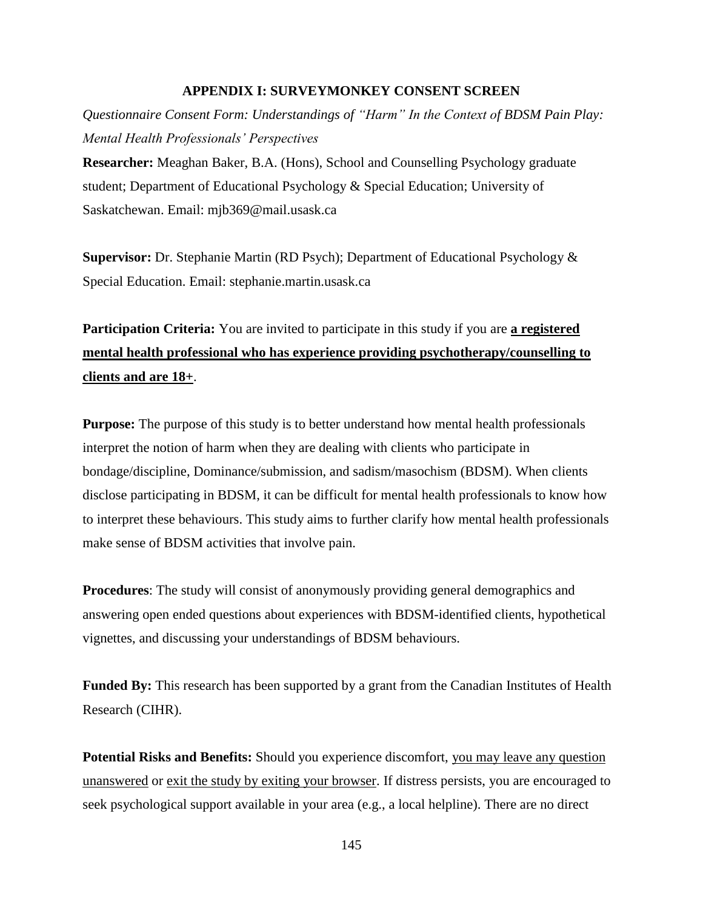## APPENDIX I: SURVEYMONKEY CONSENT SCREEN

*Questionnaire Consent Form: Understandings of "Harm" In the Context of BDSM Pain Play: Mental Health Professionals' Perspectives*

**Researcher:** Meaghan Baker, B.A. (Hons), School and Counselling Psychology graduate student; Department of Educational Psychology & Special Education; University of Saskatchewan. Email: mjb369@mail.usask.ca

**Supervisor:** Dr. Stephanie Martin (RD Psych); Department of Educational Psychology & Special Education. Email: stephanie.martin.usask.ca

**Participation Criteria:** You are invited to participate in this study if you are **a registered mental health professional who has experience providing psychotherapy/counselling to clients and are 18+**.

**Purpose:** The purpose of this study is to better understand how mental health professionals interpret the notion of harm when they are dealing with clients who participate in bondage/discipline, Dominance/submission, and sadism/masochism (BDSM). When clients disclose participating in BDSM, it can be difficult for mental health professionals to know how to interpret these behaviours. This study aims to further clarify how mental health professionals make sense of BDSM activities that involve pain.

**Procedures**: The study will consist of anonymously providing general demographics and answering open ended questions about experiences with BDSM-identified clients, hypothetical vignettes, and discussing your understandings of BDSM behaviours.

**Funded By:** This research has been supported by a grant from the Canadian Institutes of Health Research (CIHR).

**Potential Risks and Benefits:** Should you experience discomfort, you may leave any question unanswered or exit the study by exiting your browser. If distress persists, you are encouraged to seek psychological support available in your area (e.g., a local helpline). There are no direct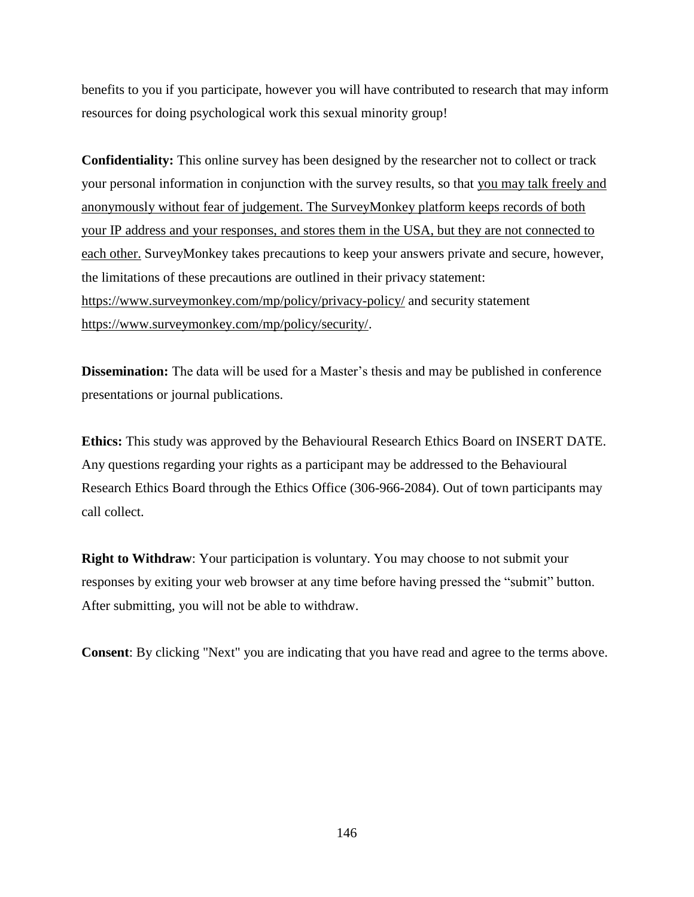benefits to you if you participate, however you will have contributed to research that may inform resources for doing psychological work this sexual minority group!

**Confidentiality:** This online survey has been designed by the researcher not to collect or track your personal information in conjunction with the survey results, so that you may talk freely and anonymously without fear of judgement. The SurveyMonkey platform keeps records of both your IP address and your responses, and stores them in the USA, but they are not connected to each other. SurveyMonkey takes precautions to keep your answers private and secure, however, the limitations of these precautions are outlined in their privacy statement: https://www.surveymonkey.com/mp/policy/privacy-policy/ and security statement https://www.surveymonkey.com/mp/policy/security/.

**Dissemination:** The data will be used for a Master's thesis and may be published in conference presentations or journal publications.

**Ethics:** This study was approved by the Behavioural Research Ethics Board on INSERT DATE. Any questions regarding your rights as a participant may be addressed to the Behavioural Research Ethics Board through the Ethics Office (306-966-2084). Out of town participants may call collect.

**Right to Withdraw**: Your participation is voluntary. You may choose to not submit your responses by exiting your web browser at any time before having pressed the "submit" button. After submitting, you will not be able to withdraw.

**Consent**: By clicking "Next" you are indicating that you have read and agree to the terms above.